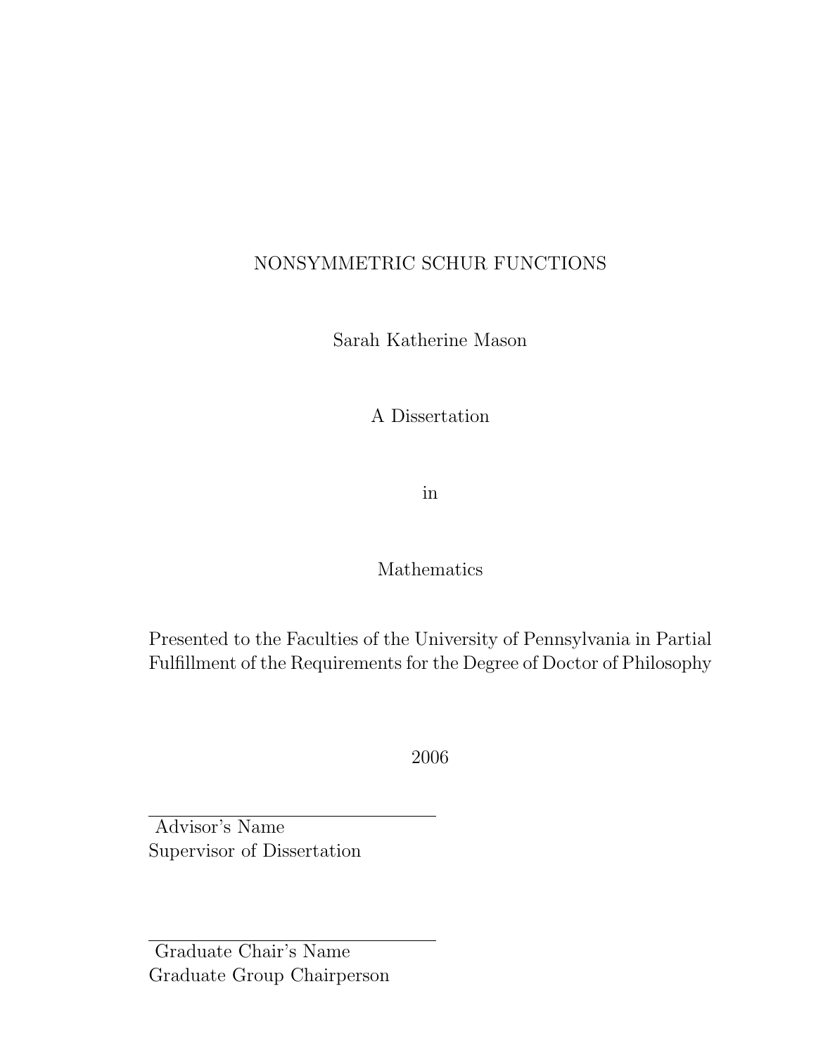# NONSYMMETRIC SCHUR FUNCTIONS

Sarah Katherine Mason

A Dissertation

in

Mathematics

Presented to the Faculties of the University of Pennsylvania in Partial Fulfillment of the Requirements for the Degree of Doctor of Philosophy

2006

Advisor's Name
Supervisor of Dissertation

Graduate Chair's Name
Graduate Group Chairperson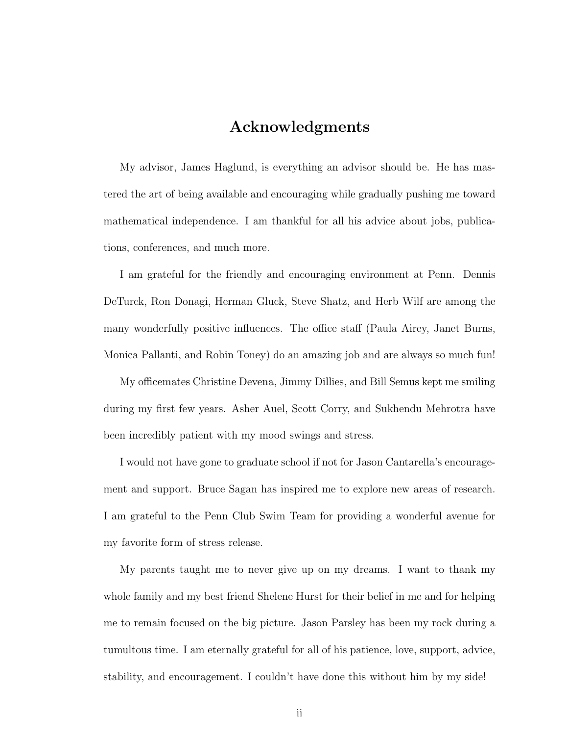# Acknowledgments

My advisor, James Haglund, is everything an advisor should be. He has mastered the art of being available and encouraging while gradually pushing me toward mathematical independence. I am thankful for all his advice about jobs, publications, conferences, and much more.

I am grateful for the friendly and encouraging environment at Penn. Dennis DeTurck, Ron Donagi, Herman Gluck, Steve Shatz, and Herb Wilf are among the many wonderfully positive influences. The office staff (Paula Airey, Janet Burns, Monica Pallanti, and Robin Toney) do an amazing job and are always so much fun!

My officemates Christine Devena, Jimmy Dillies, and Bill Semus kept me smiling during my first few years. Asher Auel, Scott Corry, and Sukhendu Mehrotra have been incredibly patient with my mood swings and stress.

I would not have gone to graduate school if not for Jason Cantarella's encouragement and support. Bruce Sagan has inspired me to explore new areas of research. I am grateful to the Penn Club Swim Team for providing a wonderful avenue for my favorite form of stress release.

My parents taught me to never give up on my dreams. I want to thank my whole family and my best friend Shelene Hurst for their belief in me and for helping me to remain focused on the big picture. Jason Parsley has been my rock during a tumultous time. I am eternally grateful for all of his patience, love, support, advice, stability, and encouragement. I couldn't have done this without him by my side!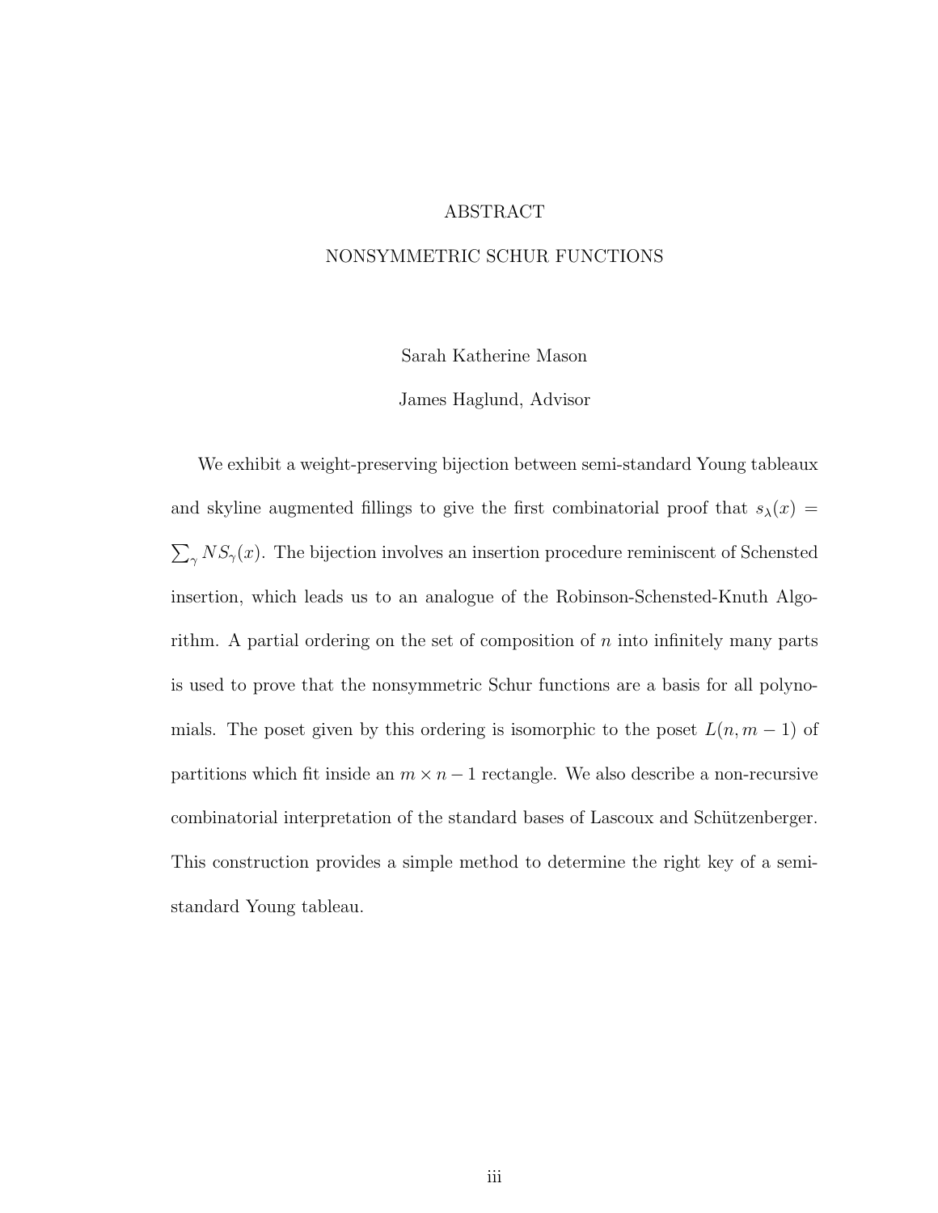# ABSTRACT

## NONSYMMETRIC SCHUR FUNCTIONS

Sarah Katherine Mason

James Haglund, Advisor

We exhibit a weight-preserving bijection between semi-standard Young tableaux and skyline augmented fillings to give the first combinatorial proof that $s_\lambda(x) = \sum_\gamma NS_\gamma(x)$. The bijection involves an insertion procedure reminiscent of Schensted insertion, which leads us to an analogue of the Robinson-Schensted-Knuth Algorithm. A partial ordering on the set of composition of $n$ into infinitely many parts is used to prove that the nonsymmetric Schur functions are a basis for all polynomials. The poset given by this ordering is isomorphic to the poset $L(n, m-1)$ of partitions which fit inside an $m \times n - 1$ rectangle. We also describe a non-recursive combinatorial interpretation of the standard bases of Lascoux and Schützenberger. This construction provides a simple method to determine the right key of a semi-standard Young tableau.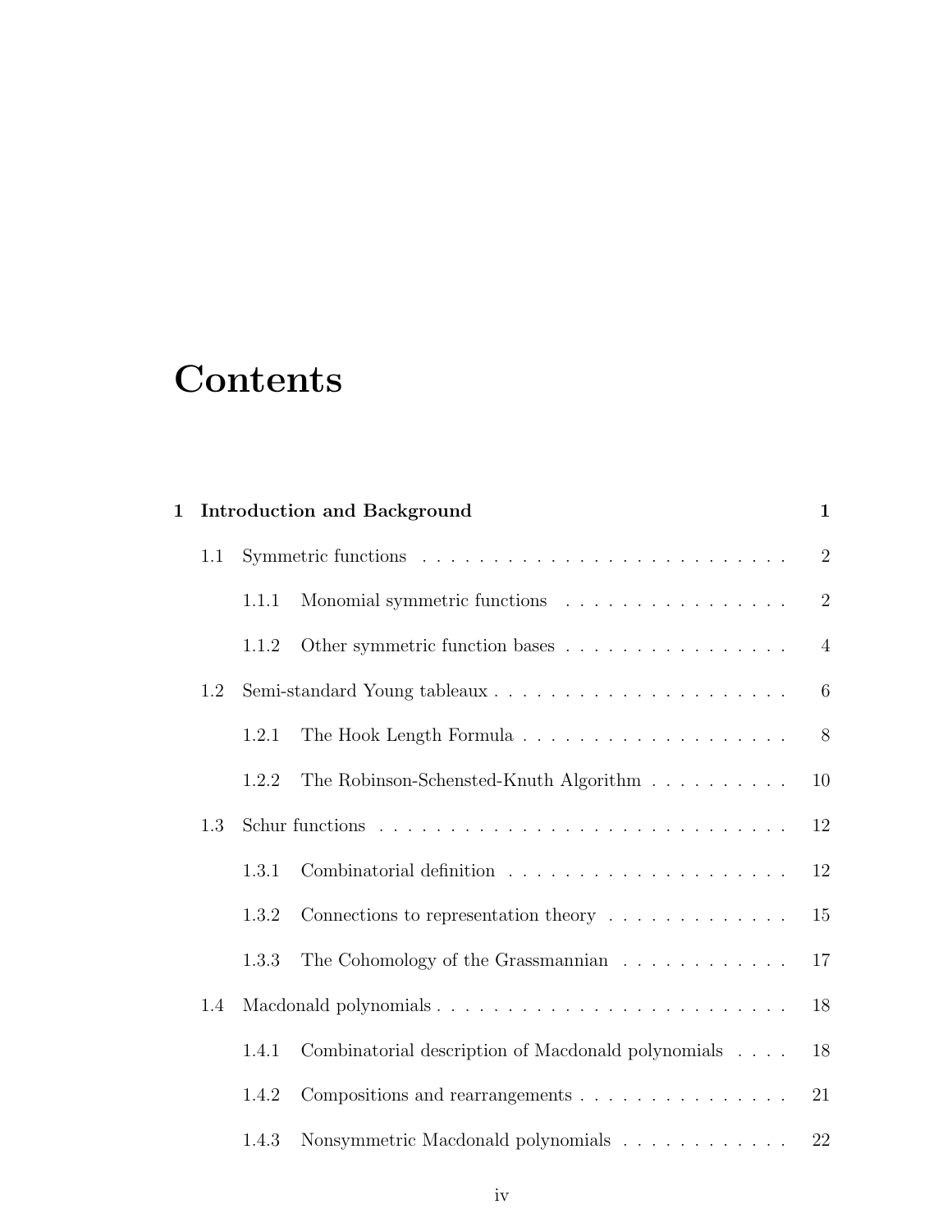# Contents

**1 Introduction and Background** **1**

- 1.1 Symmetric functions . . . . . . . . . . . . . . . . . . . . . . . . . . . 2
  - 1.1.1 Monomial symmetric functions . . . . . . . . . . . . . . . . 2
  - 1.1.2 Other symmetric function bases . . . . . . . . . . . . . . . . 4
- 1.2 Semi-standard Young tableaux . . . . . . . . . . . . . . . . . . . . . 6
  - 1.2.1 The Hook Length Formula . . . . . . . . . . . . . . . . . . . 8
  - 1.2.2 The Robinson-Schensted-Knuth Algorithm . . . . . . . . . . 10
- 1.3 Schur functions . . . . . . . . . . . . . . . . . . . . . . . . . . . . . 12
  - 1.3.1 Combinatorial definition . . . . . . . . . . . . . . . . . . . . 12
  - 1.3.2 Connections to representation theory . . . . . . . . . . . . . 15
  - 1.3.3 The Cohomology of the Grassmannian . . . . . . . . . . . . 17
- 1.4 Macdonald polynomials . . . . . . . . . . . . . . . . . . . . . . . . . 18
  - 1.4.1 Combinatorial description of Macdonald polynomials . . . . 18
  - 1.4.2 Compositions and rearrangements . . . . . . . . . . . . . . . 21
  - 1.4.3 Nonsymmetric Macdonald polynomials . . . . . . . . . . . . 22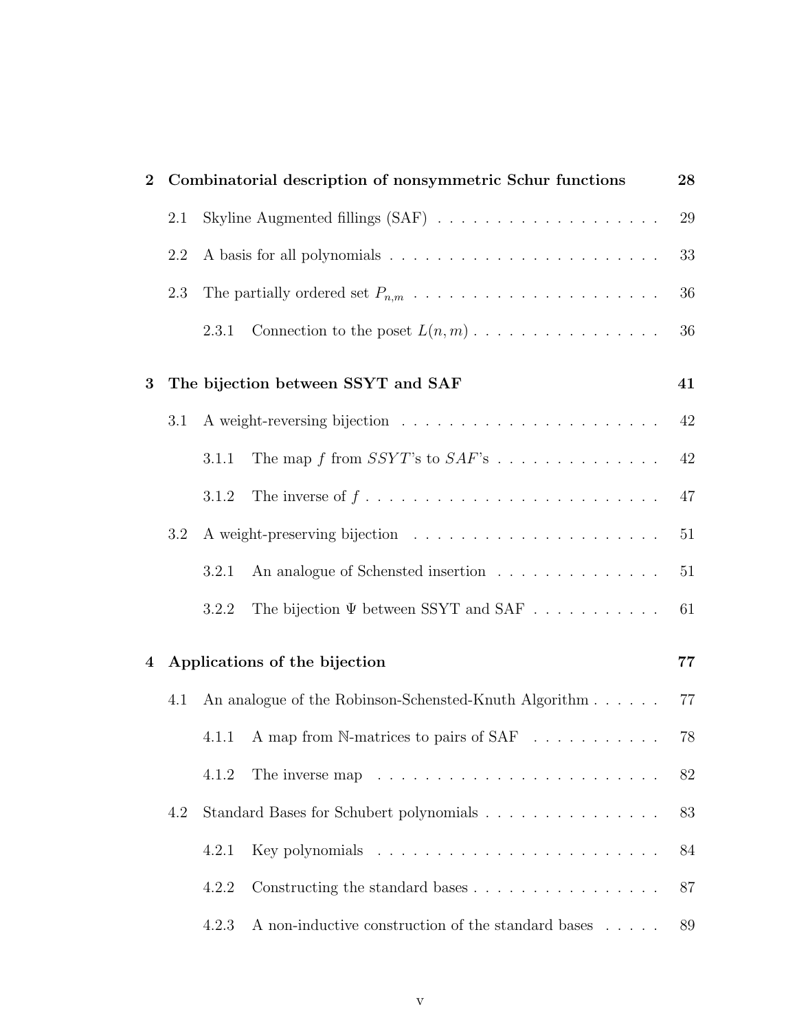| | | |
|---|---|---|
| **2** | **Combinatorial description of nonsymmetric Schur functions** | **28** |
| 2.1 | Skyline Augmented fillings (SAF) | 29 |
| 2.2 | A basis for all polynomials | 33 |
| 2.3 | The partially ordered set $P_{n,m}$ | 36 |
| 2.3.1 | Connection to the poset $L(n, m)$ | 36 |
| **3** | **The bijection between SSYT and SAF** | **41** |
| 3.1 | A weight-reversing bijection | 42 |
| 3.1.1 | The map $f$ from $SSYT$'s to $SAF$'s | 42 |
| 3.1.2 | The inverse of $f$ | 47 |
| 3.2 | A weight-preserving bijection | 51 |
| 3.2.1 | An analogue of Schensted insertion | 51 |
| 3.2.2 | The bijection $\Psi$ between SSYT and SAF | 61 |
| **4** | **Applications of the bijection** | **77** |
| 4.1 | An analogue of the Robinson-Schensted-Knuth Algorithm | 77 |
| 4.1.1 | A map from $\mathbb{N}$-matrices to pairs of SAF | 78 |
| 4.1.2 | The inverse map | 82 |
| 4.2 | Standard Bases for Schubert polynomials | 83 |
| 4.2.1 | Key polynomials | 84 |
| 4.2.2 | Constructing the standard bases | 87 |
| 4.2.3 | A non-inductive construction of the standard bases | 89 |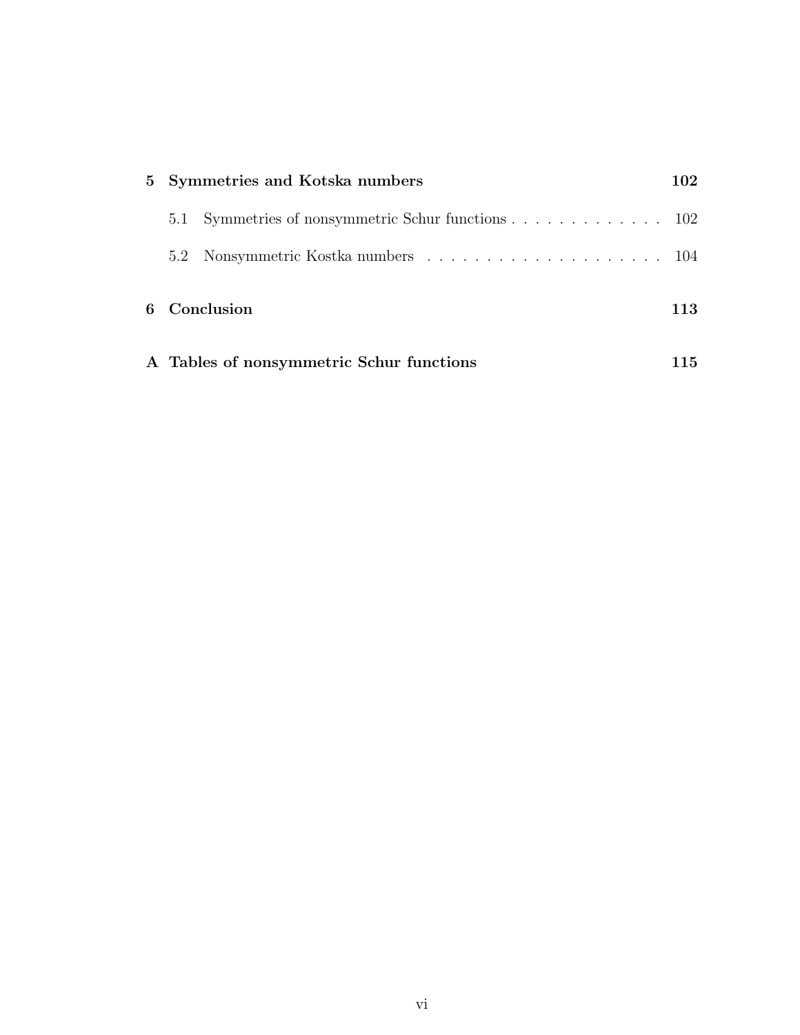**5 Symmetries and Kotska numbers** **102**

5.1 Symmetries of nonsymmetric Schur functions . . . . . . . . . . . . . 102

5.2 Nonsymmetric Kostka numbers . . . . . . . . . . . . . . . . . . . . . 104

**6 Conclusion** **113**

**A Tables of nonsymmetric Schur functions** **115**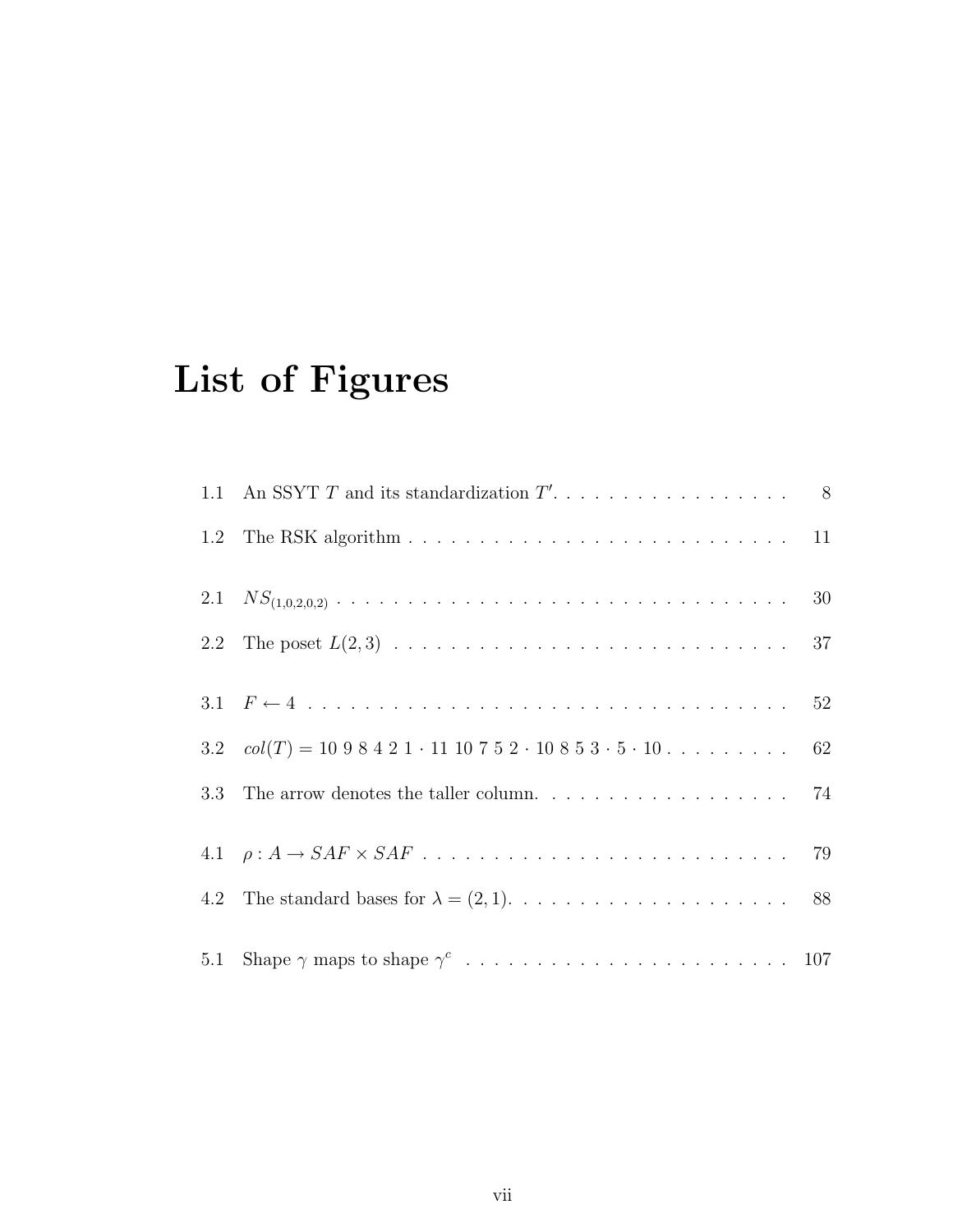# List of Figures

1.1 An SSYT $T$ and its standardization $T'$. . . . . . . . . . . . . . . . . . 8

1.2 The RSK algorithm . . . . . . . . . . . . . . . . . . . . . . . . . . . . 11

2.1 $NS_{(1,0,2,0,2)}$ . . . . . . . . . . . . . . . . . . . . . . . . . . . . . . . . 30

2.2 The poset $L(2,3)$ . . . . . . . . . . . . . . . . . . . . . . . . . . . . . 37

3.1 $F \leftarrow 4$ . . . . . . . . . . . . . . . . . . . . . . . . . . . . . . . . . . 52

3.2 $col(T) = 10\ 9\ 8\ 4\ 2\ 1 \cdot 11\ 10\ 7\ 5\ 2 \cdot 10\ 8\ 5\ 3 \cdot 5 \cdot 10$ . . . . . . . . . 62

3.3 The arrow denotes the taller column. . . . . . . . . . . . . . . . . . . 74

4.1 $\rho : A \rightarrow SAF \times SAF$ . . . . . . . . . . . . . . . . . . . . . . . . . . 79

4.2 The standard bases for $\lambda = (2,1)$. . . . . . . . . . . . . . . . . . . . . 88

5.1 Shape $\gamma$ maps to shape $\gamma^c$ . . . . . . . . . . . . . . . . . . . . . . . 107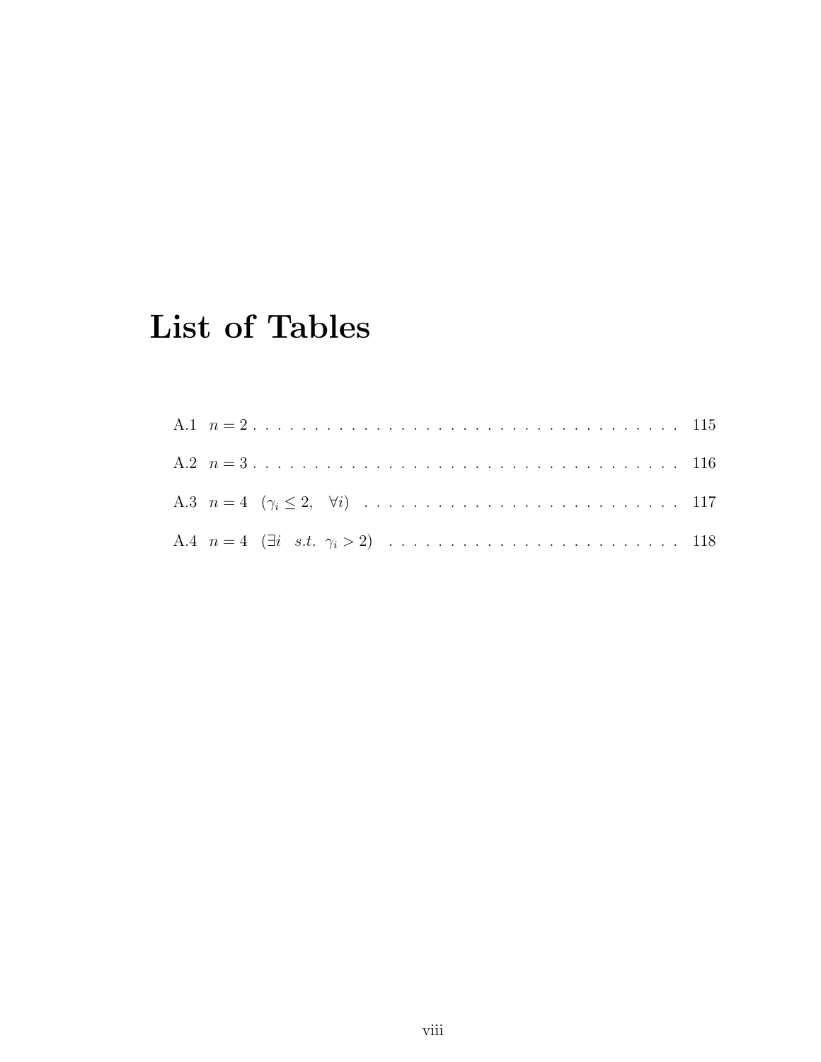# List of Tables

A.1 $n = 2$ . . . . . . . . . . . . . . . . . . . . . . . . . . . . . . . . . . . 115

A.2 $n = 3$ . . . . . . . . . . . . . . . . . . . . . . . . . . . . . . . . . . . 116

A.3 $n = 4$ $(\gamma_i \leq 2, \quad \forall i)$ . . . . . . . . . . . . . . . . . . . . . . . . . 117

A.4 $n = 4$ $(\exists i \quad s.t. \ \gamma_i > 2)$ . . . . . . . . . . . . . . . . . . . . . . . . 118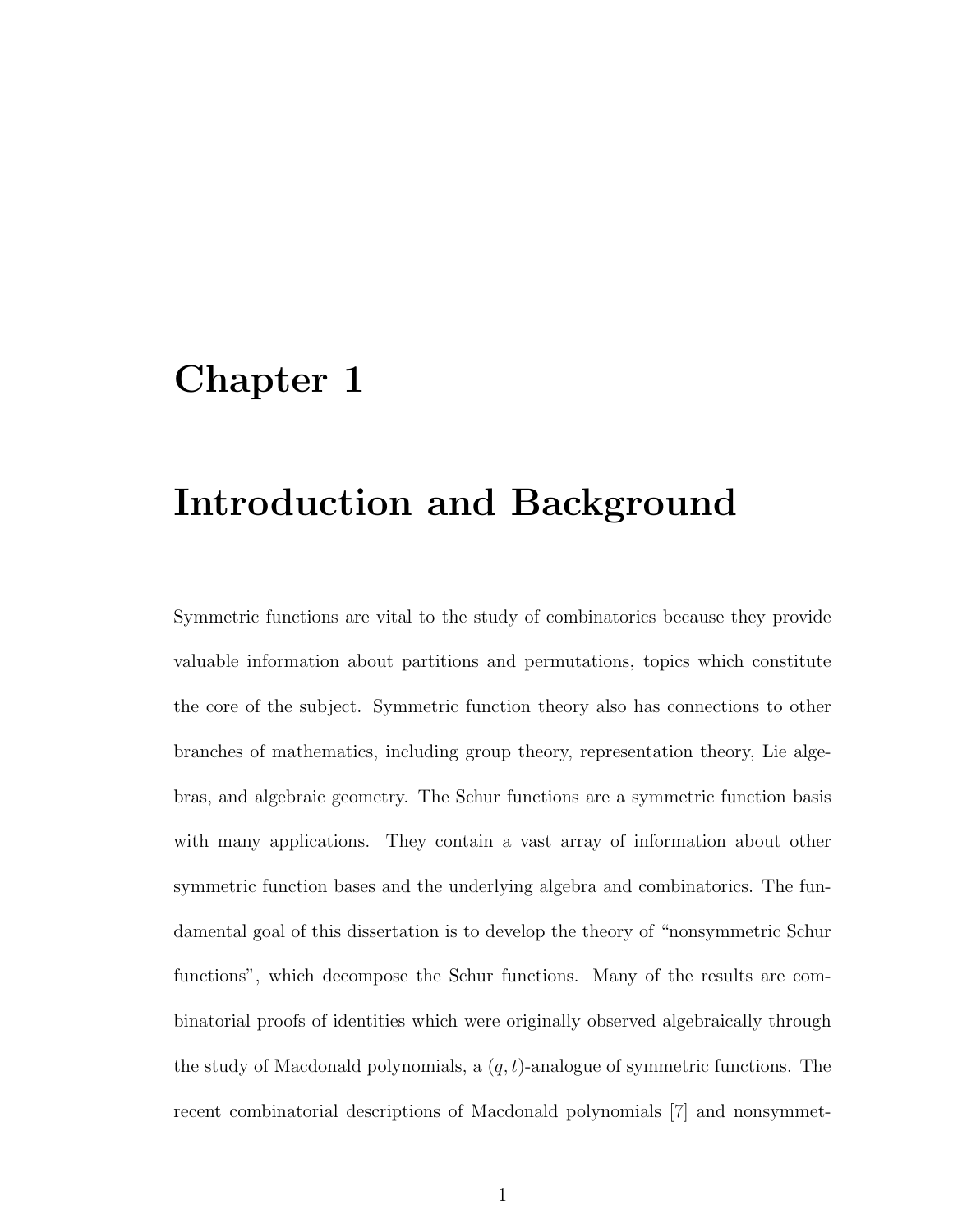# Chapter 1

# Introduction and Background

Symmetric functions are vital to the study of combinatorics because they provide valuable information about partitions and permutations, topics which constitute the core of the subject. Symmetric function theory also has connections to other branches of mathematics, including group theory, representation theory, Lie algebras, and algebraic geometry. The Schur functions are a symmetric function basis with many applications. They contain a vast array of information about other symmetric function bases and the underlying algebra and combinatorics. The fundamental goal of this dissertation is to develop the theory of "nonsymmetric Schur functions", which decompose the Schur functions. Many of the results are combinatorial proofs of identities which were originally observed algebraically through the study of Macdonald polynomials, a $(q, t)$-analogue of symmetric functions. The recent combinatorial descriptions of Macdonald polynomials [7] and nonsymmet-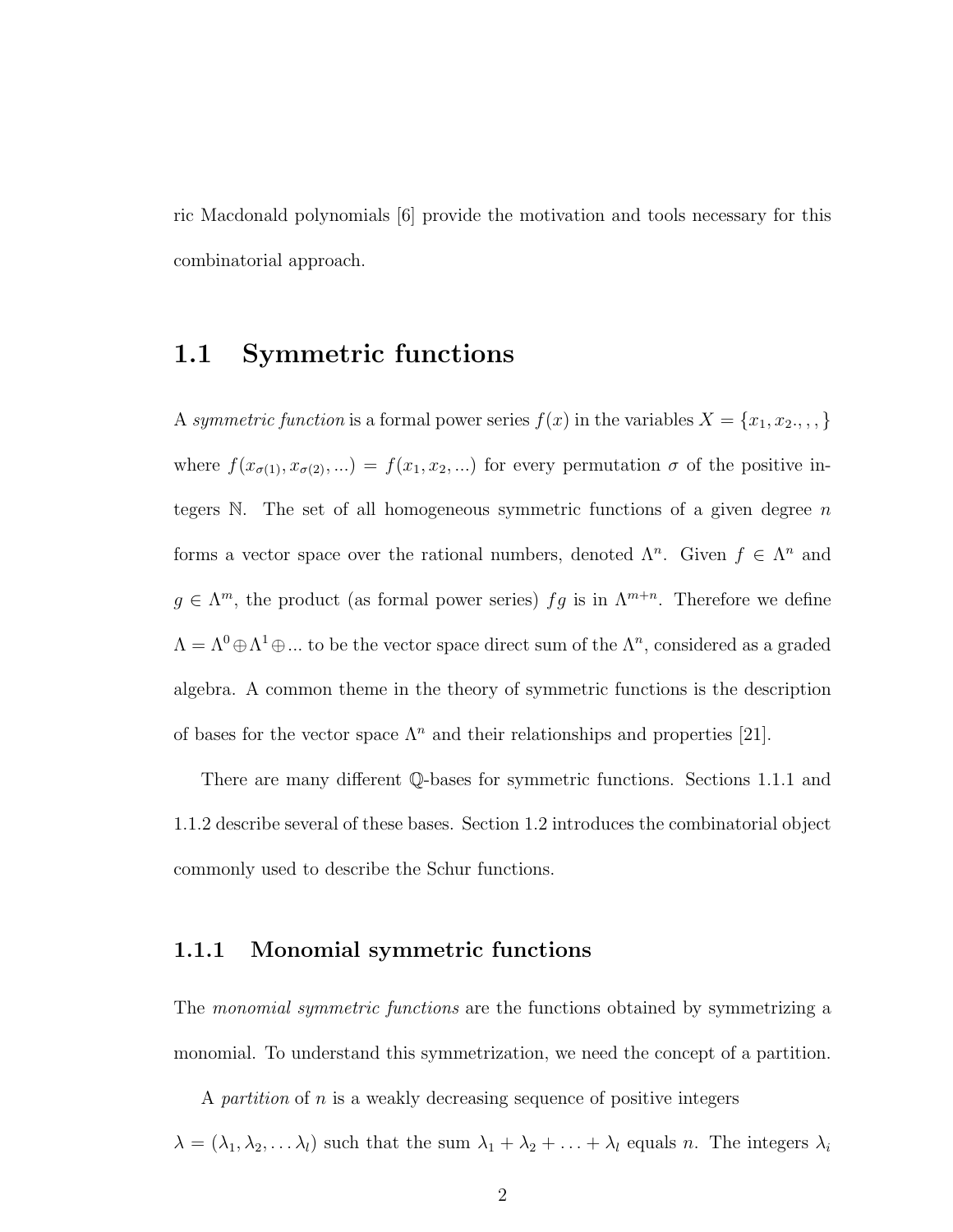ric Macdonald polynomials [6] provide the motivation and tools necessary for this combinatorial approach.

## 1.1 Symmetric functions

A *symmetric function* is a formal power series $f(x)$ in the variables $X = \{x_1, x_2.,,,\}$ where $f(x_{\sigma(1)}, x_{\sigma(2)}, ...) = f(x_1, x_2, ...)$ for every permutation $\sigma$ of the positive integers $\mathbb{N}$. The set of all homogeneous symmetric functions of a given degree $n$ forms a vector space over the rational numbers, denoted $\Lambda^n$. Given $f \in \Lambda^n$ and $g \in \Lambda^m$, the product (as formal power series) $fg$ is in $\Lambda^{m+n}$. Therefore we define $\Lambda = \Lambda^0 \oplus \Lambda^1 \oplus ...$ to be the vector space direct sum of the $\Lambda^n$, considered as a graded algebra. A common theme in the theory of symmetric functions is the description of bases for the vector space $\Lambda^n$ and their relationships and properties [21].

There are many different $\mathbb{Q}$-bases for symmetric functions. Sections 1.1.1 and 1.1.2 describe several of these bases. Section 1.2 introduces the combinatorial object commonly used to describe the Schur functions.

### 1.1.1 Monomial symmetric functions

The *monomial symmetric functions* are the functions obtained by symmetrizing a monomial. To understand this symmetrization, we need the concept of a partition.

A *partition* of $n$ is a weakly decreasing sequence of positive integers $\lambda = (\lambda_1, \lambda_2, \ldots \lambda_l)$ such that the sum $\lambda_1 + \lambda_2 + \ldots + \lambda_l$ equals $n$. The integers $\lambda_i$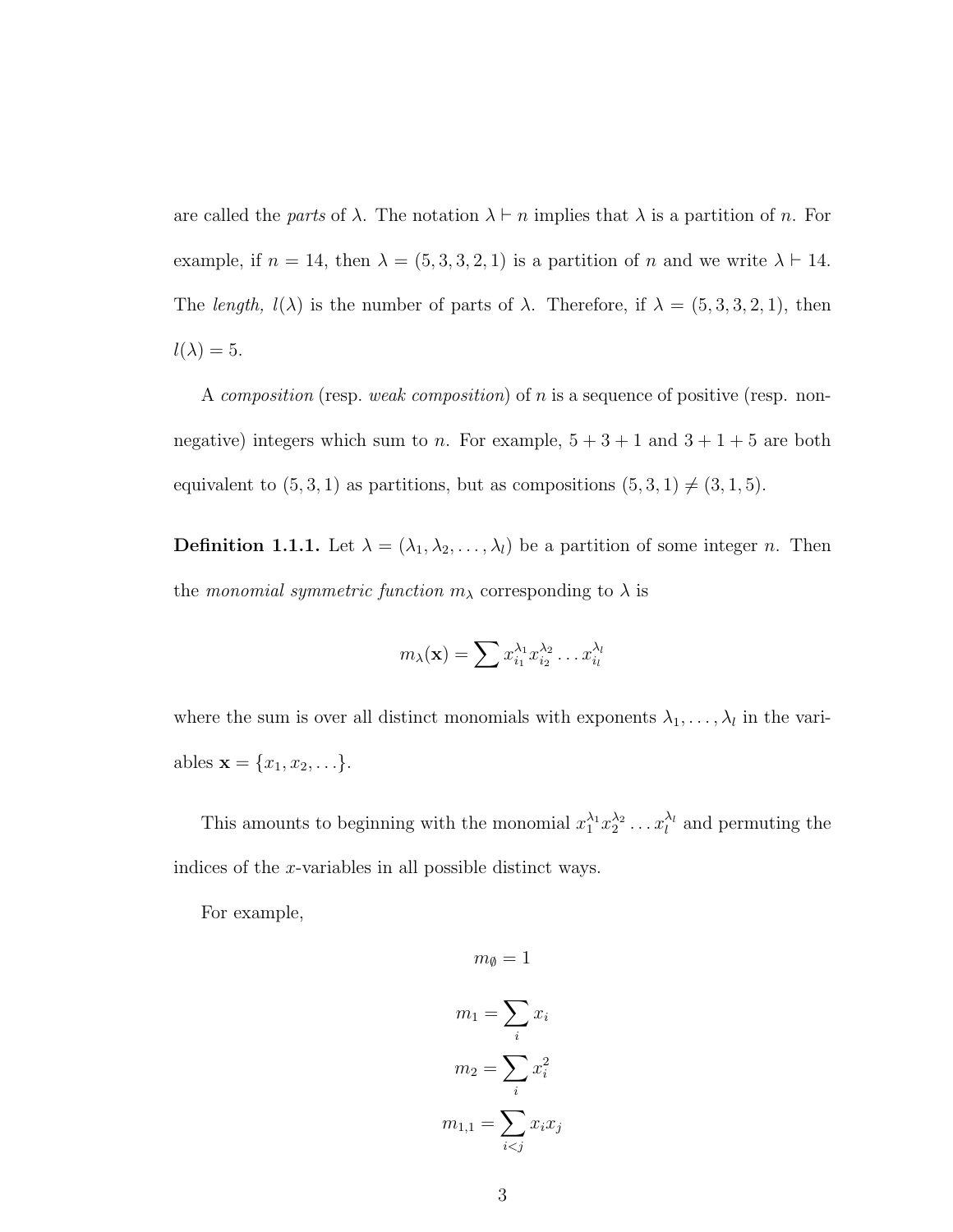are called the *parts* of $\lambda$. The notation $\lambda \vdash n$ implies that $\lambda$ is a partition of $n$. For example, if $n = 14$, then $\lambda = (5, 3, 3, 2, 1)$ is a partition of $n$ and we write $\lambda \vdash 14$. The *length,* $l(\lambda)$ is the number of parts of $\lambda$. Therefore, if $\lambda = (5, 3, 3, 2, 1)$, then $l(\lambda) = 5$.

A *composition* (resp. *weak composition*) of $n$ is a sequence of positive (resp. non-negative) integers which sum to $n$. For example, $5 + 3 + 1$ and $3 + 1 + 5$ are both equivalent to $(5, 3, 1)$ as partitions, but as compositions $(5, 3, 1) \neq (3, 1, 5)$.

**Definition 1.1.1.** Let $\lambda = (\lambda_1, \lambda_2, \ldots, \lambda_l)$ be a partition of some integer $n$. Then the *monomial symmetric function* $m_\lambda$ corresponding to $\lambda$ is

$$m_\lambda(\mathbf{x}) = \sum x_{i_1}^{\lambda_1} x_{i_2}^{\lambda_2} \ldots x_{i_l}^{\lambda_l}$$

where the sum is over all distinct monomials with exponents $\lambda_1, \ldots, \lambda_l$ in the variables $\mathbf{x} = \{x_1, x_2, \ldots\}$.

This amounts to beginning with the monomial $x_1^{\lambda_1} x_2^{\lambda_2} \ldots x_l^{\lambda_l}$ and permuting the indices of the $x$-variables in all possible distinct ways.

For example,

$$m_\emptyset = 1$$

$$m_1 = \sum_i x_i$$

$$m_2 = \sum_i x_i^2$$

$$m_{1,1} = \sum_{i<j} x_i x_j$$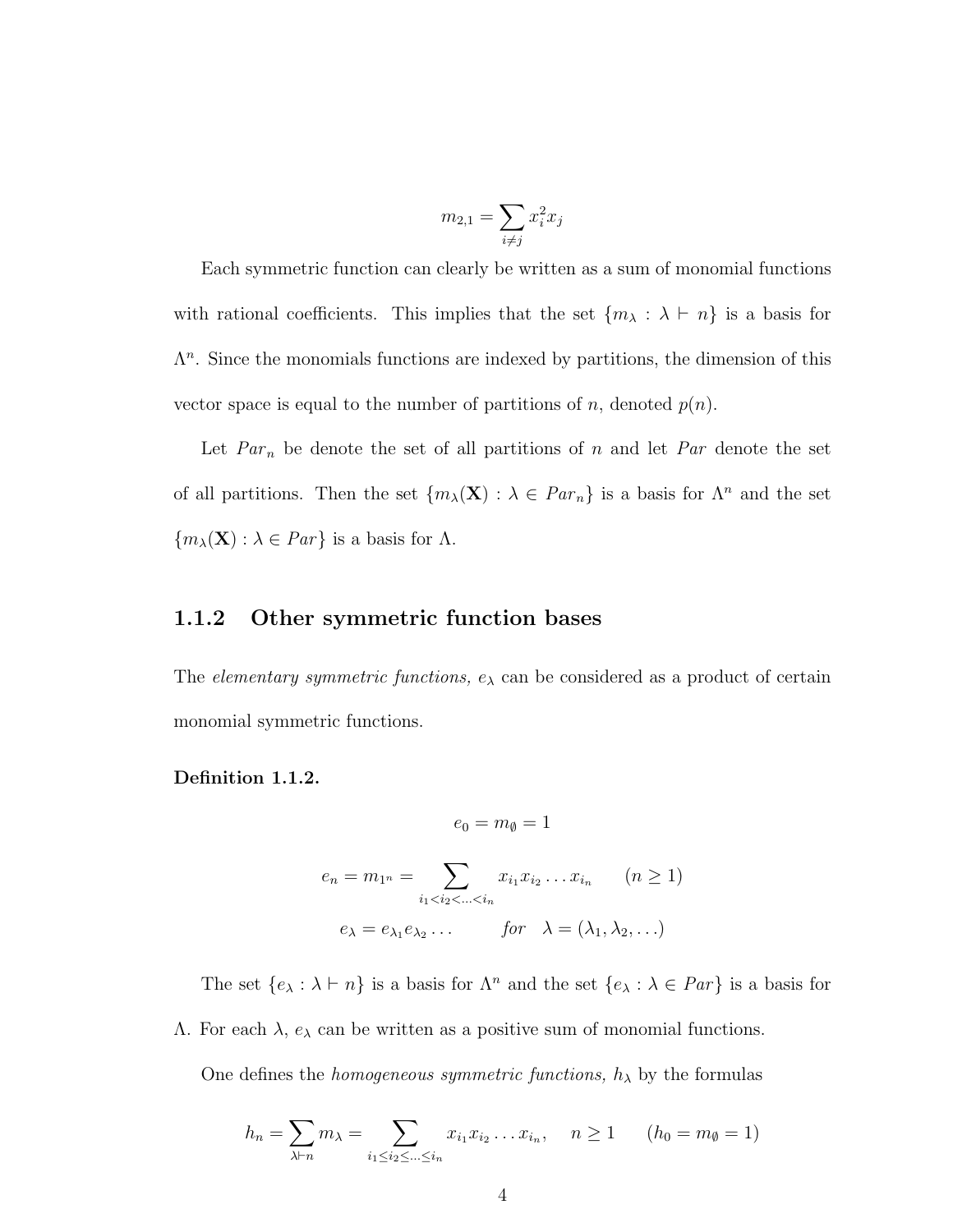$$m_{2,1} = \sum_{i \neq j} x_i^2 x_j$$

Each symmetric function can clearly be written as a sum of monomial functions with rational coefficients. This implies that the set $\{m_\lambda : \lambda \vdash n\}$ is a basis for $\Lambda^n$. Since the monomials functions are indexed by partitions, the dimension of this vector space is equal to the number of partitions of $n$, denoted $p(n)$.

Let $Par_n$ be denote the set of all partitions of $n$ and let $Par$ denote the set of all partitions. Then the set $\{m_\lambda(\mathbf{X}) : \lambda \in Par_n\}$ is a basis for $\Lambda^n$ and the set $\{m_\lambda(\mathbf{X}) : \lambda \in Par\}$ is a basis for $\Lambda$.

### 1.1.2 Other symmetric function bases

The *elementary symmetric functions,* $e_\lambda$ can be considered as a product of certain monomial symmetric functions.

**Definition 1.1.2.**

$$e_0 = m_\emptyset = 1$$

$$e_n = m_{1^n} = \sum_{i_1 < i_2 < \ldots < i_n} x_{i_1} x_{i_2} \ldots x_{i_n} \qquad (n \geq 1)$$

$$e_\lambda = e_{\lambda_1} e_{\lambda_2} \ldots \qquad \textit{for} \quad \lambda = (\lambda_1, \lambda_2, \ldots)$$

The set $\{e_\lambda : \lambda \vdash n\}$ is a basis for $\Lambda^n$ and the set $\{e_\lambda : \lambda \in Par\}$ is a basis for $\Lambda$. For each $\lambda$, $e_\lambda$ can be written as a positive sum of monomial functions.

One defines the *homogeneous symmetric functions,* $h_\lambda$ by the formulas

$$h_n = \sum_{\lambda \vdash n} m_\lambda = \sum_{i_1 \leq i_2 \leq \ldots \leq i_n} x_{i_1} x_{i_2} \ldots x_{i_n}, \quad n \geq 1 \qquad (h_0 = m_\emptyset = 1)$$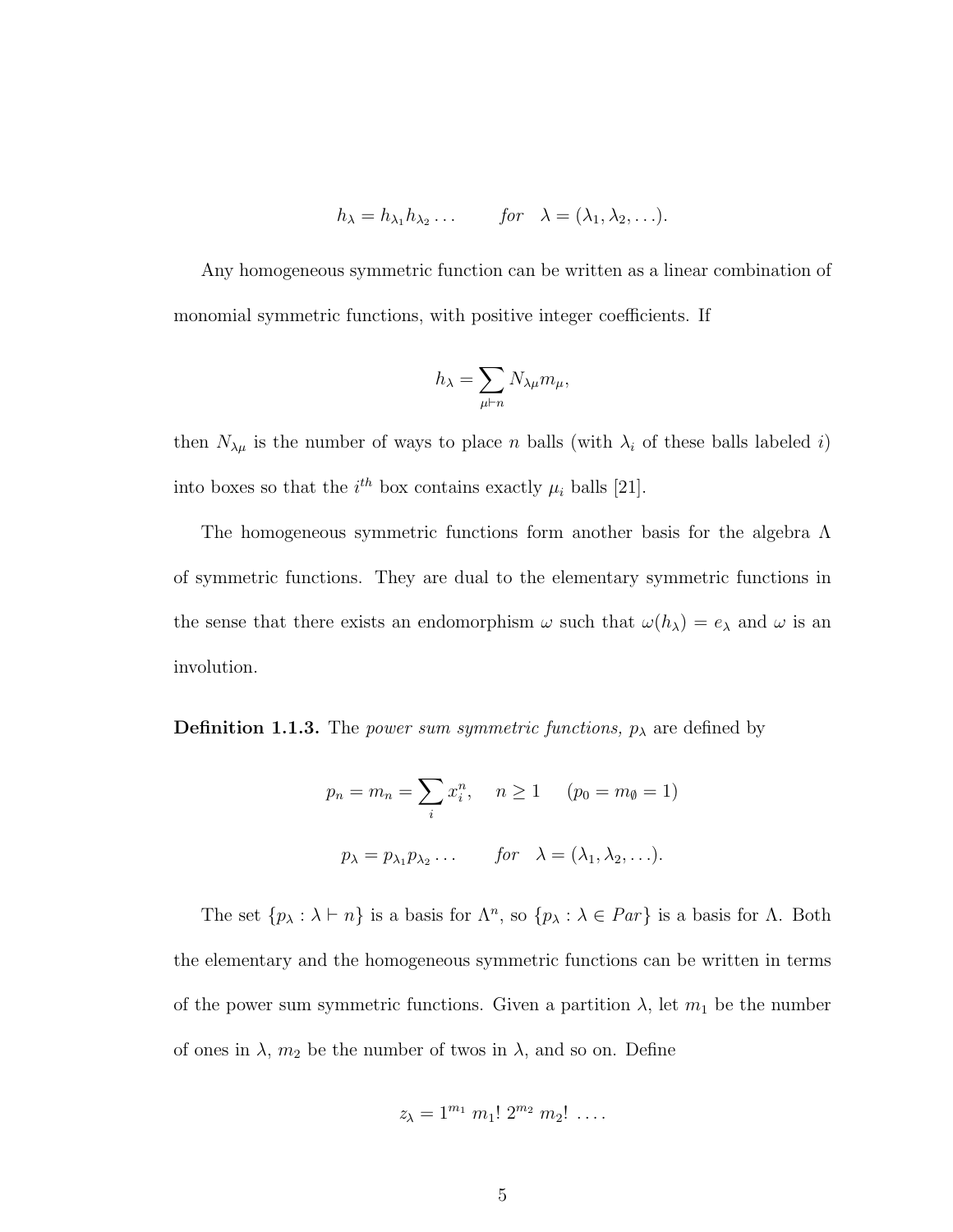$$h_\lambda = h_{\lambda_1} h_{\lambda_2} \ldots \qquad \textit{for} \quad \lambda = (\lambda_1, \lambda_2, \ldots).$$

Any homogeneous symmetric function can be written as a linear combination of monomial symmetric functions, with positive integer coefficients. If

$$h_\lambda = \sum_{\mu \vdash n} N_{\lambda\mu} m_\mu,$$

then $N_{\lambda\mu}$ is the number of ways to place $n$ balls (with $\lambda_i$ of these balls labeled $i$) into boxes so that the $i^{th}$ box contains exactly $\mu_i$ balls [21].

The homogeneous symmetric functions form another basis for the algebra $\Lambda$ of symmetric functions. They are dual to the elementary symmetric functions in the sense that there exists an endomorphism $\omega$ such that $\omega(h_\lambda) = e_\lambda$ and $\omega$ is an involution.

**Definition 1.1.3.** The *power sum symmetric functions,* $p_\lambda$ are defined by

$$p_n = m_n = \sum_i x_i^n, \quad n \geq 1 \quad (p_0 = m_\emptyset = 1)$$

$$p_\lambda = p_{\lambda_1} p_{\lambda_2} \ldots \qquad \textit{for} \quad \lambda = (\lambda_1, \lambda_2, \ldots).$$

The set $\{p_\lambda : \lambda \vdash n\}$ is a basis for $\Lambda^n$, so $\{p_\lambda : \lambda \in Par\}$ is a basis for $\Lambda$. Both the elementary and the homogeneous symmetric functions can be written in terms of the power sum symmetric functions. Given a partition $\lambda$, let $m_1$ be the number of ones in $\lambda$, $m_2$ be the number of twos in $\lambda$, and so on. Define

$$z_\lambda = 1^{m_1}\ m_1!\ 2^{m_2}\ m_2!\ \ldots.$$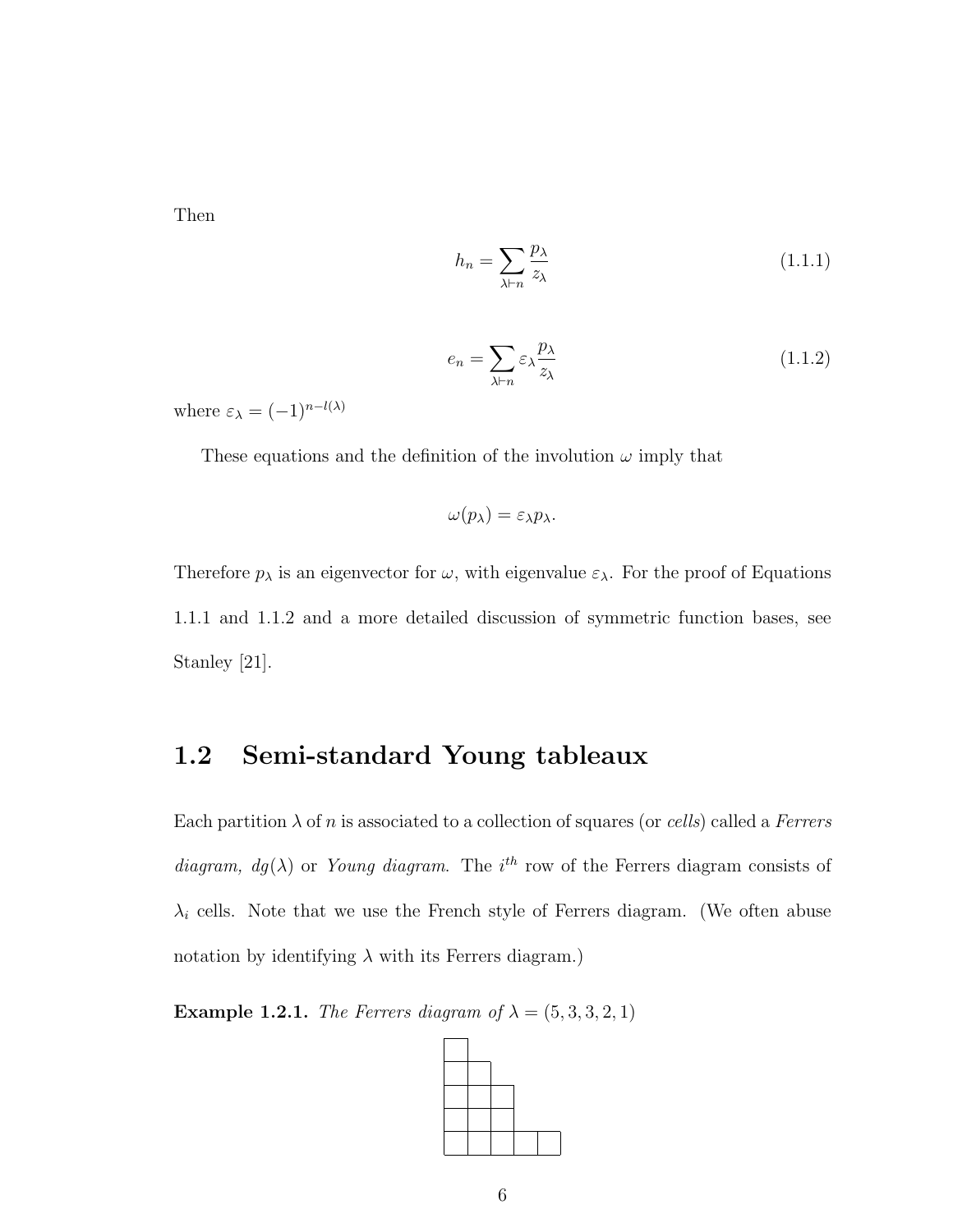Then

$$h_n = \sum_{\lambda \vdash n} \frac{p_\lambda}{z_\lambda} \tag{1.1.1}$$

$$e_n = \sum_{\lambda \vdash n} \varepsilon_\lambda \frac{p_\lambda}{z_\lambda} \tag{1.1.2}$$

where $\varepsilon_\lambda = (-1)^{n-l(\lambda)}$

These equations and the definition of the involution $\omega$ imply that

$$\omega(p_\lambda) = \varepsilon_\lambda p_\lambda.$$

Therefore $p_\lambda$ is an eigenvector for $\omega$, with eigenvalue $\varepsilon_\lambda$. For the proof of Equations 1.1.1 and 1.1.2 and a more detailed discussion of symmetric function bases, see Stanley [21].

## 1.2 Semi-standard Young tableaux

Each partition $\lambda$ of $n$ is associated to a collection of squares (or *cells*) called a *Ferrers diagram, $dg(\lambda)$* or *Young diagram.* The $i^{th}$ row of the Ferrers diagram consists of $\lambda_i$ cells. Note that we use the French style of Ferrers diagram. (We often abuse notation by identifying $\lambda$ with its Ferrers diagram.)

**Example 1.2.1.** *The Ferrers diagram of $\lambda = (5, 3, 3, 2, 1)$*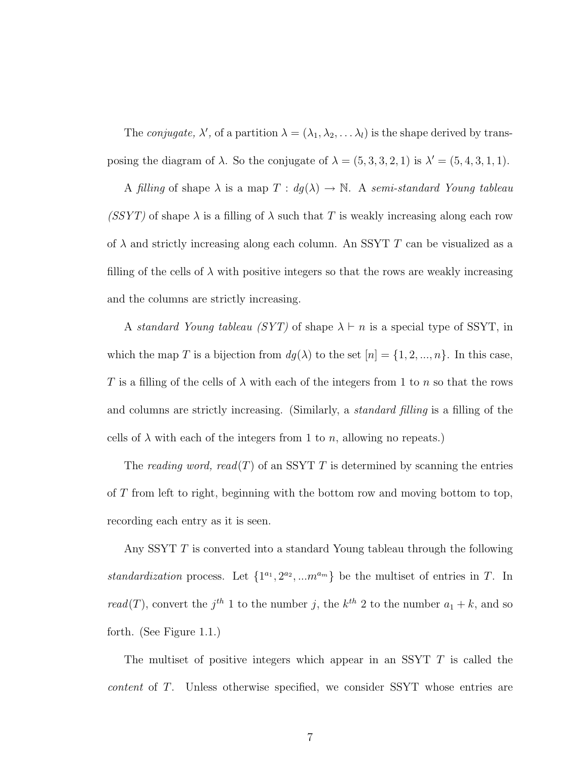The *conjugate,* $\lambda'$, of a partition $\lambda = (\lambda_1, \lambda_2, \ldots \lambda_l)$ is the shape derived by transposing the diagram of $\lambda$. So the conjugate of $\lambda = (5, 3, 3, 2, 1)$ is $\lambda' = (5, 4, 3, 1, 1)$.

A *filling* of shape $\lambda$ is a map $T : dg(\lambda) \to \mathbb{N}$. A *semi-standard Young tableau (SSYT)* of shape $\lambda$ is a filling of $\lambda$ such that $T$ is weakly increasing along each row of $\lambda$ and strictly increasing along each column. An SSYT $T$ can be visualized as a filling of the cells of $\lambda$ with positive integers so that the rows are weakly increasing and the columns are strictly increasing.

A *standard Young tableau (SYT)* of shape $\lambda \vdash n$ is a special type of SSYT, in which the map $T$ is a bijection from $dg(\lambda)$ to the set $[n] = \{1, 2, ..., n\}$. In this case, $T$ is a filling of the cells of $\lambda$ with each of the integers from 1 to $n$ so that the rows and columns are strictly increasing. (Similarly, a *standard filling* is a filling of the cells of $\lambda$ with each of the integers from 1 to $n$, allowing no repeats.)

The *reading word, read*$(T)$ of an SSYT $T$ is determined by scanning the entries of $T$ from left to right, beginning with the bottom row and moving bottom to top, recording each entry as it is seen.

Any SSYT $T$ is converted into a standard Young tableau through the following *standardization* process. Let $\{1^{a_1}, 2^{a_2}, ...m^{a_m}\}$ be the multiset of entries in $T$. In *read*$(T)$, convert the $j^{th}$ 1 to the number $j$, the $k^{th}$ 2 to the number $a_1 + k$, and so forth. (See Figure 1.1.)

The multiset of positive integers which appear in an SSYT $T$ is called the *content* of $T$. Unless otherwise specified, we consider SSYT whose entries are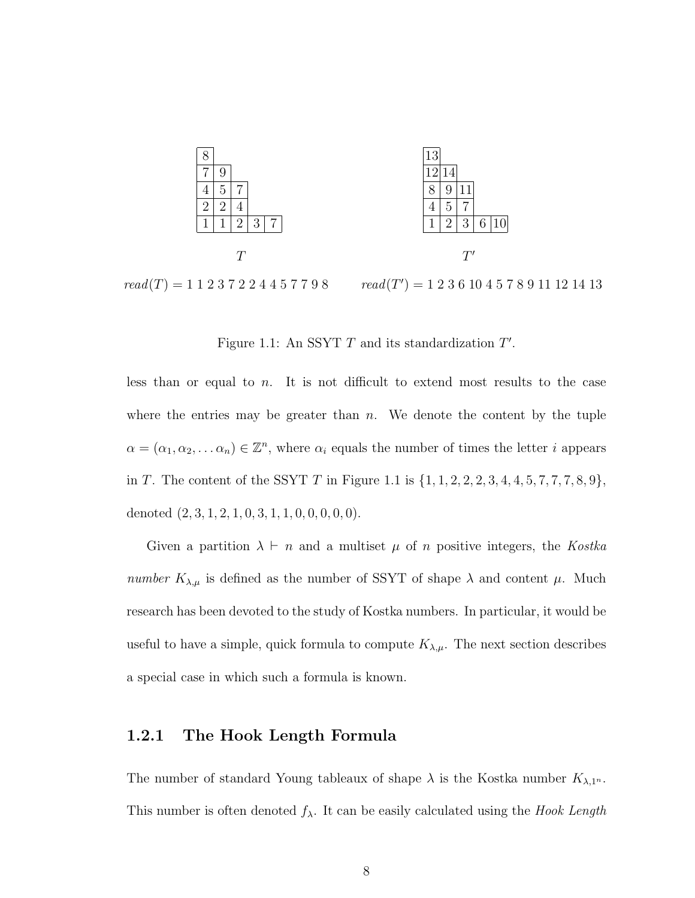| 8 | | | | |
|---|---|---|---|---|
| 7 | 9 | | | |
| 4 | 5 | 7 | | |
| 2 | 2 | 4 | | |
| 1 | 1 | 2 | 3 | 7 |

$T$

| 13 | | | | |
|---|---|---|---|---|
| 12 | 14 | | | |
| 8 | 9 | 11 | | |
| 4 | 5 | 7 | | |
| 1 | 2 | 3 | 6 | 10 |

$T'$

*read*$(T) = 1\ 1\ 2\ 3\ 7\ 2\ 2\ 4\ 4\ 5\ 7\ 7\ 9\ 8$ *read*$(T') = 1\ 2\ 3\ 6\ 10\ 4\ 5\ 7\ 8\ 9\ 11\ 12\ 14\ 13$

Figure 1.1: An SSYT $T$ and its standardization $T'$.

less than or equal to $n$. It is not difficult to extend most results to the case where the entries may be greater than $n$. We denote the content by the tuple $\alpha = (\alpha_1, \alpha_2, \dots \alpha_n) \in \mathbb{Z}^n$, where $\alpha_i$ equals the number of times the letter $i$ appears in $T$. The content of the SSYT $T$ in Figure 1.1 is $\{1, 1, 2, 2, 2, 3, 4, 4, 5, 7, 7, 7, 8, 9\}$, denoted $(2, 3, 1, 2, 1, 0, 3, 1, 1, 0, 0, 0, 0, 0)$.

Given a partition $\lambda \vdash n$ and a multiset $\mu$ of $n$ positive integers, the *Kostka number* $K_{\lambda,\mu}$ is defined as the number of SSYT of shape $\lambda$ and content $\mu$. Much research has been devoted to the study of Kostka numbers. In particular, it would be useful to have a simple, quick formula to compute $K_{\lambda,\mu}$. The next section describes a special case in which such a formula is known.

### 1.2.1 The Hook Length Formula

The number of standard Young tableaux of shape $\lambda$ is the Kostka number $K_{\lambda,1^n}$. This number is often denoted $f_\lambda$. It can be easily calculated using the *Hook Length*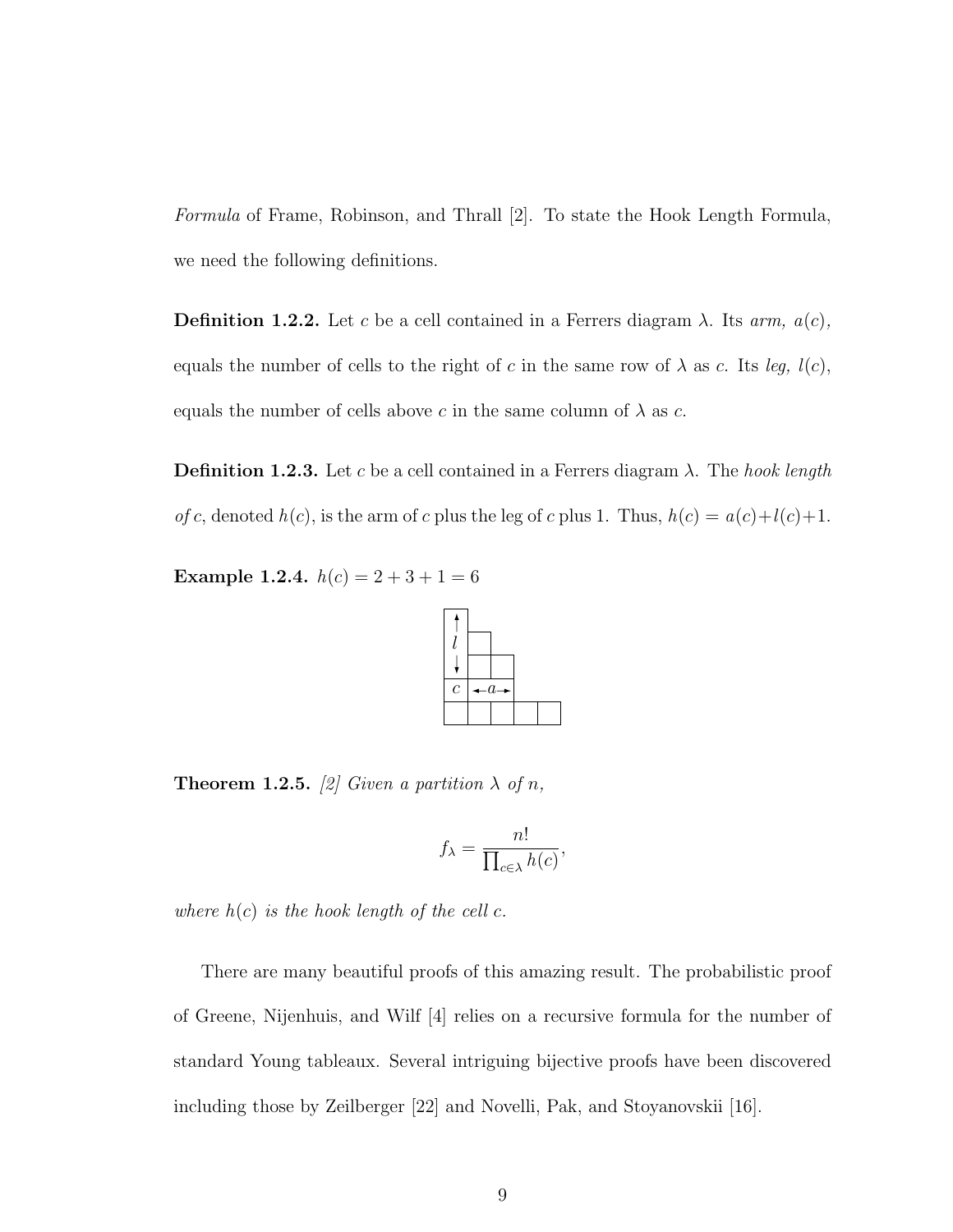*Formula* of Frame, Robinson, and Thrall [2]. To state the Hook Length Formula, we need the following definitions.

**Definition 1.2.2.** Let $c$ be a cell contained in a Ferrers diagram $\lambda$. Its *arm, $a(c)$,* equals the number of cells to the right of $c$ in the same row of $\lambda$ as $c$. Its *leg, $l(c)$*, equals the number of cells above $c$ in the same column of $\lambda$ as $c$.

**Definition 1.2.3.** Let $c$ be a cell contained in a Ferrers diagram $\lambda$. The *hook length of $c$*, denoted $h(c)$, is the arm of $c$ plus the leg of $c$ plus 1. Thus, $h(c) = a(c)+l(c)+1$.

**Example 1.2.4.** $h(c) = 2 + 3 + 1 = 6$

**Theorem 1.2.5.** *[2] Given a partition $\lambda$ of $n$,*

$$f_\lambda = \frac{n!}{\prod_{c\in\lambda} h(c)},$$

*where $h(c)$ is the hook length of the cell $c$.*

There are many beautiful proofs of this amazing result. The probabilistic proof of Greene, Nijenhuis, and Wilf [4] relies on a recursive formula for the number of standard Young tableaux. Several intriguing bijective proofs have been discovered including those by Zeilberger [22] and Novelli, Pak, and Stoyanovskii [16].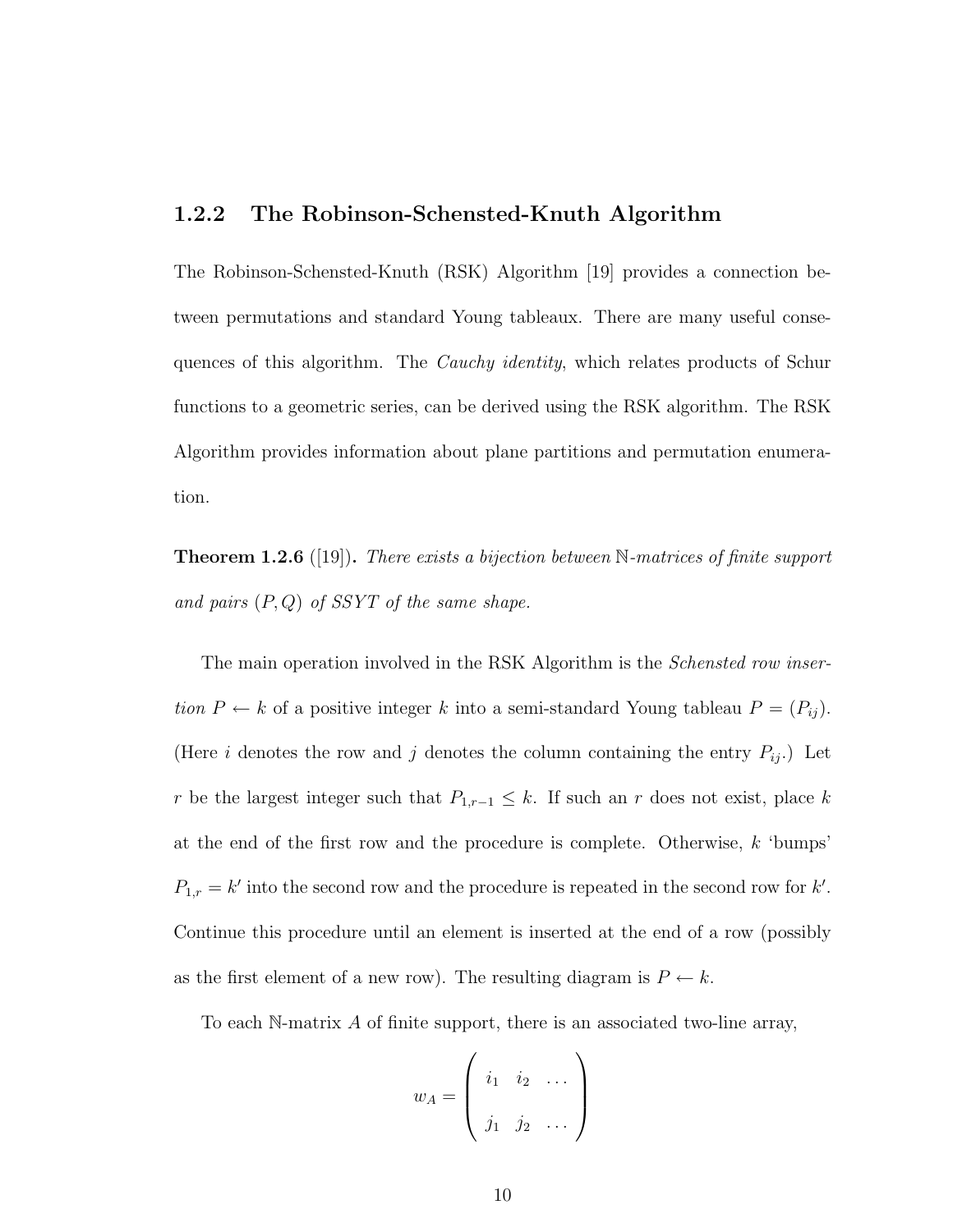### 1.2.2 The Robinson-Schensted-Knuth Algorithm

The Robinson-Schensted-Knuth (RSK) Algorithm [19] provides a connection between permutations and standard Young tableaux. There are many useful consequences of this algorithm. The *Cauchy identity*, which relates products of Schur functions to a geometric series, can be derived using the RSK algorithm. The RSK Algorithm provides information about plane partitions and permutation enumeration.

**Theorem 1.2.6** ([19]). *There exists a bijection between $\mathbb{N}$-matrices of finite support and pairs $(P, Q)$ of SSYT of the same shape.*

The main operation involved in the RSK Algorithm is the *Schensted row insertion* $P \leftarrow k$ of a positive integer $k$ into a semi-standard Young tableau $P = (P_{ij})$. (Here $i$ denotes the row and $j$ denotes the column containing the entry $P_{ij}$.) Let $r$ be the largest integer such that $P_{1,r-1} \leq k$. If such an $r$ does not exist, place $k$ at the end of the first row and the procedure is complete. Otherwise, $k$ 'bumps' $P_{1,r} = k'$ into the second row and the procedure is repeated in the second row for $k'$. Continue this procedure until an element is inserted at the end of a row (possibly as the first element of a new row). The resulting diagram is $P \leftarrow k$.

To each $\mathbb{N}$-matrix $A$ of finite support, there is an associated two-line array,

$$w_A = \begin{pmatrix} i_1 & i_2 & \dots \\ j_1 & j_2 & \dots \end{pmatrix}$$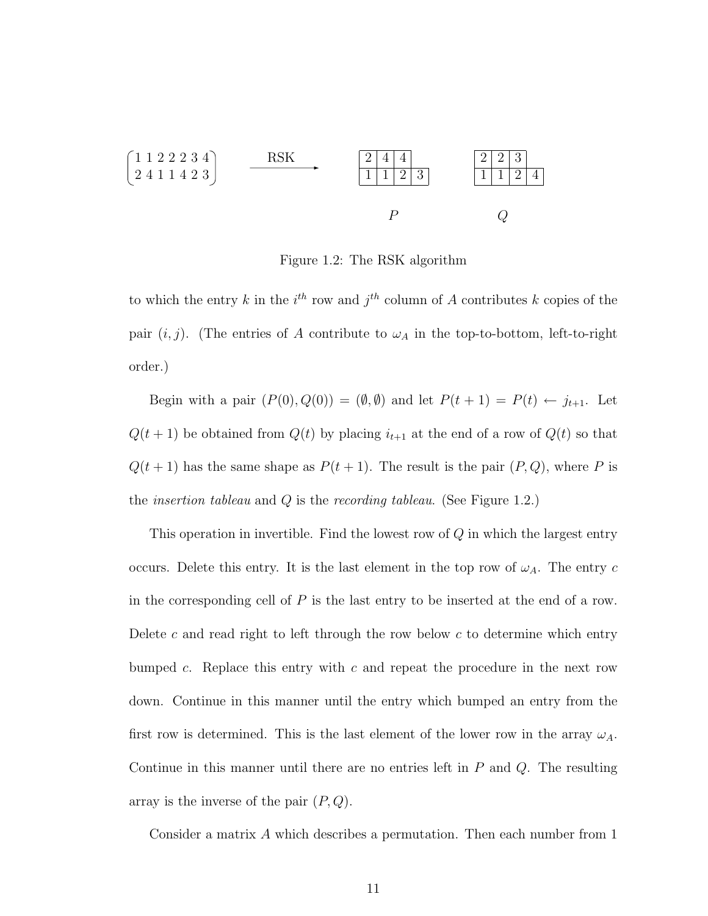$$\begin{pmatrix} 1 & 1 & 2 & 2 & 2 & 3 & 4 \\ 2 & 4 & 1 & 1 & 4 & 2 & 3 \end{pmatrix} \xrightarrow{\text{RSK}} \quad \begin{array}{|c|c|c|c|} \hline 2 & 4 & 4 & \\ \hline 1 & 1 & 2 & 3 \\ \hline \end{array} \qquad \begin{array}{|c|c|c|c|} \hline 2 & 2 & 3 & \\ \hline 1 & 1 & 2 & 4 \\ \hline \end{array}$$

$$P \qquad\qquad Q$$

Figure 1.2: The RSK algorithm

to which the entry $k$ in the $i^{th}$ row and $j^{th}$ column of $A$ contributes $k$ copies of the pair $(i, j)$. (The entries of $A$ contribute to $\omega_A$ in the top-to-bottom, left-to-right order.)

Begin with a pair $(P(0), Q(0)) = (\emptyset, \emptyset)$ and let $P(t+1) = P(t) \leftarrow j_{t+1}$. Let $Q(t+1)$ be obtained from $Q(t)$ by placing $i_{t+1}$ at the end of a row of $Q(t)$ so that $Q(t+1)$ has the same shape as $P(t+1)$. The result is the pair $(P, Q)$, where $P$ is the *insertion tableau* and $Q$ is the *recording tableau*. (See Figure 1.2.)

This operation in invertible. Find the lowest row of $Q$ in which the largest entry occurs. Delete this entry. It is the last element in the top row of $\omega_A$. The entry $c$ in the corresponding cell of $P$ is the last entry to be inserted at the end of a row. Delete $c$ and read right to left through the row below $c$ to determine which entry bumped $c$. Replace this entry with $c$ and repeat the procedure in the next row down. Continue in this manner until the entry which bumped an entry from the first row is determined. This is the last element of the lower row in the array $\omega_A$. Continue in this manner until there are no entries left in $P$ and $Q$. The resulting array is the inverse of the pair $(P, Q)$.

Consider a matrix $A$ which describes a permutation. Then each number from 1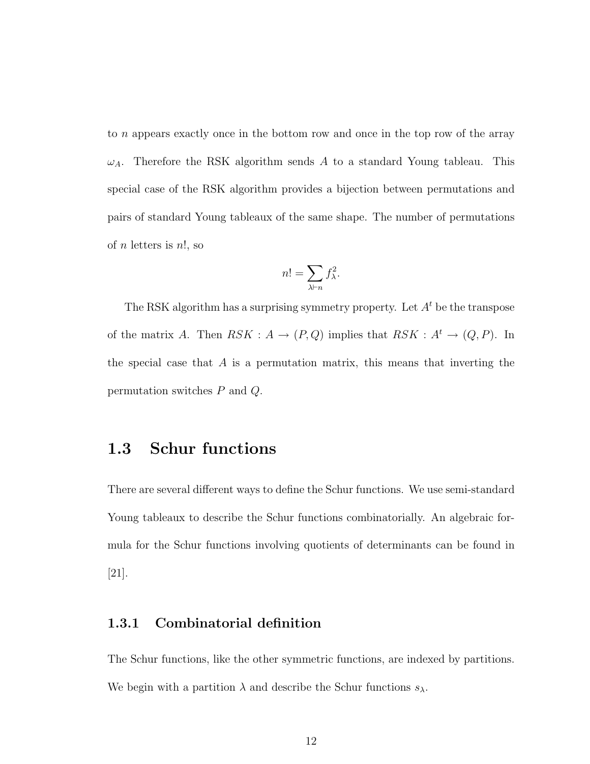to $n$ appears exactly once in the bottom row and once in the top row of the array $\omega_A$. Therefore the RSK algorithm sends $A$ to a standard Young tableau. This special case of the RSK algorithm provides a bijection between permutations and pairs of standard Young tableaux of the same shape. The number of permutations of $n$ letters is $n!$, so

$$n! = \sum_{\lambda \vdash n} f_\lambda^2.$$

The RSK algorithm has a surprising symmetry property. Let $A^t$ be the transpose of the matrix $A$. Then $RSK : A \to (P, Q)$ implies that $RSK : A^t \to (Q, P)$. In the special case that $A$ is a permutation matrix, this means that inverting the permutation switches $P$ and $Q$.

## 1.3 Schur functions

There are several different ways to define the Schur functions. We use semi-standard Young tableaux to describe the Schur functions combinatorially. An algebraic formula for the Schur functions involving quotients of determinants can be found in [21].

### 1.3.1 Combinatorial definition

The Schur functions, like the other symmetric functions, are indexed by partitions. We begin with a partition $\lambda$ and describe the Schur functions $s_\lambda$.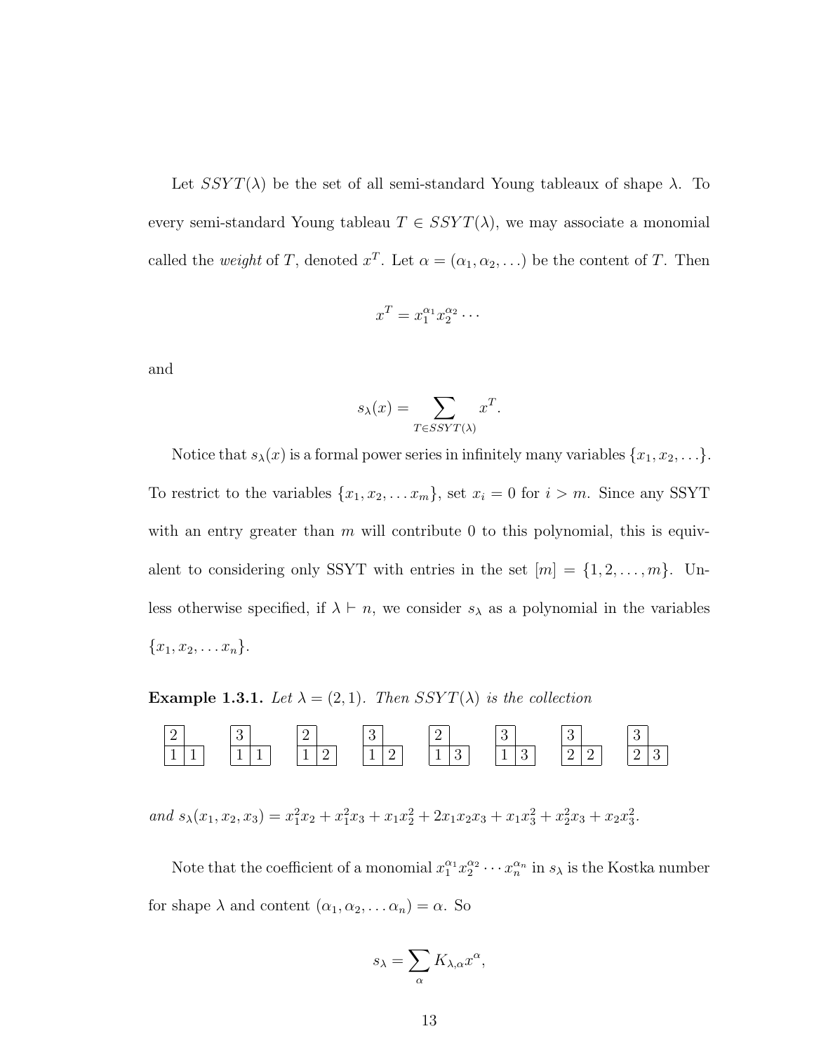Let $SSYT(\lambda)$ be the set of all semi-standard Young tableaux of shape $\lambda$. To every semi-standard Young tableau $T \in SSYT(\lambda)$, we may associate a monomial called the *weight* of $T$, denoted $x^T$. Let $\alpha = (\alpha_1, \alpha_2, \ldots)$ be the content of $T$. Then

$$x^T = x_1^{\alpha_1} x_2^{\alpha_2} \cdots$$

and

$$s_\lambda(x) = \sum_{T \in SSYT(\lambda)} x^T.$$

Notice that $s_\lambda(x)$ is a formal power series in infinitely many variables $\{x_1, x_2, \ldots\}$. To restrict to the variables $\{x_1, x_2, \ldots x_m\}$, set $x_i = 0$ for $i > m$. Since any SSYT with an entry greater than $m$ will contribute 0 to this polynomial, this is equivalent to considering only SSYT with entries in the set $[m] = \{1, 2, \ldots, m\}$. Unless otherwise specified, if $\lambda \vdash n$, we consider $s_\lambda$ as a polynomial in the variables $\{x_1, x_2, \ldots x_n\}$.

**Example 1.3.1.** *Let $\lambda = (2, 1)$. Then $SSYT(\lambda)$ is the collection*

$$\begin{array}{|c|c} \hline 2 \\ \hline 1 & \multicolumn{1}{c|}{1} \\ \hline \end{array} \quad \begin{array}{|c|c} \hline 3 \\ \hline 1 & \multicolumn{1}{c|}{1} \\ \hline \end{array} \quad \begin{array}{|c|c} \hline 2 \\ \hline 1 & \multicolumn{1}{c|}{2} \\ \hline \end{array} \quad \begin{array}{|c|c} \hline 3 \\ \hline 1 & \multicolumn{1}{c|}{2} \\ \hline \end{array} \quad \begin{array}{|c|c} \hline 2 \\ \hline 1 & \multicolumn{1}{c|}{3} \\ \hline \end{array} \quad \begin{array}{|c|c} \hline 3 \\ \hline 1 & \multicolumn{1}{c|}{3} \\ \hline \end{array} \quad \begin{array}{|c|c} \hline 3 \\ \hline 2 & \multicolumn{1}{c|}{2} \\ \hline \end{array} \quad \begin{array}{|c|c} \hline 3 \\ \hline 2 & \multicolumn{1}{c|}{3} \\ \hline \end{array}$$

*and* $s_\lambda(x_1, x_2, x_3) = x_1^2 x_2 + x_1^2 x_3 + x_1 x_2^2 + 2x_1 x_2 x_3 + x_1 x_3^2 + x_2^2 x_3 + x_2 x_3^2$.

Note that the coefficient of a monomial $x_1^{\alpha_1} x_2^{\alpha_2} \cdots x_n^{\alpha_n}$ in $s_\lambda$ is the Kostka number for shape $\lambda$ and content $(\alpha_1, \alpha_2, \ldots \alpha_n) = \alpha$. So

$$s_\lambda = \sum_\alpha K_{\lambda,\alpha} x^\alpha,$$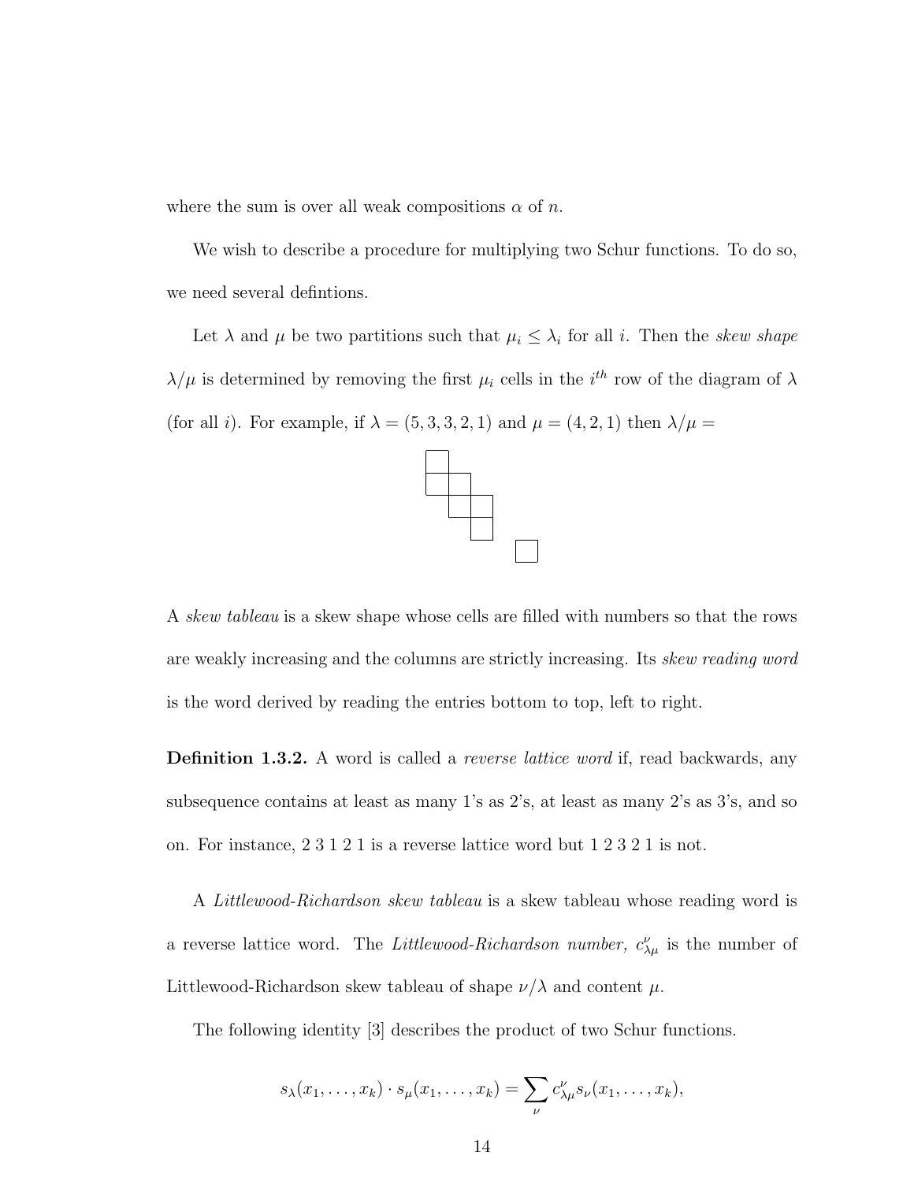where the sum is over all weak compositions $\alpha$ of $n$.

We wish to describe a procedure for multiplying two Schur functions. To do so, we need several defintions.

Let $\lambda$ and $\mu$ be two partitions such that $\mu_i \leq \lambda_i$ for all $i$. Then the *skew shape* $\lambda/\mu$ is determined by removing the first $\mu_i$ cells in the $i^{th}$ row of the diagram of $\lambda$ (for all $i$). For example, if $\lambda = (5, 3, 3, 2, 1)$ and $\mu = (4, 2, 1)$ then $\lambda/\mu =$

A *skew tableau* is a skew shape whose cells are filled with numbers so that the rows are weakly increasing and the columns are strictly increasing. Its *skew reading word* is the word derived by reading the entries bottom to top, left to right.

**Definition 1.3.2.** A word is called a *reverse lattice word* if, read backwards, any subsequence contains at least as many 1's as 2's, at least as many 2's as 3's, and so on. For instance, 2 3 1 2 1 is a reverse lattice word but 1 2 3 2 1 is not.

A *Littlewood-Richardson skew tableau* is a skew tableau whose reading word is a reverse lattice word. The *Littlewood-Richardson number,* $c^{\nu}_{\lambda\mu}$ is the number of Littlewood-Richardson skew tableau of shape $\nu/\lambda$ and content $\mu$.

The following identity [3] describes the product of two Schur functions.

$$s_{\lambda}(x_1, \ldots, x_k) \cdot s_{\mu}(x_1, \ldots, x_k) = \sum_{\nu} c^{\nu}_{\lambda\mu} s_{\nu}(x_1, \ldots, x_k),$$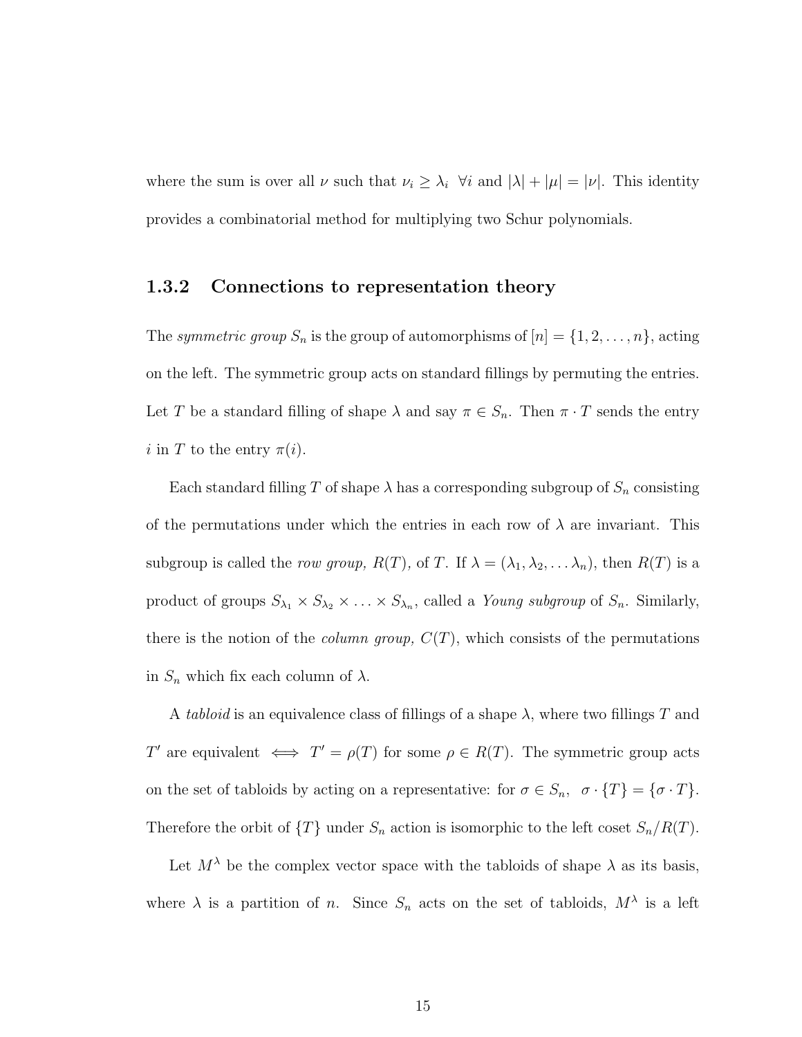where the sum is over all $\nu$ such that $\nu_i \geq \lambda_i \;\; \forall i$ and $|\lambda| + |\mu| = |\nu|$. This identity provides a combinatorial method for multiplying two Schur polynomials.

### 1.3.2 Connections to representation theory

The *symmetric group* $S_n$ is the group of automorphisms of $[n] = \{1, 2, \ldots, n\}$, acting on the left. The symmetric group acts on standard fillings by permuting the entries. Let $T$ be a standard filling of shape $\lambda$ and say $\pi \in S_n$. Then $\pi \cdot T$ sends the entry $i$ in $T$ to the entry $\pi(i)$.

Each standard filling $T$ of shape $\lambda$ has a corresponding subgroup of $S_n$ consisting of the permutations under which the entries in each row of $\lambda$ are invariant. This subgroup is called the *row group,* $R(T)$*,* of $T$. If $\lambda = (\lambda_1, \lambda_2, \ldots \lambda_n)$, then $R(T)$ is a product of groups $S_{\lambda_1} \times S_{\lambda_2} \times \ldots \times S_{\lambda_n}$, called a *Young subgroup* of $S_n$. Similarly, there is the notion of the *column group,* $C(T)$, which consists of the permutations in $S_n$ which fix each column of $\lambda$.

A *tabloid* is an equivalence class of fillings of a shape $\lambda$, where two fillings $T$ and $T'$ are equivalent $\iff$ $T' = \rho(T)$ for some $\rho \in R(T)$. The symmetric group acts on the set of tabloids by acting on a representative: for $\sigma \in S_n, \;\; \sigma \cdot \{T\} = \{\sigma \cdot T\}$. Therefore the orbit of $\{T\}$ under $S_n$ action is isomorphic to the left coset $S_n/R(T)$.

Let $M^\lambda$ be the complex vector space with the tabloids of shape $\lambda$ as its basis, where $\lambda$ is a partition of $n$. Since $S_n$ acts on the set of tabloids, $M^\lambda$ is a left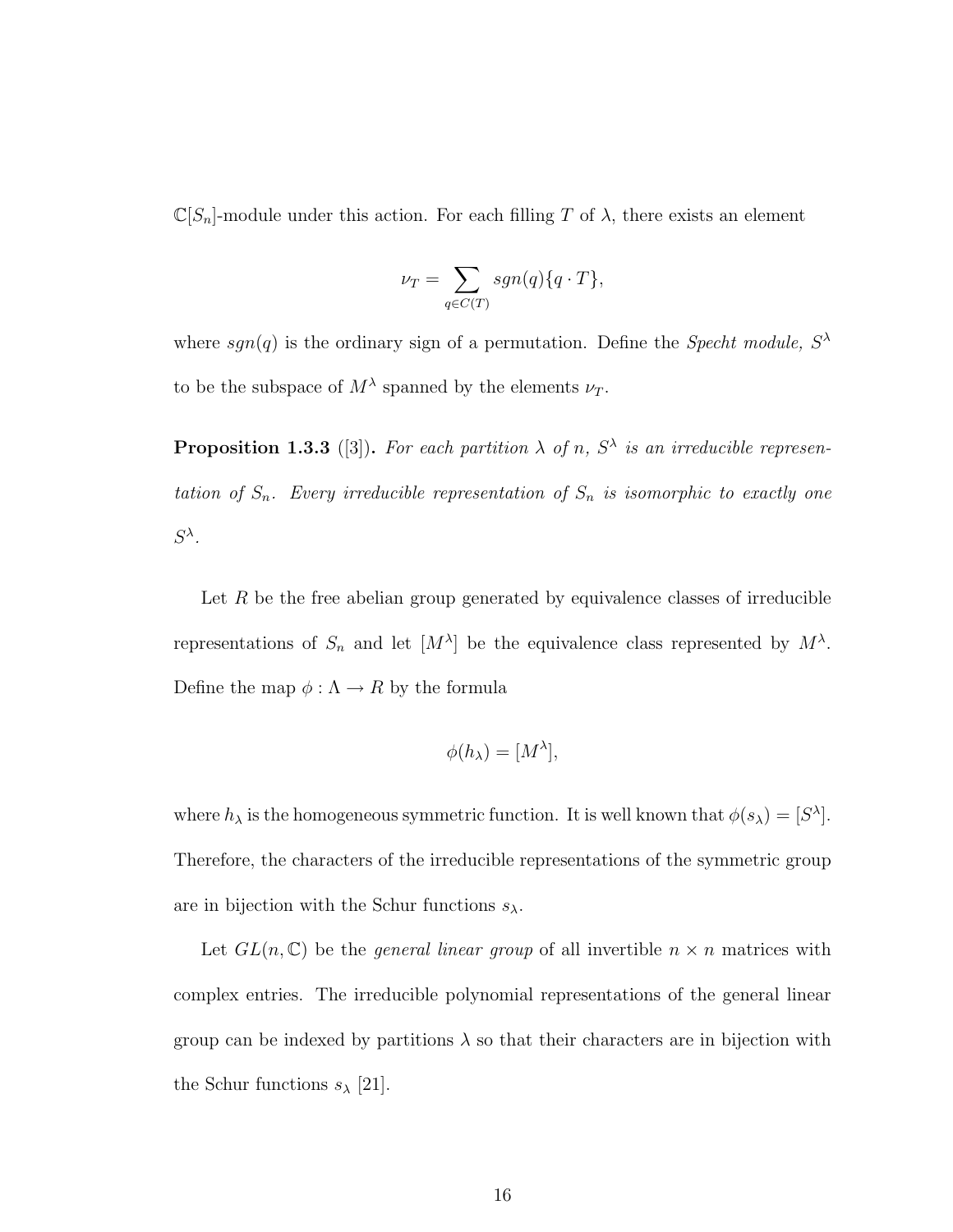$\mathbb{C}[S_n]$-module under this action. For each filling $T$ of $\lambda$, there exists an element

$$\nu_T = \sum_{q \in C(T)} sgn(q)\{q \cdot T\},$$

where $sgn(q)$ is the ordinary sign of a permutation. Define the *Specht module,* $S^\lambda$ to be the subspace of $M^\lambda$ spanned by the elements $\nu_T$.

**Proposition 1.3.3** ([3])**.** *For each partition $\lambda$ of $n$, $S^\lambda$ is an irreducible representation of $S_n$. Every irreducible representation of $S_n$ is isomorphic to exactly one $S^\lambda$.*

Let $R$ be the free abelian group generated by equivalence classes of irreducible representations of $S_n$ and let $[M^\lambda]$ be the equivalence class represented by $M^\lambda$. Define the map $\phi : \Lambda \to R$ by the formula

$$\phi(h_\lambda) = [M^\lambda],$$

where $h_\lambda$ is the homogeneous symmetric function. It is well known that $\phi(s_\lambda) = [S^\lambda]$. Therefore, the characters of the irreducible representations of the symmetric group are in bijection with the Schur functions $s_\lambda$.

Let $GL(n, \mathbb{C})$ be the *general linear group* of all invertible $n \times n$ matrices with complex entries. The irreducible polynomial representations of the general linear group can be indexed by partitions $\lambda$ so that their characters are in bijection with the Schur functions $s_\lambda$ [21].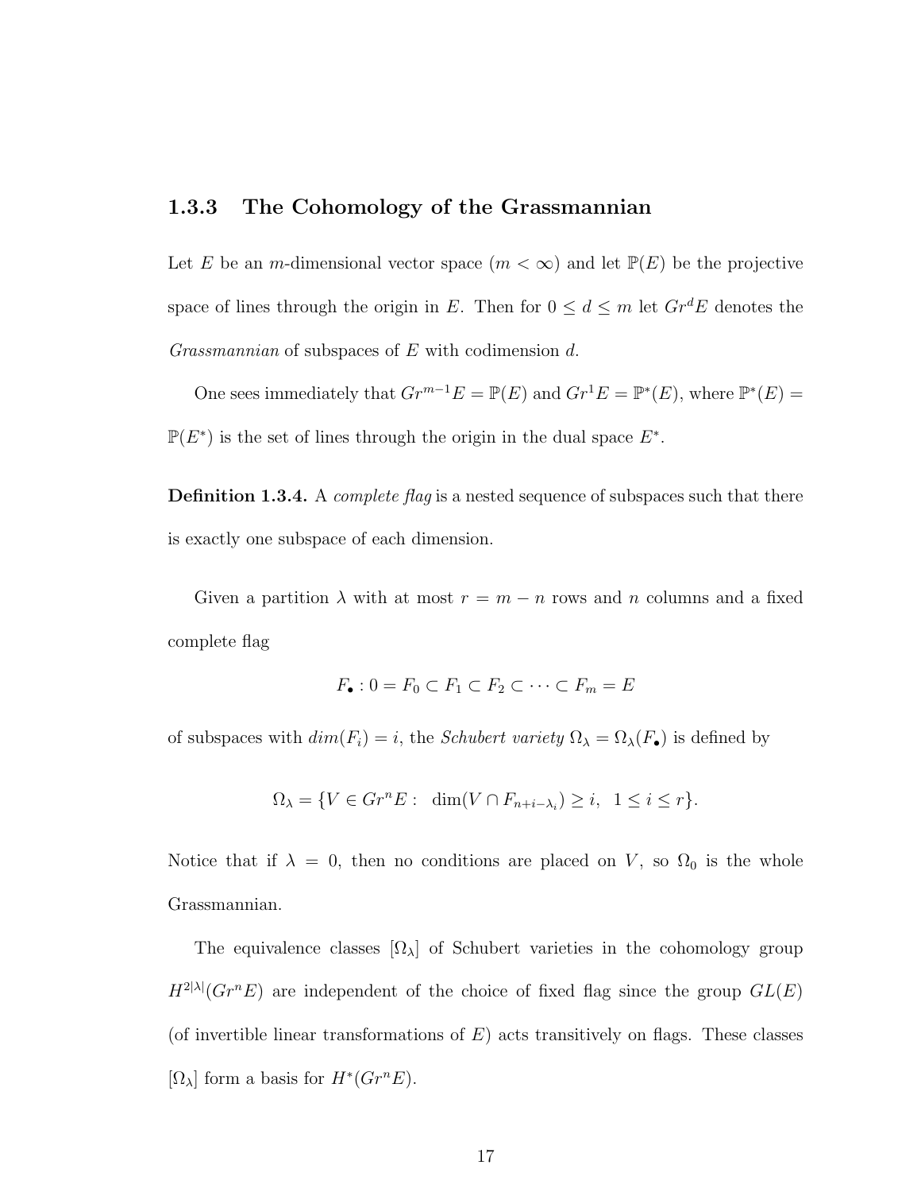### 1.3.3 The Cohomology of the Grassmannian

Let $E$ be an $m$-dimensional vector space ($m < \infty$) and let $\mathbb{P}(E)$ be the projective space of lines through the origin in $E$. Then for $0 \leq d \leq m$ let $Gr^d E$ denotes the *Grassmannian* of subspaces of $E$ with codimension $d$.

One sees immediately that $Gr^{m-1}E = \mathbb{P}(E)$ and $Gr^1 E = \mathbb{P}^*(E)$, where $\mathbb{P}^*(E) = \mathbb{P}(E^*)$ is the set of lines through the origin in the dual space $E^*$.

**Definition 1.3.4.** A *complete flag* is a nested sequence of subspaces such that there is exactly one subspace of each dimension.

Given a partition $\lambda$ with at most $r = m - n$ rows and $n$ columns and a fixed complete flag

$$F_\bullet : 0 = F_0 \subset F_1 \subset F_2 \subset \cdots \subset F_m = E$$

of subspaces with $dim(F_i) = i$, the *Schubert variety* $\Omega_\lambda = \Omega_\lambda(F_\bullet)$ is defined by

$$\Omega_\lambda = \{V \in Gr^n E : \ \dim(V \cap F_{n+i-\lambda_i}) \geq i, \ \ 1 \leq i \leq r\}.$$

Notice that if $\lambda = 0$, then no conditions are placed on $V$, so $\Omega_0$ is the whole Grassmannian.

The equivalence classes $[\Omega_\lambda]$ of Schubert varieties in the cohomology group $H^{2|\lambda|}(Gr^n E)$ are independent of the choice of fixed flag since the group $GL(E)$ (of invertible linear transformations of $E$) acts transitively on flags. These classes $[\Omega_\lambda]$ form a basis for $H^*(Gr^n E)$.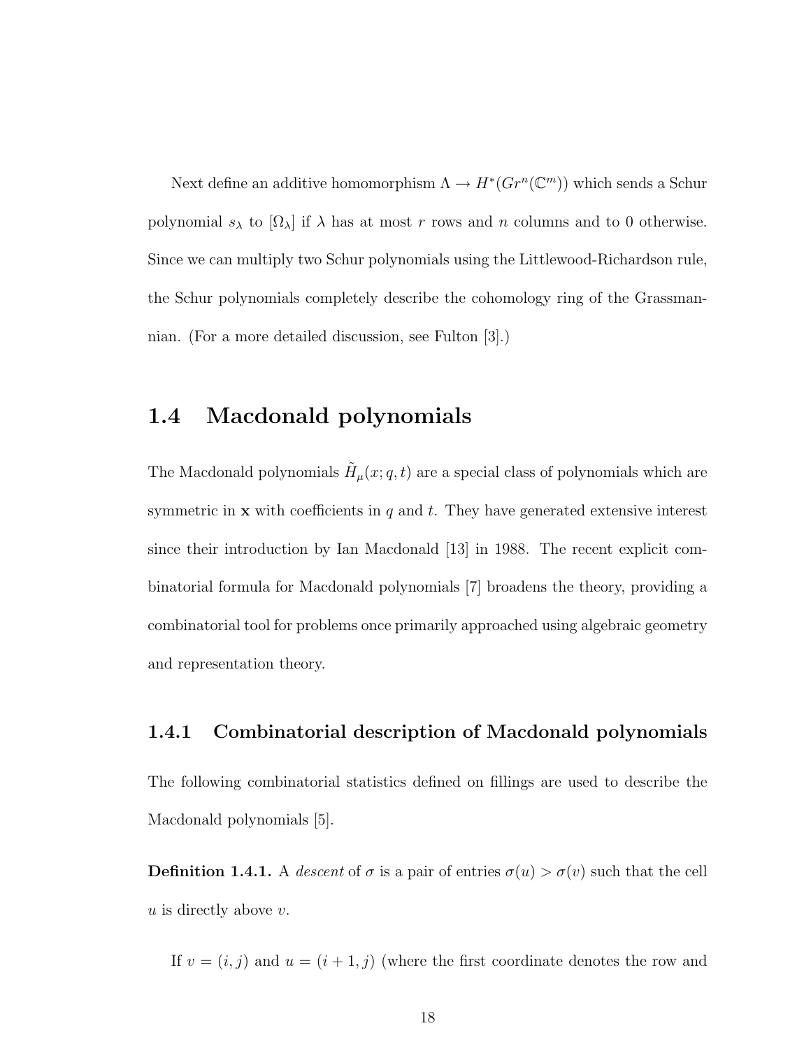Next define an additive homomorphism $\Lambda \to H^*(Gr^n(\mathbb{C}^m))$ which sends a Schur polynomial $s_\lambda$ to $[\Omega_\lambda]$ if $\lambda$ has at most $r$ rows and $n$ columns and to 0 otherwise. Since we can multiply two Schur polynomials using the Littlewood-Richardson rule, the Schur polynomials completely describe the cohomology ring of the Grassmannian. (For a more detailed discussion, see Fulton [3].)

## 1.4 Macdonald polynomials

The Macdonald polynomials $\tilde{H}_\mu(x; q, t)$ are a special class of polynomials which are symmetric in $\mathbf{x}$ with coefficients in $q$ and $t$. They have generated extensive interest since their introduction by Ian Macdonald [13] in 1988. The recent explicit combinatorial formula for Macdonald polynomials [7] broadens the theory, providing a combinatorial tool for problems once primarily approached using algebraic geometry and representation theory.

### 1.4.1 Combinatorial description of Macdonald polynomials

The following combinatorial statistics defined on fillings are used to describe the Macdonald polynomials [5].

**Definition 1.4.1.** A *descent* of $\sigma$ is a pair of entries $\sigma(u) > \sigma(v)$ such that the cell $u$ is directly above $v$.

If $v = (i, j)$ and $u = (i + 1, j)$ (where the first coordinate denotes the row and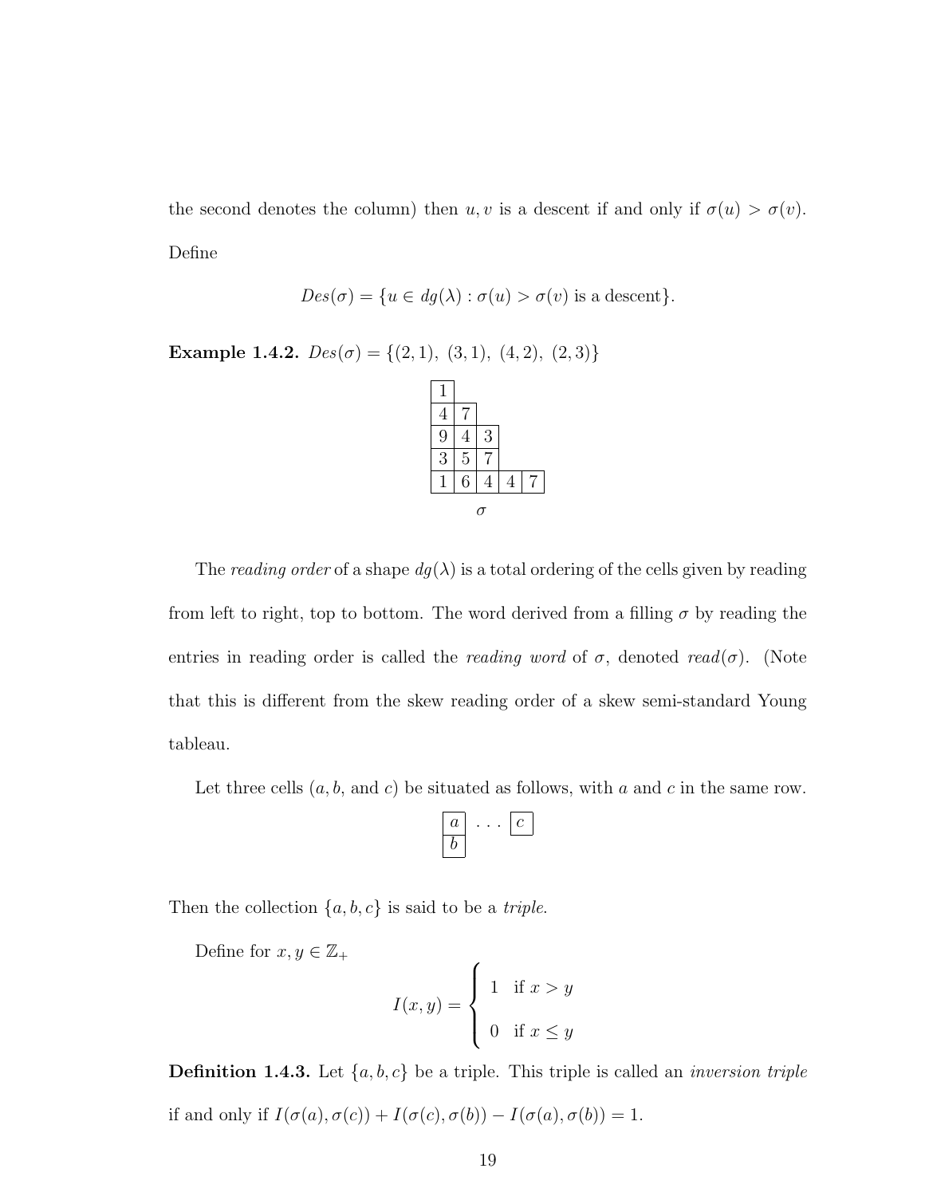the second denotes the column) then $u, v$ is a descent if and only if $\sigma(u) > \sigma(v)$. Define

$$Des(\sigma) = \{u \in dg(\lambda) : \sigma(u) > \sigma(v) \text{ is a descent}\}.$$

**Example 1.4.2.** $Des(\sigma) = \{(2,1),\ (3,1),\ (4,2),\ (2,3)\}$

| | | | | |
|---|---|---|---|---|
| 1 | | | | |
| 4 | 7 | | | |
| 9 | 4 | 3 | | |
| 3 | 5 | 7 | | |
| 1 | 6 | 4 | 4 | 7 |

$\sigma$

The *reading order* of a shape $dg(\lambda)$ is a total ordering of the cells given by reading from left to right, top to bottom. The word derived from a filling $\sigma$ by reading the entries in reading order is called the *reading word* of $\sigma$, denoted $read(\sigma)$. (Note that this is different from the skew reading order of a skew semi-standard Young tableau.

Let three cells ($a, b,$ and $c$) be situated as follows, with $a$ and $c$ in the same row.

| | | |
|---|---|---|
| $a$ | ... | $c$ |
| $b$ | | |

Then the collection $\{a, b, c\}$ is said to be a *triple*.

Define for $x, y \in \mathbb{Z}_+$

$$I(x, y) = \begin{cases} 1 & \text{if } x > y \\ 0 & \text{if } x \leq y \end{cases}$$

**Definition 1.4.3.** Let $\{a, b, c\}$ be a triple. This triple is called an *inversion triple* if and only if $I(\sigma(a), \sigma(c)) + I(\sigma(c), \sigma(b)) - I(\sigma(a), \sigma(b)) = 1$.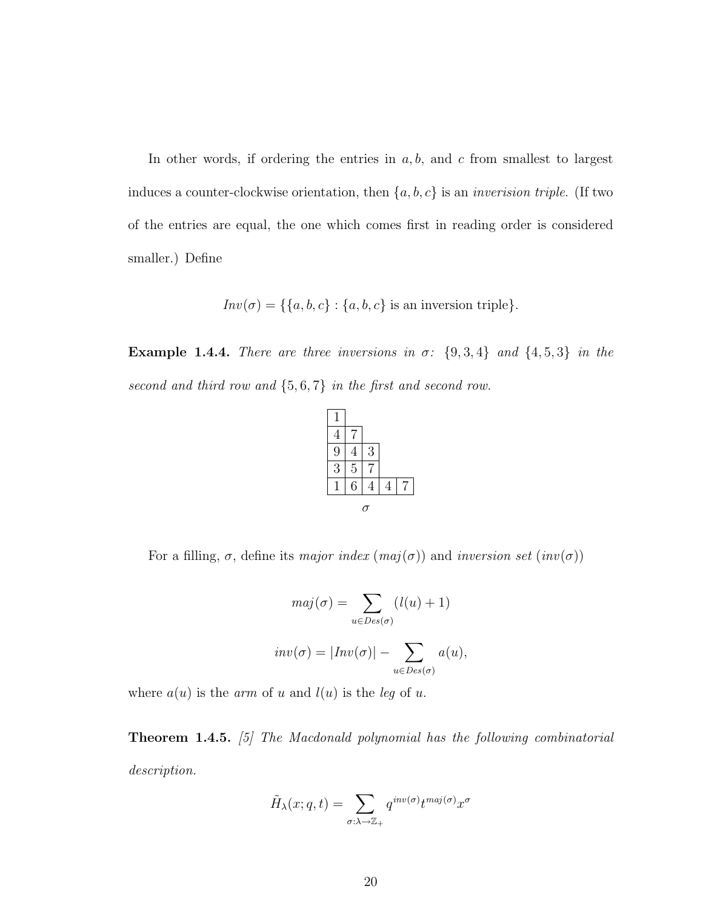In other words, if ordering the entries in $a, b$, and $c$ from smallest to largest induces a counter-clockwise orientation, then $\{a, b, c\}$ is an *inverision triple.* (If two of the entries are equal, the one which comes first in reading order is considered smaller.) Define

$$Inv(\sigma) = \{\{a, b, c\} : \{a, b, c\} \text{ is an inversion triple}\}.$$

**Example 1.4.4.** *There are three inversions in $\sigma$: $\{9, 3, 4\}$ and $\{4, 5, 3\}$ in the second and third row and $\{5, 6, 7\}$ in the first and second row.*

| | | | | |
|---|---|---|---|---|
| 1 | | | | |
| 4 | 7 | | | |
| 9 | 4 | 3 | | |
| 3 | 5 | 7 | | |
| 1 | 6 | 4 | 4 | 7 |

$\sigma$

For a filling, $\sigma$, define its *major index* ($maj(\sigma)$) and *inversion set* ($inv(\sigma)$)

$$maj(\sigma) = \sum_{u \in Des(\sigma)} (l(u) + 1)$$

$$inv(\sigma) = |Inv(\sigma)| - \sum_{u \in Des(\sigma)} a(u),$$

where $a(u)$ is the *arm* of $u$ and $l(u)$ is the *leg* of $u$.

**Theorem 1.4.5.** *[5] The Macdonald polynomial has the following combinatorial description.*

$$\tilde{H}_\lambda(x; q, t) = \sum_{\sigma : \lambda \to \mathbb{Z}_+} q^{inv(\sigma)} t^{maj(\sigma)} x^\sigma$$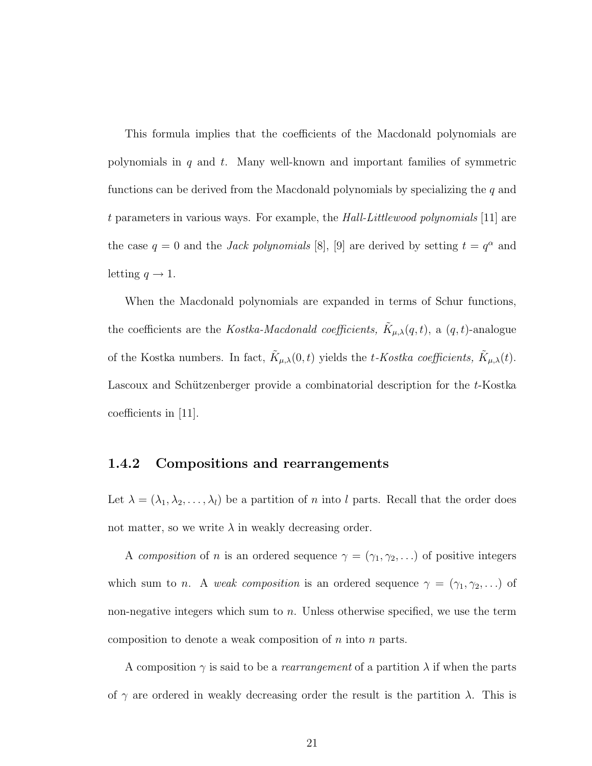This formula implies that the coefficients of the Macdonald polynomials are polynomials in $q$ and $t$. Many well-known and important families of symmetric functions can be derived from the Macdonald polynomials by specializing the $q$ and $t$ parameters in various ways. For example, the *Hall-Littlewood polynomials* [11] are the case $q = 0$ and the *Jack polynomials* [8], [9] are derived by setting $t = q^{\alpha}$ and letting $q \to 1$.

When the Macdonald polynomials are expanded in terms of Schur functions, the coefficients are the *Kostka-Macdonald coefficients,* $\tilde{K}_{\mu,\lambda}(q,t)$, a $(q,t)$-analogue of the Kostka numbers. In fact, $\tilde{K}_{\mu,\lambda}(0,t)$ yields the *t-Kostka coefficients,* $\tilde{K}_{\mu,\lambda}(t)$. Lascoux and Schützenberger provide a combinatorial description for the $t$-Kostka coefficients in [11].

### 1.4.2 Compositions and rearrangements

Let $\lambda = (\lambda_1, \lambda_2, \ldots, \lambda_l)$ be a partition of $n$ into $l$ parts. Recall that the order does not matter, so we write $\lambda$ in weakly decreasing order.

A *composition* of $n$ is an ordered sequence $\gamma = (\gamma_1, \gamma_2, \ldots)$ of positive integers which sum to $n$. A *weak composition* is an ordered sequence $\gamma = (\gamma_1, \gamma_2, \ldots)$ of non-negative integers which sum to $n$. Unless otherwise specified, we use the term composition to denote a weak composition of $n$ into $n$ parts.

A composition $\gamma$ is said to be a *rearrangement* of a partition $\lambda$ if when the parts of $\gamma$ are ordered in weakly decreasing order the result is the partition $\lambda$. This is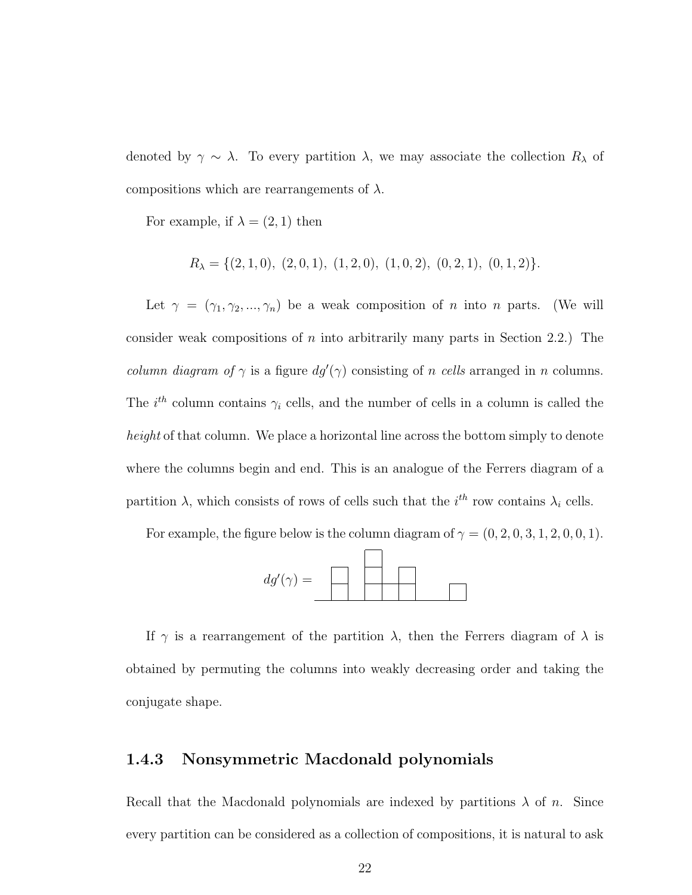denoted by $\gamma \sim \lambda$. To every partition $\lambda$, we may associate the collection $R_\lambda$ of compositions which are rearrangements of $\lambda$.

For example, if $\lambda = (2, 1)$ then

$$R_\lambda = \{(2,1,0),\ (2,0,1),\ (1,2,0),\ (1,0,2),\ (0,2,1),\ (0,1,2)\}.$$

Let $\gamma = (\gamma_1, \gamma_2, ..., \gamma_n)$ be a weak composition of $n$ into $n$ parts. (We will consider weak compositions of $n$ into arbitrarily many parts in Section 2.2.) The *column diagram of* $\gamma$ is a figure $dg'(\gamma)$ consisting of $n$ *cells* arranged in $n$ columns. The $i^{th}$ column contains $\gamma_i$ cells, and the number of cells in a column is called the *height* of that column. We place a horizontal line across the bottom simply to denote where the columns begin and end. This is an analogue of the Ferrers diagram of a partition $\lambda$, which consists of rows of cells such that the $i^{th}$ row contains $\lambda_i$ cells.

For example, the figure below is the column diagram of $\gamma = (0, 2, 0, 3, 1, 2, 0, 0, 1)$.

$dg'(\gamma) =$

If $\gamma$ is a rearrangement of the partition $\lambda$, then the Ferrers diagram of $\lambda$ is obtained by permuting the columns into weakly decreasing order and taking the conjugate shape.

### 1.4.3 Nonsymmetric Macdonald polynomials

Recall that the Macdonald polynomials are indexed by partitions $\lambda$ of $n$. Since every partition can be considered as a collection of compositions, it is natural to ask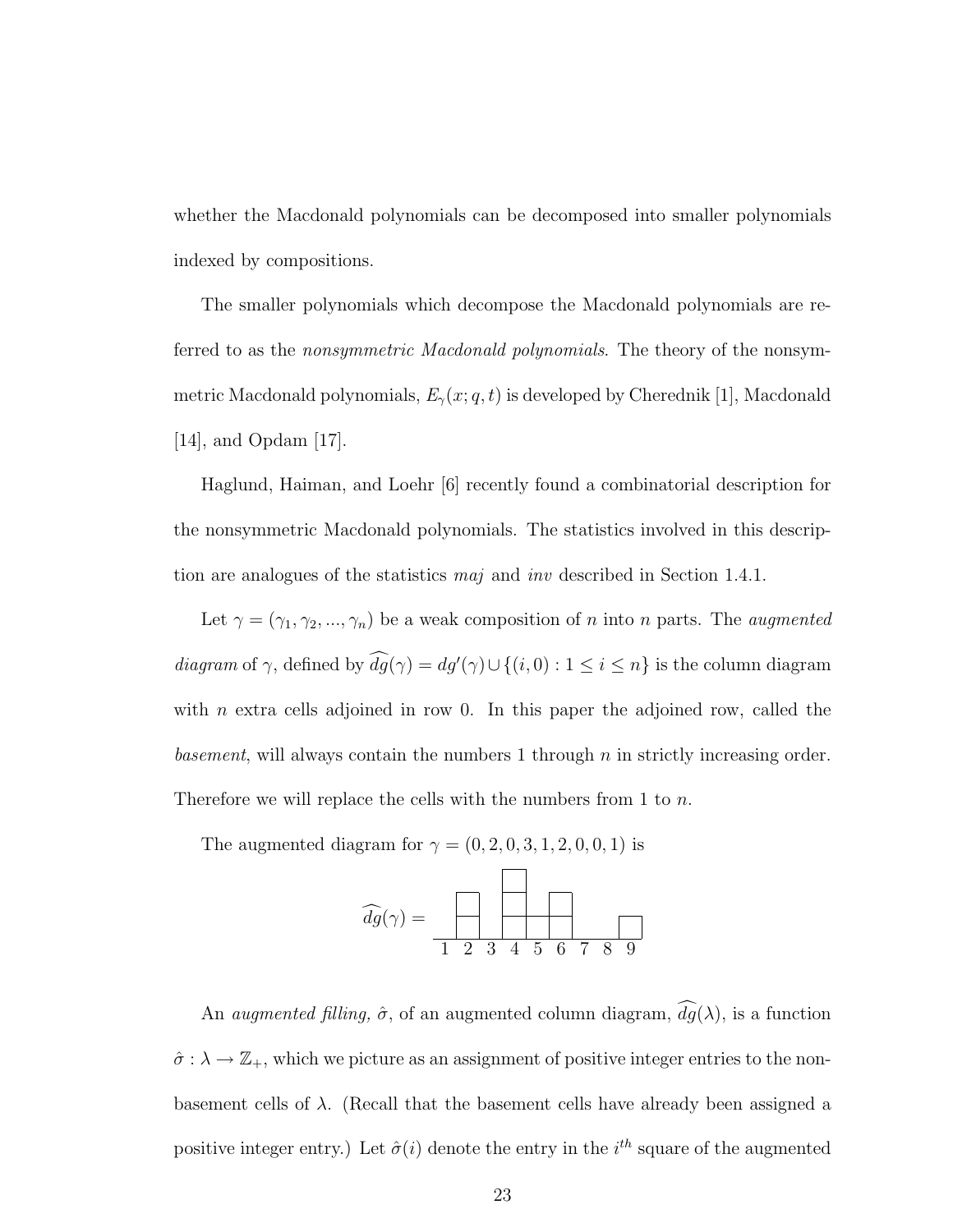whether the Macdonald polynomials can be decomposed into smaller polynomials indexed by compositions.

The smaller polynomials which decompose the Macdonald polynomials are referred to as the *nonsymmetric Macdonald polynomials*. The theory of the nonsymmetric Macdonald polynomials, $E_\gamma(x; q, t)$ is developed by Cherednik [1], Macdonald [14], and Opdam [17].

Haglund, Haiman, and Loehr [6] recently found a combinatorial description for the nonsymmetric Macdonald polynomials. The statistics involved in this description are analogues of the statistics *maj* and *inv* described in Section 1.4.1.

Let $\gamma = (\gamma_1, \gamma_2, ..., \gamma_n)$ be a weak composition of $n$ into $n$ parts. The *augmented diagram* of $\gamma$, defined by $\widehat{dg}(\gamma) = dg'(\gamma) \cup \{(i, 0) : 1 \leq i \leq n\}$ is the column diagram with $n$ extra cells adjoined in row 0. In this paper the adjoined row, called the *basement*, will always contain the numbers 1 through $n$ in strictly increasing order. Therefore we will replace the cells with the numbers from 1 to $n$.

The augmented diagram for $\gamma = (0, 2, 0, 3, 1, 2, 0, 0, 1)$ is

```
                 ┌─┐
           ┌─┐   ├─┤   ┌─┐
           ├─┤   ├─┼─┬─┤ │     ┌─┐
dg(γ) =  ──┴─┴───┴─┴─┴─┴─┴─────┴─┘
          1  2  3  4  5  6  7  8  9
```

An *augmented filling*, $\hat{\sigma}$, of an augmented column diagram, $\widehat{dg}(\lambda)$, is a function $\hat{\sigma} : \lambda \to \mathbb{Z}_+$, which we picture as an assignment of positive integer entries to the non-basement cells of $\lambda$. (Recall that the basement cells have already been assigned a positive integer entry.) Let $\hat{\sigma}(i)$ denote the entry in the $i^{th}$ square of the augmented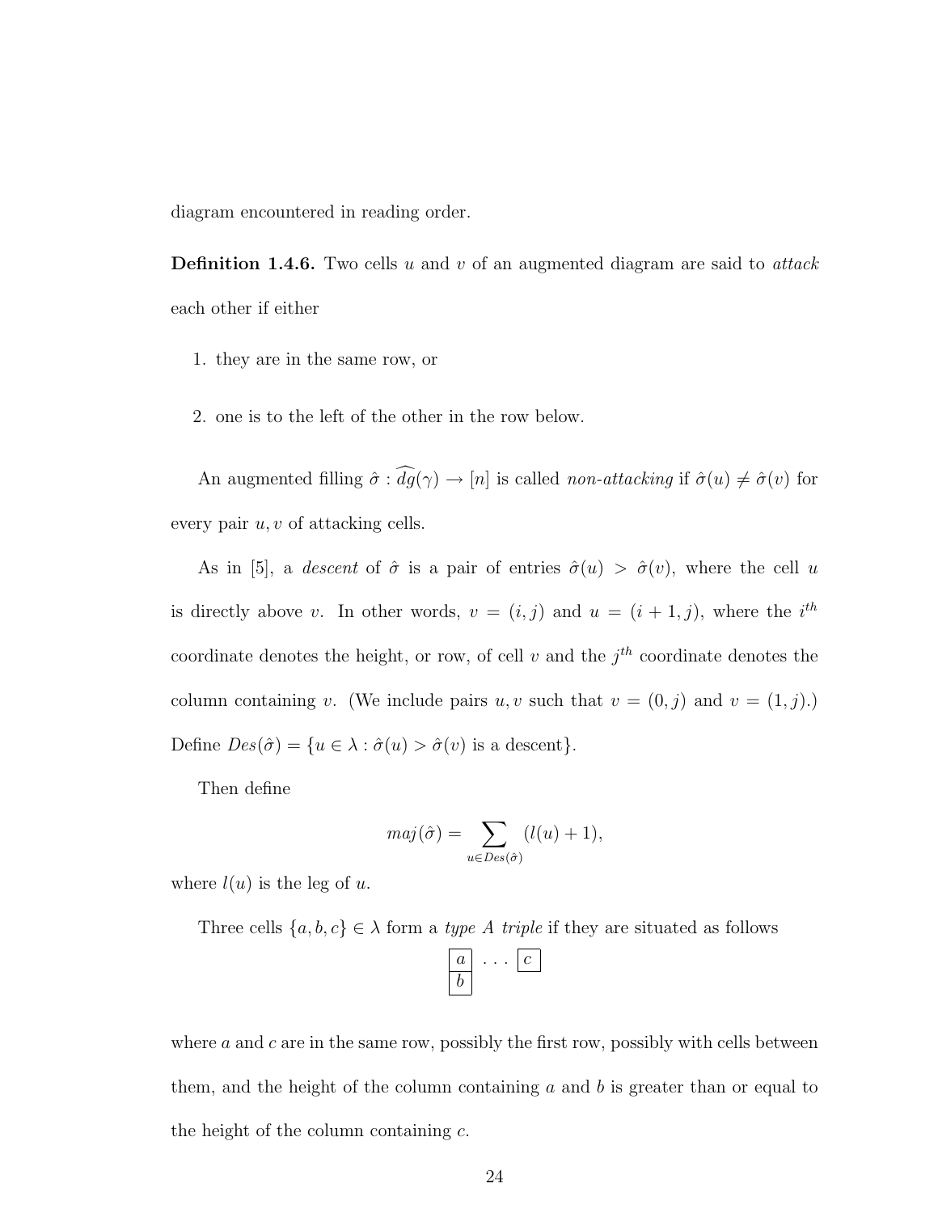diagram encountered in reading order.

**Definition 1.4.6.** Two cells $u$ and $v$ of an augmented diagram are said to *attack* each other if either

1. they are in the same row, or

2. one is to the left of the other in the row below.

An augmented filling $\hat{\sigma} : \widehat{dg}(\gamma) \to [n]$ is called *non-attacking* if $\hat{\sigma}(u) \neq \hat{\sigma}(v)$ for every pair $u, v$ of attacking cells.

As in [5], a *descent* of $\hat{\sigma}$ is a pair of entries $\hat{\sigma}(u) > \hat{\sigma}(v)$, where the cell $u$ is directly above $v$. In other words, $v = (i, j)$ and $u = (i+1, j)$, where the $i^{th}$ coordinate denotes the height, or row, of cell $v$ and the $j^{th}$ coordinate denotes the column containing $v$. (We include pairs $u, v$ such that $v = (0, j)$ and $v = (1, j)$.) Define $Des(\hat{\sigma}) = \{u \in \lambda : \hat{\sigma}(u) > \hat{\sigma}(v) \text{ is a descent}\}$.

Then define

$$maj(\hat{\sigma}) = \sum_{u \in Des(\hat{\sigma})} (l(u) + 1),$$

where $l(u)$ is the leg of $u$.

Three cells $\{a, b, c\} \in \lambda$ form a *type A triple* if they are situated as follows

$$\begin{array}{|c|}\hline a \\ \hline b \\ \hline \end{array} \;\cdots\; \begin{array}{|c|}\hline c \\ \hline \end{array}$$

where $a$ and $c$ are in the same row, possibly the first row, possibly with cells between them, and the height of the column containing $a$ and $b$ is greater than or equal to the height of the column containing $c$.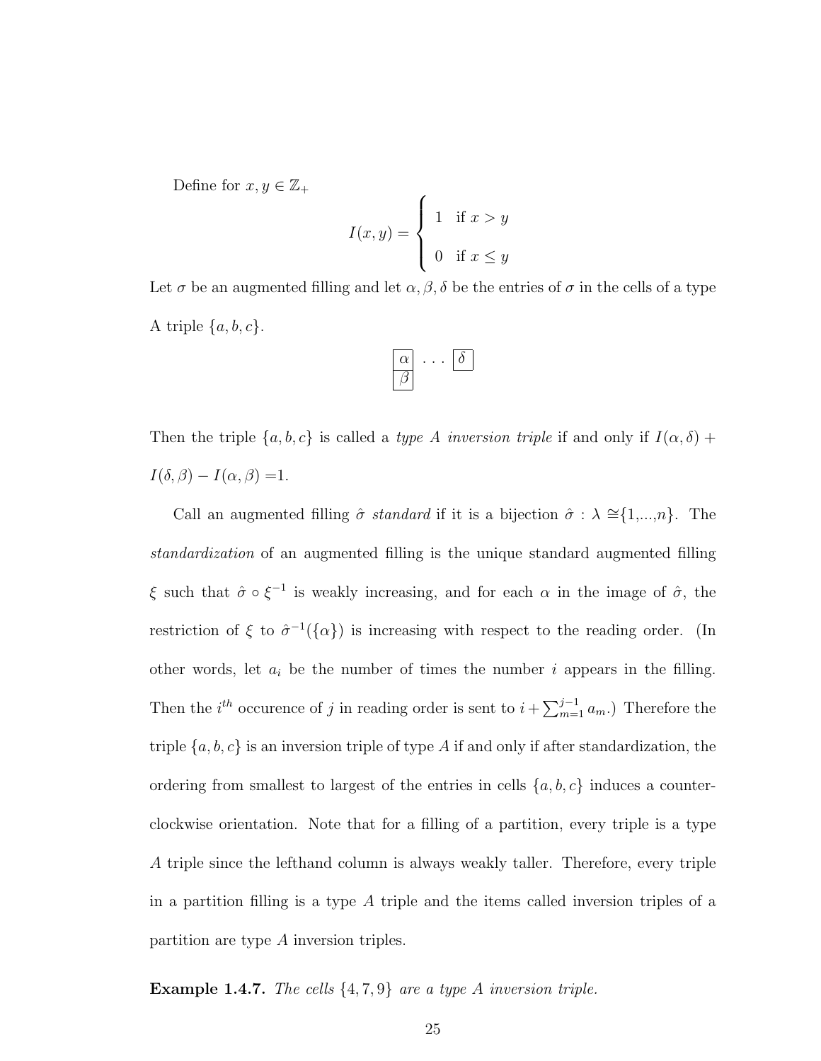Define for $x, y \in \mathbb{Z}_+$

$$I(x,y) = \begin{cases} 1 & \text{if } x > y \\ \\ 0 & \text{if } x \leq y \end{cases}$$

Let $\sigma$ be an augmented filling and let $\alpha, \beta, \delta$ be the entries of $\sigma$ in the cells of a type A triple $\{a, b, c\}$.

$$\begin{array}{|c|}\hline \alpha \\ \hline \beta \\ \hline \end{array} \quad \cdots \quad \begin{array}{|c|}\hline \delta \\ \hline \end{array}$$

Then the triple $\{a, b, c\}$ is called a *type A inversion triple* if and only if $I(\alpha, \delta) + I(\delta, \beta) - I(\alpha, \beta) = 1$.

Call an augmented filling $\hat{\sigma}$ *standard* if it is a bijection $\hat{\sigma} : \lambda \cong \{1,...,n\}$. The *standardization* of an augmented filling is the unique standard augmented filling $\xi$ such that $\hat{\sigma} \circ \xi^{-1}$ is weakly increasing, and for each $\alpha$ in the image of $\hat{\sigma}$, the restriction of $\xi$ to $\hat{\sigma}^{-1}(\{\alpha\})$ is increasing with respect to the reading order. (In other words, let $a_i$ be the number of times the number $i$ appears in the filling. Then the $i^{th}$ occurence of $j$ in reading order is sent to $i + \sum_{m=1}^{j-1} a_m$.) Therefore the triple $\{a, b, c\}$ is an inversion triple of type $A$ if and only if after standardization, the ordering from smallest to largest of the entries in cells $\{a, b, c\}$ induces a counter-clockwise orientation. Note that for a filling of a partition, every triple is a type $A$ triple since the lefthand column is always weakly taller. Therefore, every triple in a partition filling is a type $A$ triple and the items called inversion triples of a partition are type $A$ inversion triples.

**Example 1.4.7.** *The cells $\{4, 7, 9\}$ are a type A inversion triple.*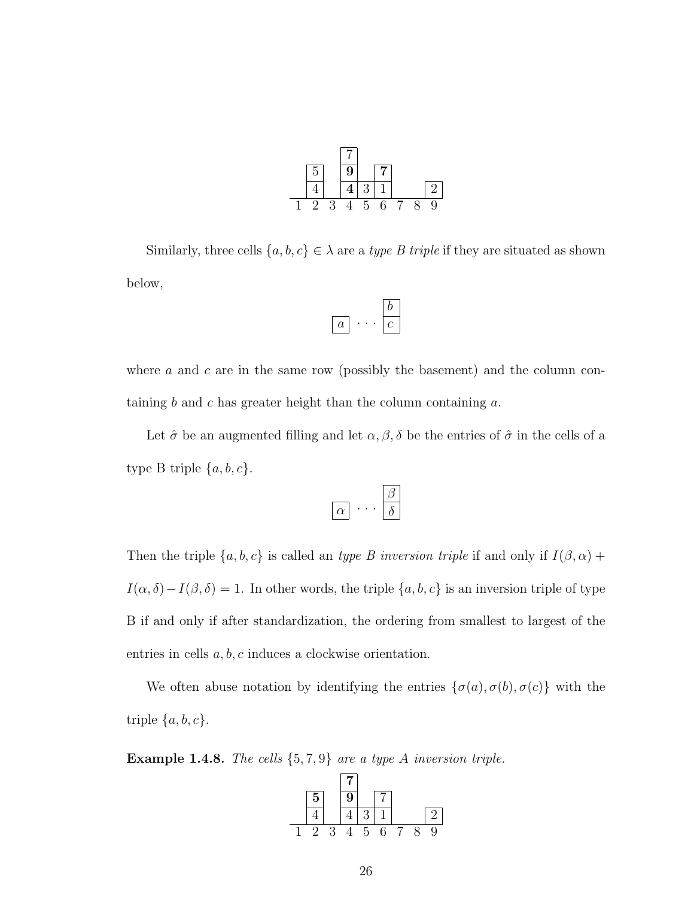|   |   |   |   |   |   |   |   |   |
|---|---|---|---|---|---|---|---|---|
|   |   |   | 7 |   |   |   |   |   |
|   | 5 |   | **9** |   | **7** |   |   |   |
|   | 4 |   | **4** | 3 | 1 |   |   | 2 |
| 1 | 2 | 3 | 4 | 5 | 6 | 7 | 8 | 9 |

Similarly, three cells $\{a, b, c\} \in \lambda$ are a *type B triple* if they are situated as shown below,

$$\begin{array}{ccc} & & \boxed{b} \\ \boxed{a} & \cdots & \boxed{c} \end{array}$$

where $a$ and $c$ are in the same row (possibly the basement) and the column containing $b$ and $c$ has greater height than the column containing $a$.

Let $\hat{\sigma}$ be an augmented filling and let $\alpha, \beta, \delta$ be the entries of $\hat{\sigma}$ in the cells of a type B triple $\{a, b, c\}$.

$$\begin{array}{ccc} & & \boxed{\beta} \\ \boxed{\alpha} & \cdots & \boxed{\delta} \end{array}$$

Then the triple $\{a, b, c\}$ is called an *type B inversion triple* if and only if $I(\beta, \alpha) + I(\alpha, \delta) - I(\beta, \delta) = 1$. In other words, the triple $\{a, b, c\}$ is an inversion triple of type B if and only if after standardization, the ordering from smallest to largest of the entries in cells $a, b, c$ induces a clockwise orientation.

We often abuse notation by identifying the entries $\{\sigma(a), \sigma(b), \sigma(c)\}$ with the triple $\{a, b, c\}$.

**Example 1.4.8.** *The cells $\{5, 7, 9\}$ are a type A inversion triple.*

|   |   |   |   |   |   |   |   |   |
|---|---|---|---|---|---|---|---|---|
|   |   |   | **7** |   |   |   |   |   |
|   | **5** |   | **9** |   | 7 |   |   |   |
|   | 4 |   | 4 | 3 | 1 |   |   | 2 |
| 1 | 2 | 3 | 4 | 5 | 6 | 7 | 8 | 9 |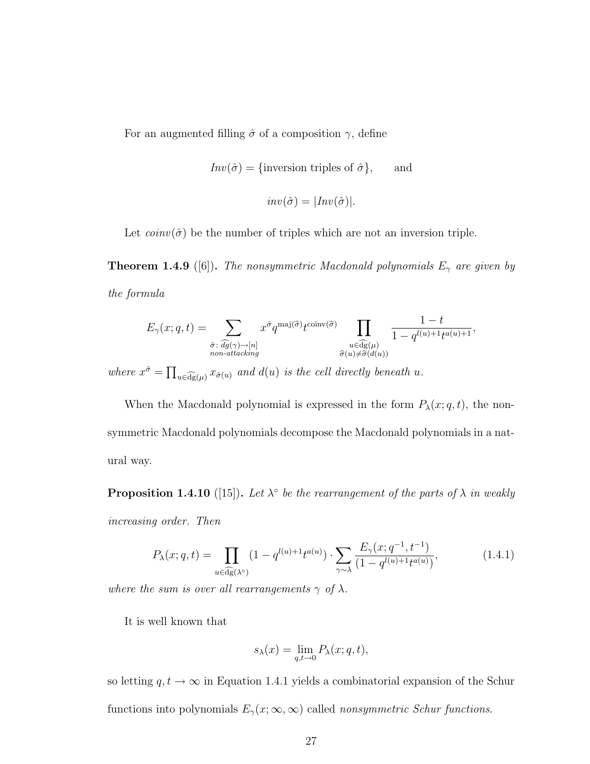For an augmented filling $\hat{\sigma}$ of a composition $\gamma$, define

$$Inv(\hat{\sigma}) = \{\text{inversion triples of } \hat{\sigma}\}, \qquad \text{and}$$

$$inv(\hat{\sigma}) = |Inv(\hat{\sigma})|.$$

Let $coinv(\hat{\sigma})$ be the number of triples which are not an inversion triple.

**Theorem 1.4.9** ([6]). *The nonsymmetric Macdonald polynomials $E_\gamma$ are given by the formula*

$$E_\gamma(x;q,t) = \sum_{\substack{\hat{\sigma}\colon \widehat{dg}(\gamma)\to[n] \\ \text{non-attacking}}} x^{\hat{\sigma}} q^{\mathrm{maj}(\hat{\sigma})} t^{\mathrm{coinv}(\hat{\sigma})} \prod_{\substack{u\in\widehat{\mathrm{dg}}(\mu) \\ \hat{\sigma}(u)\neq\hat{\sigma}(d(u))}} \frac{1-t}{1-q^{l(u)+1}t^{a(u)+1}},$$

*where $x^{\hat{\sigma}} = \prod_{u\in\widehat{\mathrm{dg}}(\mu)} x_{\hat{\sigma}(u)}$ and $d(u)$ is the cell directly beneath $u$.*

When the Macdonald polynomial is expressed in the form $P_\lambda(x;q,t)$, the nonsymmetric Macdonald polynomials decompose the Macdonald polynomials in a natural way.

**Proposition 1.4.10** ([15]). *Let $\lambda^\circ$ be the rearrangement of the parts of $\lambda$ in weakly increasing order. Then*

$$P_\lambda(x;q,t) = \prod_{u\in\widehat{\mathrm{dg}}(\lambda^\circ)} (1-q^{l(u)+1}t^{a(u)}) \cdot \sum_{\gamma\sim\lambda} \frac{E_\gamma(x;q^{-1},t^{-1})}{(1-q^{l(u)+1}t^{a(u)})}, \tag{1.4.1}$$

*where the sum is over all rearrangements $\gamma$ of $\lambda$.*

It is well known that

$$s_\lambda(x) = \lim_{q,t\to 0} P_\lambda(x;q,t),$$

so letting $q,t\to\infty$ in Equation 1.4.1 yields a combinatorial expansion of the Schur functions into polynomials $E_\gamma(x;\infty,\infty)$ called *nonsymmetric Schur functions.*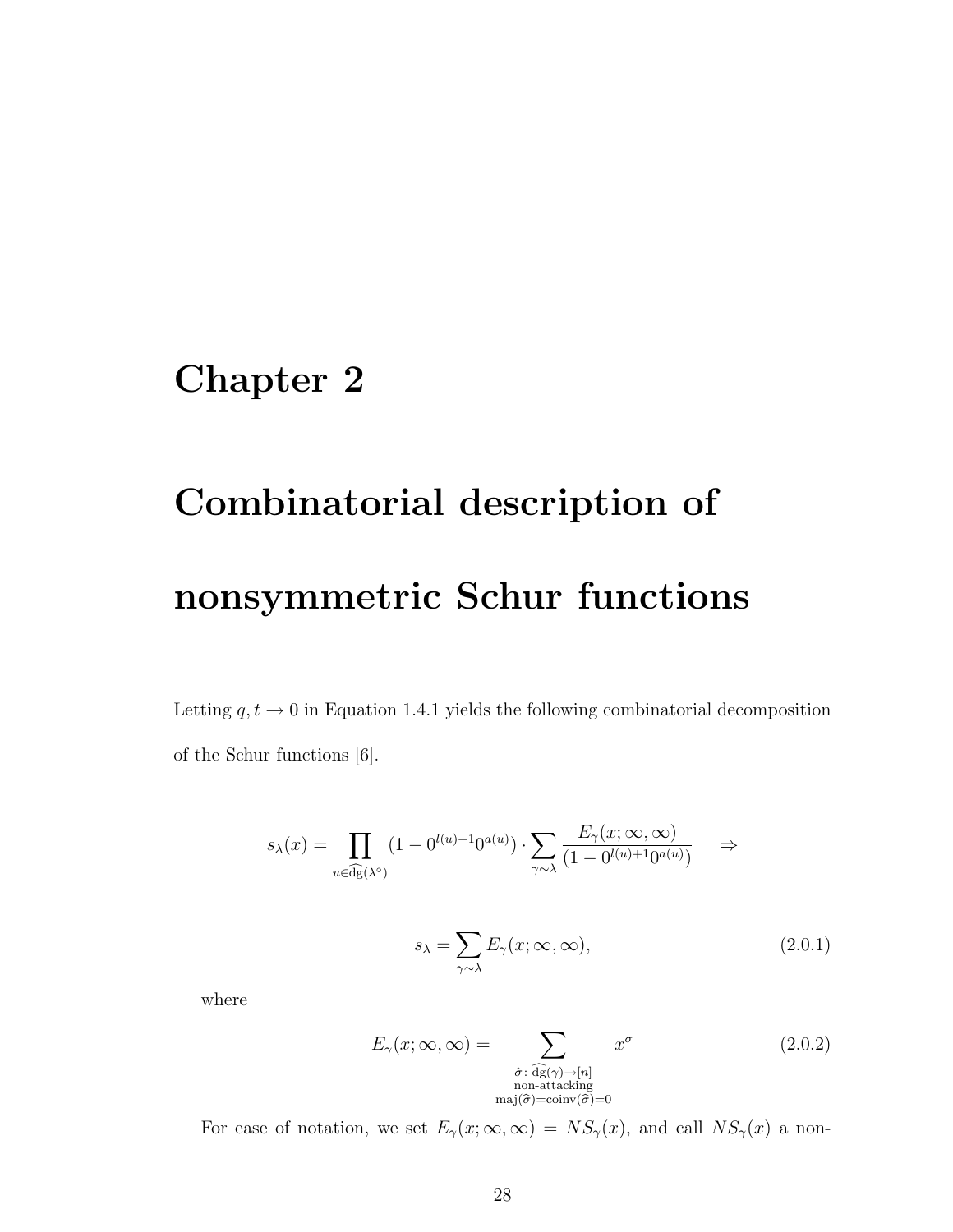# Chapter 2

# Combinatorial description of nonsymmetric Schur functions

Letting $q, t \to 0$ in Equation 1.4.1 yields the following combinatorial decomposition of the Schur functions [6].

$$s_\lambda(x) = \prod_{u \in \widehat{\mathrm{dg}}(\lambda^\circ)} (1 - 0^{l(u)+1} 0^{a(u)}) \cdot \sum_{\gamma \sim \lambda} \frac{E_\gamma(x; \infty, \infty)}{(1 - 0^{l(u)+1} 0^{a(u)})} \quad \Rightarrow$$

$$s_\lambda = \sum_{\gamma \sim \lambda} E_\gamma(x; \infty, \infty), \tag{2.0.1}$$

where

$$E_\gamma(x; \infty, \infty) = \sum_{\substack{\hat{\sigma} \colon \widehat{\mathrm{dg}}(\gamma) \to [n] \\ \text{non-attacking} \\ \mathrm{maj}(\widehat{\sigma}) = \mathrm{coinv}(\widehat{\sigma}) = 0}} x^\sigma \tag{2.0.2}$$

For ease of notation, we set $E_\gamma(x; \infty, \infty) = NS_\gamma(x)$, and call $NS_\gamma(x)$ a non-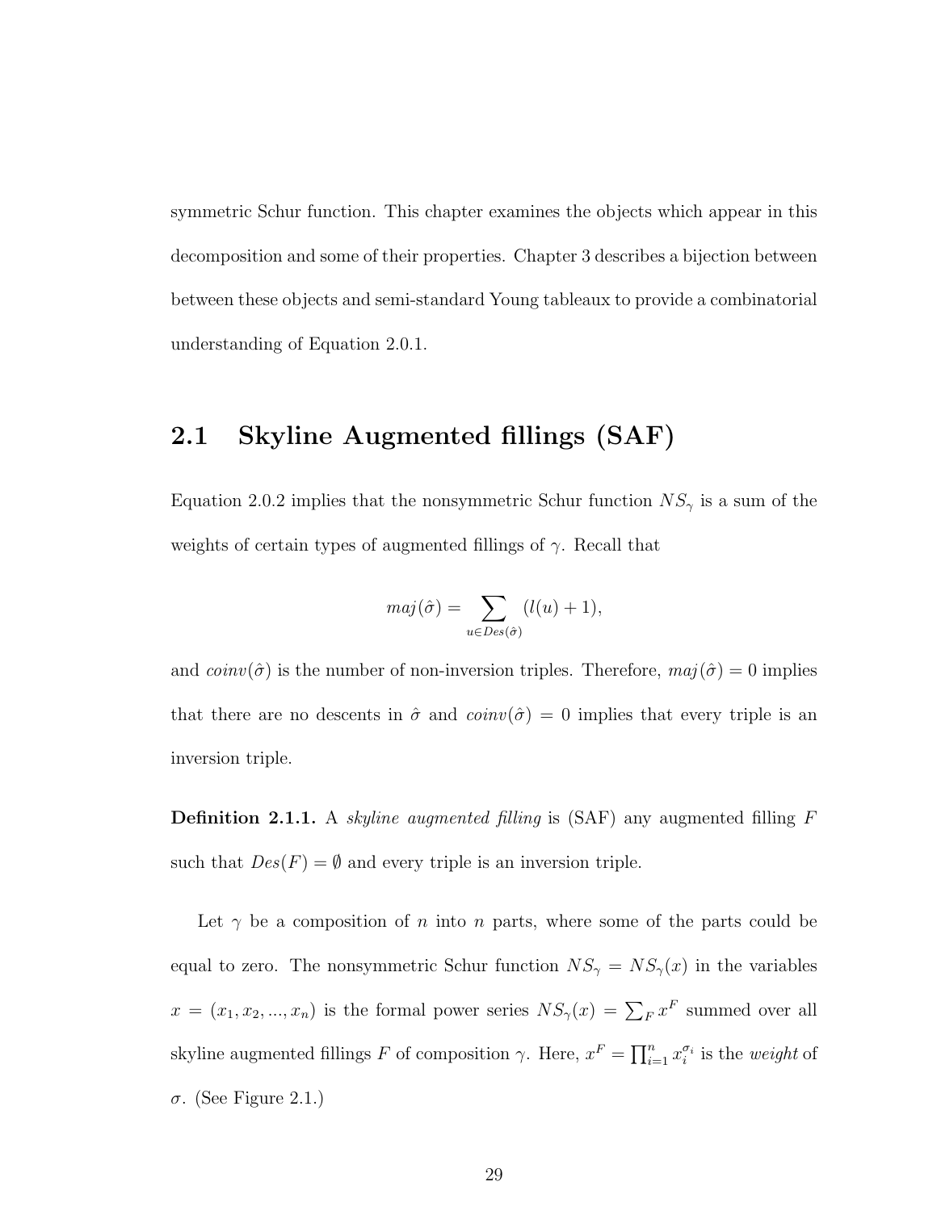symmetric Schur function. This chapter examines the objects which appear in this decomposition and some of their properties. Chapter 3 describes a bijection between between these objects and semi-standard Young tableaux to provide a combinatorial understanding of Equation 2.0.1.

## 2.1 Skyline Augmented fillings (SAF)

Equation 2.0.2 implies that the nonsymmetric Schur function $NS_\gamma$ is a sum of the weights of certain types of augmented fillings of $\gamma$. Recall that

$$maj(\hat{\sigma}) = \sum_{u \in Des(\hat{\sigma})} (l(u) + 1),$$

and $coinv(\hat{\sigma})$ is the number of non-inversion triples. Therefore, $maj(\hat{\sigma}) = 0$ implies that there are no descents in $\hat{\sigma}$ and $coinv(\hat{\sigma}) = 0$ implies that every triple is an inversion triple.

**Definition 2.1.1.** A *skyline augmented filling* is (SAF) any augmented filling $F$ such that $Des(F) = \emptyset$ and every triple is an inversion triple.

Let $\gamma$ be a composition of $n$ into $n$ parts, where some of the parts could be equal to zero. The nonsymmetric Schur function $NS_\gamma = NS_\gamma(x)$ in the variables $x = (x_1, x_2, ..., x_n)$ is the formal power series $NS_\gamma(x) = \sum_F x^F$ summed over all skyline augmented fillings $F$ of composition $\gamma$. Here, $x^F = \prod_{i=1}^n x_i^{\sigma_i}$ is the *weight* of $\sigma$. (See Figure 2.1.)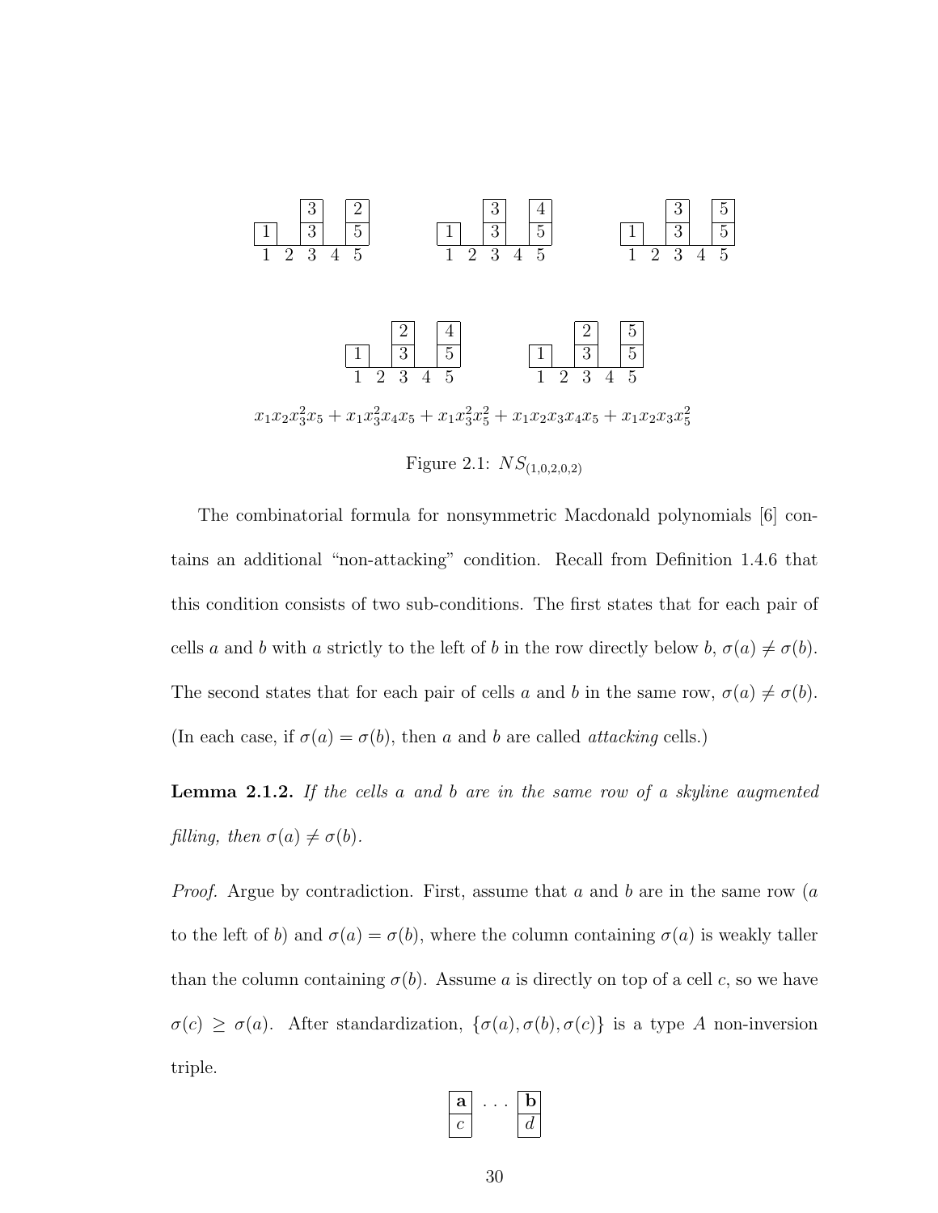| | | | | |
|---|---|---|---|---|
| | | 3 | | 2 |
| 1 | | 3 | | 5 |
| 1 | 2 | 3 | 4 | 5 |

| | | | | |
|---|---|---|---|---|
| | | 3 | | 4 |
| 1 | | 3 | | 5 |
| 1 | 2 | 3 | 4 | 5 |

| | | | | |
|---|---|---|---|---|
| | | 3 | | 5 |
| 1 | | 3 | | 5 |
| 1 | 2 | 3 | 4 | 5 |

| | | | | |
|---|---|---|---|---|
| | | 2 | | 4 |
| 1 | | 3 | | 5 |
| 1 | 2 | 3 | 4 | 5 |

| | | | | |
|---|---|---|---|---|
| | | 2 | | 5 |
| 1 | | 3 | | 5 |
| 1 | 2 | 3 | 4 | 5 |

$$x_1x_2x_3^2x_5 + x_1x_3^2x_4x_5 + x_1x_3^2x_5^2 + x_1x_2x_3x_4x_5 + x_1x_2x_3x_5^2$$

Figure 2.1: $NS_{(1,0,2,0,2)}$

The combinatorial formula for nonsymmetric Macdonald polynomials [6] contains an additional "non-attacking" condition. Recall from Definition 1.4.6 that this condition consists of two sub-conditions. The first states that for each pair of cells $a$ and $b$ with $a$ strictly to the left of $b$ in the row directly below $b$, $\sigma(a) \neq \sigma(b)$. The second states that for each pair of cells $a$ and $b$ in the same row, $\sigma(a) \neq \sigma(b)$. (In each case, if $\sigma(a) = \sigma(b)$, then $a$ and $b$ are called *attacking* cells.)

**Lemma 2.1.2.** *If the cells $a$ and $b$ are in the same row of a skyline augmented filling, then $\sigma(a) \neq \sigma(b)$.*

*Proof.* Argue by contradiction. First, assume that $a$ and $b$ are in the same row ($a$ to the left of $b$) and $\sigma(a) = \sigma(b)$, where the column containing $\sigma(a)$ is weakly taller than the column containing $\sigma(b)$. Assume $a$ is directly on top of a cell $c$, so we have $\sigma(c) \geq \sigma(a)$. After standardization, $\{\sigma(a), \sigma(b), \sigma(c)\}$ is a type $A$ non-inversion triple.

| | | |
|---|---|---|
| **a** | ... | **b** |
| $c$ | | $d$ |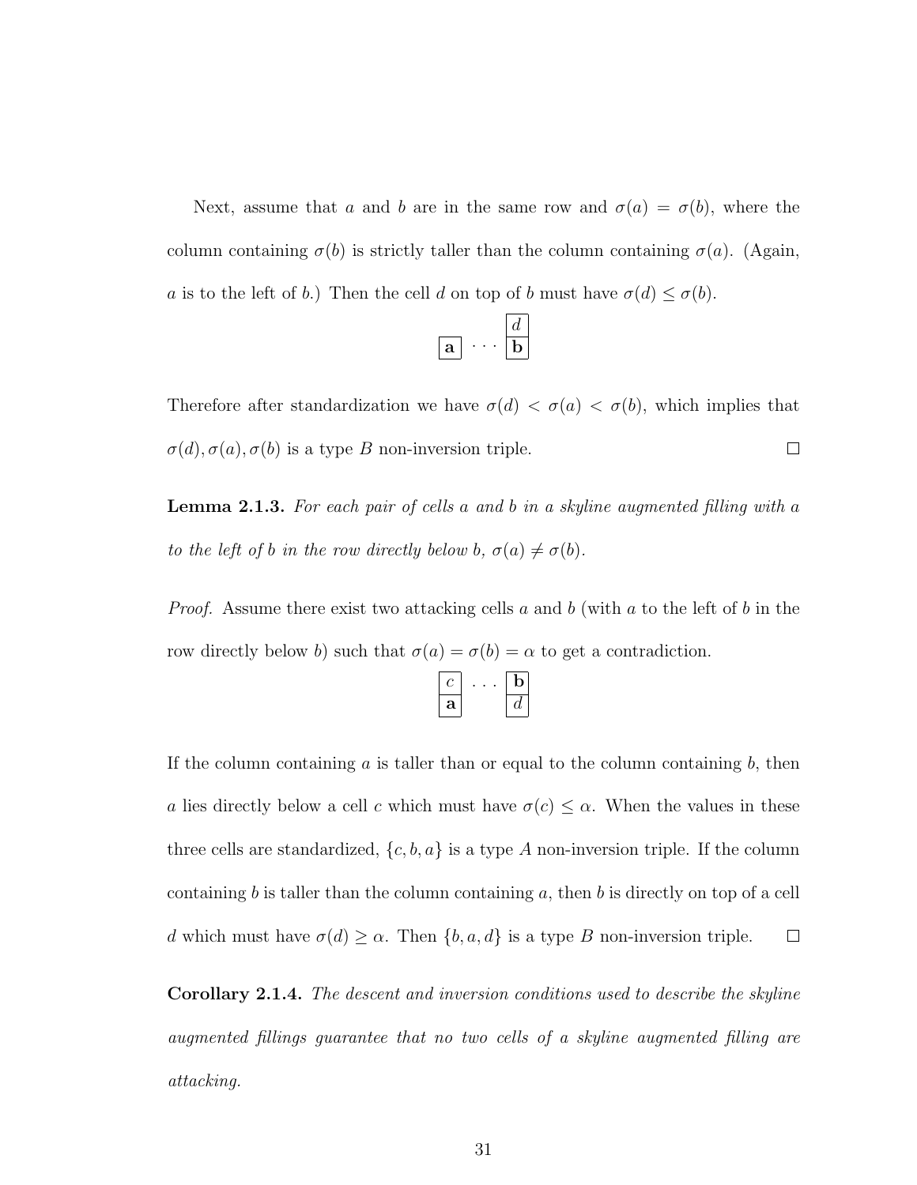Next, assume that $a$ and $b$ are in the same row and $\sigma(a) = \sigma(b)$, where the column containing $\sigma(b)$ is strictly taller than the column containing $\sigma(a)$. (Again, $a$ is to the left of $b$.) Then the cell $d$ on top of $b$ must have $\sigma(d) \leq \sigma(b)$.

$$\begin{array}{ccc} & & \boxed{d} \\ \boxed{\mathbf{a}} & \cdots & \boxed{\mathbf{b}} \end{array}$$

Therefore after standardization we have $\sigma(d) < \sigma(a) < \sigma(b)$, which implies that $\sigma(d), \sigma(a), \sigma(b)$ is a type $B$ non-inversion triple. ☐

**Lemma 2.1.3.** *For each pair of cells $a$ and $b$ in a skyline augmented filling with $a$ to the left of $b$ in the row directly below $b$, $\sigma(a) \neq \sigma(b)$.*

*Proof.* Assume there exist two attacking cells $a$ and $b$ (with $a$ to the left of $b$ in the row directly below $b$) such that $\sigma(a) = \sigma(b) = \alpha$ to get a contradiction.

$$\begin{array}{ccc} \boxed{c} & \cdots & \boxed{\mathbf{b}} \\ \boxed{\mathbf{a}} & & \boxed{d} \end{array}$$

If the column containing $a$ is taller than or equal to the column containing $b$, then $a$ lies directly below a cell $c$ which must have $\sigma(c) \leq \alpha$. When the values in these three cells are standardized, $\{c, b, a\}$ is a type $A$ non-inversion triple. If the column containing $b$ is taller than the column containing $a$, then $b$ is directly on top of a cell $d$ which must have $\sigma(d) \geq \alpha$. Then $\{b, a, d\}$ is a type $B$ non-inversion triple. ☐

**Corollary 2.1.4.** *The descent and inversion conditions used to describe the skyline augmented fillings guarantee that no two cells of a skyline augmented filling are attacking.*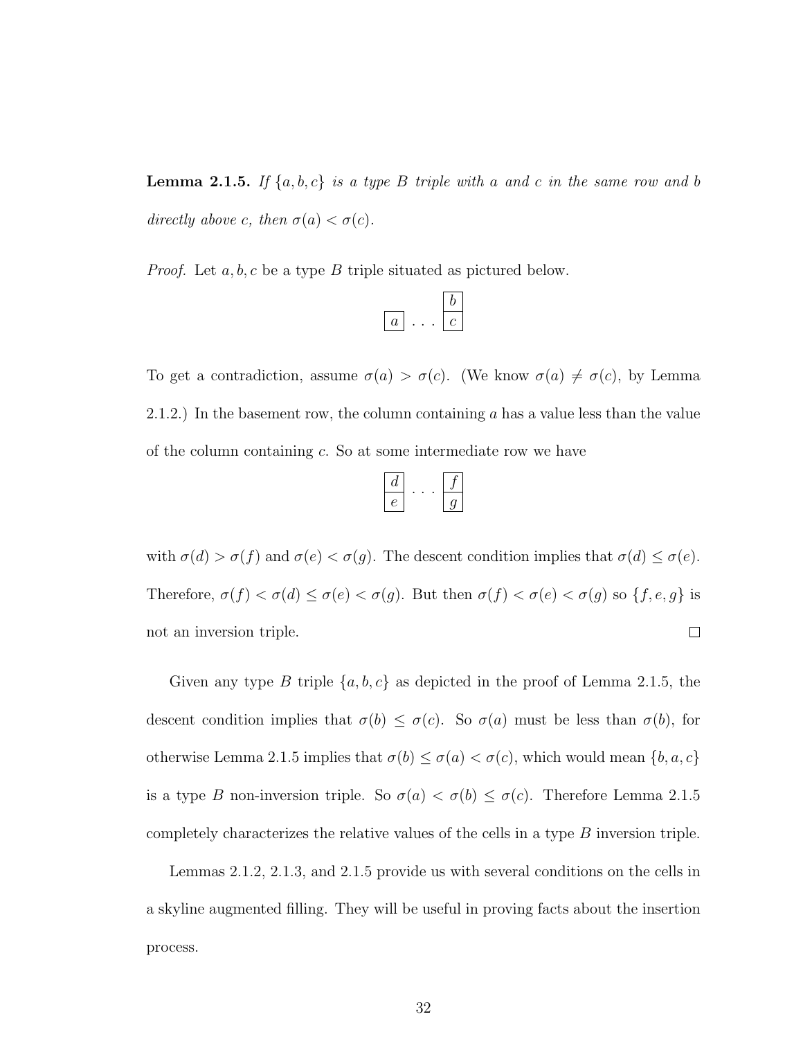**Lemma 2.1.5.** *If $\{a, b, c\}$ is a type $B$ triple with $a$ and $c$ in the same row and $b$ directly above $c$, then $\sigma(a) < \sigma(c)$.*

*Proof.* Let $a, b, c$ be a type $B$ triple situated as pictured below.

$$\begin{array}{ccc} & & \boxed{b} \\ \boxed{a} & \cdots & \boxed{c} \end{array}$$

To get a contradiction, assume $\sigma(a) > \sigma(c)$. (We know $\sigma(a) \neq \sigma(c)$, by Lemma 2.1.2.) In the basement row, the column containing $a$ has a value less than the value of the column containing $c$. So at some intermediate row we have

$$\begin{array}{ccc} \boxed{d} & & \boxed{f} \\ \boxed{e} & \cdots & \boxed{g} \end{array}$$

with $\sigma(d) > \sigma(f)$ and $\sigma(e) < \sigma(g)$. The descent condition implies that $\sigma(d) \leq \sigma(e)$. Therefore, $\sigma(f) < \sigma(d) \leq \sigma(e) < \sigma(g)$. But then $\sigma(f) < \sigma(e) < \sigma(g)$ so $\{f, e, g\}$ is not an inversion triple. $\square$

Given any type $B$ triple $\{a, b, c\}$ as depicted in the proof of Lemma 2.1.5, the descent condition implies that $\sigma(b) \leq \sigma(c)$. So $\sigma(a)$ must be less than $\sigma(b)$, for otherwise Lemma 2.1.5 implies that $\sigma(b) \leq \sigma(a) < \sigma(c)$, which would mean $\{b, a, c\}$ is a type $B$ non-inversion triple. So $\sigma(a) < \sigma(b) \leq \sigma(c)$. Therefore Lemma 2.1.5 completely characterizes the relative values of the cells in a type $B$ inversion triple.

Lemmas 2.1.2, 2.1.3, and 2.1.5 provide us with several conditions on the cells in a skyline augmented filling. They will be useful in proving facts about the insertion process.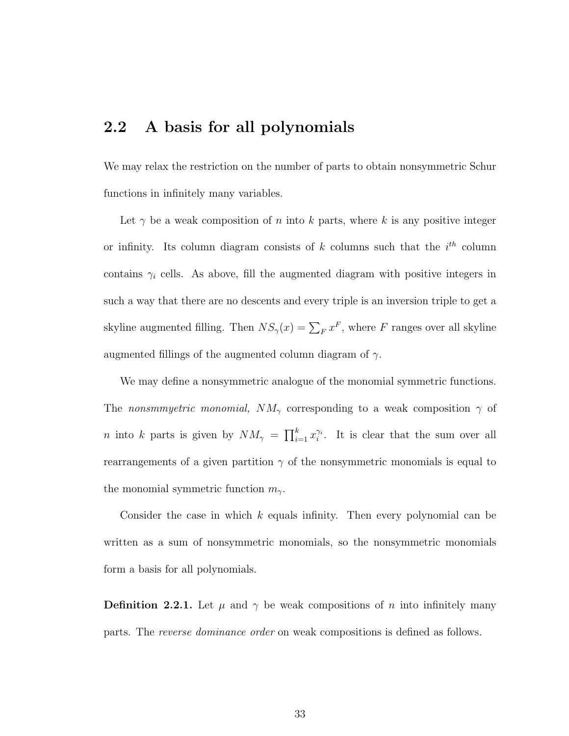## 2.2 A basis for all polynomials

We may relax the restriction on the number of parts to obtain nonsymmetric Schur functions in infinitely many variables.

Let $\gamma$ be a weak composition of $n$ into $k$ parts, where $k$ is any positive integer or infinity. Its column diagram consists of $k$ columns such that the $i^{th}$ column contains $\gamma_i$ cells. As above, fill the augmented diagram with positive integers in such a way that there are no descents and every triple is an inversion triple to get a skyline augmented filling. Then $NS_\gamma(x) = \sum_F x^F$, where $F$ ranges over all skyline augmented fillings of the augmented column diagram of $\gamma$.

We may define a nonsymmetric analogue of the monomial symmetric functions. The *nonsmmyetric monomial, $NM_\gamma$* corresponding to a weak composition $\gamma$ of $n$ into $k$ parts is given by $NM_\gamma = \prod_{i=1}^{k} x_i^{\gamma_i}$. It is clear that the sum over all rearrangements of a given partition $\gamma$ of the nonsymmetric monomials is equal to the monomial symmetric function $m_\gamma$.

Consider the case in which $k$ equals infinity. Then every polynomial can be written as a sum of nonsymmetric monomials, so the nonsymmetric monomials form a basis for all polynomials.

**Definition 2.2.1.** Let $\mu$ and $\gamma$ be weak compositions of $n$ into infinitely many parts. The *reverse dominance order* on weak compositions is defined as follows.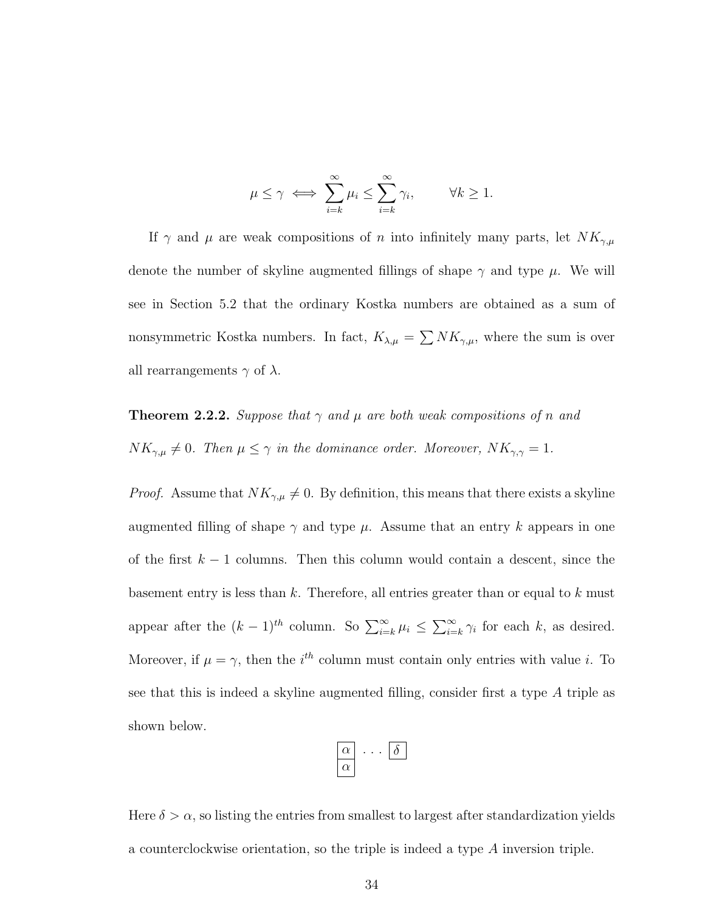$$\mu \leq \gamma \iff \sum_{i=k}^{\infty} \mu_i \leq \sum_{i=k}^{\infty} \gamma_i, \qquad \forall k \geq 1.$$

If $\gamma$ and $\mu$ are weak compositions of $n$ into infinitely many parts, let $NK_{\gamma,\mu}$ denote the number of skyline augmented fillings of shape $\gamma$ and type $\mu$. We will see in Section 5.2 that the ordinary Kostka numbers are obtained as a sum of nonsymmetric Kostka numbers. In fact, $K_{\lambda,\mu} = \sum NK_{\gamma,\mu}$, where the sum is over all rearrangements $\gamma$ of $\lambda$.

**Theorem 2.2.2.** *Suppose that $\gamma$ and $\mu$ are both weak compositions of $n$ and $NK_{\gamma,\mu} \neq 0$. Then $\mu \leq \gamma$ in the dominance order. Moreover, $NK_{\gamma,\gamma} = 1$.*

*Proof.* Assume that $NK_{\gamma,\mu} \neq 0$. By definition, this means that there exists a skyline augmented filling of shape $\gamma$ and type $\mu$. Assume that an entry $k$ appears in one of the first $k-1$ columns. Then this column would contain a descent, since the basement entry is less than $k$. Therefore, all entries greater than or equal to $k$ must appear after the $(k-1)^{th}$ column. So $\sum_{i=k}^{\infty} \mu_i \leq \sum_{i=k}^{\infty} \gamma_i$ for each $k$, as desired. Moreover, if $\mu = \gamma$, then the $i^{th}$ column must contain only entries with value $i$. To see that this is indeed a skyline augmented filling, consider first a type $A$ triple as shown below.

$$\begin{array}{|c|}\hline \alpha \\ \hline \alpha \\ \hline \end{array} \;\cdots\; \begin{array}{|c|}\hline \delta \\ \hline \end{array}$$

Here $\delta > \alpha$, so listing the entries from smallest to largest after standardization yields a counterclockwise orientation, so the triple is indeed a type $A$ inversion triple.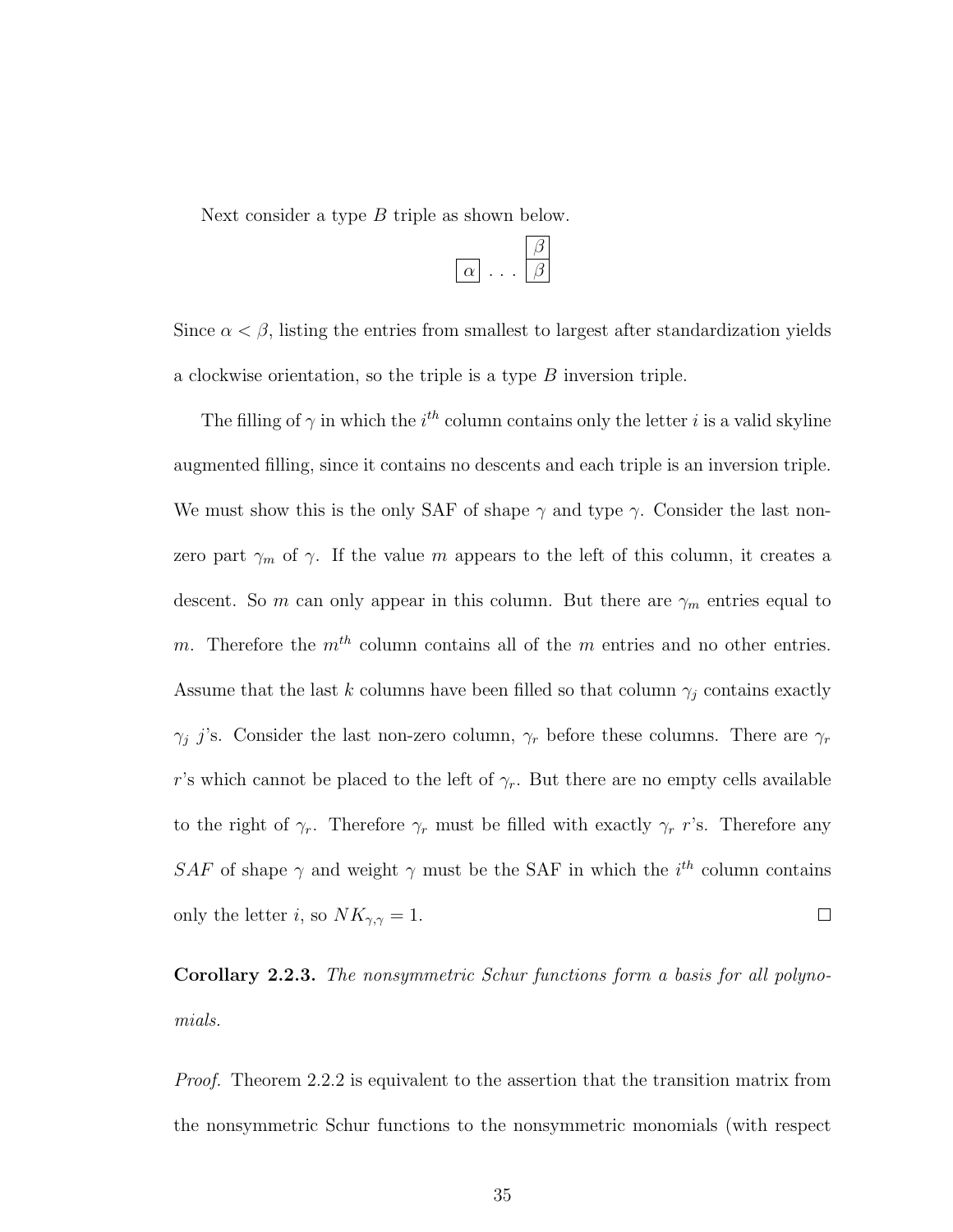Next consider a type $B$ triple as shown below.

$$\begin{array}{ccc} & & \boxed{\beta} \\ \boxed{\alpha} & \ldots & \boxed{\beta} \end{array}$$

Since $\alpha < \beta$, listing the entries from smallest to largest after standardization yields a clockwise orientation, so the triple is a type $B$ inversion triple.

The filling of $\gamma$ in which the $i^{th}$ column contains only the letter $i$ is a valid skyline augmented filling, since it contains no descents and each triple is an inversion triple. We must show this is the only SAF of shape $\gamma$ and type $\gamma$. Consider the last non-zero part $\gamma_m$ of $\gamma$. If the value $m$ appears to the left of this column, it creates a descent. So $m$ can only appear in this column. But there are $\gamma_m$ entries equal to $m$. Therefore the $m^{th}$ column contains all of the $m$ entries and no other entries. Assume that the last $k$ columns have been filled so that column $\gamma_j$ contains exactly $\gamma_j$ $j$'s. Consider the last non-zero column, $\gamma_r$ before these columns. There are $\gamma_r$ $r$'s which cannot be placed to the left of $\gamma_r$. But there are no empty cells available to the right of $\gamma_r$. Therefore $\gamma_r$ must be filled with exactly $\gamma_r$ $r$'s. Therefore any $SAF$ of shape $\gamma$ and weight $\gamma$ must be the SAF in which the $i^{th}$ column contains only the letter $i$, so $NK_{\gamma,\gamma} = 1$. ☐

**Corollary 2.2.3.** *The nonsymmetric Schur functions form a basis for all polynomials.*

*Proof.* Theorem 2.2.2 is equivalent to the assertion that the transition matrix from the nonsymmetric Schur functions to the nonsymmetric monomials (with respect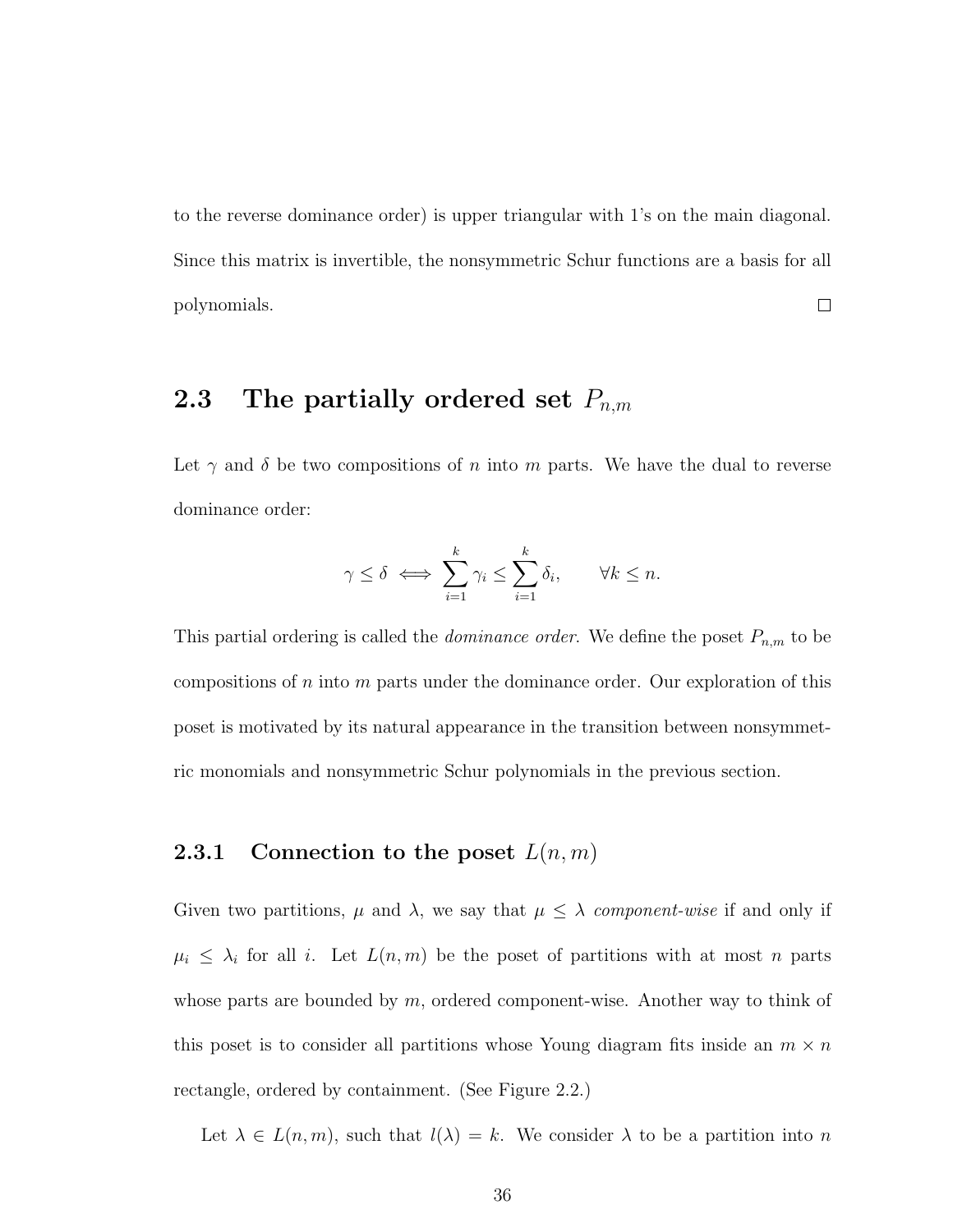to the reverse dominance order) is upper triangular with 1's on the main diagonal. Since this matrix is invertible, the nonsymmetric Schur functions are a basis for all polynomials. □

## 2.3 The partially ordered set $P_{n,m}$

Let $\gamma$ and $\delta$ be two compositions of $n$ into $m$ parts. We have the dual to reverse dominance order:

$$\gamma \leq \delta \iff \sum_{i=1}^{k} \gamma_i \leq \sum_{i=1}^{k} \delta_i, \qquad \forall k \leq n.$$

This partial ordering is called the *dominance order*. We define the poset $P_{n,m}$ to be compositions of $n$ into $m$ parts under the dominance order. Our exploration of this poset is motivated by its natural appearance in the transition between nonsymmetric monomials and nonsymmetric Schur polynomials in the previous section.

### 2.3.1 Connection to the poset $L(n, m)$

Given two partitions, $\mu$ and $\lambda$, we say that $\mu \leq \lambda$ *component-wise* if and only if $\mu_i \leq \lambda_i$ for all $i$. Let $L(n, m)$ be the poset of partitions with at most $n$ parts whose parts are bounded by $m$, ordered component-wise. Another way to think of this poset is to consider all partitions whose Young diagram fits inside an $m \times n$ rectangle, ordered by containment. (See Figure 2.2.)

Let $\lambda \in L(n, m)$, such that $l(\lambda) = k$. We consider $\lambda$ to be a partition into $n$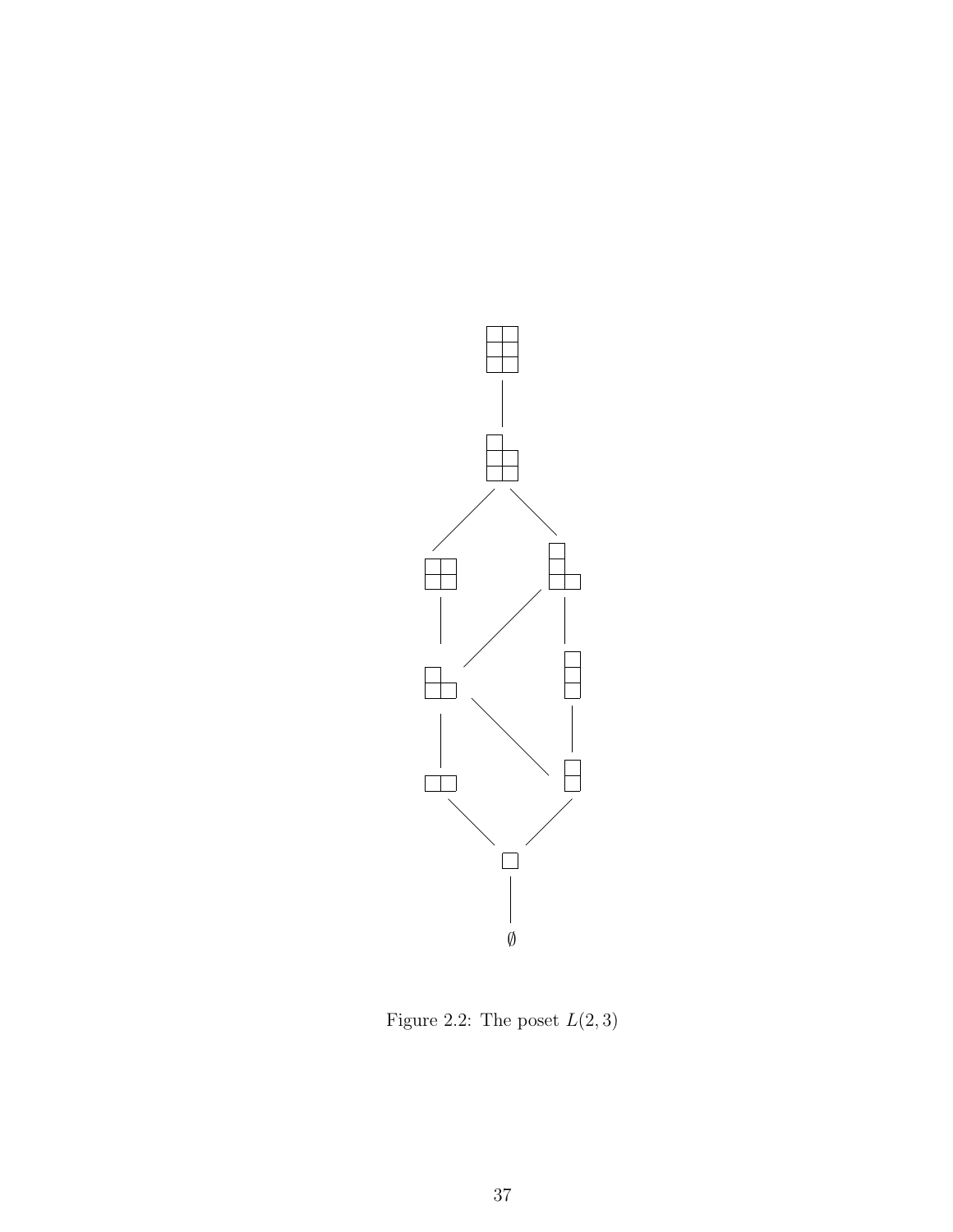Figure 2.2: The poset $L(2, 3)$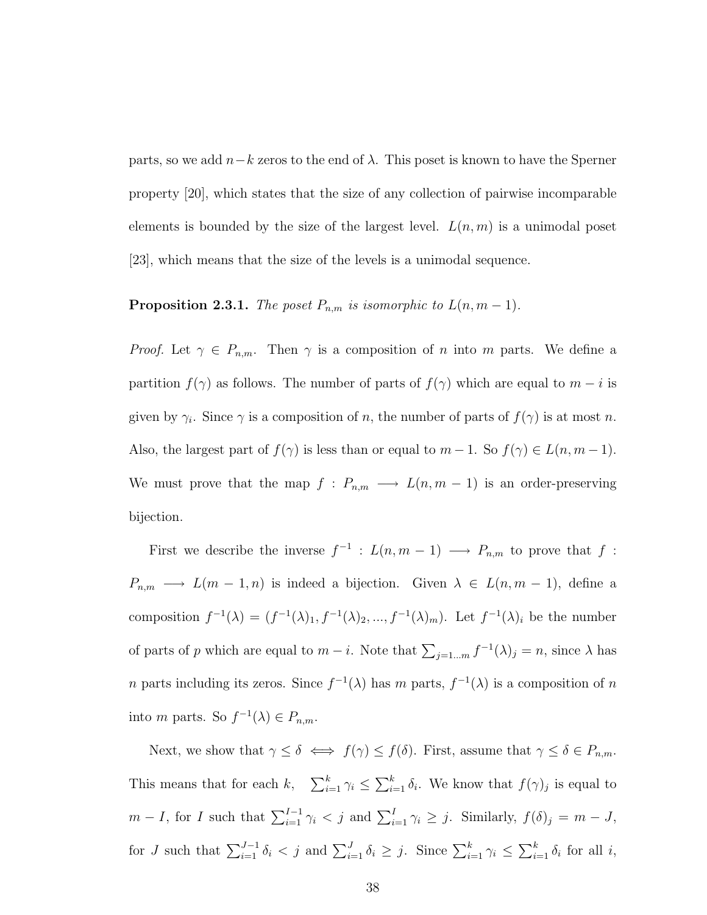parts, so we add $n-k$ zeros to the end of $\lambda$. This poset is known to have the Sperner property [20], which states that the size of any collection of pairwise incomparable elements is bounded by the size of the largest level. $L(n,m)$ is a unimodal poset [23], which means that the size of the levels is a unimodal sequence.

**Proposition 2.3.1.** *The poset $P_{n,m}$ is isomorphic to $L(n, m-1)$.*

*Proof.* Let $\gamma \in P_{n,m}$. Then $\gamma$ is a composition of $n$ into $m$ parts. We define a partition $f(\gamma)$ as follows. The number of parts of $f(\gamma)$ which are equal to $m-i$ is given by $\gamma_i$. Since $\gamma$ is a composition of $n$, the number of parts of $f(\gamma)$ is at most $n$. Also, the largest part of $f(\gamma)$ is less than or equal to $m-1$. So $f(\gamma) \in L(n, m-1)$. We must prove that the map $f : P_{n,m} \longrightarrow L(n, m-1)$ is an order-preserving bijection.

First we describe the inverse $f^{-1} : L(n, m-1) \longrightarrow P_{n,m}$ to prove that $f : P_{n,m} \longrightarrow L(m-1, n)$ is indeed a bijection. Given $\lambda \in L(n, m-1)$, define a composition $f^{-1}(\lambda) = (f^{-1}(\lambda)_1, f^{-1}(\lambda)_2, ..., f^{-1}(\lambda)_m)$. Let $f^{-1}(\lambda)_i$ be the number of parts of $p$ which are equal to $m-i$. Note that $\sum_{j=1...m} f^{-1}(\lambda)_j = n$, since $\lambda$ has $n$ parts including its zeros. Since $f^{-1}(\lambda)$ has $m$ parts, $f^{-1}(\lambda)$ is a composition of $n$ into $m$ parts. So $f^{-1}(\lambda) \in P_{n,m}$.

Next, we show that $\gamma \leq \delta \iff f(\gamma) \leq f(\delta)$. First, assume that $\gamma \leq \delta \in P_{n,m}$. This means that for each $k$, $\sum_{i=1}^{k} \gamma_i \leq \sum_{i=1}^{k} \delta_i$. We know that $f(\gamma)_j$ is equal to $m-I$, for $I$ such that $\sum_{i=1}^{I-1} \gamma_i < j$ and $\sum_{i=1}^{I} \gamma_i \geq j$. Similarly, $f(\delta)_j = m-J$, for $J$ such that $\sum_{i=1}^{J-1} \delta_i < j$ and $\sum_{i=1}^{J} \delta_i \geq j$. Since $\sum_{i=1}^{k} \gamma_i \leq \sum_{i=1}^{k} \delta_i$ for all $i$,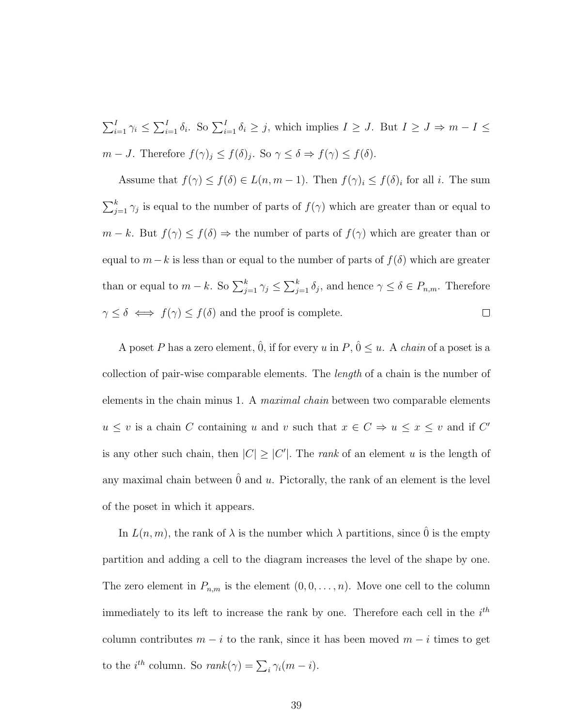$\sum_{i=1}^{I} \gamma_i \leq \sum_{i=1}^{I} \delta_i$. So $\sum_{i=1}^{I} \delta_i \geq j$, which implies $I \geq J$. But $I \geq J \Rightarrow m - I \leq m - J$. Therefore $f(\gamma)_j \leq f(\delta)_j$. So $\gamma \leq \delta \Rightarrow f(\gamma) \leq f(\delta)$.

Assume that $f(\gamma) \leq f(\delta) \in L(n, m-1)$. Then $f(\gamma)_i \leq f(\delta)_i$ for all $i$. The sum $\sum_{j=1}^{k} \gamma_j$ is equal to the number of parts of $f(\gamma)$ which are greater than or equal to $m-k$. But $f(\gamma) \leq f(\delta) \Rightarrow$ the number of parts of $f(\gamma)$ which are greater than or equal to $m-k$ is less than or equal to the number of parts of $f(\delta)$ which are greater than or equal to $m-k$. So $\sum_{j=1}^{k} \gamma_j \leq \sum_{j=1}^{k} \delta_j$, and hence $\gamma \leq \delta \in P_{n,m}$. Therefore $\gamma \leq \delta \iff f(\gamma) \leq f(\delta)$ and the proof is complete. □

A poset $P$ has a zero element, $\hat{0}$, if for every $u$ in $P$, $\hat{0} \leq u$. A *chain* of a poset is a collection of pair-wise comparable elements. The *length* of a chain is the number of elements in the chain minus 1. A *maximal chain* between two comparable elements $u \leq v$ is a chain $C$ containing $u$ and $v$ such that $x \in C \Rightarrow u \leq x \leq v$ and if $C'$ is any other such chain, then $|C| \geq |C'|$. The *rank* of an element $u$ is the length of any maximal chain between $\hat{0}$ and $u$. Pictorally, the rank of an element is the level of the poset in which it appears.

In $L(n, m)$, the rank of $\lambda$ is the number which $\lambda$ partitions, since $\hat{0}$ is the empty partition and adding a cell to the diagram increases the level of the shape by one. The zero element in $P_{n,m}$ is the element $(0, 0, \ldots, n)$. Move one cell to the column immediately to its left to increase the rank by one. Therefore each cell in the $i^{th}$ column contributes $m - i$ to the rank, since it has been moved $m - i$ times to get to the $i^{th}$ column. So $rank(\gamma) = \sum_i \gamma_i(m - i)$.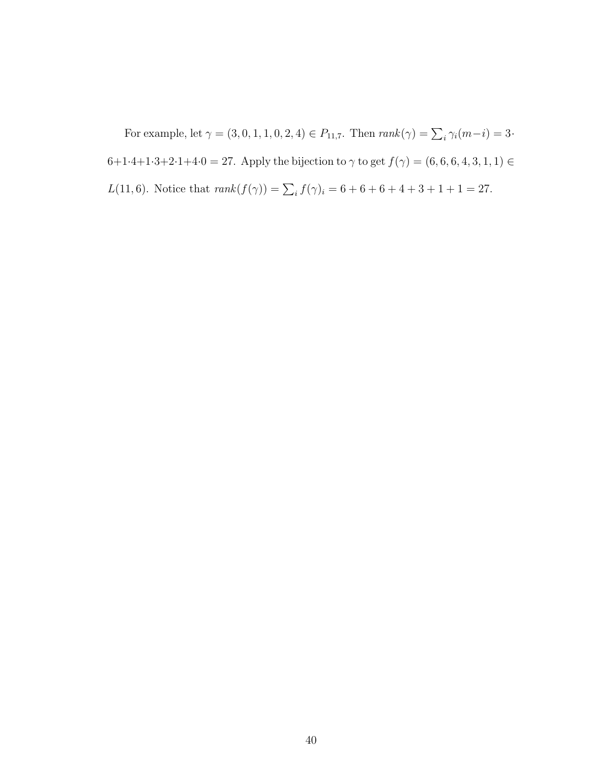For example, let $\gamma = (3, 0, 1, 1, 0, 2, 4) \in P_{11,7}$. Then $rank(\gamma) = \sum_i \gamma_i(m-i) = 3 \cdot 6 + 1 \cdot 4 + 1 \cdot 3 + 2 \cdot 1 + 4 \cdot 0 = 27$. Apply the bijection to $\gamma$ to get $f(\gamma) = (6, 6, 6, 4, 3, 1, 1) \in L(11, 6)$. Notice that $rank(f(\gamma)) = \sum_i f(\gamma)_i = 6 + 6 + 6 + 4 + 3 + 1 + 1 = 27$.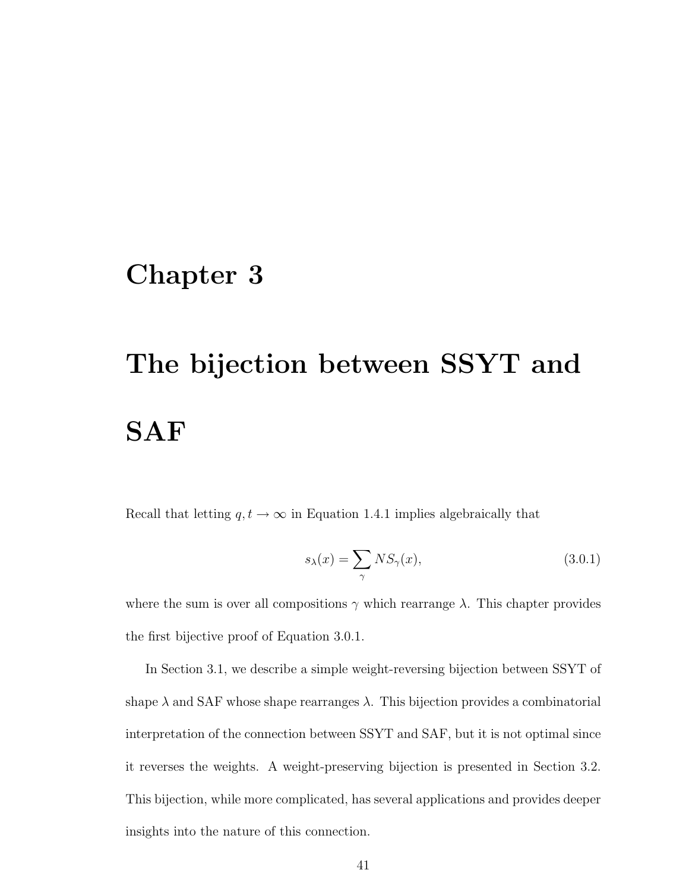# Chapter 3

# The bijection between SSYT and SAF

Recall that letting $q, t \to \infty$ in Equation 1.4.1 implies algebraically that

$$s_\lambda(x) = \sum_{\gamma} NS_\gamma(x), \tag{3.0.1}$$

where the sum is over all compositions $\gamma$ which rearrange $\lambda$. This chapter provides the first bijective proof of Equation 3.0.1.

In Section 3.1, we describe a simple weight-reversing bijection between SSYT of shape $\lambda$ and SAF whose shape rearranges $\lambda$. This bijection provides a combinatorial interpretation of the connection between SSYT and SAF, but it is not optimal since it reverses the weights. A weight-preserving bijection is presented in Section 3.2. This bijection, while more complicated, has several applications and provides deeper insights into the nature of this connection.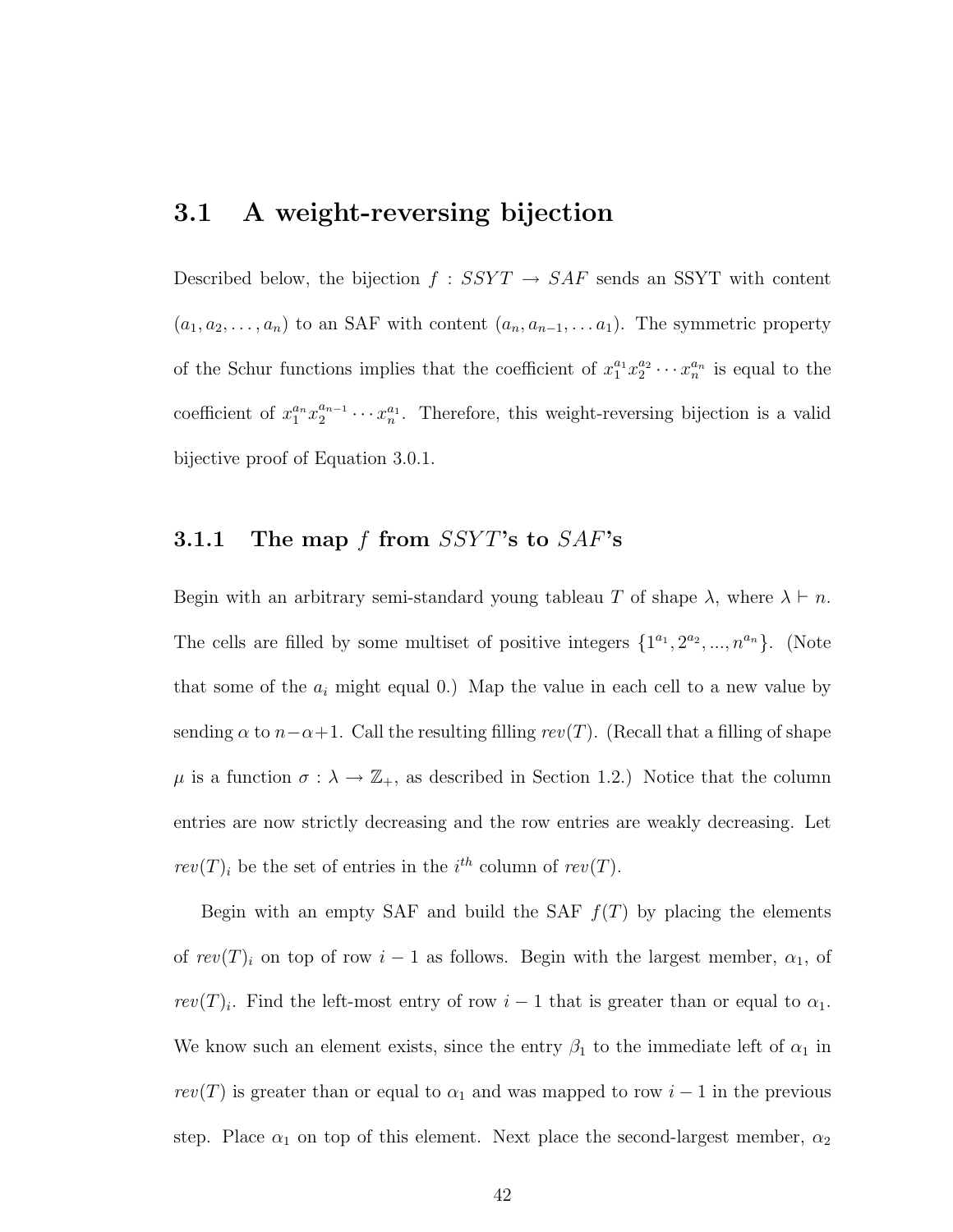## 3.1 A weight-reversing bijection

Described below, the bijection $f : SSYT \to SAF$ sends an SSYT with content $(a_1, a_2, \ldots, a_n)$ to an SAF with content $(a_n, a_{n-1}, \ldots a_1)$. The symmetric property of the Schur functions implies that the coefficient of $x_1^{a_1} x_2^{a_2} \cdots x_n^{a_n}$ is equal to the coefficient of $x_1^{a_n} x_2^{a_{n-1}} \cdots x_n^{a_1}$. Therefore, this weight-reversing bijection is a valid bijective proof of Equation 3.0.1.

### 3.1.1 The map $f$ from $SSYT$'s to $SAF$'s

Begin with an arbitrary semi-standard young tableau $T$ of shape $\lambda$, where $\lambda \vdash n$. The cells are filled by some multiset of positive integers $\{1^{a_1}, 2^{a_2}, ..., n^{a_n}\}$. (Note that some of the $a_i$ might equal 0.) Map the value in each cell to a new value by sending $\alpha$ to $n - \alpha + 1$. Call the resulting filling $rev(T)$. (Recall that a filling of shape $\mu$ is a function $\sigma : \lambda \to \mathbb{Z}_+$, as described in Section 1.2.) Notice that the column entries are now strictly decreasing and the row entries are weakly decreasing. Let $rev(T)_i$ be the set of entries in the $i^{th}$ column of $rev(T)$.

Begin with an empty SAF and build the SAF $f(T)$ by placing the elements of $rev(T)_i$ on top of row $i-1$ as follows. Begin with the largest member, $\alpha_1$, of $rev(T)_i$. Find the left-most entry of row $i-1$ that is greater than or equal to $\alpha_1$. We know such an element exists, since the entry $\beta_1$ to the immediate left of $\alpha_1$ in $rev(T)$ is greater than or equal to $\alpha_1$ and was mapped to row $i-1$ in the previous step. Place $\alpha_1$ on top of this element. Next place the second-largest member, $\alpha_2$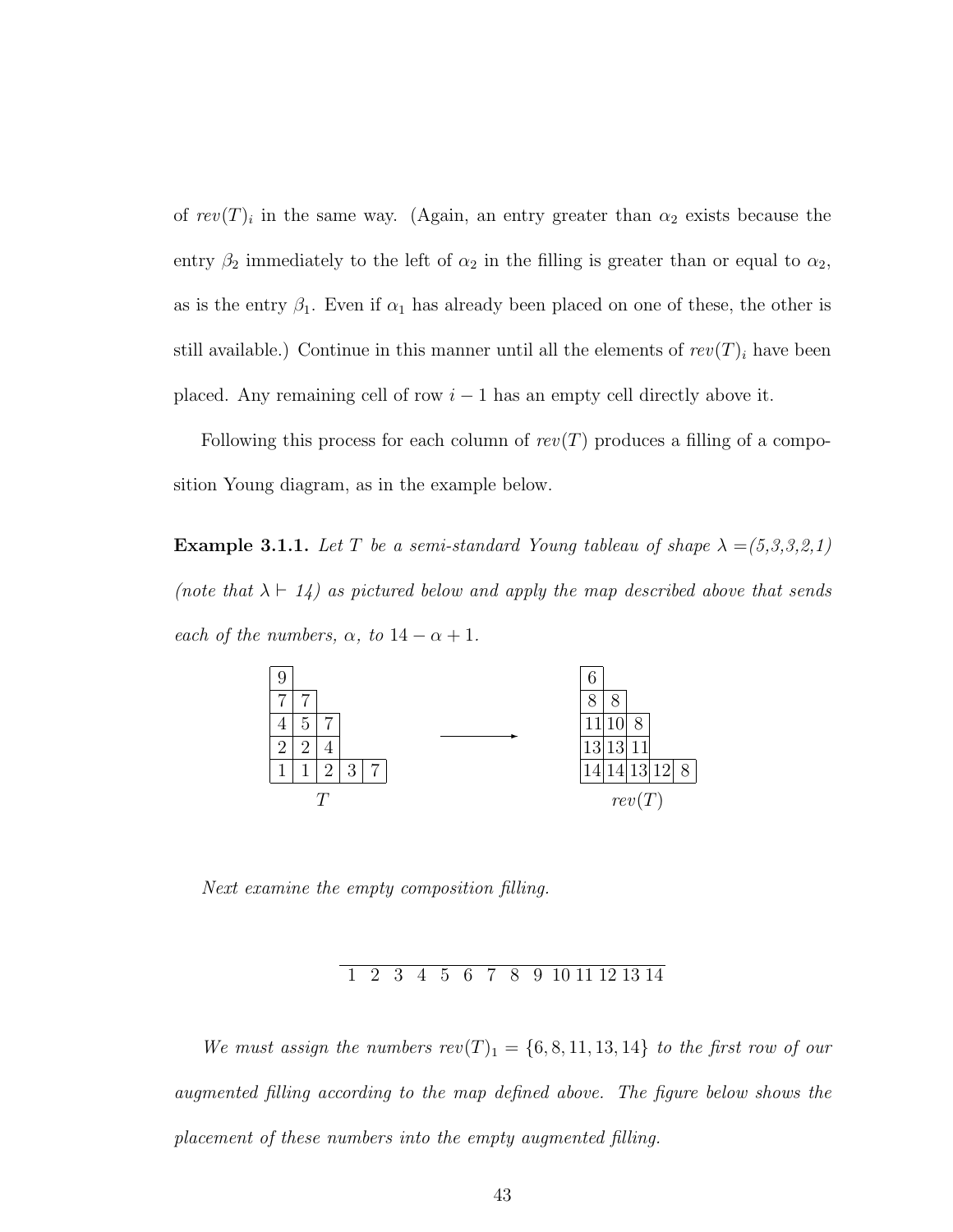of $rev(T)_i$ in the same way. (Again, an entry greater than $\alpha_2$ exists because the entry $\beta_2$ immediately to the left of $\alpha_2$ in the filling is greater than or equal to $\alpha_2$, as is the entry $\beta_1$. Even if $\alpha_1$ has already been placed on one of these, the other is still available.) Continue in this manner until all the elements of $rev(T)_i$ have been placed. Any remaining cell of row $i-1$ has an empty cell directly above it.

Following this process for each column of $rev(T)$ produces a filling of a composition Young diagram, as in the example below.

**Example 3.1.1.** *Let $T$ be a semi-standard Young tableau of shape $\lambda$ =(5,3,3,2,1) (note that $\lambda \vdash 14$) as pictured below and apply the map described above that sends each of the numbers, $\alpha$, to $14 - \alpha + 1$.*

$T$:

| | | | | |
|---|---|---|---|---|
| 9 | | | | |
| 7 | 7 | | | |
| 4 | 5 | 7 | | |
| 2 | 2 | 4 | | |
| 1 | 1 | 2 | 3 | 7 |

$\longrightarrow$

$rev(T)$:

| | | | | |
|---|---|---|---|---|
| 6 | | | | |
| 8 | 8 | | | |
| 11 | 10 | 8 | | |
| 13 | 13 | 11 | | |
| 14 | 14 | 13 | 12 | 8 |

*Next examine the empty composition filling.*

1 2 3 4 5 6 7 8 9 10 11 12 13 14

*We must assign the numbers $rev(T)_1 = \{6, 8, 11, 13, 14\}$ to the first row of our augmented filling according to the map defined above. The figure below shows the placement of these numbers into the empty augmented filling.*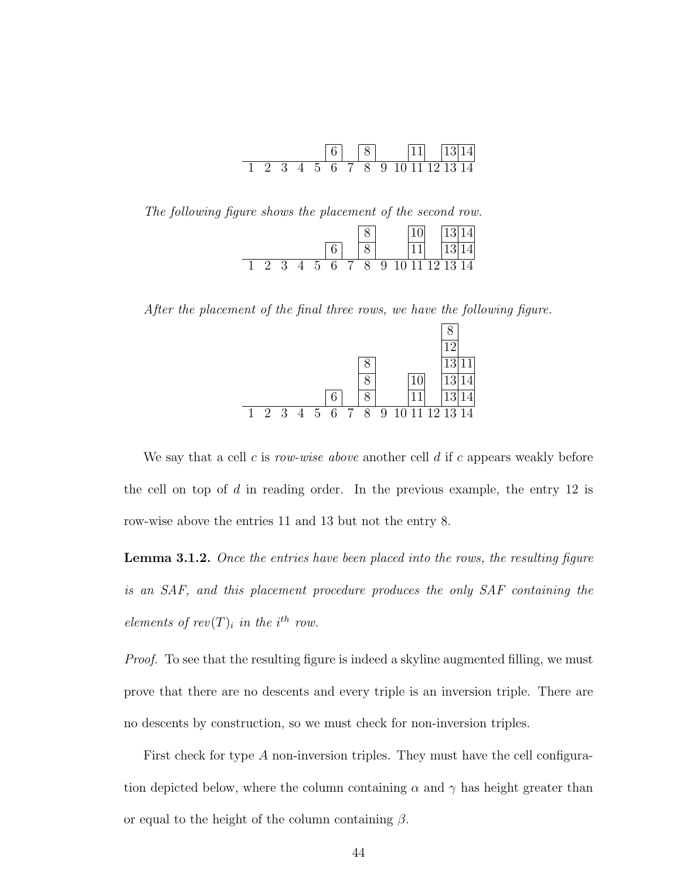| | | | | | | | | | | | | | |
|---|---|---|---|---|---|---|---|---|---|---|---|---|---|
| | | | | | 6 | | 8 | | | 11 | | 13 | 14 |
| 1 | 2 | 3 | 4 | 5 | 6 | 7 | 8 | 9 | 10 | 11 | 12 | 13 | 14 |

*The following figure shows the placement of the second row.*

| | | | | | | | | | | | | | |
|---|---|---|---|---|---|---|---|---|---|---|---|---|---|
| | | | | | | | 8 | | | 10 | | 13 | 14 |
| | | | | | 6 | | 8 | | | 11 | | 13 | 14 |
| 1 | 2 | 3 | 4 | 5 | 6 | 7 | 8 | 9 | 10 | 11 | 12 | 13 | 14 |

*After the placement of the final three rows, we have the following figure.*

| | | | | | | | | | | | | | |
|---|---|---|---|---|---|---|---|---|---|---|---|---|---|
| | | | | | | | | | | | | 8 | |
| | | | | | | | | | | | | 12 | |
| | | | | | | | 8 | | | | | 13 | 11 |
| | | | | | | | 8 | | | 10 | | 13 | 14 |
| | | | | | 6 | | 8 | | | 11 | | 13 | 14 |
| 1 | 2 | 3 | 4 | 5 | 6 | 7 | 8 | 9 | 10 | 11 | 12 | 13 | 14 |

We say that a cell $c$ is *row-wise above* another cell $d$ if $c$ appears weakly before the cell on top of $d$ in reading order. In the previous example, the entry 12 is row-wise above the entries 11 and 13 but not the entry 8.

**Lemma 3.1.2.** *Once the entries have been placed into the rows, the resulting figure is an SAF, and this placement procedure produces the only SAF containing the elements of $rev(T)_i$ in the $i^{th}$ row.*

*Proof.* To see that the resulting figure is indeed a skyline augmented filling, we must prove that there are no descents and every triple is an inversion triple. There are no descents by construction, so we must check for non-inversion triples.

First check for type $A$ non-inversion triples. They must have the cell configuration depicted below, where the column containing $\alpha$ and $\gamma$ has height greater than or equal to the height of the column containing $\beta$.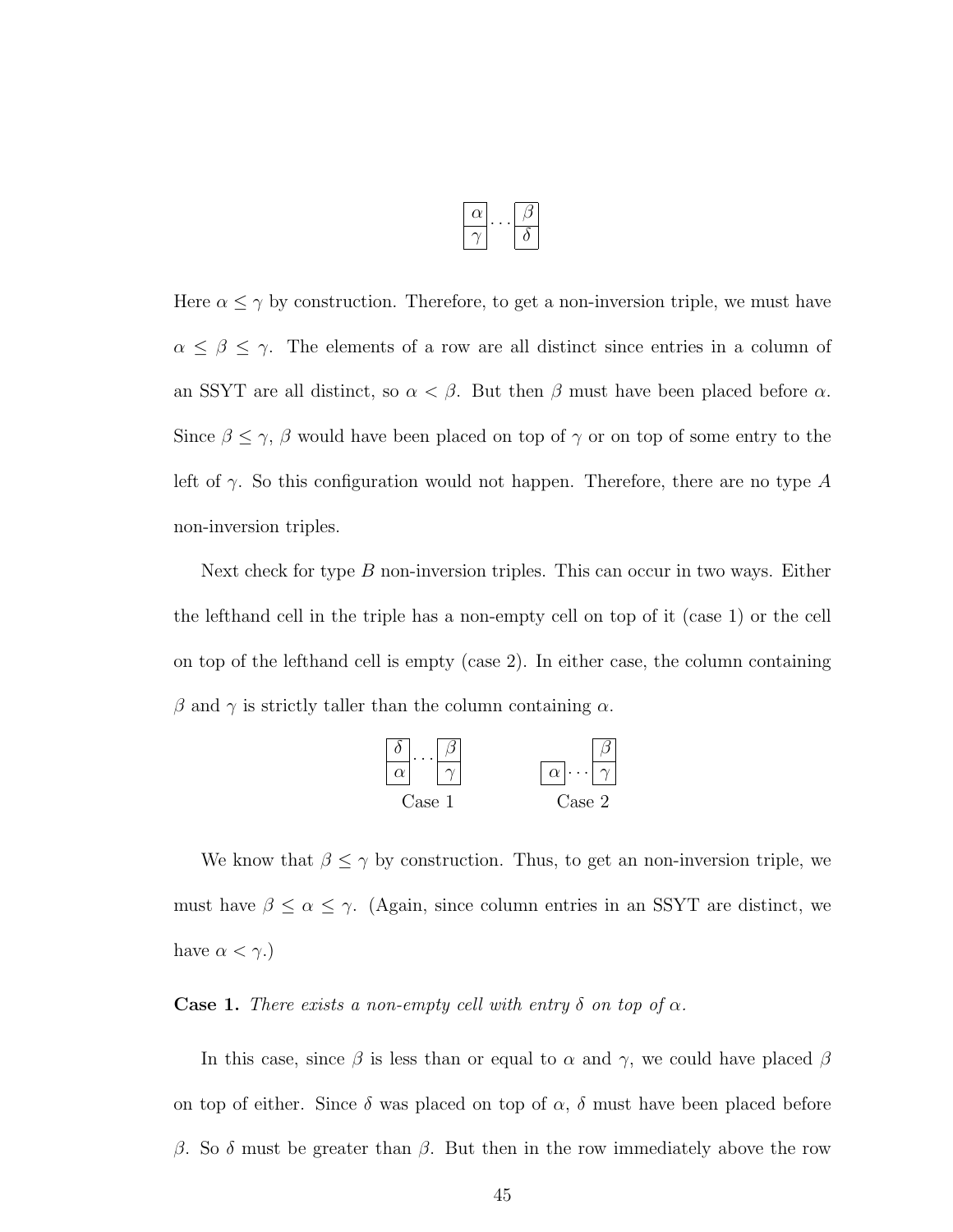$$\begin{array}{|c|}\hline \alpha \\ \hline \gamma \\ \hline \end{array} \cdots \begin{array}{|c|}\hline \beta \\ \hline \delta \\ \hline \end{array}$$

Here $\alpha \leq \gamma$ by construction. Therefore, to get a non-inversion triple, we must have $\alpha \leq \beta \leq \gamma$. The elements of a row are all distinct since entries in a column of an SSYT are all distinct, so $\alpha < \beta$. But then $\beta$ must have been placed before $\alpha$. Since $\beta \leq \gamma$, $\beta$ would have been placed on top of $\gamma$ or on top of some entry to the left of $\gamma$. So this configuration would not happen. Therefore, there are no type $A$ non-inversion triples.

Next check for type $B$ non-inversion triples. This can occur in two ways. Either the lefthand cell in the triple has a non-empty cell on top of it (case 1) or the cell on top of the lefthand cell is empty (case 2). In either case, the column containing $\beta$ and $\gamma$ is strictly taller than the column containing $\alpha$.

$$\begin{array}{|c|}\hline \delta \\ \hline \alpha \\ \hline \end{array} \cdots \begin{array}{|c|}\hline \beta \\ \hline \gamma \\ \hline \end{array} \qquad\qquad \begin{array}{c} \\ \hline \multicolumn{1}{|c|}{\alpha} \\ \hline \end{array} \cdots \begin{array}{|c|}\hline \beta \\ \hline \gamma \\ \hline \end{array}$$

Case 1 $\qquad\qquad$ Case 2

We know that $\beta \leq \gamma$ by construction. Thus, to get an non-inversion triple, we must have $\beta \leq \alpha \leq \gamma$. (Again, since column entries in an SSYT are distinct, we have $\alpha < \gamma$.)

**Case 1.** *There exists a non-empty cell with entry $\delta$ on top of $\alpha$.*

In this case, since $\beta$ is less than or equal to $\alpha$ and $\gamma$, we could have placed $\beta$ on top of either. Since $\delta$ was placed on top of $\alpha$, $\delta$ must have been placed before $\beta$. So $\delta$ must be greater than $\beta$. But then in the row immediately above the row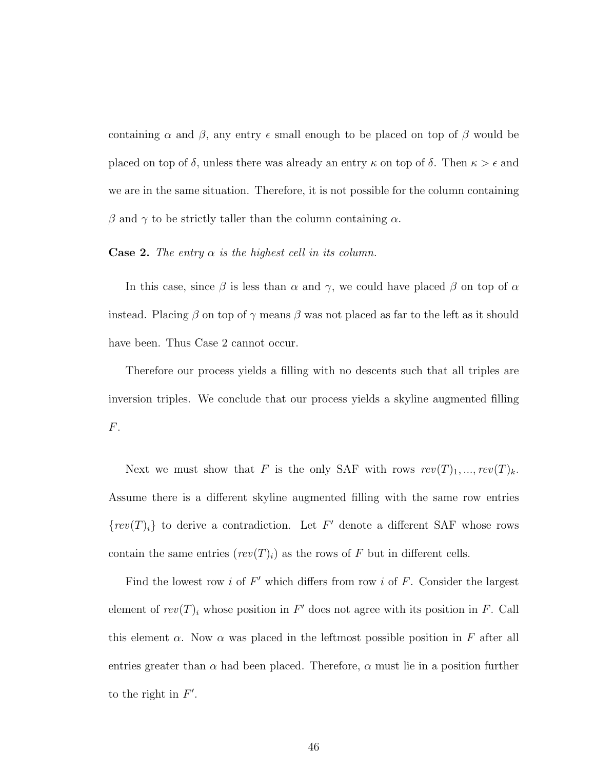containing $\alpha$ and $\beta$, any entry $\epsilon$ small enough to be placed on top of $\beta$ would be placed on top of $\delta$, unless there was already an entry $\kappa$ on top of $\delta$. Then $\kappa > \epsilon$ and we are in the same situation. Therefore, it is not possible for the column containing $\beta$ and $\gamma$ to be strictly taller than the column containing $\alpha$.

**Case 2.** *The entry $\alpha$ is the highest cell in its column.*

In this case, since $\beta$ is less than $\alpha$ and $\gamma$, we could have placed $\beta$ on top of $\alpha$ instead. Placing $\beta$ on top of $\gamma$ means $\beta$ was not placed as far to the left as it should have been. Thus Case 2 cannot occur.

Therefore our process yields a filling with no descents such that all triples are inversion triples. We conclude that our process yields a skyline augmented filling $F$.

Next we must show that $F$ is the only SAF with rows $rev(T)_1, ..., rev(T)_k$. Assume there is a different skyline augmented filling with the same row entries $\{rev(T)_i\}$ to derive a contradiction. Let $F'$ denote a different SAF whose rows contain the same entries $(rev(T)_i)$ as the rows of $F$ but in different cells.

Find the lowest row $i$ of $F'$ which differs from row $i$ of $F$. Consider the largest element of $rev(T)_i$ whose position in $F'$ does not agree with its position in $F$. Call this element $\alpha$. Now $\alpha$ was placed in the leftmost possible position in $F$ after all entries greater than $\alpha$ had been placed. Therefore, $\alpha$ must lie in a position further to the right in $F'$.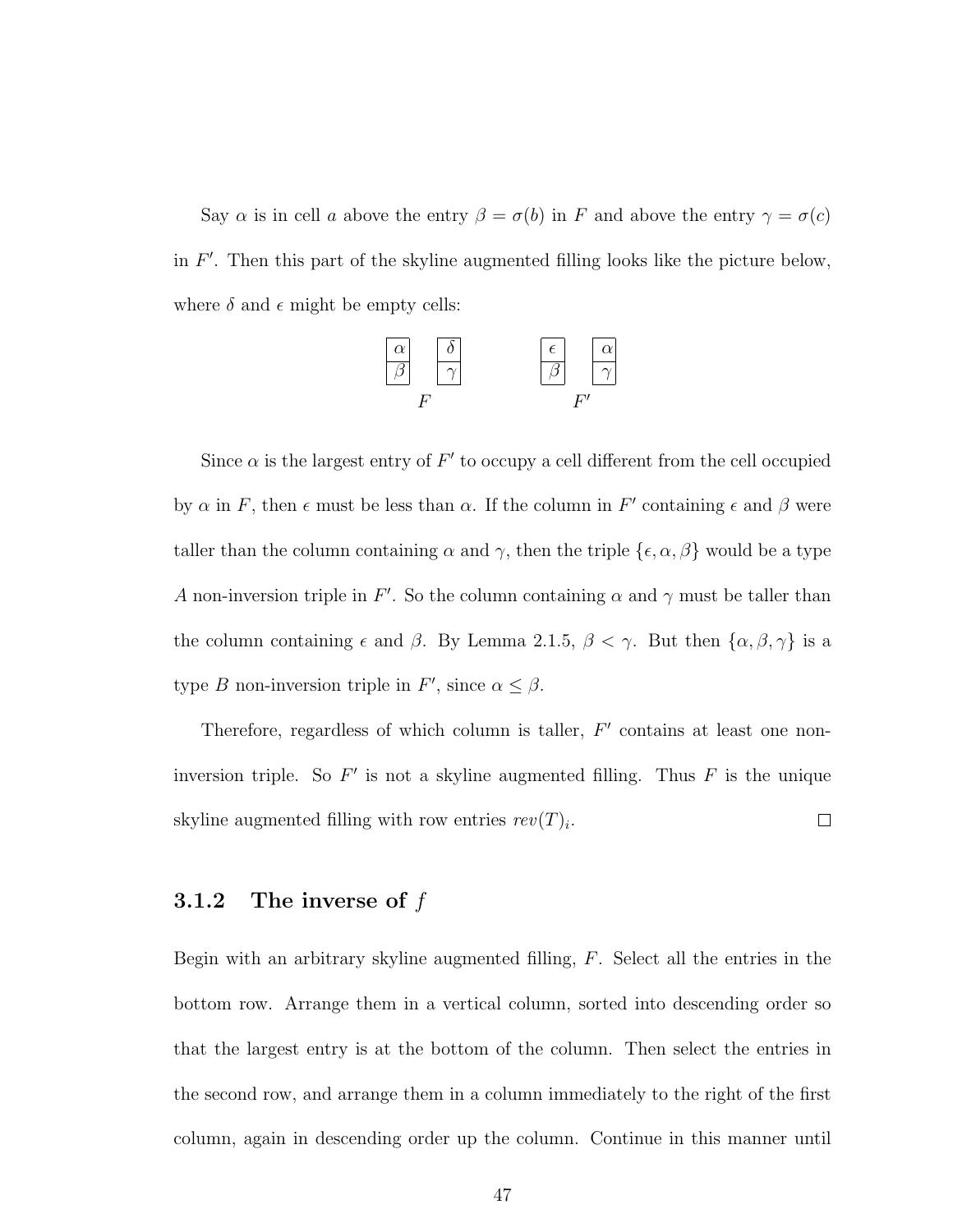Say $\alpha$ is in cell $a$ above the entry $\beta = \sigma(b)$ in $F$ and above the entry $\gamma = \sigma(c)$ in $F'$. Then this part of the skyline augmented filling looks like the picture below, where $\delta$ and $\epsilon$ might be empty cells:

$$\underset{F}{\begin{array}{|c|}\hline \alpha \\ \hline \beta \\ \hline \end{array} \quad \begin{array}{|c|}\hline \delta \\ \hline \gamma \\ \hline \end{array}} \qquad\qquad \underset{F'}{\begin{array}{|c|}\hline \epsilon \\ \hline \beta \\ \hline \end{array} \quad \begin{array}{|c|}\hline \alpha \\ \hline \gamma \\ \hline \end{array}}$$

Since $\alpha$ is the largest entry of $F'$ to occupy a cell different from the cell occupied by $\alpha$ in $F$, then $\epsilon$ must be less than $\alpha$. If the column in $F'$ containing $\epsilon$ and $\beta$ were taller than the column containing $\alpha$ and $\gamma$, then the triple $\{\epsilon, \alpha, \beta\}$ would be a type $A$ non-inversion triple in $F'$. So the column containing $\alpha$ and $\gamma$ must be taller than the column containing $\epsilon$ and $\beta$. By Lemma 2.1.5, $\beta < \gamma$. But then $\{\alpha, \beta, \gamma\}$ is a type $B$ non-inversion triple in $F'$, since $\alpha \leq \beta$.

Therefore, regardless of which column is taller, $F'$ contains at least one non-inversion triple. So $F'$ is not a skyline augmented filling. Thus $F$ is the unique skyline augmented filling with row entries $rev(T)_i$. $\square$

### 3.1.2 The inverse of $f$

Begin with an arbitrary skyline augmented filling, $F$. Select all the entries in the bottom row. Arrange them in a vertical column, sorted into descending order so that the largest entry is at the bottom of the column. Then select the entries in the second row, and arrange them in a column immediately to the right of the first column, again in descending order up the column. Continue in this manner until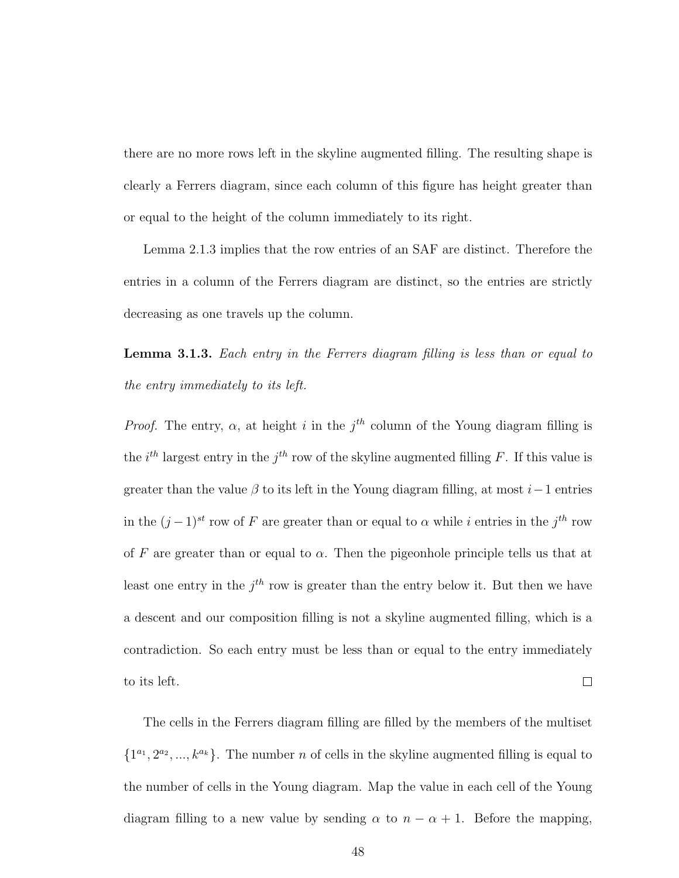there are no more rows left in the skyline augmented filling. The resulting shape is clearly a Ferrers diagram, since each column of this figure has height greater than or equal to the height of the column immediately to its right.

Lemma 2.1.3 implies that the row entries of an SAF are distinct. Therefore the entries in a column of the Ferrers diagram are distinct, so the entries are strictly decreasing as one travels up the column.

**Lemma 3.1.3.** *Each entry in the Ferrers diagram filling is less than or equal to the entry immediately to its left.*

*Proof.* The entry, $\alpha$, at height $i$ in the $j^{th}$ column of the Young diagram filling is the $i^{th}$ largest entry in the $j^{th}$ row of the skyline augmented filling $F$. If this value is greater than the value $\beta$ to its left in the Young diagram filling, at most $i-1$ entries in the $(j-1)^{st}$ row of $F$ are greater than or equal to $\alpha$ while $i$ entries in the $j^{th}$ row of $F$ are greater than or equal to $\alpha$. Then the pigeonhole principle tells us that at least one entry in the $j^{th}$ row is greater than the entry below it. But then we have a descent and our composition filling is not a skyline augmented filling, which is a contradiction. So each entry must be less than or equal to the entry immediately to its left. $\square$

The cells in the Ferrers diagram filling are filled by the members of the multiset $\{1^{a_1}, 2^{a_2}, ..., k^{a_k}\}$. The number $n$ of cells in the skyline augmented filling is equal to the number of cells in the Young diagram. Map the value in each cell of the Young diagram filling to a new value by sending $\alpha$ to $n - \alpha + 1$. Before the mapping,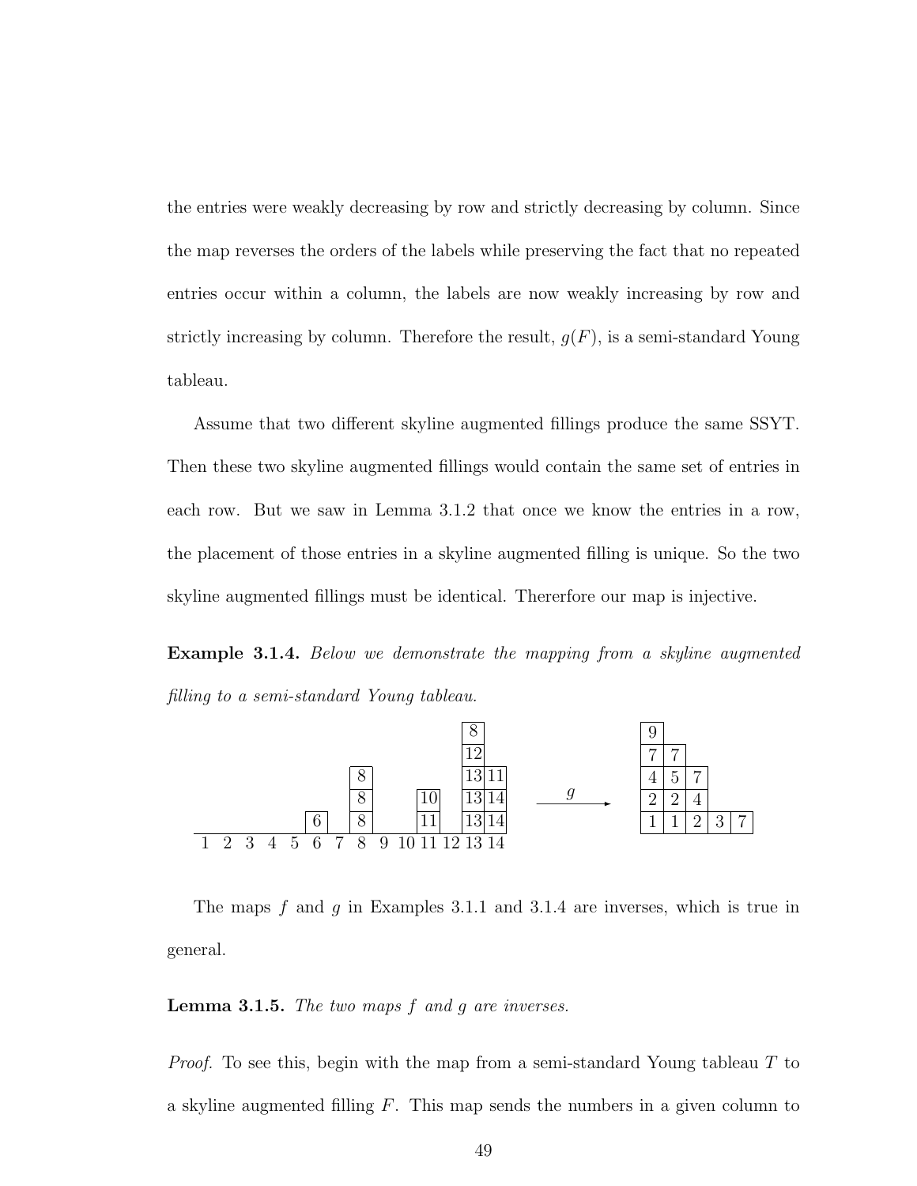the entries were weakly decreasing by row and strictly decreasing by column. Since the map reverses the orders of the labels while preserving the fact that no repeated entries occur within a column, the labels are now weakly increasing by row and strictly increasing by column. Therefore the result, $g(F)$, is a semi-standard Young tableau.

Assume that two different skyline augmented fillings produce the same SSYT. Then these two skyline augmented fillings would contain the same set of entries in each row. But we saw in Lemma 3.1.2 that once we know the entries in a row, the placement of those entries in a skyline augmented filling is unique. So the two skyline augmented fillings must be identical. Thererfore our map is injective.

**Example 3.1.4.** *Below we demonstrate the mapping from a skyline augmented filling to a semi-standard Young tableau.*

Skyline augmented filling (columns 1–14, entries listed from bottom to top):

| Column | 1 | 2 | 3 | 4 | 5 | 6 | 7 | 8 | 9 | 10 | 11 | 12 | 13 | 14 |
|---|---|---|---|---|---|---|---|---|---|---|---|---|---|---|
| Row 5 | | | | | | | | | | | | | 8 | |
| Row 4 | | | | | | | | | | | | | 12 | |
| Row 3 | | | | | | | | 8 | | | | | 13 | 11 |
| Row 2 | | | | | | | | 8 | | | 10 | | 13 | 14 |
| Row 1 | | | | | | 6 | | 8 | | | 11 | | 13 | 14 |

$\xrightarrow{g}$

| | | | | |
|---|---|---|---|---|
| 9 | | | | |
| 7 | 7 | | | |
| 4 | 5 | 7 | | |
| 2 | 2 | 4 | | |
| 1 | 1 | 2 | 3 | 7 |

The maps $f$ and $g$ in Examples 3.1.1 and 3.1.4 are inverses, which is true in general.

**Lemma 3.1.5.** *The two maps $f$ and $g$ are inverses.*

*Proof.* To see this, begin with the map from a semi-standard Young tableau $T$ to a skyline augmented filling $F$. This map sends the numbers in a given column to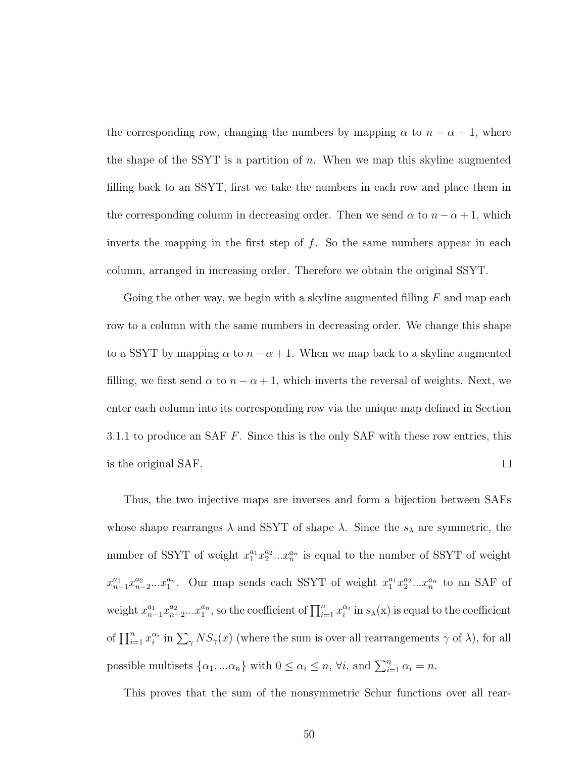the corresponding row, changing the numbers by mapping $\alpha$ to $n - \alpha + 1$, where the shape of the SSYT is a partition of $n$. When we map this skyline augmented filling back to an SSYT, first we take the numbers in each row and place them in the corresponding column in decreasing order. Then we send $\alpha$ to $n - \alpha + 1$, which inverts the mapping in the first step of $f$. So the same numbers appear in each column, arranged in increasing order. Therefore we obtain the original SSYT.

Going the other way, we begin with a skyline augmented filling $F$ and map each row to a column with the same numbers in decreasing order. We change this shape to a SSYT by mapping $\alpha$ to $n - \alpha + 1$. When we map back to a skyline augmented filling, we first send $\alpha$ to $n - \alpha + 1$, which inverts the reversal of weights. Next, we enter each column into its corresponding row via the unique map defined in Section 3.1.1 to produce an SAF $F$. Since this is the only SAF with these row entries, this is the original SAF. $\square$

Thus, the two injective maps are inverses and form a bijection between SAFs whose shape rearranges $\lambda$ and SSYT of shape $\lambda$. Since the $s_\lambda$ are symmetric, the number of SSYT of weight $x_1^{a_1} x_2^{a_2} ... x_n^{a_n}$ is equal to the number of SSYT of weight $x_{n-1}^{a_1} x_{n-2}^{a_2} ... x_1^{a_n}$. Our map sends each SSYT of weight $x_1^{a_1} x_2^{a_2} ... x_n^{a_n}$ to an SAF of weight $x_{n-1}^{a_1} x_{n-2}^{a_2} ... x_1^{a_n}$, so the coefficient of $\prod_{i=1}^{n} x_i^{\alpha_i}$ in $s_\lambda(\text{x})$ is equal to the coefficient of $\prod_{i=1}^{n} x_i^{\alpha_i}$ in $\sum_\gamma NS_\gamma(x)$ (where the sum is over all rearrangements $\gamma$ of $\lambda$), for all possible multisets $\{\alpha_1, ... \alpha_n\}$ with $0 \leq \alpha_i \leq n$, $\forall i$, and $\sum_{i=1}^{n} \alpha_i = n$.

This proves that the sum of the nonsymmetric Schur functions over all rear-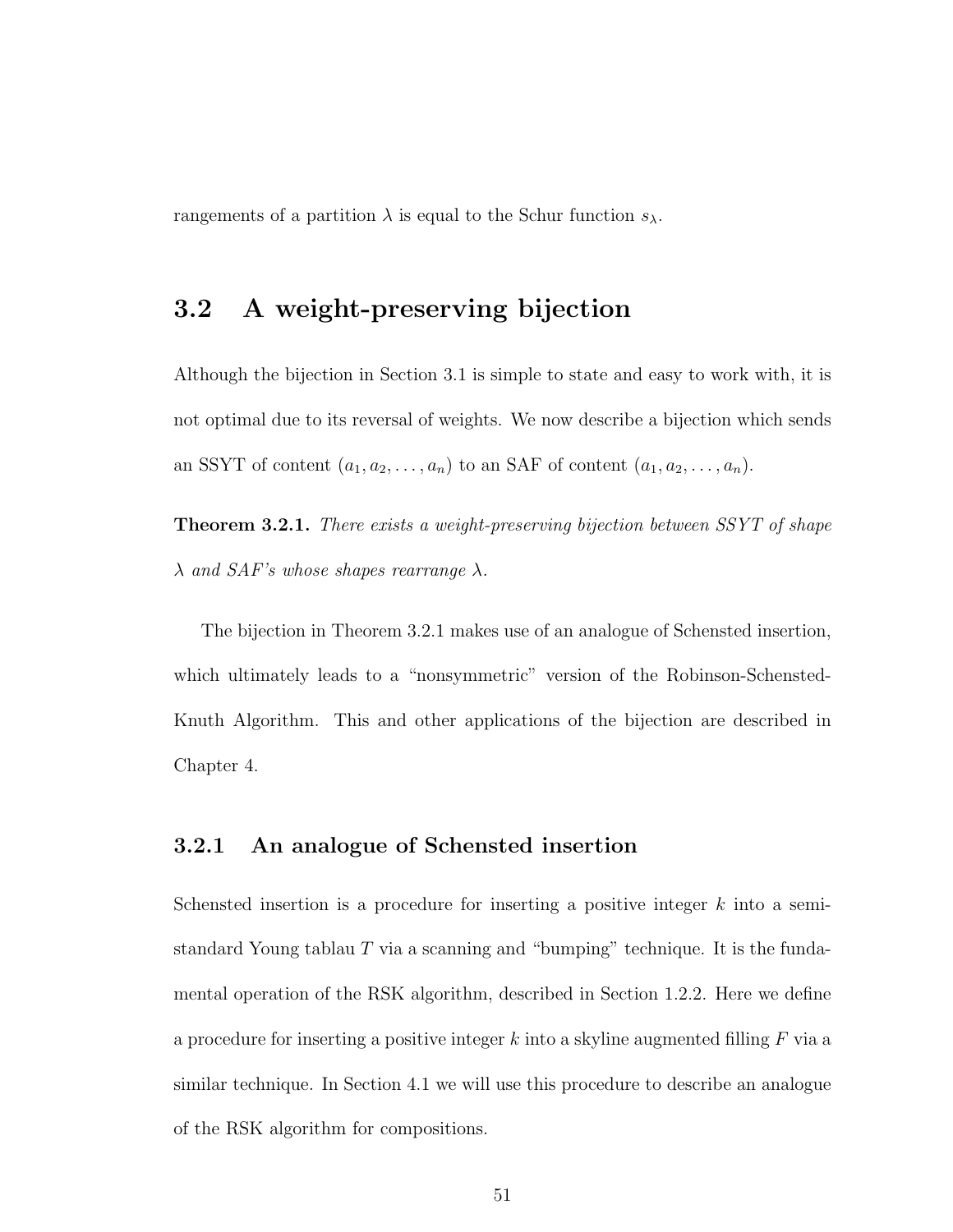rangements of a partition $\lambda$ is equal to the Schur function $s_\lambda$.

## 3.2 A weight-preserving bijection

Although the bijection in Section 3.1 is simple to state and easy to work with, it is not optimal due to its reversal of weights. We now describe a bijection which sends an SSYT of content $(a_1, a_2, \ldots, a_n)$ to an SAF of content $(a_1, a_2, \ldots, a_n)$.

**Theorem 3.2.1.** *There exists a weight-preserving bijection between SSYT of shape $\lambda$ and SAF's whose shapes rearrange $\lambda$.*

The bijection in Theorem 3.2.1 makes use of an analogue of Schensted insertion, which ultimately leads to a "nonsymmetric" version of the Robinson-Schensted-Knuth Algorithm. This and other applications of the bijection are described in Chapter 4.

### 3.2.1 An analogue of Schensted insertion

Schensted insertion is a procedure for inserting a positive integer $k$ into a semi-standard Young tablau $T$ via a scanning and "bumping" technique. It is the fundamental operation of the RSK algorithm, described in Section 1.2.2. Here we define a procedure for inserting a positive integer $k$ into a skyline augmented filling $F$ via a similar technique. In Section 4.1 we will use this procedure to describe an analogue of the RSK algorithm for compositions.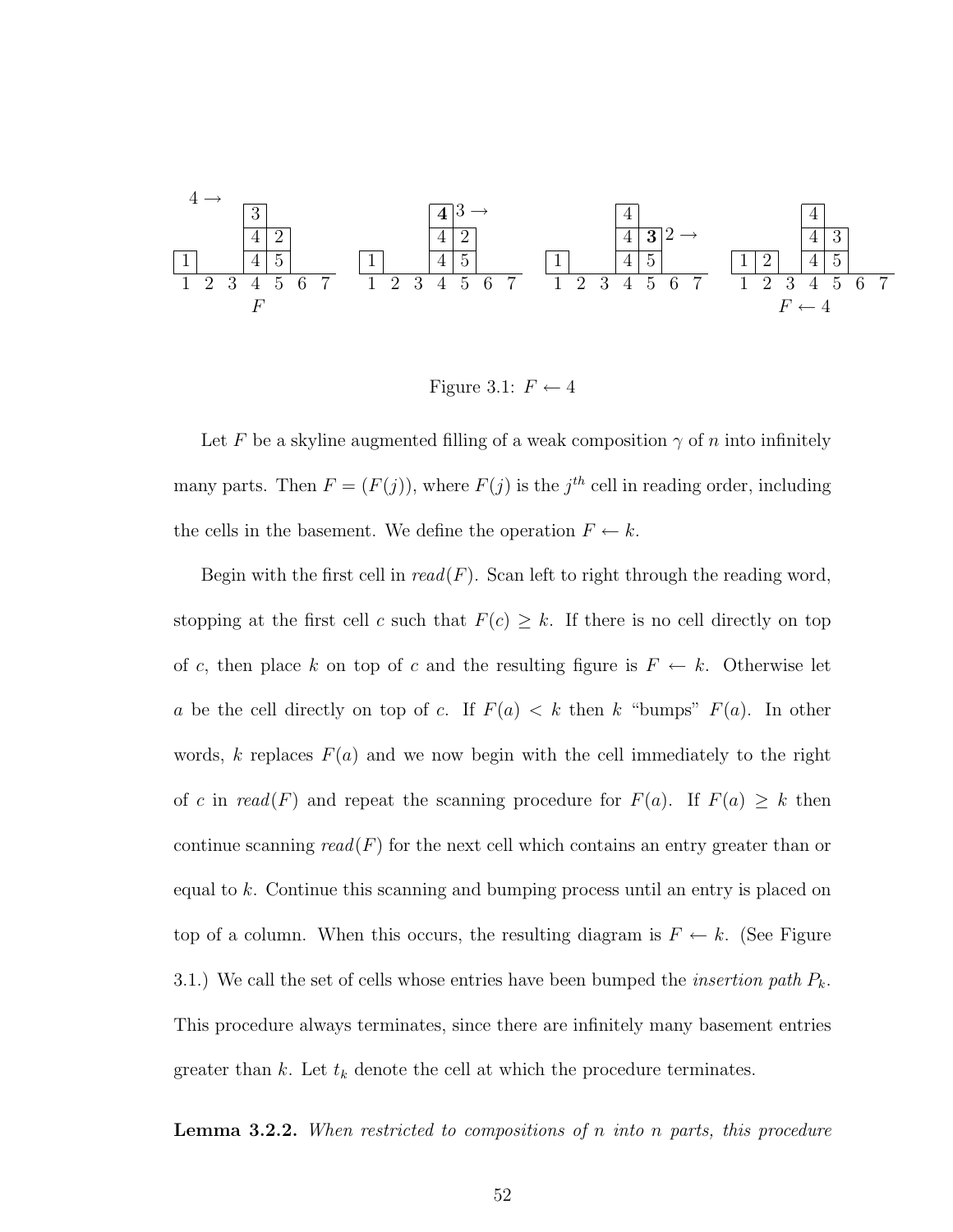Figure 3.1: $F \leftarrow 4$

Let $F$ be a skyline augmented filling of a weak composition $\gamma$ of $n$ into infinitely many parts. Then $F = (F(j))$, where $F(j)$ is the $j^{th}$ cell in reading order, including the cells in the basement. We define the operation $F \leftarrow k$.

Begin with the first cell in *read*$(F)$. Scan left to right through the reading word, stopping at the first cell $c$ such that $F(c) \geq k$. If there is no cell directly on top of $c$, then place $k$ on top of $c$ and the resulting figure is $F \leftarrow k$. Otherwise let $a$ be the cell directly on top of $c$. If $F(a) < k$ then $k$ "bumps" $F(a)$. In other words, $k$ replaces $F(a)$ and we now begin with the cell immediately to the right of $c$ in *read*$(F)$ and repeat the scanning procedure for $F(a)$. If $F(a) \geq k$ then continue scanning *read*$(F)$ for the next cell which contains an entry greater than or equal to $k$. Continue this scanning and bumping process until an entry is placed on top of a column. When this occurs, the resulting diagram is $F \leftarrow k$. (See Figure 3.1.) We call the set of cells whose entries have been bumped the *insertion path* $P_k$. This procedure always terminates, since there are infinitely many basement entries greater than $k$. Let $t_k$ denote the cell at which the procedure terminates.

**Lemma 3.2.2.** *When restricted to compositions of $n$ into $n$ parts, this procedure*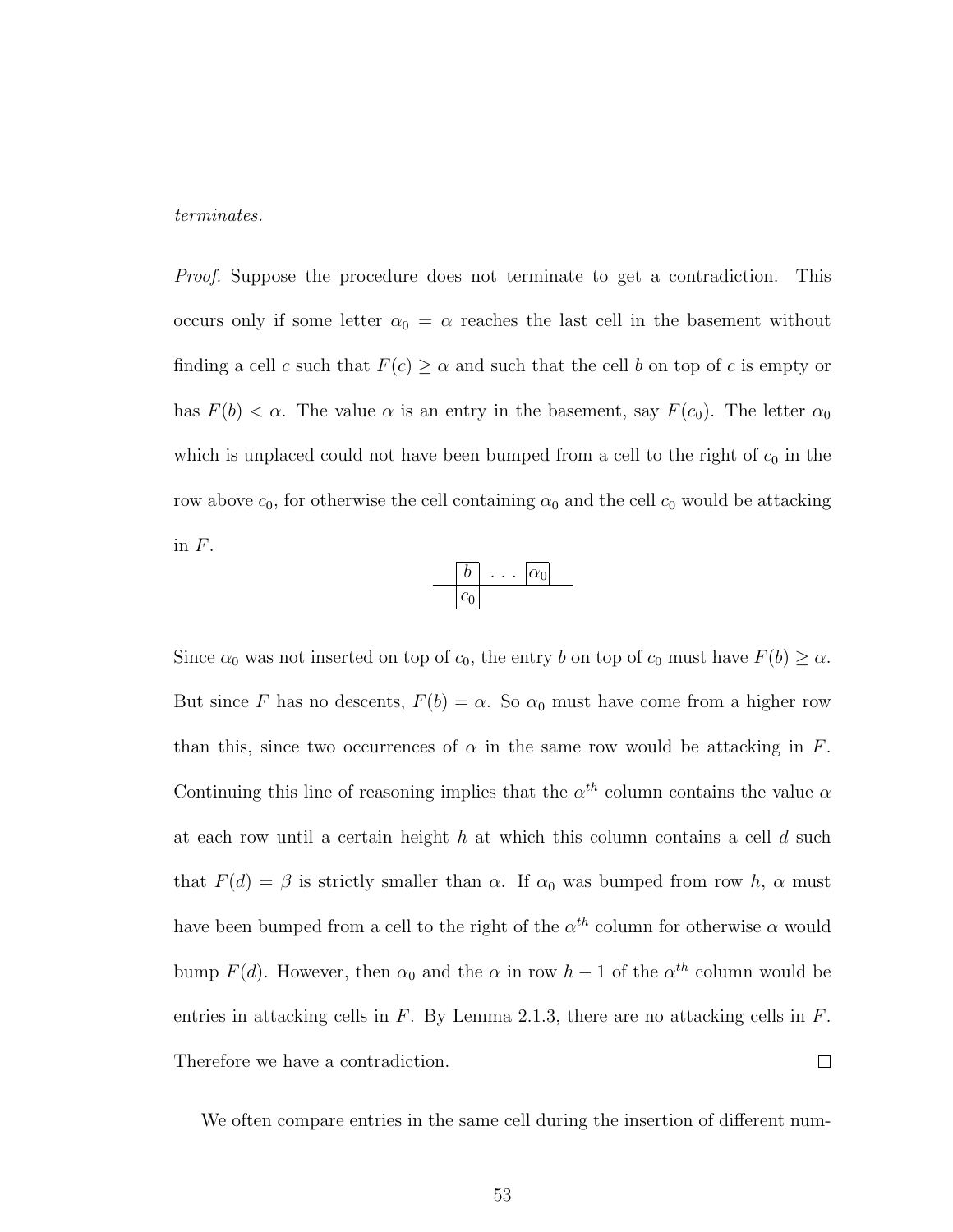*terminates.*

*Proof.* Suppose the procedure does not terminate to get a contradiction. This occurs only if some letter $\alpha_0 = \alpha$ reaches the last cell in the basement without finding a cell $c$ such that $F(c) \geq \alpha$ and such that the cell $b$ on top of $c$ is empty or has $F(b) < \alpha$. The value $\alpha$ is an entry in the basement, say $F(c_0)$. The letter $\alpha_0$ which is unplaced could not have been bumped from a cell to the right of $c_0$ in the row above $c_0$, for otherwise the cell containing $\alpha_0$ and the cell $c_0$ would be attacking in $F$.

$$\begin{array}{|c|ccc|c|}\hline b & & \dots & & \alpha_0 \\ \hline c_0 & & & & \\ \hline\end{array}$$

Since $\alpha_0$ was not inserted on top of $c_0$, the entry $b$ on top of $c_0$ must have $F(b) \geq \alpha$. But since $F$ has no descents, $F(b) = \alpha$. So $\alpha_0$ must have come from a higher row than this, since two occurrences of $\alpha$ in the same row would be attacking in $F$. Continuing this line of reasoning implies that the $\alpha^{th}$ column contains the value $\alpha$ at each row until a certain height $h$ at which this column contains a cell $d$ such that $F(d) = \beta$ is strictly smaller than $\alpha$. If $\alpha_0$ was bumped from row $h$, $\alpha$ must have been bumped from a cell to the right of the $\alpha^{th}$ column for otherwise $\alpha$ would bump $F(d)$. However, then $\alpha_0$ and the $\alpha$ in row $h-1$ of the $\alpha^{th}$ column would be entries in attacking cells in $F$. By Lemma 2.1.3, there are no attacking cells in $F$. Therefore we have a contradiction. $\square$

We often compare entries in the same cell during the insertion of different num-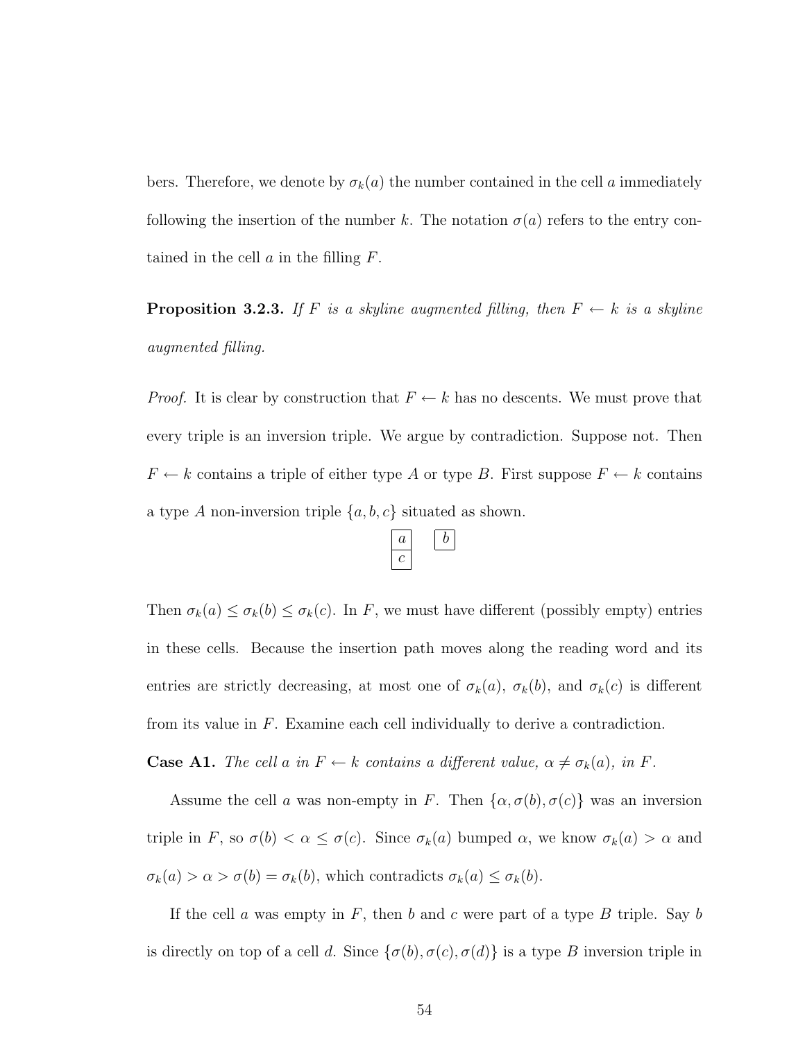bers. Therefore, we denote by $\sigma_k(a)$ the number contained in the cell $a$ immediately following the insertion of the number $k$. The notation $\sigma(a)$ refers to the entry contained in the cell $a$ in the filling $F$.

**Proposition 3.2.3.** *If $F$ is a skyline augmented filling, then $F \leftarrow k$ is a skyline augmented filling.*

*Proof.* It is clear by construction that $F \leftarrow k$ has no descents. We must prove that every triple is an inversion triple. We argue by contradiction. Suppose not. Then $F \leftarrow k$ contains a triple of either type $A$ or type $B$. First suppose $F \leftarrow k$ contains a type $A$ non-inversion triple $\{a, b, c\}$ situated as shown.

$$\begin{array}{|c|}\hline a \\ \hline c \\ \hline \end{array} \quad \begin{array}{|c|}\hline b \\ \hline \end{array}$$

Then $\sigma_k(a) \leq \sigma_k(b) \leq \sigma_k(c)$. In $F$, we must have different (possibly empty) entries in these cells. Because the insertion path moves along the reading word and its entries are strictly decreasing, at most one of $\sigma_k(a)$, $\sigma_k(b)$, and $\sigma_k(c)$ is different from its value in $F$. Examine each cell individually to derive a contradiction.

**Case A1.** *The cell $a$ in $F \leftarrow k$ contains a different value, $\alpha \neq \sigma_k(a)$, in $F$.*

Assume the cell $a$ was non-empty in $F$. Then $\{\alpha, \sigma(b), \sigma(c)\}$ was an inversion triple in $F$, so $\sigma(b) < \alpha \leq \sigma(c)$. Since $\sigma_k(a)$ bumped $\alpha$, we know $\sigma_k(a) > \alpha$ and $\sigma_k(a) > \alpha > \sigma(b) = \sigma_k(b)$, which contradicts $\sigma_k(a) \leq \sigma_k(b)$.

If the cell $a$ was empty in $F$, then $b$ and $c$ were part of a type $B$ triple. Say $b$ is directly on top of a cell $d$. Since $\{\sigma(b), \sigma(c), \sigma(d)\}$ is a type $B$ inversion triple in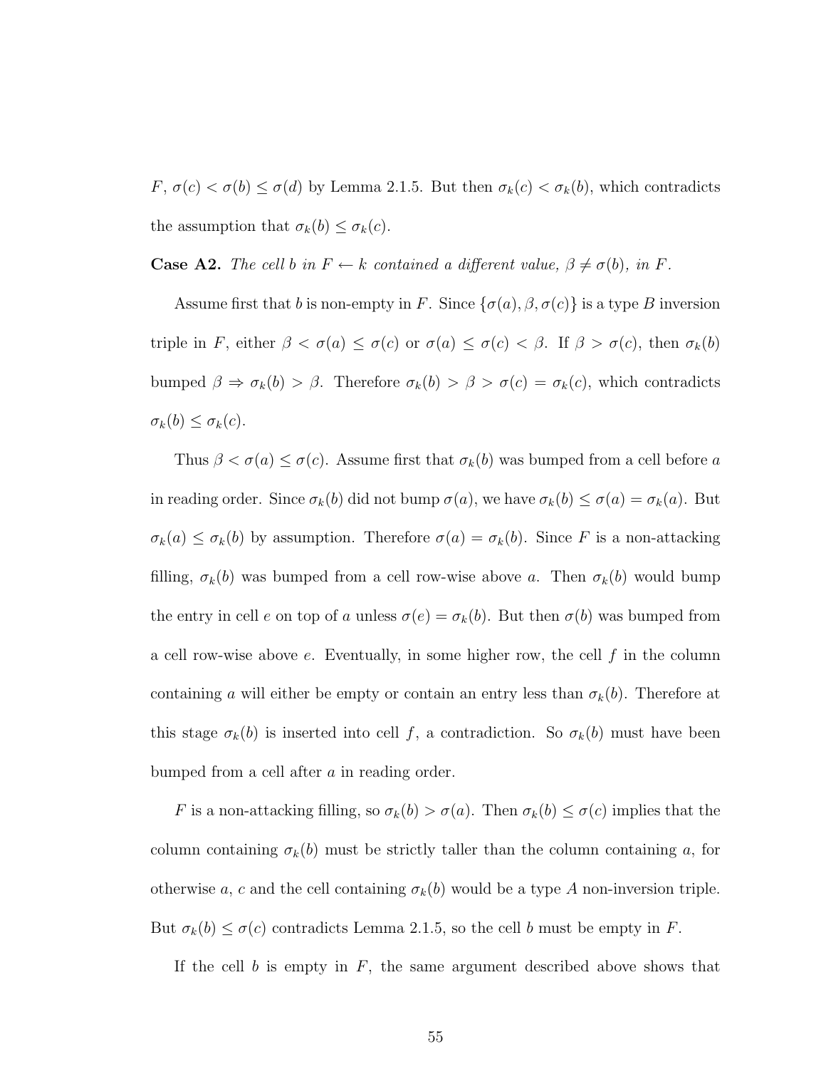$F$, $\sigma(c) < \sigma(b) \leq \sigma(d)$ by Lemma 2.1.5. But then $\sigma_k(c) < \sigma_k(b)$, which contradicts the assumption that $\sigma_k(b) \leq \sigma_k(c)$.

**Case A2.** *The cell $b$ in $F \leftarrow k$ contained a different value, $\beta \neq \sigma(b)$, in $F$.*

Assume first that $b$ is non-empty in $F$. Since $\{\sigma(a), \beta, \sigma(c)\}$ is a type $B$ inversion triple in $F$, either $\beta < \sigma(a) \leq \sigma(c)$ or $\sigma(a) \leq \sigma(c) < \beta$. If $\beta > \sigma(c)$, then $\sigma_k(b)$ bumped $\beta \Rightarrow \sigma_k(b) > \beta$. Therefore $\sigma_k(b) > \beta > \sigma(c) = \sigma_k(c)$, which contradicts $\sigma_k(b) \leq \sigma_k(c)$.

Thus $\beta < \sigma(a) \leq \sigma(c)$. Assume first that $\sigma_k(b)$ was bumped from a cell before $a$ in reading order. Since $\sigma_k(b)$ did not bump $\sigma(a)$, we have $\sigma_k(b) \leq \sigma(a) = \sigma_k(a)$. But $\sigma_k(a) \leq \sigma_k(b)$ by assumption. Therefore $\sigma(a) = \sigma_k(b)$. Since $F$ is a non-attacking filling, $\sigma_k(b)$ was bumped from a cell row-wise above $a$. Then $\sigma_k(b)$ would bump the entry in cell $e$ on top of $a$ unless $\sigma(e) = \sigma_k(b)$. But then $\sigma(b)$ was bumped from a cell row-wise above $e$. Eventually, in some higher row, the cell $f$ in the column containing $a$ will either be empty or contain an entry less than $\sigma_k(b)$. Therefore at this stage $\sigma_k(b)$ is inserted into cell $f$, a contradiction. So $\sigma_k(b)$ must have been bumped from a cell after $a$ in reading order.

$F$ is a non-attacking filling, so $\sigma_k(b) > \sigma(a)$. Then $\sigma_k(b) \leq \sigma(c)$ implies that the column containing $\sigma_k(b)$ must be strictly taller than the column containing $a$, for otherwise $a$, $c$ and the cell containing $\sigma_k(b)$ would be a type $A$ non-inversion triple. But $\sigma_k(b) \leq \sigma(c)$ contradicts Lemma 2.1.5, so the cell $b$ must be empty in $F$.

If the cell $b$ is empty in $F$, the same argument described above shows that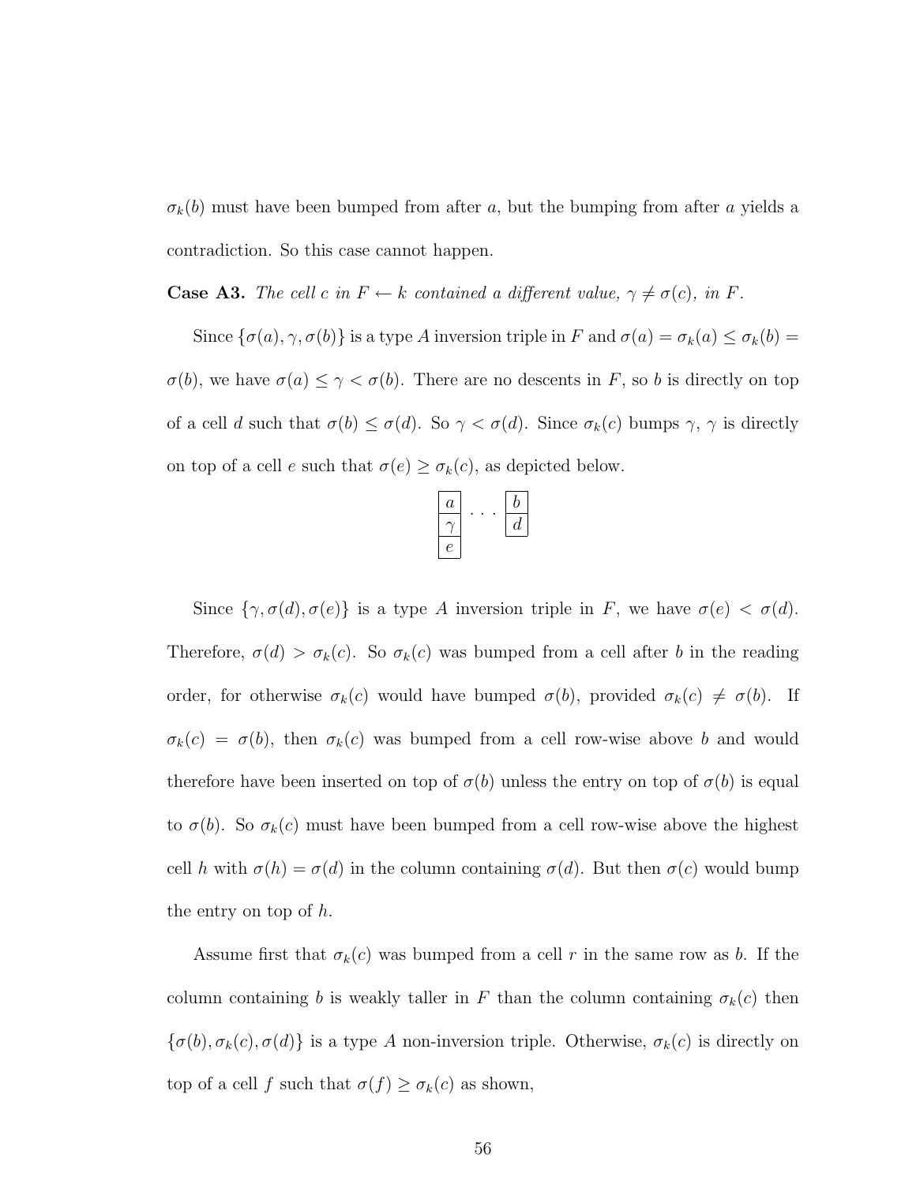$\sigma_k(b)$ must have been bumped from after $a$, but the bumping from after $a$ yields a contradiction. So this case cannot happen.

**Case A3.** *The cell $c$ in $F \leftarrow k$ contained a different value, $\gamma \neq \sigma(c)$, in $F$.*

Since $\{\sigma(a), \gamma, \sigma(b)\}$ is a type $A$ inversion triple in $F$ and $\sigma(a) = \sigma_k(a) \leq \sigma_k(b) = \sigma(b)$, we have $\sigma(a) \leq \gamma < \sigma(b)$. There are no descents in $F$, so $b$ is directly on top of a cell $d$ such that $\sigma(b) \leq \sigma(d)$. So $\gamma < \sigma(d)$. Since $\sigma_k(c)$ bumps $\gamma$, $\gamma$ is directly on top of a cell $e$ such that $\sigma(e) \geq \sigma_k(c)$, as depicted below.

$$\begin{array}{|c|}\hline a \\ \hline \gamma \\ \hline e \\ \hline \end{array} \cdots \begin{array}{|c|}\hline b \\ \hline d \\ \hline \end{array}$$

Since $\{\gamma, \sigma(d), \sigma(e)\}$ is a type $A$ inversion triple in $F$, we have $\sigma(e) < \sigma(d)$. Therefore, $\sigma(d) > \sigma_k(c)$. So $\sigma_k(c)$ was bumped from a cell after $b$ in the reading order, for otherwise $\sigma_k(c)$ would have bumped $\sigma(b)$, provided $\sigma_k(c) \neq \sigma(b)$. If $\sigma_k(c) = \sigma(b)$, then $\sigma_k(c)$ was bumped from a cell row-wise above $b$ and would therefore have been inserted on top of $\sigma(b)$ unless the entry on top of $\sigma(b)$ is equal to $\sigma(b)$. So $\sigma_k(c)$ must have been bumped from a cell row-wise above the highest cell $h$ with $\sigma(h) = \sigma(d)$ in the column containing $\sigma(d)$. But then $\sigma(c)$ would bump the entry on top of $h$.

Assume first that $\sigma_k(c)$ was bumped from a cell $r$ in the same row as $b$. If the column containing $b$ is weakly taller in $F$ than the column containing $\sigma_k(c)$ then $\{\sigma(b), \sigma_k(c), \sigma(d)\}$ is a type $A$ non-inversion triple. Otherwise, $\sigma_k(c)$ is directly on top of a cell $f$ such that $\sigma(f) \geq \sigma_k(c)$ as shown,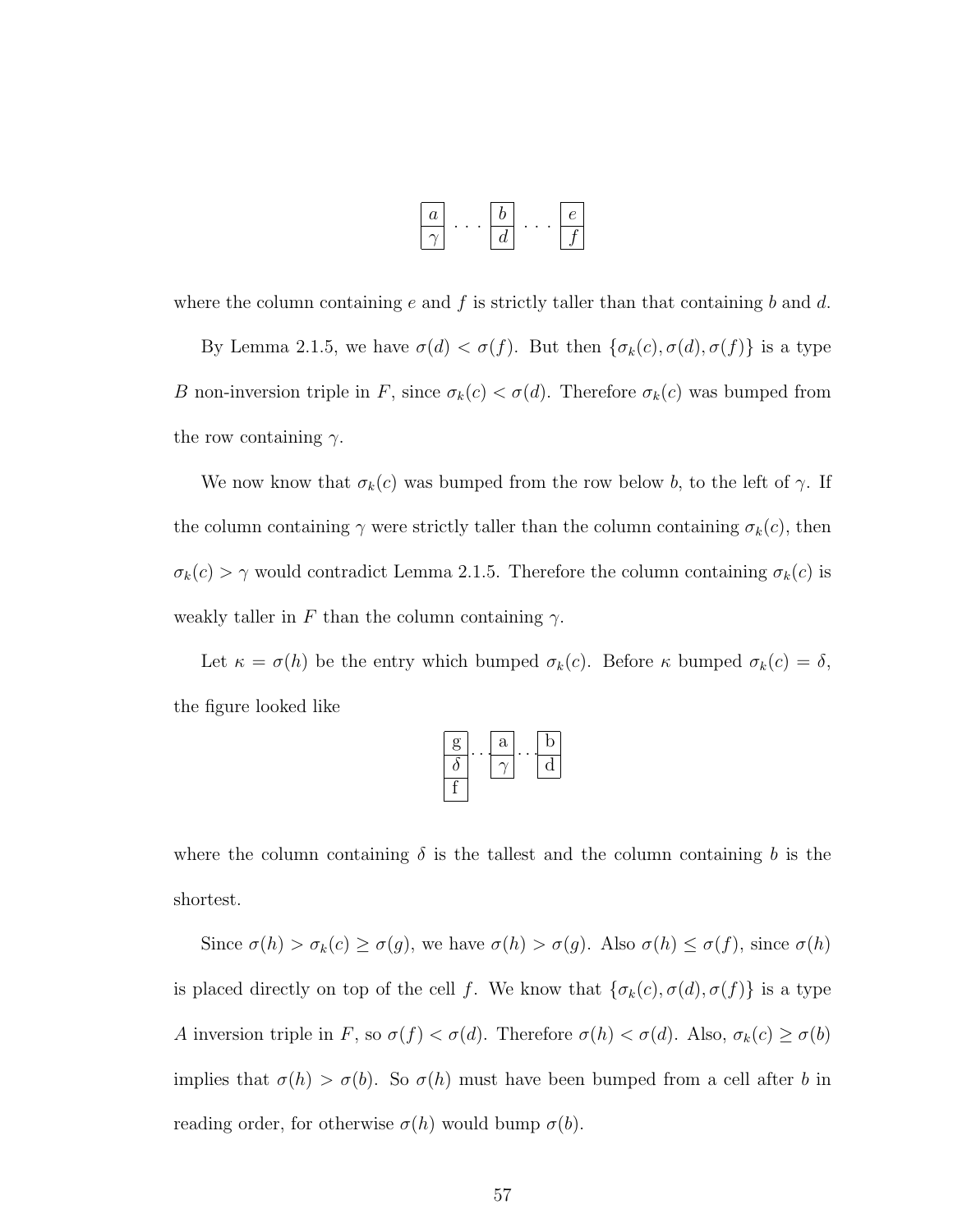$$\begin{array}{|c|}\hline a \\ \hline \gamma \\ \hline \end{array} \cdots \begin{array}{|c|}\hline b \\ \hline d \\ \hline \end{array} \cdots \begin{array}{|c|}\hline e \\ \hline f \\ \hline \end{array}$$

where the column containing $e$ and $f$ is strictly taller than that containing $b$ and $d$.

By Lemma 2.1.5, we have $\sigma(d) < \sigma(f)$. But then $\{\sigma_k(c), \sigma(d), \sigma(f)\}$ is a type $B$ non-inversion triple in $F$, since $\sigma_k(c) < \sigma(d)$. Therefore $\sigma_k(c)$ was bumped from the row containing $\gamma$.

We now know that $\sigma_k(c)$ was bumped from the row below $b$, to the left of $\gamma$. If the column containing $\gamma$ were strictly taller than the column containing $\sigma_k(c)$, then $\sigma_k(c) > \gamma$ would contradict Lemma 2.1.5. Therefore the column containing $\sigma_k(c)$ is weakly taller in $F$ than the column containing $\gamma$.

Let $\kappa = \sigma(h)$ be the entry which bumped $\sigma_k(c)$. Before $\kappa$ bumped $\sigma_k(c) = \delta$, the figure looked like

$$\begin{array}{|c|}\hline \text{g} \\ \hline \delta \\ \hline \text{f} \\ \hline \end{array} \cdots \begin{array}{|c|}\hline \text{a} \\ \hline \gamma \\ \hline \end{array} \cdots \begin{array}{|c|}\hline \text{b} \\ \hline \text{d} \\ \hline \end{array}$$

where the column containing $\delta$ is the tallest and the column containing $b$ is the shortest.

Since $\sigma(h) > \sigma_k(c) \geq \sigma(g)$, we have $\sigma(h) > \sigma(g)$. Also $\sigma(h) \leq \sigma(f)$, since $\sigma(h)$ is placed directly on top of the cell $f$. We know that $\{\sigma_k(c), \sigma(d), \sigma(f)\}$ is a type $A$ inversion triple in $F$, so $\sigma(f) < \sigma(d)$. Therefore $\sigma(h) < \sigma(d)$. Also, $\sigma_k(c) \geq \sigma(b)$ implies that $\sigma(h) > \sigma(b)$. So $\sigma(h)$ must have been bumped from a cell after $b$ in reading order, for otherwise $\sigma(h)$ would bump $\sigma(b)$.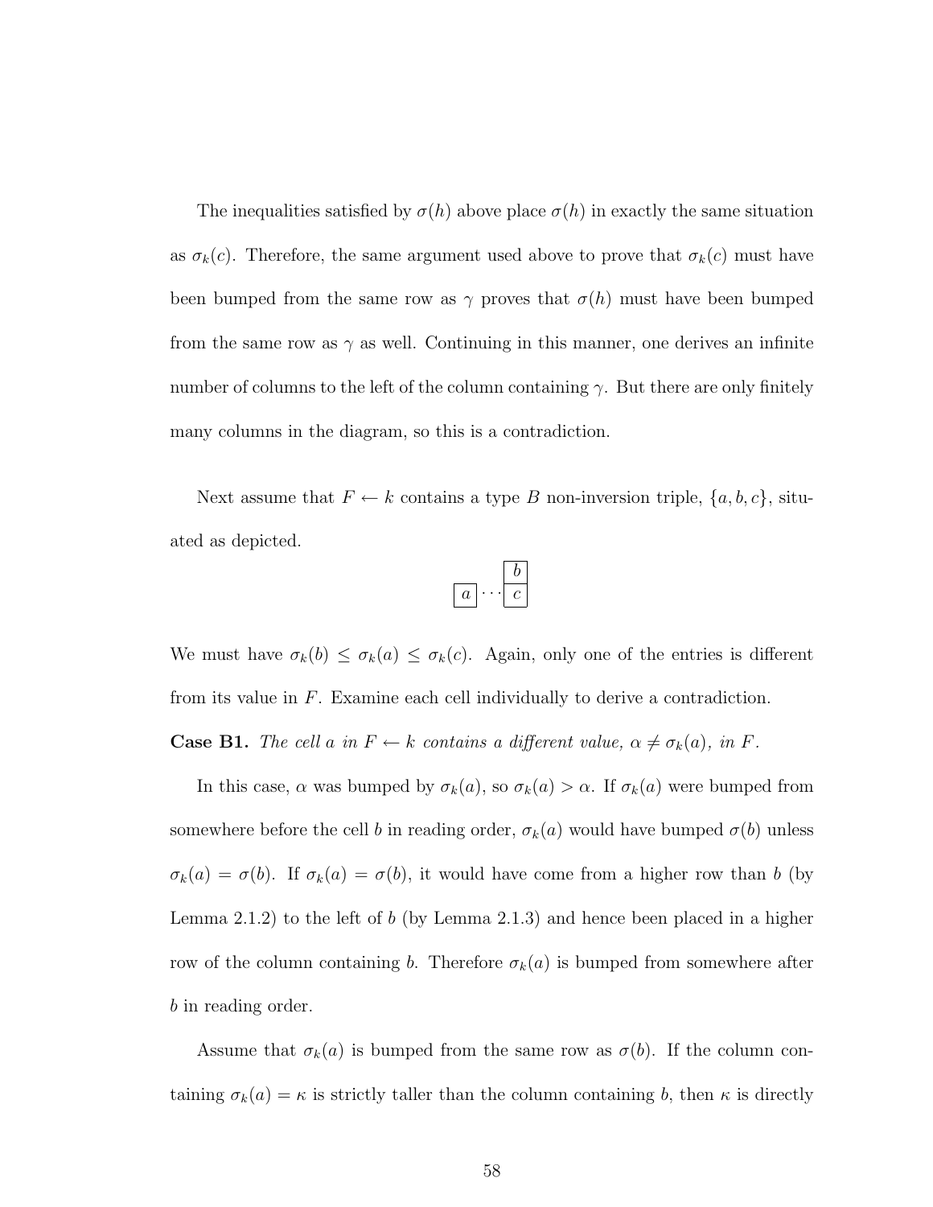The inequalities satisfied by $\sigma(h)$ above place $\sigma(h)$ in exactly the same situation as $\sigma_k(c)$. Therefore, the same argument used above to prove that $\sigma_k(c)$ must have been bumped from the same row as $\gamma$ proves that $\sigma(h)$ must have been bumped from the same row as $\gamma$ as well. Continuing in this manner, one derives an infinite number of columns to the left of the column containing $\gamma$. But there are only finitely many columns in the diagram, so this is a contradiction.

Next assume that $F \leftarrow k$ contains a type $B$ non-inversion triple, $\{a, b, c\}$, situated as depicted.

$$\begin{array}{ccc} & & \boxed{b} \\ \boxed{a} & \cdots & \boxed{c} \end{array}$$

We must have $\sigma_k(b) \leq \sigma_k(a) \leq \sigma_k(c)$. Again, only one of the entries is different from its value in $F$. Examine each cell individually to derive a contradiction.

**Case B1.** *The cell $a$ in $F \leftarrow k$ contains a different value, $\alpha \neq \sigma_k(a)$, in $F$.*

In this case, $\alpha$ was bumped by $\sigma_k(a)$, so $\sigma_k(a) > \alpha$. If $\sigma_k(a)$ were bumped from somewhere before the cell $b$ in reading order, $\sigma_k(a)$ would have bumped $\sigma(b)$ unless $\sigma_k(a) = \sigma(b)$. If $\sigma_k(a) = \sigma(b)$, it would have come from a higher row than $b$ (by Lemma 2.1.2) to the left of $b$ (by Lemma 2.1.3) and hence been placed in a higher row of the column containing $b$. Therefore $\sigma_k(a)$ is bumped from somewhere after $b$ in reading order.

Assume that $\sigma_k(a)$ is bumped from the same row as $\sigma(b)$. If the column containing $\sigma_k(a) = \kappa$ is strictly taller than the column containing $b$, then $\kappa$ is directly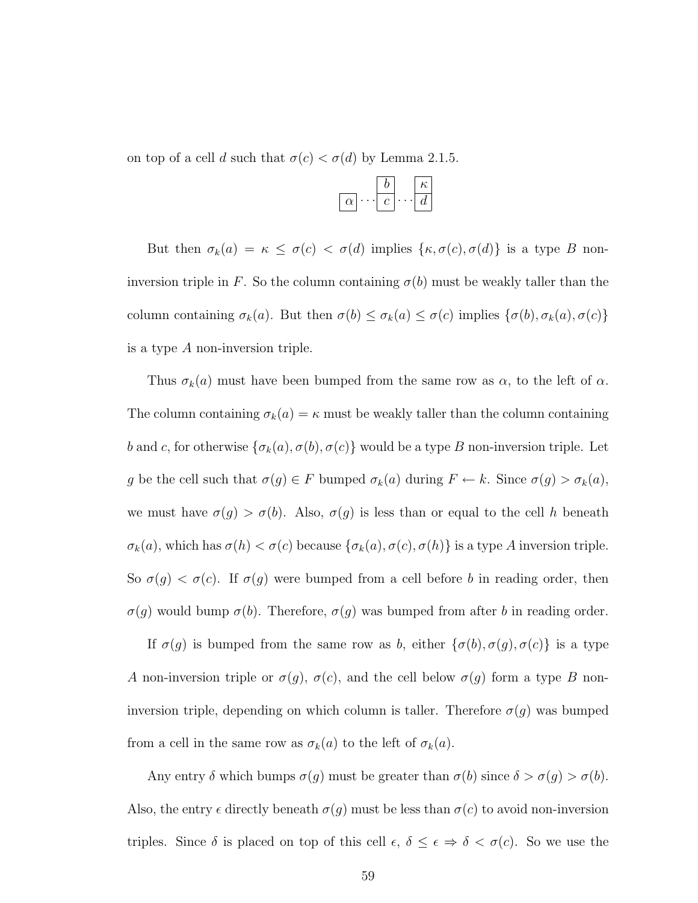on top of a cell $d$ such that $\sigma(c) < \sigma(d)$ by Lemma 2.1.5.

$$\begin{array}{ccccc} & & \boxed{b} & & \boxed{\kappa} \\ \boxed{\alpha} & \cdots & \boxed{c} & \cdots & \boxed{d} \end{array}$$

But then $\sigma_k(a) = \kappa \leq \sigma(c) < \sigma(d)$ implies $\{\kappa, \sigma(c), \sigma(d)\}$ is a type $B$ non-inversion triple in $F$. So the column containing $\sigma(b)$ must be weakly taller than the column containing $\sigma_k(a)$. But then $\sigma(b) \leq \sigma_k(a) \leq \sigma(c)$ implies $\{\sigma(b), \sigma_k(a), \sigma(c)\}$ is a type $A$ non-inversion triple.

Thus $\sigma_k(a)$ must have been bumped from the same row as $\alpha$, to the left of $\alpha$. The column containing $\sigma_k(a) = \kappa$ must be weakly taller than the column containing $b$ and $c$, for otherwise $\{\sigma_k(a), \sigma(b), \sigma(c)\}$ would be a type $B$ non-inversion triple. Let $g$ be the cell such that $\sigma(g) \in F$ bumped $\sigma_k(a)$ during $F \leftarrow k$. Since $\sigma(g) > \sigma_k(a)$, we must have $\sigma(g) > \sigma(b)$. Also, $\sigma(g)$ is less than or equal to the cell $h$ beneath $\sigma_k(a)$, which has $\sigma(h) < \sigma(c)$ because $\{\sigma_k(a), \sigma(c), \sigma(h)\}$ is a type $A$ inversion triple. So $\sigma(g) < \sigma(c)$. If $\sigma(g)$ were bumped from a cell before $b$ in reading order, then $\sigma(g)$ would bump $\sigma(b)$. Therefore, $\sigma(g)$ was bumped from after $b$ in reading order.

If $\sigma(g)$ is bumped from the same row as $b$, either $\{\sigma(b), \sigma(g), \sigma(c)\}$ is a type $A$ non-inversion triple or $\sigma(g)$, $\sigma(c)$, and the cell below $\sigma(g)$ form a type $B$ non-inversion triple, depending on which column is taller. Therefore $\sigma(g)$ was bumped from a cell in the same row as $\sigma_k(a)$ to the left of $\sigma_k(a)$.

Any entry $\delta$ which bumps $\sigma(g)$ must be greater than $\sigma(b)$ since $\delta > \sigma(g) > \sigma(b)$. Also, the entry $\epsilon$ directly beneath $\sigma(g)$ must be less than $\sigma(c)$ to avoid non-inversion triples. Since $\delta$ is placed on top of this cell $\epsilon$, $\delta \leq \epsilon \Rightarrow \delta < \sigma(c)$. So we use the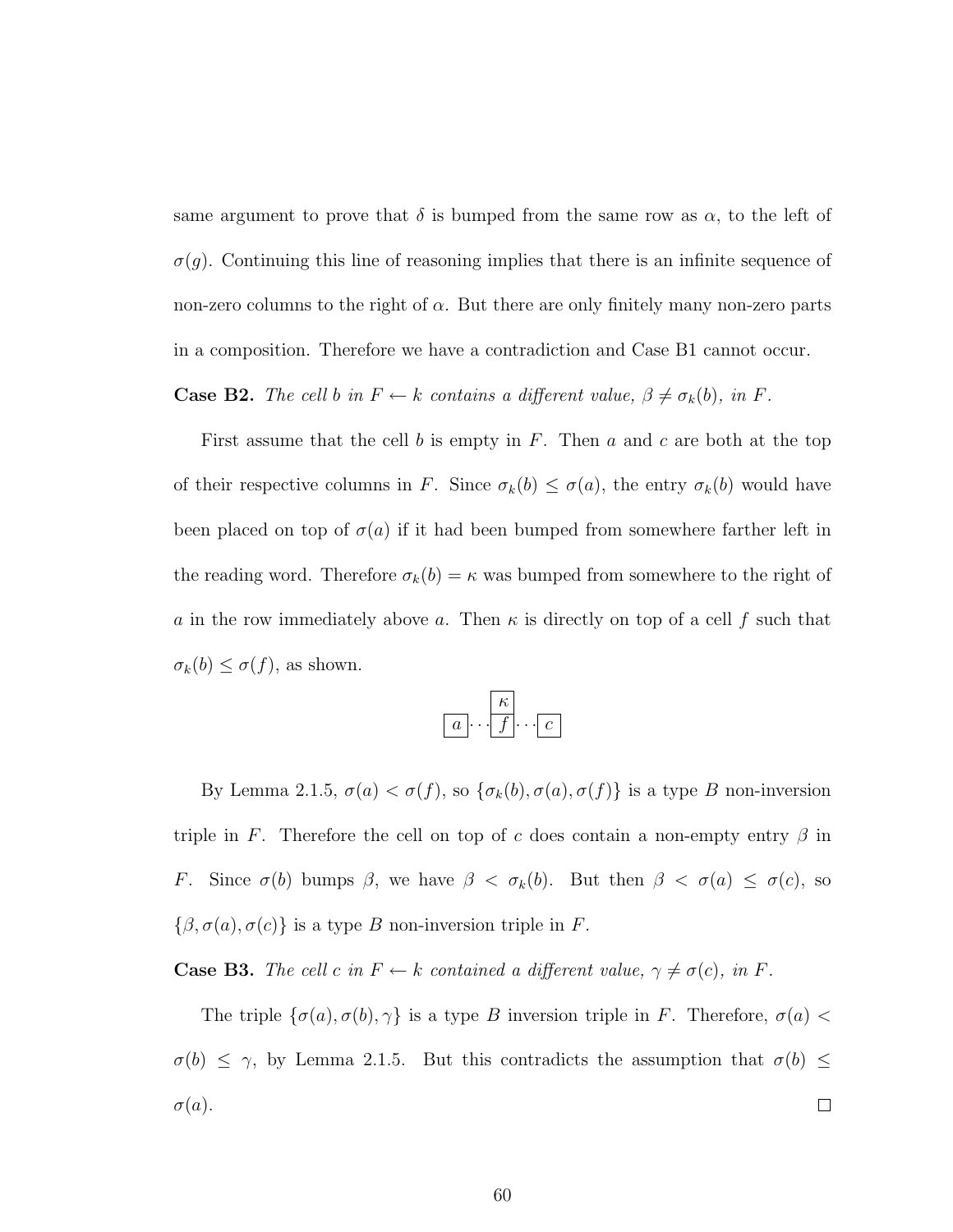same argument to prove that $\delta$ is bumped from the same row as $\alpha$, to the left of $\sigma(g)$. Continuing this line of reasoning implies that there is an infinite sequence of non-zero columns to the right of $\alpha$. But there are only finitely many non-zero parts in a composition. Therefore we have a contradiction and Case B1 cannot occur.

**Case B2.** *The cell $b$ in $F \leftarrow k$ contains a different value, $\beta \neq \sigma_k(b)$, in $F$.*

First assume that the cell $b$ is empty in $F$. Then $a$ and $c$ are both at the top of their respective columns in $F$. Since $\sigma_k(b) \leq \sigma(a)$, the entry $\sigma_k(b)$ would have been placed on top of $\sigma(a)$ if it had been bumped from somewhere farther left in the reading word. Therefore $\sigma_k(b) = \kappa$ was bumped from somewhere to the right of $a$ in the row immediately above $a$. Then $\kappa$ is directly on top of a cell $f$ such that $\sigma_k(b) \leq \sigma(f)$, as shown.

$$\begin{array}{ccccc} & & \boxed{\kappa} & & \\ \boxed{a} & \cdots & \boxed{f} & \cdots & \boxed{c} \end{array}$$

By Lemma 2.1.5, $\sigma(a) < \sigma(f)$, so $\{\sigma_k(b), \sigma(a), \sigma(f)\}$ is a type $B$ non-inversion triple in $F$. Therefore the cell on top of $c$ does contain a non-empty entry $\beta$ in $F$. Since $\sigma(b)$ bumps $\beta$, we have $\beta < \sigma_k(b)$. But then $\beta < \sigma(a) \leq \sigma(c)$, so $\{\beta, \sigma(a), \sigma(c)\}$ is a type $B$ non-inversion triple in $F$.

**Case B3.** *The cell $c$ in $F \leftarrow k$ contained a different value, $\gamma \neq \sigma(c)$, in $F$.*

The triple $\{\sigma(a), \sigma(b), \gamma\}$ is a type $B$ inversion triple in $F$. Therefore, $\sigma(a) < \sigma(b) \leq \gamma$, by Lemma 2.1.5. But this contradicts the assumption that $\sigma(b) \leq \sigma(a)$. $\square$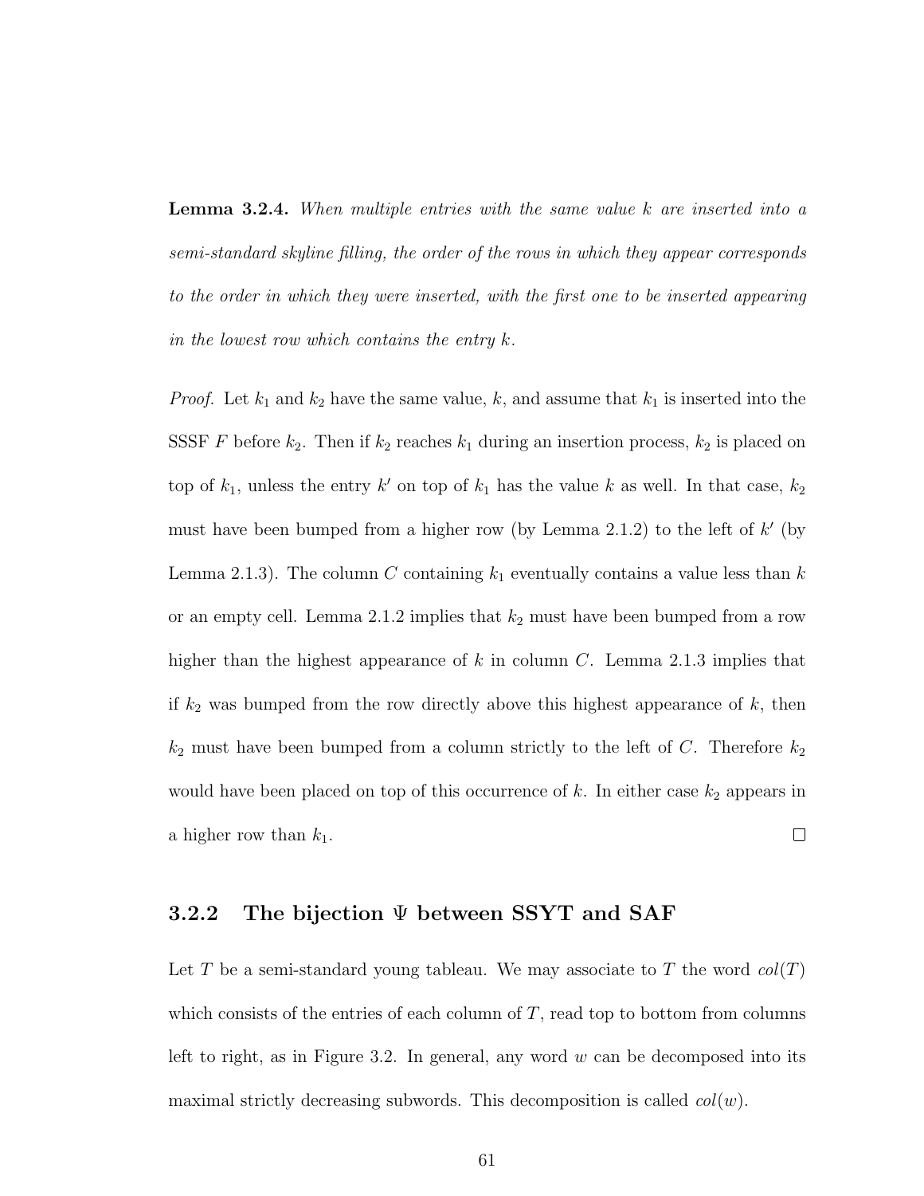**Lemma 3.2.4.** *When multiple entries with the same value $k$ are inserted into a semi-standard skyline filling, the order of the rows in which they appear corresponds to the order in which they were inserted, with the first one to be inserted appearing in the lowest row which contains the entry $k$.*

*Proof.* Let $k_1$ and $k_2$ have the same value, $k$, and assume that $k_1$ is inserted into the SSSF $F$ before $k_2$. Then if $k_2$ reaches $k_1$ during an insertion process, $k_2$ is placed on top of $k_1$, unless the entry $k'$ on top of $k_1$ has the value $k$ as well. In that case, $k_2$ must have been bumped from a higher row (by Lemma 2.1.2) to the left of $k'$ (by Lemma 2.1.3). The column $C$ containing $k_1$ eventually contains a value less than $k$ or an empty cell. Lemma 2.1.2 implies that $k_2$ must have been bumped from a row higher than the highest appearance of $k$ in column $C$. Lemma 2.1.3 implies that if $k_2$ was bumped from the row directly above this highest appearance of $k$, then $k_2$ must have been bumped from a column strictly to the left of $C$. Therefore $k_2$ would have been placed on top of this occurrence of $k$. In either case $k_2$ appears in a higher row than $k_1$. $\square$

### 3.2.2 The bijection $\Psi$ between SSYT and SAF

Let $T$ be a semi-standard young tableau. We may associate to $T$ the word $col(T)$ which consists of the entries of each column of $T$, read top to bottom from columns left to right, as in Figure 3.2. In general, any word $w$ can be decomposed into its maximal strictly decreasing subwords. This decomposition is called $col(w)$.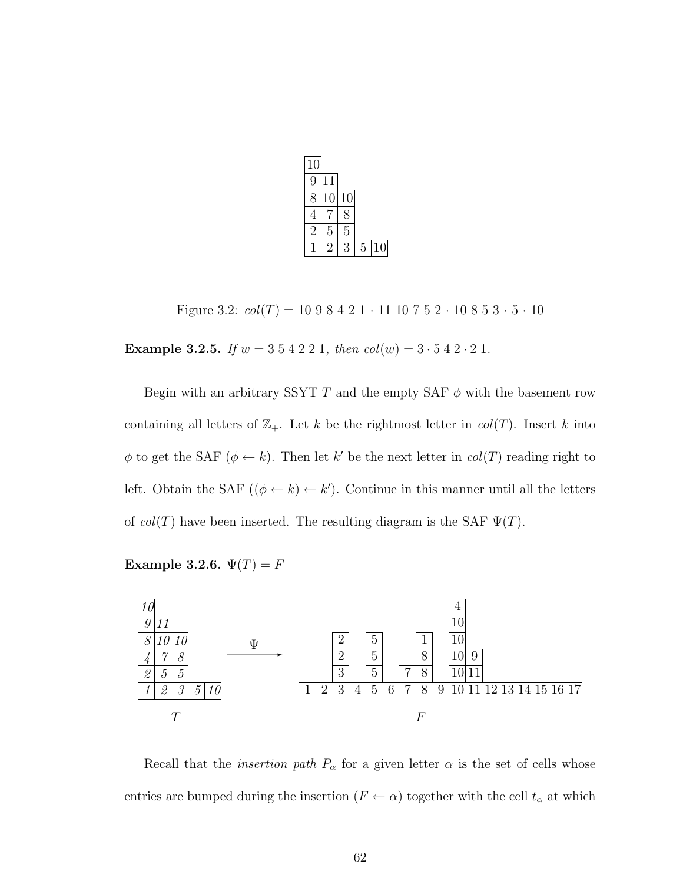| 10 | | | | |
|---|---|---|---|---|
| 9 | 11 | | | |
| 8 | 10 | 10 | | |
| 4 | 7 | 8 | | |
| 2 | 5 | 5 | | |
| 1 | 2 | 3 | 5 | 10 |

Figure 3.2: $col(T) = 10\ 9\ 8\ 4\ 2\ 1 \cdot 11\ 10\ 7\ 5\ 2 \cdot 10\ 8\ 5\ 3 \cdot 5 \cdot 10$

**Example 3.2.5.** *If* $w = 3\ 5\ 4\ 2\ 2\ 1$, *then* $col(w) = 3 \cdot 5\ 4\ 2 \cdot 2\ 1$.

Begin with an arbitrary SSYT $T$ and the empty SAF $\phi$ with the basement row containing all letters of $\mathbb{Z}_+$. Let $k$ be the rightmost letter in $col(T)$. Insert $k$ into $\phi$ to get the SAF $(\phi \leftarrow k)$. Then let $k'$ be the next letter in $col(T)$ reading right to left. Obtain the SAF $((\phi \leftarrow k) \leftarrow k')$. Continue in this manner until all the letters of $col(T)$ have been inserted. The resulting diagram is the SAF $\Psi(T)$.

**Example 3.2.6.** $\Psi(T) = F$

$T$:

| *10* | | | | |
|---|---|---|---|---|
| *9* | *11* | | | |
| *8* | *10* | *10* | | |
| *4* | *7* | *8* | | |
| *2* | *5* | *5* | | |
| *1* | *2* | *3* | *5* | *10* |

$\xrightarrow{\Psi}$

$F$:

| | | | | | | | | | | | | | | | | |
|---|---|---|---|---|---|---|---|---|---|---|---|---|---|---|---|---|
| | | | | | | | | | 4 | | | | | | | |
| | | | | | | | | | 10 | | | | | | | |
| | | 2 | | 5 | | | 1 | | 10 | | | | | | | |
| | | 2 | | 5 | | | 8 | | 10 | 9 | | | | | | |
| | | 3 | | 5 | | 7 | 8 | | 10 | 11 | | | | | | |
| 1 | 2 | 3 | 4 | 5 | 6 | 7 | 8 | 9 | 10 | 11 | 12 | 13 | 14 | 15 | 16 | 17 |

Recall that the *insertion path* $P_\alpha$ for a given letter $\alpha$ is the set of cells whose entries are bumped during the insertion $(F \leftarrow \alpha)$ together with the cell $t_\alpha$ at which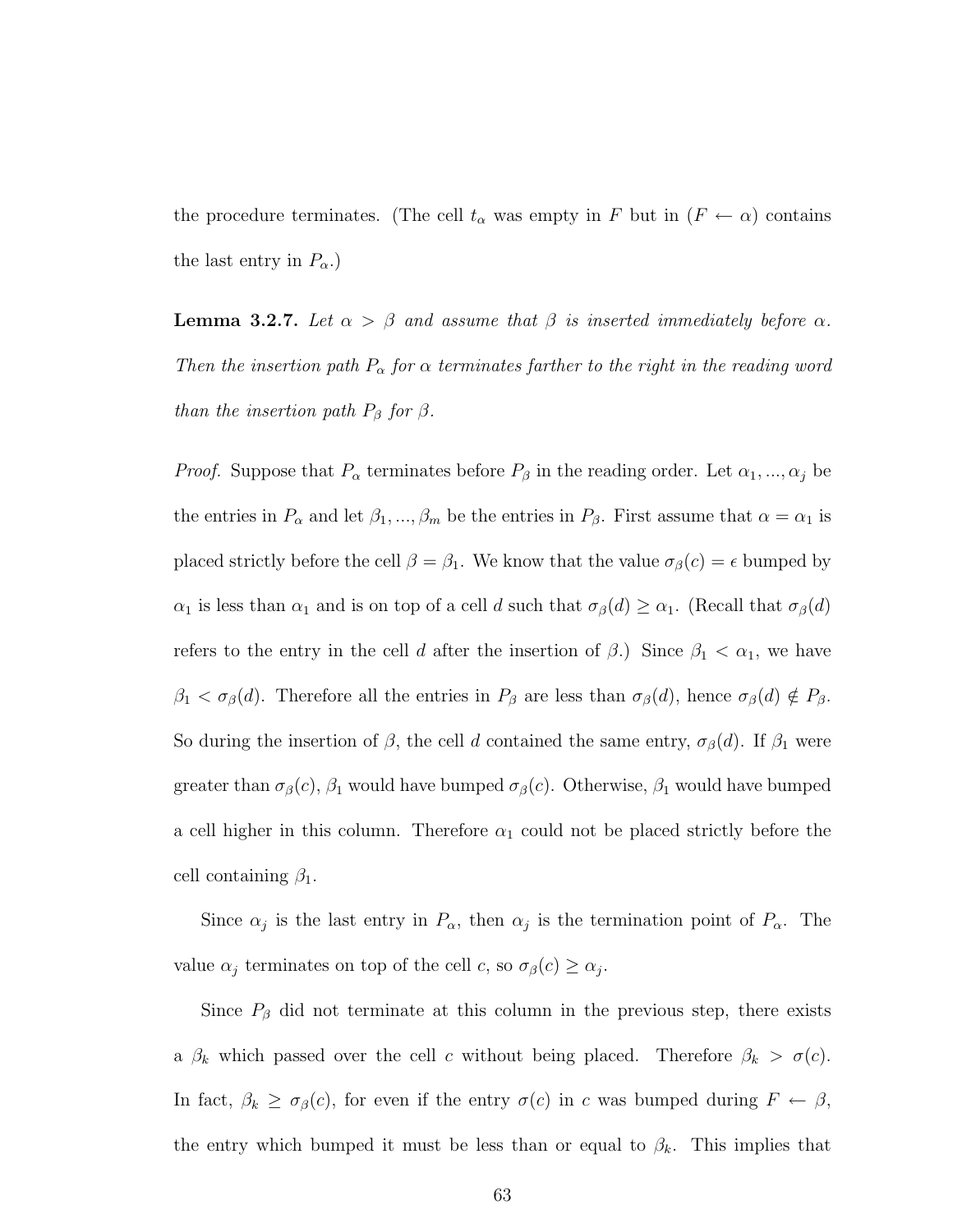the procedure terminates. (The cell $t_\alpha$ was empty in $F$ but in $(F \leftarrow \alpha)$ contains the last entry in $P_\alpha$.)

**Lemma 3.2.7.** *Let $\alpha > \beta$ and assume that $\beta$ is inserted immediately before $\alpha$. Then the insertion path $P_\alpha$ for $\alpha$ terminates farther to the right in the reading word than the insertion path $P_\beta$ for $\beta$.*

*Proof.* Suppose that $P_\alpha$ terminates before $P_\beta$ in the reading order. Let $\alpha_1, ..., \alpha_j$ be the entries in $P_\alpha$ and let $\beta_1, ..., \beta_m$ be the entries in $P_\beta$. First assume that $\alpha = \alpha_1$ is placed strictly before the cell $\beta = \beta_1$. We know that the value $\sigma_\beta(c) = \epsilon$ bumped by $\alpha_1$ is less than $\alpha_1$ and is on top of a cell $d$ such that $\sigma_\beta(d) \geq \alpha_1$. (Recall that $\sigma_\beta(d)$ refers to the entry in the cell $d$ after the insertion of $\beta$.) Since $\beta_1 < \alpha_1$, we have $\beta_1 < \sigma_\beta(d)$. Therefore all the entries in $P_\beta$ are less than $\sigma_\beta(d)$, hence $\sigma_\beta(d) \notin P_\beta$. So during the insertion of $\beta$, the cell $d$ contained the same entry, $\sigma_\beta(d)$. If $\beta_1$ were greater than $\sigma_\beta(c)$, $\beta_1$ would have bumped $\sigma_\beta(c)$. Otherwise, $\beta_1$ would have bumped a cell higher in this column. Therefore $\alpha_1$ could not be placed strictly before the cell containing $\beta_1$.

Since $\alpha_j$ is the last entry in $P_\alpha$, then $\alpha_j$ is the termination point of $P_\alpha$. The value $\alpha_j$ terminates on top of the cell $c$, so $\sigma_\beta(c) \geq \alpha_j$.

Since $P_\beta$ did not terminate at this column in the previous step, there exists a $\beta_k$ which passed over the cell $c$ without being placed. Therefore $\beta_k > \sigma(c)$. In fact, $\beta_k \geq \sigma_\beta(c)$, for even if the entry $\sigma(c)$ in $c$ was bumped during $F \leftarrow \beta$, the entry which bumped it must be less than or equal to $\beta_k$. This implies that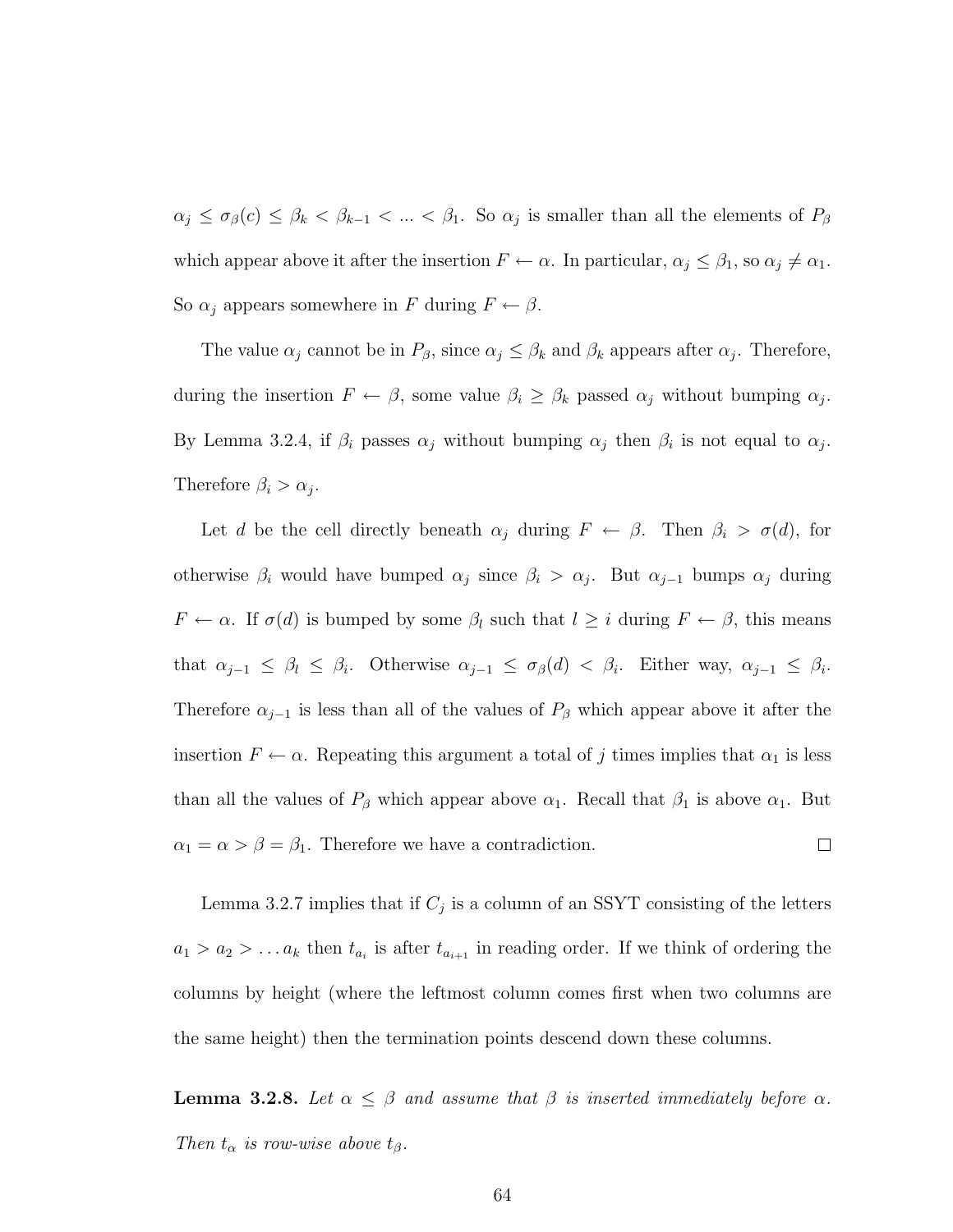$\alpha_j \leq \sigma_\beta(c) \leq \beta_k < \beta_{k-1} < ... < \beta_1$. So $\alpha_j$ is smaller than all the elements of $P_\beta$ which appear above it after the insertion $F \leftarrow \alpha$. In particular, $\alpha_j \leq \beta_1$, so $\alpha_j \neq \alpha_1$. So $\alpha_j$ appears somewhere in $F$ during $F \leftarrow \beta$.

The value $\alpha_j$ cannot be in $P_\beta$, since $\alpha_j \leq \beta_k$ and $\beta_k$ appears after $\alpha_j$. Therefore, during the insertion $F \leftarrow \beta$, some value $\beta_i \geq \beta_k$ passed $\alpha_j$ without bumping $\alpha_j$. By Lemma 3.2.4, if $\beta_i$ passes $\alpha_j$ without bumping $\alpha_j$ then $\beta_i$ is not equal to $\alpha_j$. Therefore $\beta_i > \alpha_j$.

Let $d$ be the cell directly beneath $\alpha_j$ during $F \leftarrow \beta$. Then $\beta_i > \sigma(d)$, for otherwise $\beta_i$ would have bumped $\alpha_j$ since $\beta_i > \alpha_j$. But $\alpha_{j-1}$ bumps $\alpha_j$ during $F \leftarrow \alpha$. If $\sigma(d)$ is bumped by some $\beta_l$ such that $l \geq i$ during $F \leftarrow \beta$, this means that $\alpha_{j-1} \leq \beta_l \leq \beta_i$. Otherwise $\alpha_{j-1} \leq \sigma_\beta(d) < \beta_i$. Either way, $\alpha_{j-1} \leq \beta_i$. Therefore $\alpha_{j-1}$ is less than all of the values of $P_\beta$ which appear above it after the insertion $F \leftarrow \alpha$. Repeating this argument a total of $j$ times implies that $\alpha_1$ is less than all the values of $P_\beta$ which appear above $\alpha_1$. Recall that $\beta_1$ is above $\alpha_1$. But $\alpha_1 = \alpha > \beta = \beta_1$. Therefore we have a contradiction. □

Lemma 3.2.7 implies that if $C_j$ is a column of an SSYT consisting of the letters $a_1 > a_2 > \ldots a_k$ then $t_{a_i}$ is after $t_{a_{i+1}}$ in reading order. If we think of ordering the columns by height (where the leftmost column comes first when two columns are the same height) then the termination points descend down these columns.

**Lemma 3.2.8.** *Let $\alpha \leq \beta$ and assume that $\beta$ is inserted immediately before $\alpha$. Then $t_\alpha$ is row-wise above $t_\beta$.*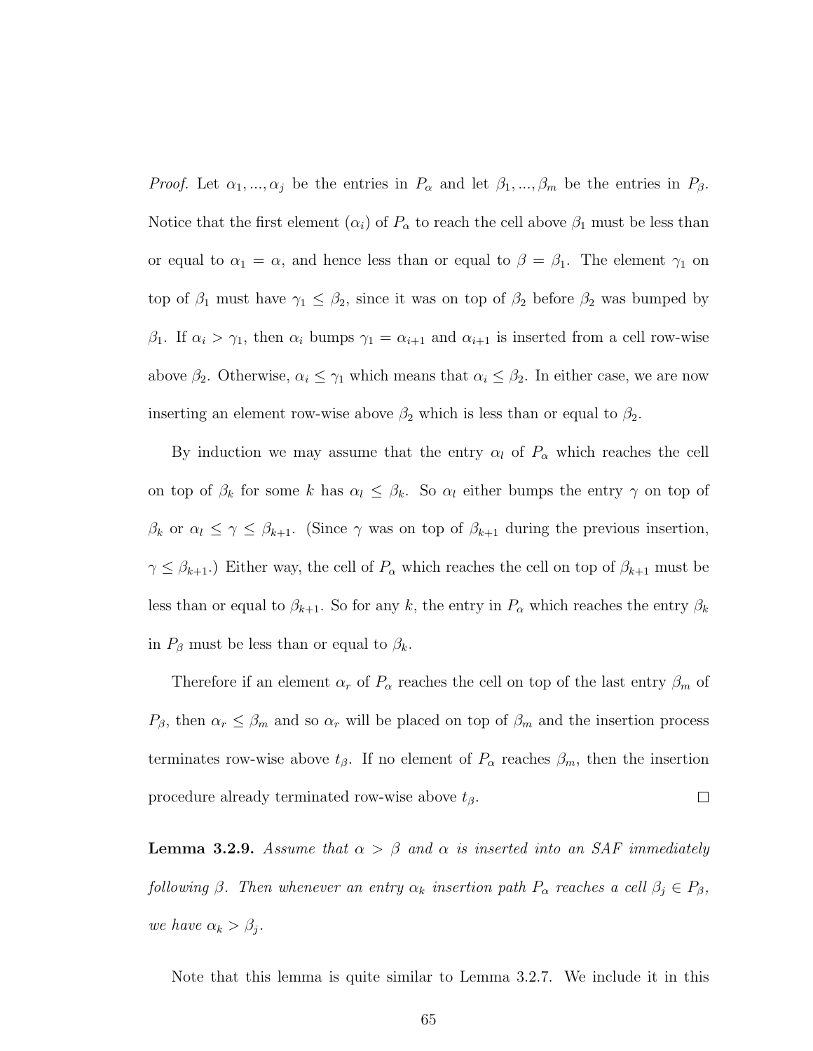*Proof.* Let $\alpha_1, ..., \alpha_j$ be the entries in $P_\alpha$ and let $\beta_1, ..., \beta_m$ be the entries in $P_\beta$. Notice that the first element ($\alpha_i$) of $P_\alpha$ to reach the cell above $\beta_1$ must be less than or equal to $\alpha_1 = \alpha$, and hence less than or equal to $\beta = \beta_1$. The element $\gamma_1$ on top of $\beta_1$ must have $\gamma_1 \leq \beta_2$, since it was on top of $\beta_2$ before $\beta_2$ was bumped by $\beta_1$. If $\alpha_i > \gamma_1$, then $\alpha_i$ bumps $\gamma_1 = \alpha_{i+1}$ and $\alpha_{i+1}$ is inserted from a cell row-wise above $\beta_2$. Otherwise, $\alpha_i \leq \gamma_1$ which means that $\alpha_i \leq \beta_2$. In either case, we are now inserting an element row-wise above $\beta_2$ which is less than or equal to $\beta_2$.

By induction we may assume that the entry $\alpha_l$ of $P_\alpha$ which reaches the cell on top of $\beta_k$ for some $k$ has $\alpha_l \leq \beta_k$. So $\alpha_l$ either bumps the entry $\gamma$ on top of $\beta_k$ or $\alpha_l \leq \gamma \leq \beta_{k+1}$. (Since $\gamma$ was on top of $\beta_{k+1}$ during the previous insertion, $\gamma \leq \beta_{k+1}$.) Either way, the cell of $P_\alpha$ which reaches the cell on top of $\beta_{k+1}$ must be less than or equal to $\beta_{k+1}$. So for any $k$, the entry in $P_\alpha$ which reaches the entry $\beta_k$ in $P_\beta$ must be less than or equal to $\beta_k$.

Therefore if an element $\alpha_r$ of $P_\alpha$ reaches the cell on top of the last entry $\beta_m$ of $P_\beta$, then $\alpha_r \leq \beta_m$ and so $\alpha_r$ will be placed on top of $\beta_m$ and the insertion process terminates row-wise above $t_\beta$. If no element of $P_\alpha$ reaches $\beta_m$, then the insertion procedure already terminated row-wise above $t_\beta$. □

**Lemma 3.2.9.** *Assume that $\alpha > \beta$ and $\alpha$ is inserted into an SAF immediately following $\beta$. Then whenever an entry $\alpha_k$ insertion path $P_\alpha$ reaches a cell $\beta_j \in P_\beta$, we have $\alpha_k > \beta_j$.*

Note that this lemma is quite similar to Lemma 3.2.7. We include it in this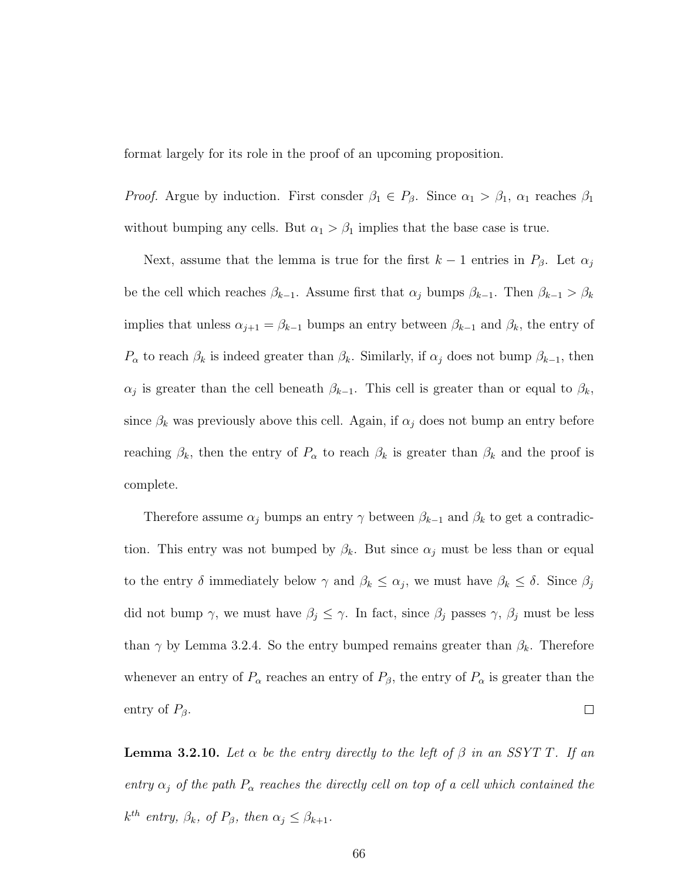format largely for its role in the proof of an upcoming proposition.

*Proof.* Argue by induction. First consder $\beta_1 \in P_\beta$. Since $\alpha_1 > \beta_1$, $\alpha_1$ reaches $\beta_1$ without bumping any cells. But $\alpha_1 > \beta_1$ implies that the base case is true.

Next, assume that the lemma is true for the first $k-1$ entries in $P_\beta$. Let $\alpha_j$ be the cell which reaches $\beta_{k-1}$. Assume first that $\alpha_j$ bumps $\beta_{k-1}$. Then $\beta_{k-1} > \beta_k$ implies that unless $\alpha_{j+1} = \beta_{k-1}$ bumps an entry between $\beta_{k-1}$ and $\beta_k$, the entry of $P_\alpha$ to reach $\beta_k$ is indeed greater than $\beta_k$. Similarly, if $\alpha_j$ does not bump $\beta_{k-1}$, then $\alpha_j$ is greater than the cell beneath $\beta_{k-1}$. This cell is greater than or equal to $\beta_k$, since $\beta_k$ was previously above this cell. Again, if $\alpha_j$ does not bump an entry before reaching $\beta_k$, then the entry of $P_\alpha$ to reach $\beta_k$ is greater than $\beta_k$ and the proof is complete.

Therefore assume $\alpha_j$ bumps an entry $\gamma$ between $\beta_{k-1}$ and $\beta_k$ to get a contradiction. This entry was not bumped by $\beta_k$. But since $\alpha_j$ must be less than or equal to the entry $\delta$ immediately below $\gamma$ and $\beta_k \leq \alpha_j$, we must have $\beta_k \leq \delta$. Since $\beta_j$ did not bump $\gamma$, we must have $\beta_j \leq \gamma$. In fact, since $\beta_j$ passes $\gamma$, $\beta_j$ must be less than $\gamma$ by Lemma 3.2.4. So the entry bumped remains greater than $\beta_k$. Therefore whenever an entry of $P_\alpha$ reaches an entry of $P_\beta$, the entry of $P_\alpha$ is greater than the entry of $P_\beta$. ☐

**Lemma 3.2.10.** *Let $\alpha$ be the entry directly to the left of $\beta$ in an SSYT $T$. If an entry $\alpha_j$ of the path $P_\alpha$ reaches the directly cell on top of a cell which contained the $k^{th}$ entry, $\beta_k$, of $P_\beta$, then $\alpha_j \leq \beta_{k+1}$.*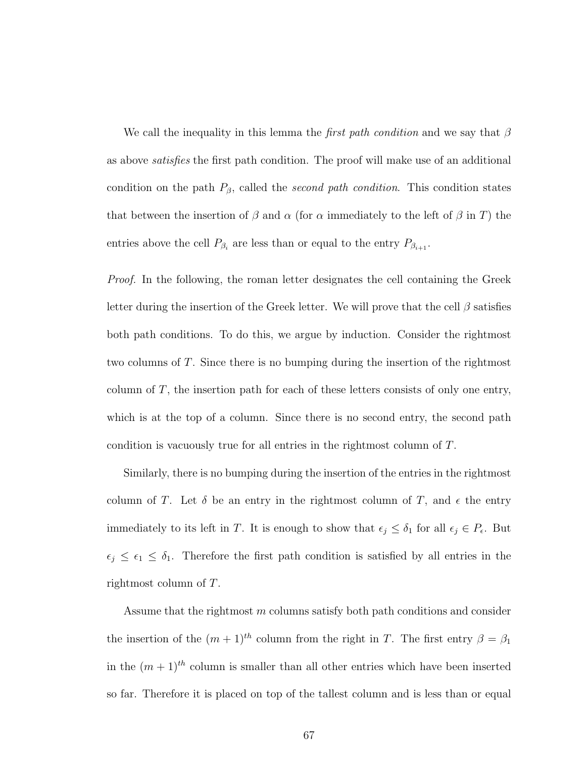We call the inequality in this lemma the *first path condition* and we say that $\beta$ as above *satisfies* the first path condition. The proof will make use of an additional condition on the path $P_\beta$, called the *second path condition*. This condition states that between the insertion of $\beta$ and $\alpha$ (for $\alpha$ immediately to the left of $\beta$ in $T$) the entries above the cell $P_{\beta_i}$ are less than or equal to the entry $P_{\beta_{i+1}}$.

*Proof.* In the following, the roman letter designates the cell containing the Greek letter during the insertion of the Greek letter. We will prove that the cell $\beta$ satisfies both path conditions. To do this, we argue by induction. Consider the rightmost two columns of $T$. Since there is no bumping during the insertion of the rightmost column of $T$, the insertion path for each of these letters consists of only one entry, which is at the top of a column. Since there is no second entry, the second path condition is vacuously true for all entries in the rightmost column of $T$.

Similarly, there is no bumping during the insertion of the entries in the rightmost column of $T$. Let $\delta$ be an entry in the rightmost column of $T$, and $\epsilon$ the entry immediately to its left in $T$. It is enough to show that $\epsilon_j \leq \delta_1$ for all $\epsilon_j \in P_\epsilon$. But $\epsilon_j \leq \epsilon_1 \leq \delta_1$. Therefore the first path condition is satisfied by all entries in the rightmost column of $T$.

Assume that the rightmost $m$ columns satisfy both path conditions and consider the insertion of the $(m+1)^{th}$ column from the right in $T$. The first entry $\beta = \beta_1$ in the $(m+1)^{th}$ column is smaller than all other entries which have been inserted so far. Therefore it is placed on top of the tallest column and is less than or equal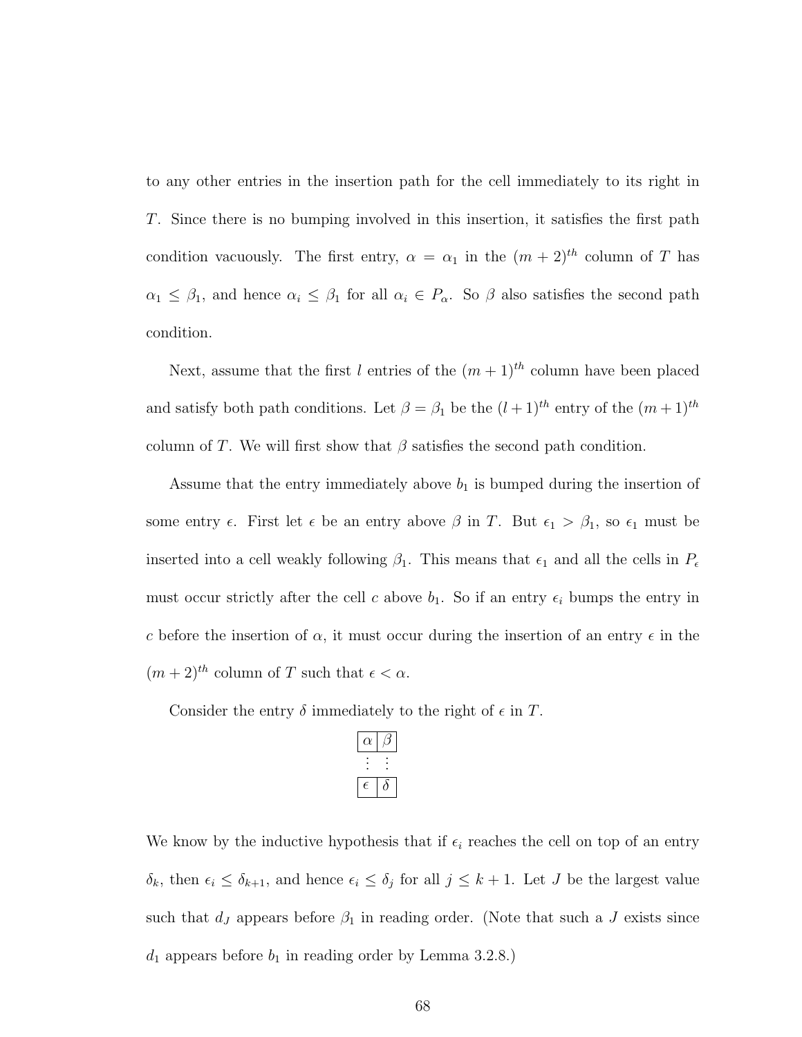to any other entries in the insertion path for the cell immediately to its right in $T$. Since there is no bumping involved in this insertion, it satisfies the first path condition vacuously. The first entry, $\alpha = \alpha_1$ in the $(m+2)^{th}$ column of $T$ has $\alpha_1 \leq \beta_1$, and hence $\alpha_i \leq \beta_1$ for all $\alpha_i \in P_\alpha$. So $\beta$ also satisfies the second path condition.

Next, assume that the first $l$ entries of the $(m+1)^{th}$ column have been placed and satisfy both path conditions. Let $\beta = \beta_1$ be the $(l+1)^{th}$ entry of the $(m+1)^{th}$ column of $T$. We will first show that $\beta$ satisfies the second path condition.

Assume that the entry immediately above $b_1$ is bumped during the insertion of some entry $\epsilon$. First let $\epsilon$ be an entry above $\beta$ in $T$. But $\epsilon_1 > \beta_1$, so $\epsilon_1$ must be inserted into a cell weakly following $\beta_1$. This means that $\epsilon_1$ and all the cells in $P_\epsilon$ must occur strictly after the cell $c$ above $b_1$. So if an entry $\epsilon_i$ bumps the entry in $c$ before the insertion of $\alpha$, it must occur during the insertion of an entry $\epsilon$ in the $(m+2)^{th}$ column of $T$ such that $\epsilon < \alpha$.

Consider the entry $\delta$ immediately to the right of $\epsilon$ in $T$.

| | |
|---|---|
| $\alpha$ | $\beta$ |
| $\vdots$ | $\vdots$ |
| $\epsilon$ | $\delta$ |

We know by the inductive hypothesis that if $\epsilon_i$ reaches the cell on top of an entry $\delta_k$, then $\epsilon_i \leq \delta_{k+1}$, and hence $\epsilon_i \leq \delta_j$ for all $j \leq k+1$. Let $J$ be the largest value such that $d_J$ appears before $\beta_1$ in reading order. (Note that such a $J$ exists since $d_1$ appears before $b_1$ in reading order by Lemma 3.2.8.)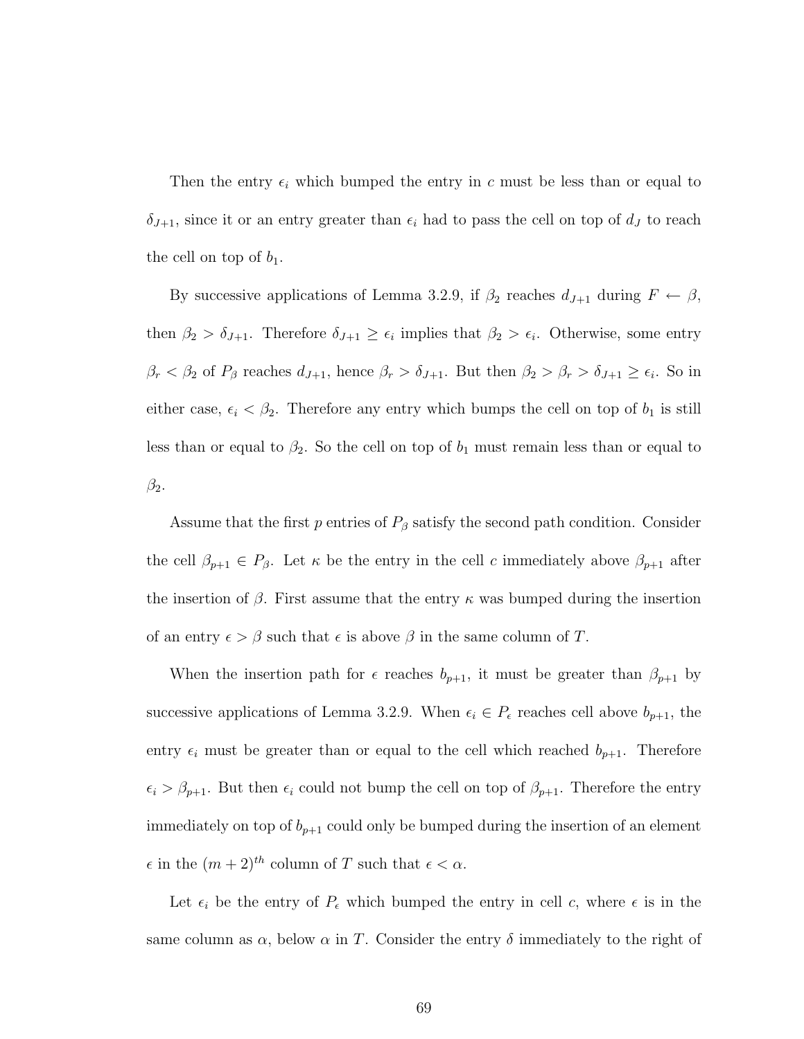Then the entry $\epsilon_i$ which bumped the entry in $c$ must be less than or equal to $\delta_{J+1}$, since it or an entry greater than $\epsilon_i$ had to pass the cell on top of $d_J$ to reach the cell on top of $b_1$.

By successive applications of Lemma 3.2.9, if $\beta_2$ reaches $d_{J+1}$ during $F \leftarrow \beta$, then $\beta_2 > \delta_{J+1}$. Therefore $\delta_{J+1} \geq \epsilon_i$ implies that $\beta_2 > \epsilon_i$. Otherwise, some entry $\beta_r < \beta_2$ of $P_\beta$ reaches $d_{J+1}$, hence $\beta_r > \delta_{J+1}$. But then $\beta_2 > \beta_r > \delta_{J+1} \geq \epsilon_i$. So in either case, $\epsilon_i < \beta_2$. Therefore any entry which bumps the cell on top of $b_1$ is still less than or equal to $\beta_2$. So the cell on top of $b_1$ must remain less than or equal to $\beta_2$.

Assume that the first $p$ entries of $P_\beta$ satisfy the second path condition. Consider the cell $\beta_{p+1} \in P_\beta$. Let $\kappa$ be the entry in the cell $c$ immediately above $\beta_{p+1}$ after the insertion of $\beta$. First assume that the entry $\kappa$ was bumped during the insertion of an entry $\epsilon > \beta$ such that $\epsilon$ is above $\beta$ in the same column of $T$.

When the insertion path for $\epsilon$ reaches $b_{p+1}$, it must be greater than $\beta_{p+1}$ by successive applications of Lemma 3.2.9. When $\epsilon_i \in P_\epsilon$ reaches cell above $b_{p+1}$, the entry $\epsilon_i$ must be greater than or equal to the cell which reached $b_{p+1}$. Therefore $\epsilon_i > \beta_{p+1}$. But then $\epsilon_i$ could not bump the cell on top of $\beta_{p+1}$. Therefore the entry immediately on top of $b_{p+1}$ could only be bumped during the insertion of an element $\epsilon$ in the $(m+2)^{th}$ column of $T$ such that $\epsilon < \alpha$.

Let $\epsilon_i$ be the entry of $P_\epsilon$ which bumped the entry in cell $c$, where $\epsilon$ is in the same column as $\alpha$, below $\alpha$ in $T$. Consider the entry $\delta$ immediately to the right of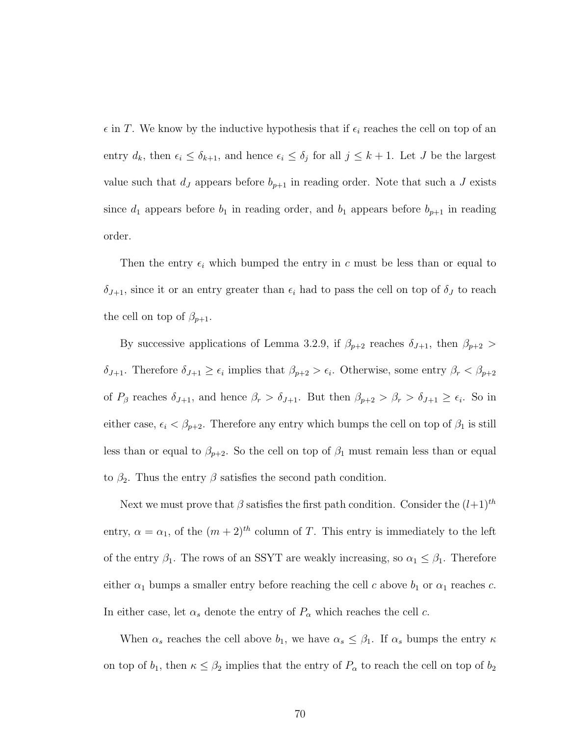$\epsilon$ in $T$. We know by the inductive hypothesis that if $\epsilon_i$ reaches the cell on top of an entry $d_k$, then $\epsilon_i \leq \delta_{k+1}$, and hence $\epsilon_i \leq \delta_j$ for all $j \leq k+1$. Let $J$ be the largest value such that $d_J$ appears before $b_{p+1}$ in reading order. Note that such a $J$ exists since $d_1$ appears before $b_1$ in reading order, and $b_1$ appears before $b_{p+1}$ in reading order.

Then the entry $\epsilon_i$ which bumped the entry in $c$ must be less than or equal to $\delta_{J+1}$, since it or an entry greater than $\epsilon_i$ had to pass the cell on top of $\delta_J$ to reach the cell on top of $\beta_{p+1}$.

By successive applications of Lemma 3.2.9, if $\beta_{p+2}$ reaches $\delta_{J+1}$, then $\beta_{p+2} > \delta_{J+1}$. Therefore $\delta_{J+1} \geq \epsilon_i$ implies that $\beta_{p+2} > \epsilon_i$. Otherwise, some entry $\beta_r < \beta_{p+2}$ of $P_\beta$ reaches $\delta_{J+1}$, and hence $\beta_r > \delta_{J+1}$. But then $\beta_{p+2} > \beta_r > \delta_{J+1} \geq \epsilon_i$. So in either case, $\epsilon_i < \beta_{p+2}$. Therefore any entry which bumps the cell on top of $\beta_1$ is still less than or equal to $\beta_{p+2}$. So the cell on top of $\beta_1$ must remain less than or equal to $\beta_2$. Thus the entry $\beta$ satisfies the second path condition.

Next we must prove that $\beta$ satisfies the first path condition. Consider the $(l+1)^{th}$ entry, $\alpha = \alpha_1$, of the $(m+2)^{th}$ column of $T$. This entry is immediately to the left of the entry $\beta_1$. The rows of an SSYT are weakly increasing, so $\alpha_1 \leq \beta_1$. Therefore either $\alpha_1$ bumps a smaller entry before reaching the cell $c$ above $b_1$ or $\alpha_1$ reaches $c$. In either case, let $\alpha_s$ denote the entry of $P_\alpha$ which reaches the cell $c$.

When $\alpha_s$ reaches the cell above $b_1$, we have $\alpha_s \leq \beta_1$. If $\alpha_s$ bumps the entry $\kappa$ on top of $b_1$, then $\kappa \leq \beta_2$ implies that the entry of $P_\alpha$ to reach the cell on top of $b_2$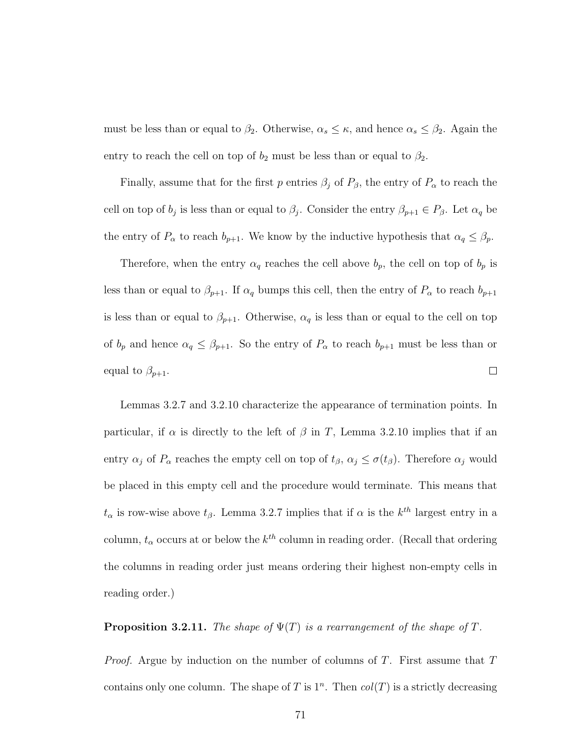must be less than or equal to $\beta_2$. Otherwise, $\alpha_s \leq \kappa$, and hence $\alpha_s \leq \beta_2$. Again the entry to reach the cell on top of $b_2$ must be less than or equal to $\beta_2$.

Finally, assume that for the first $p$ entries $\beta_j$ of $P_\beta$, the entry of $P_\alpha$ to reach the cell on top of $b_j$ is less than or equal to $\beta_j$. Consider the entry $\beta_{p+1} \in P_\beta$. Let $\alpha_q$ be the entry of $P_\alpha$ to reach $b_{p+1}$. We know by the inductive hypothesis that $\alpha_q \leq \beta_p$.

Therefore, when the entry $\alpha_q$ reaches the cell above $b_p$, the cell on top of $b_p$ is less than or equal to $\beta_{p+1}$. If $\alpha_q$ bumps this cell, then the entry of $P_\alpha$ to reach $b_{p+1}$ is less than or equal to $\beta_{p+1}$. Otherwise, $\alpha_q$ is less than or equal to the cell on top of $b_p$ and hence $\alpha_q \leq \beta_{p+1}$. So the entry of $P_\alpha$ to reach $b_{p+1}$ must be less than or equal to $\beta_{p+1}$. □

Lemmas 3.2.7 and 3.2.10 characterize the appearance of termination points. In particular, if $\alpha$ is directly to the left of $\beta$ in $T$, Lemma 3.2.10 implies that if an entry $\alpha_j$ of $P_\alpha$ reaches the empty cell on top of $t_\beta$, $\alpha_j \leq \sigma(t_\beta)$. Therefore $\alpha_j$ would be placed in this empty cell and the procedure would terminate. This means that $t_\alpha$ is row-wise above $t_\beta$. Lemma 3.2.7 implies that if $\alpha$ is the $k^{th}$ largest entry in a column, $t_\alpha$ occurs at or below the $k^{th}$ column in reading order. (Recall that ordering the columns in reading order just means ordering their highest non-empty cells in reading order.)

**Proposition 3.2.11.** *The shape of $\Psi(T)$ is a rearrangement of the shape of $T$.*

*Proof.* Argue by induction on the number of columns of $T$. First assume that $T$ contains only one column. The shape of $T$ is $1^n$. Then $col(T)$ is a strictly decreasing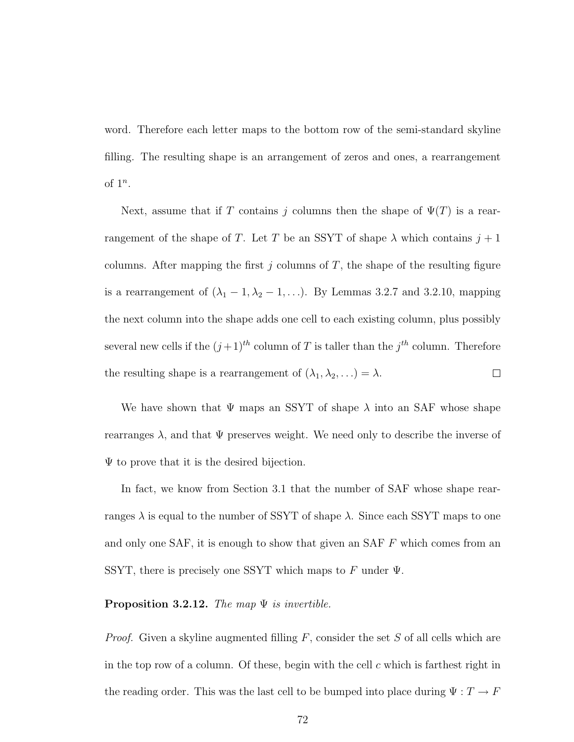word. Therefore each letter maps to the bottom row of the semi-standard skyline filling. The resulting shape is an arrangement of zeros and ones, a rearrangement of $1^n$.

Next, assume that if $T$ contains $j$ columns then the shape of $\Psi(T)$ is a rearrangement of the shape of $T$. Let $T$ be an SSYT of shape $\lambda$ which contains $j+1$ columns. After mapping the first $j$ columns of $T$, the shape of the resulting figure is a rearrangement of $(\lambda_1 - 1, \lambda_2 - 1, \ldots)$. By Lemmas 3.2.7 and 3.2.10, mapping the next column into the shape adds one cell to each existing column, plus possibly several new cells if the $(j+1)^{th}$ column of $T$ is taller than the $j^{th}$ column. Therefore the resulting shape is a rearrangement of $(\lambda_1, \lambda_2, \ldots) = \lambda$. $\square$

We have shown that $\Psi$ maps an SSYT of shape $\lambda$ into an SAF whose shape rearranges $\lambda$, and that $\Psi$ preserves weight. We need only to describe the inverse of $\Psi$ to prove that it is the desired bijection.

In fact, we know from Section 3.1 that the number of SAF whose shape rearranges $\lambda$ is equal to the number of SSYT of shape $\lambda$. Since each SSYT maps to one and only one SAF, it is enough to show that given an SAF $F$ which comes from an SSYT, there is precisely one SSYT which maps to $F$ under $\Psi$.

**Proposition 3.2.12.** *The map $\Psi$ is invertible.*

*Proof.* Given a skyline augmented filling $F$, consider the set $S$ of all cells which are in the top row of a column. Of these, begin with the cell $c$ which is farthest right in the reading order. This was the last cell to be bumped into place during $\Psi : T \to F$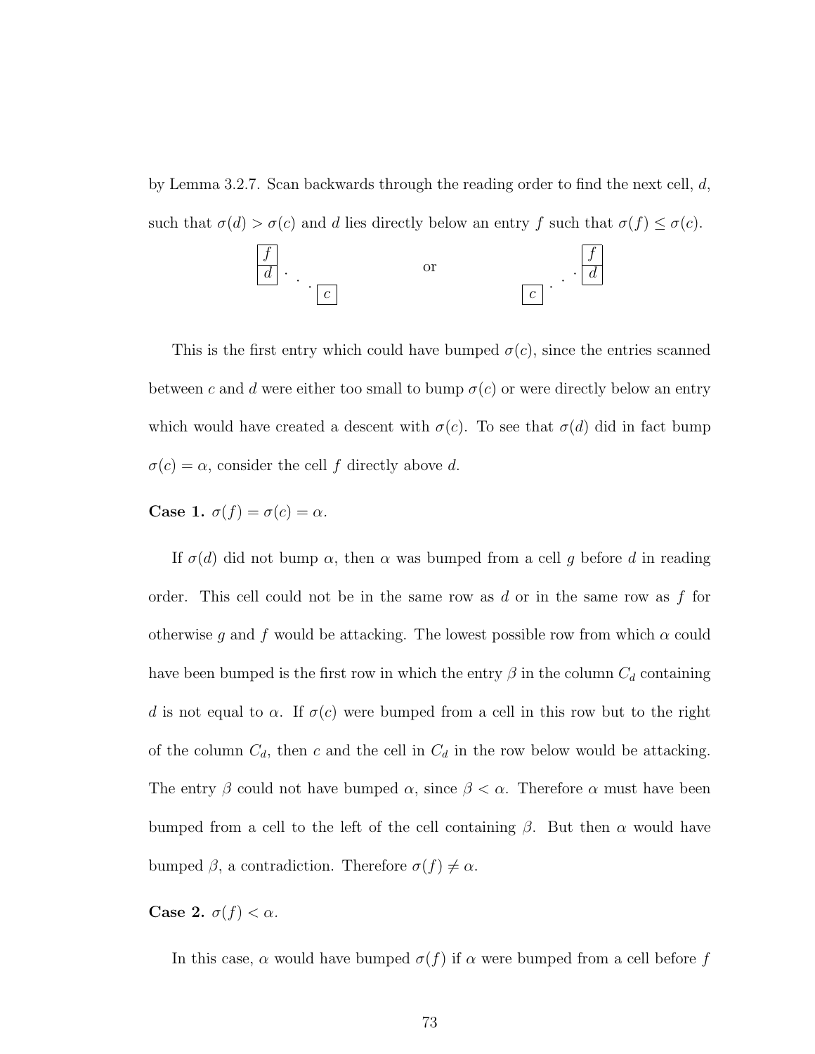by Lemma 3.2.7. Scan backwards through the reading order to find the next cell, $d$, such that $\sigma(d) > \sigma(c)$ and $d$ lies directly below an entry $f$ such that $\sigma(f) \leq \sigma(c)$.

$$\begin{array}{|c|}\hline f \\ \hline d \\ \hline \end{array} \cdot \cdot \cdot \begin{array}{|c|}\hline c \\ \hline \end{array} \qquad \text{or} \qquad \begin{array}{|c|}\hline c \\ \hline \end{array} \cdot \cdot \cdot \begin{array}{|c|}\hline f \\ \hline d \\ \hline \end{array}$$

This is the first entry which could have bumped $\sigma(c)$, since the entries scanned between $c$ and $d$ were either too small to bump $\sigma(c)$ or were directly below an entry which would have created a descent with $\sigma(c)$. To see that $\sigma(d)$ did in fact bump $\sigma(c) = \alpha$, consider the cell $f$ directly above $d$.

**Case 1.** $\sigma(f) = \sigma(c) = \alpha$.

If $\sigma(d)$ did not bump $\alpha$, then $\alpha$ was bumped from a cell $g$ before $d$ in reading order. This cell could not be in the same row as $d$ or in the same row as $f$ for otherwise $g$ and $f$ would be attacking. The lowest possible row from which $\alpha$ could have been bumped is the first row in which the entry $\beta$ in the column $C_d$ containing $d$ is not equal to $\alpha$. If $\sigma(c)$ were bumped from a cell in this row but to the right of the column $C_d$, then $c$ and the cell in $C_d$ in the row below would be attacking. The entry $\beta$ could not have bumped $\alpha$, since $\beta < \alpha$. Therefore $\alpha$ must have been bumped from a cell to the left of the cell containing $\beta$. But then $\alpha$ would have bumped $\beta$, a contradiction. Therefore $\sigma(f) \neq \alpha$.

**Case 2.** $\sigma(f) < \alpha$.

In this case, $\alpha$ would have bumped $\sigma(f)$ if $\alpha$ were bumped from a cell before $f$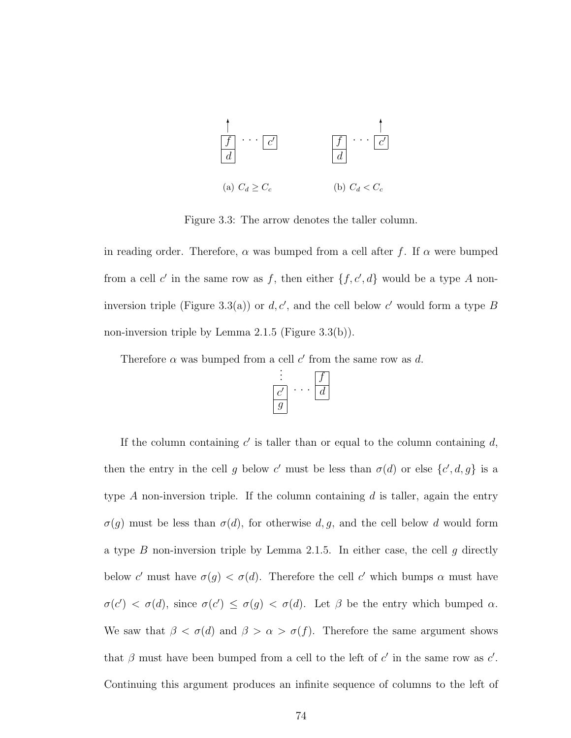(a) $C_d \geq C_c$  (b) $C_d < C_c$

Figure 3.3: The arrow denotes the taller column.

in reading order. Therefore, $\alpha$ was bumped from a cell after $f$. If $\alpha$ were bumped from a cell $c'$ in the same row as $f$, then either $\{f, c', d\}$ would be a type $A$ non-inversion triple (Figure 3.3(a)) or $d, c'$, and the cell below $c'$ would form a type $B$ non-inversion triple by Lemma 2.1.5 (Figure 3.3(b)).

Therefore $\alpha$ was bumped from a cell $c'$ from the same row as $d$.

If the column containing $c'$ is taller than or equal to the column containing $d$, then the entry in the cell $g$ below $c'$ must be less than $\sigma(d)$ or else $\{c', d, g\}$ is a type $A$ non-inversion triple. If the column containing $d$ is taller, again the entry $\sigma(g)$ must be less than $\sigma(d)$, for otherwise $d, g$, and the cell below $d$ would form a type $B$ non-inversion triple by Lemma 2.1.5. In either case, the cell $g$ directly below $c'$ must have $\sigma(g) < \sigma(d)$. Therefore the cell $c'$ which bumps $\alpha$ must have $\sigma(c') < \sigma(d)$, since $\sigma(c') \leq \sigma(g) < \sigma(d)$. Let $\beta$ be the entry which bumped $\alpha$. We saw that $\beta < \sigma(d)$ and $\beta > \alpha > \sigma(f)$. Therefore the same argument shows that $\beta$ must have been bumped from a cell to the left of $c'$ in the same row as $c'$. Continuing this argument produces an infinite sequence of columns to the left of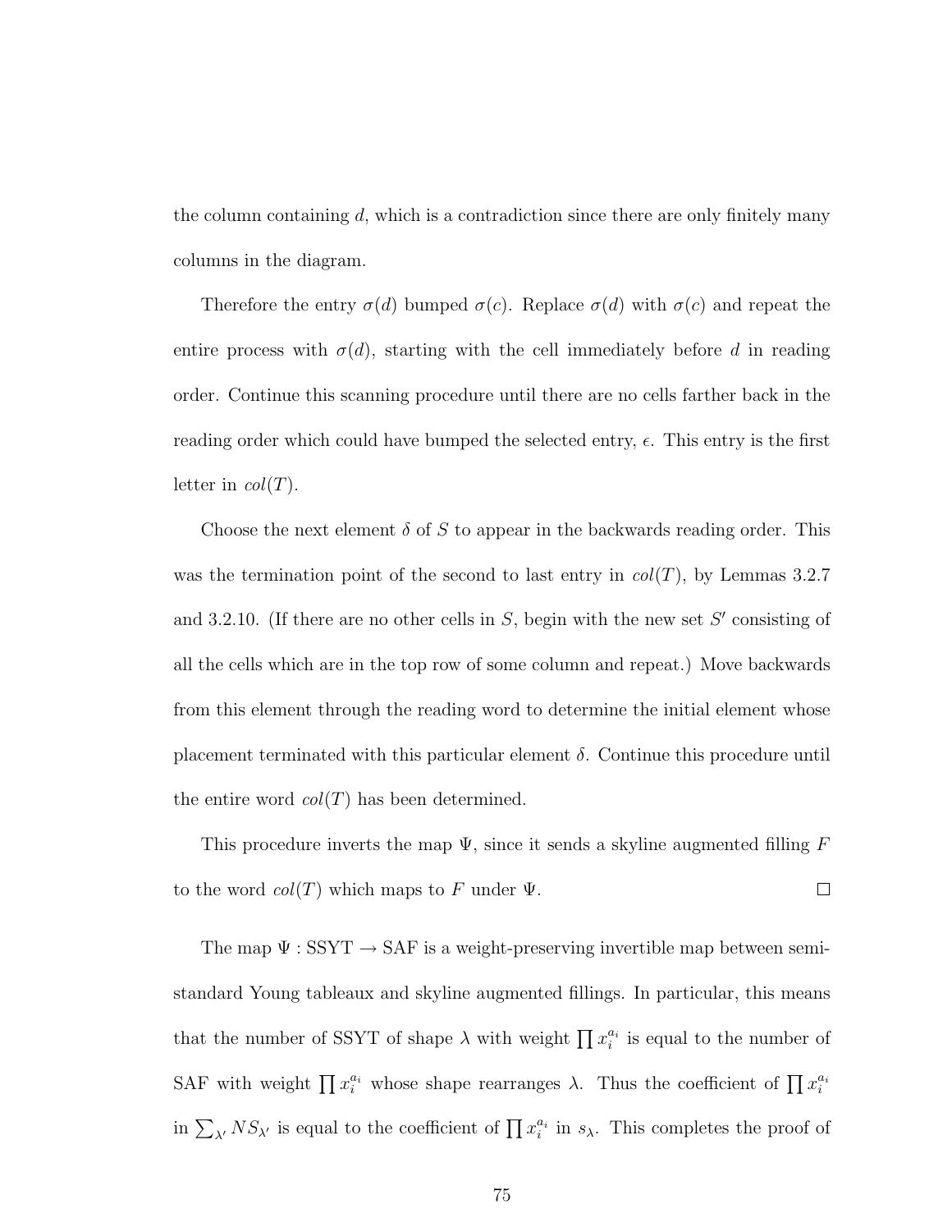the column containing $d$, which is a contradiction since there are only finitely many columns in the diagram.

Therefore the entry $\sigma(d)$ bumped $\sigma(c)$. Replace $\sigma(d)$ with $\sigma(c)$ and repeat the entire process with $\sigma(d)$, starting with the cell immediately before $d$ in reading order. Continue this scanning procedure until there are no cells farther back in the reading order which could have bumped the selected entry, $\epsilon$. This entry is the first letter in $col(T)$.

Choose the next element $\delta$ of $S$ to appear in the backwards reading order. This was the termination point of the second to last entry in $col(T)$, by Lemmas 3.2.7 and 3.2.10. (If there are no other cells in $S$, begin with the new set $S'$ consisting of all the cells which are in the top row of some column and repeat.) Move backwards from this element through the reading word to determine the initial element whose placement terminated with this particular element $\delta$. Continue this procedure until the entire word $col(T)$ has been determined.

This procedure inverts the map $\Psi$, since it sends a skyline augmented filling $F$ to the word $col(T)$ which maps to $F$ under $\Psi$. $\square$

The map $\Psi : \text{SSYT} \rightarrow \text{SAF}$ is a weight-preserving invertible map between semi-standard Young tableaux and skyline augmented fillings. In particular, this means that the number of SSYT of shape $\lambda$ with weight $\prod x_i^{a_i}$ is equal to the number of SAF with weight $\prod x_i^{a_i}$ whose shape rearranges $\lambda$. Thus the coefficient of $\prod x_i^{a_i}$ in $\sum_{\lambda'} NS_{\lambda'}$ is equal to the coefficient of $\prod x_i^{a_i}$ in $s_\lambda$. This completes the proof of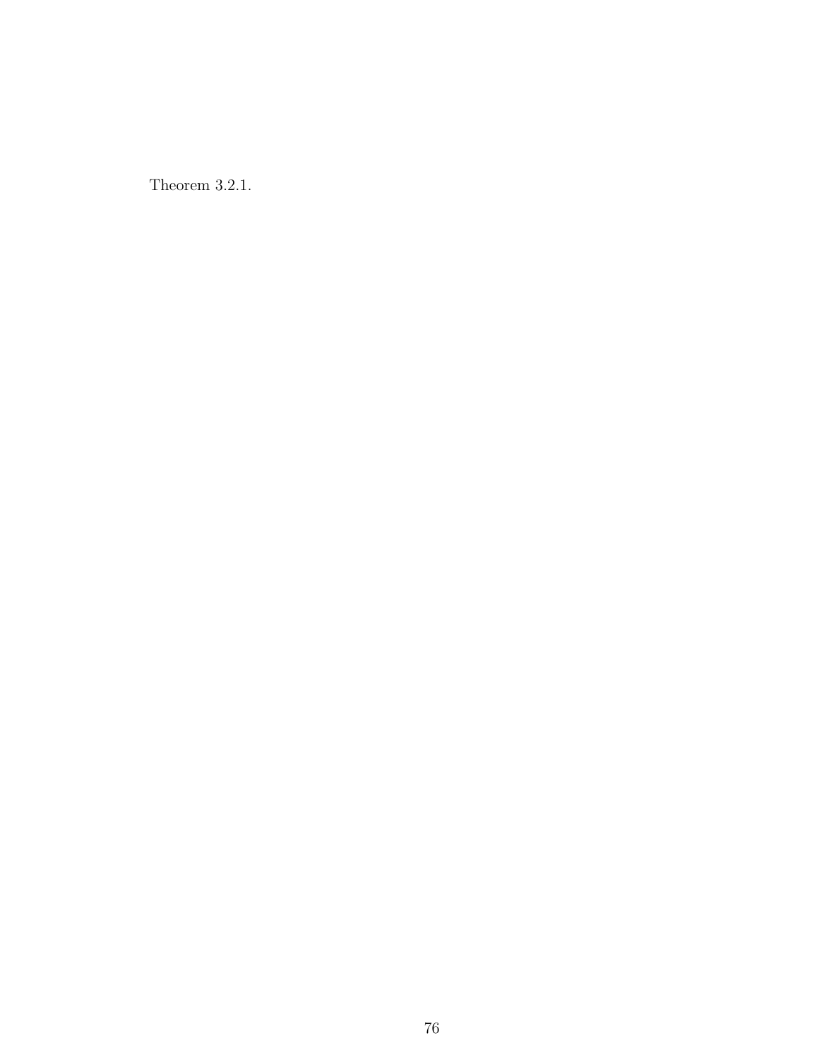Theorem 3.2.1.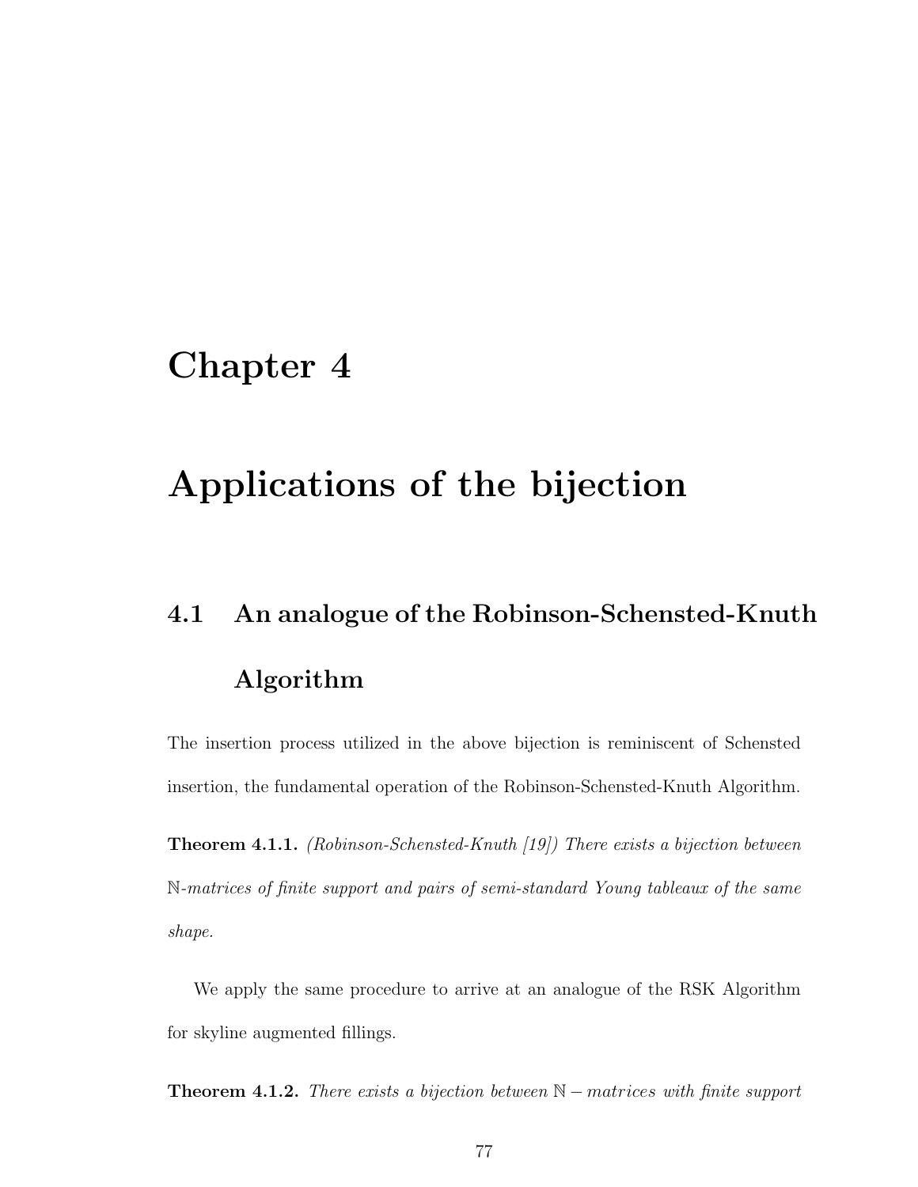# Chapter 4

# Applications of the bijection

## 4.1 An analogue of the Robinson-Schensted-Knuth Algorithm

The insertion process utilized in the above bijection is reminiscent of Schensted insertion, the fundamental operation of the Robinson-Schensted-Knuth Algorithm.

**Theorem 4.1.1.** *(Robinson-Schensted-Knuth [19]) There exists a bijection between $\mathbb{N}$-matrices of finite support and pairs of semi-standard Young tableaux of the same shape.*

We apply the same procedure to arrive at an analogue of the RSK Algorithm for skyline augmented fillings.

**Theorem 4.1.2.** *There exists a bijection between $\mathbb{N} -$ matrices with finite support*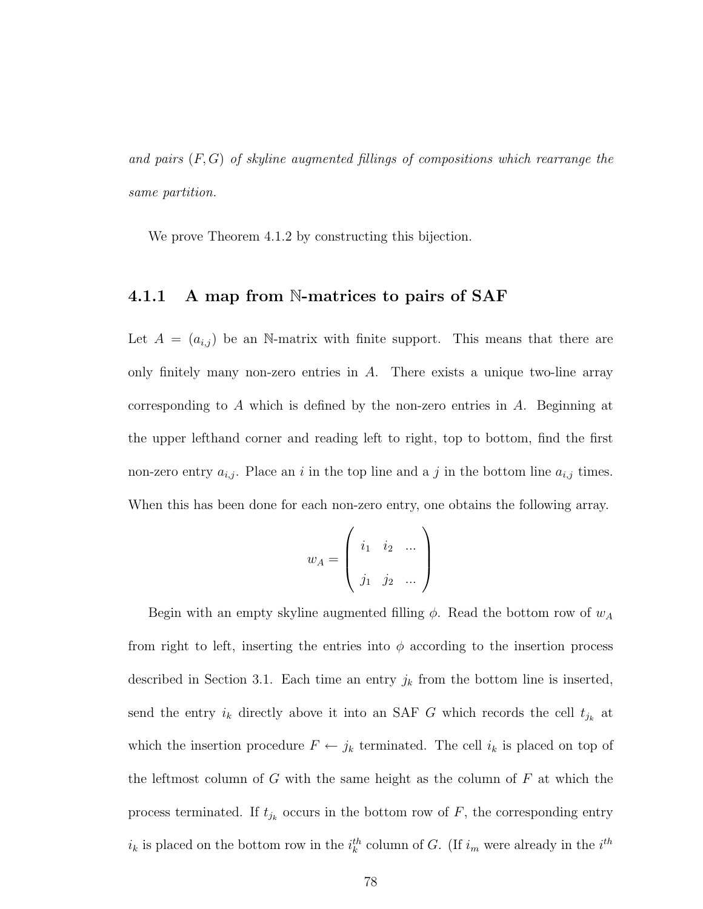*and pairs $(F, G)$ of skyline augmented fillings of compositions which rearrange the same partition.*

We prove Theorem 4.1.2 by constructing this bijection.

### 4.1.1 A map from $\mathbb{N}$-matrices to pairs of SAF

Let $A = (a_{i,j})$ be an $\mathbb{N}$-matrix with finite support. This means that there are only finitely many non-zero entries in $A$. There exists a unique two-line array corresponding to $A$ which is defined by the non-zero entries in $A$. Beginning at the upper lefthand corner and reading left to right, top to bottom, find the first non-zero entry $a_{i,j}$. Place an $i$ in the top line and a $j$ in the bottom line $a_{i,j}$ times. When this has been done for each non-zero entry, one obtains the following array.

$$w_A = \begin{pmatrix} i_1 & i_2 & \ldots \\ \\ j_1 & j_2 & \ldots \end{pmatrix}$$

Begin with an empty skyline augmented filling $\phi$. Read the bottom row of $w_A$ from right to left, inserting the entries into $\phi$ according to the insertion process described in Section 3.1. Each time an entry $j_k$ from the bottom line is inserted, send the entry $i_k$ directly above it into an SAF $G$ which records the cell $t_{j_k}$ at which the insertion procedure $F \leftarrow j_k$ terminated. The cell $i_k$ is placed on top of the leftmost column of $G$ with the same height as the column of $F$ at which the process terminated. If $t_{j_k}$ occurs in the bottom row of $F$, the corresponding entry $i_k$ is placed on the bottom row in the $i_k^{th}$ column of $G$. (If $i_m$ were already in the $i^{th}$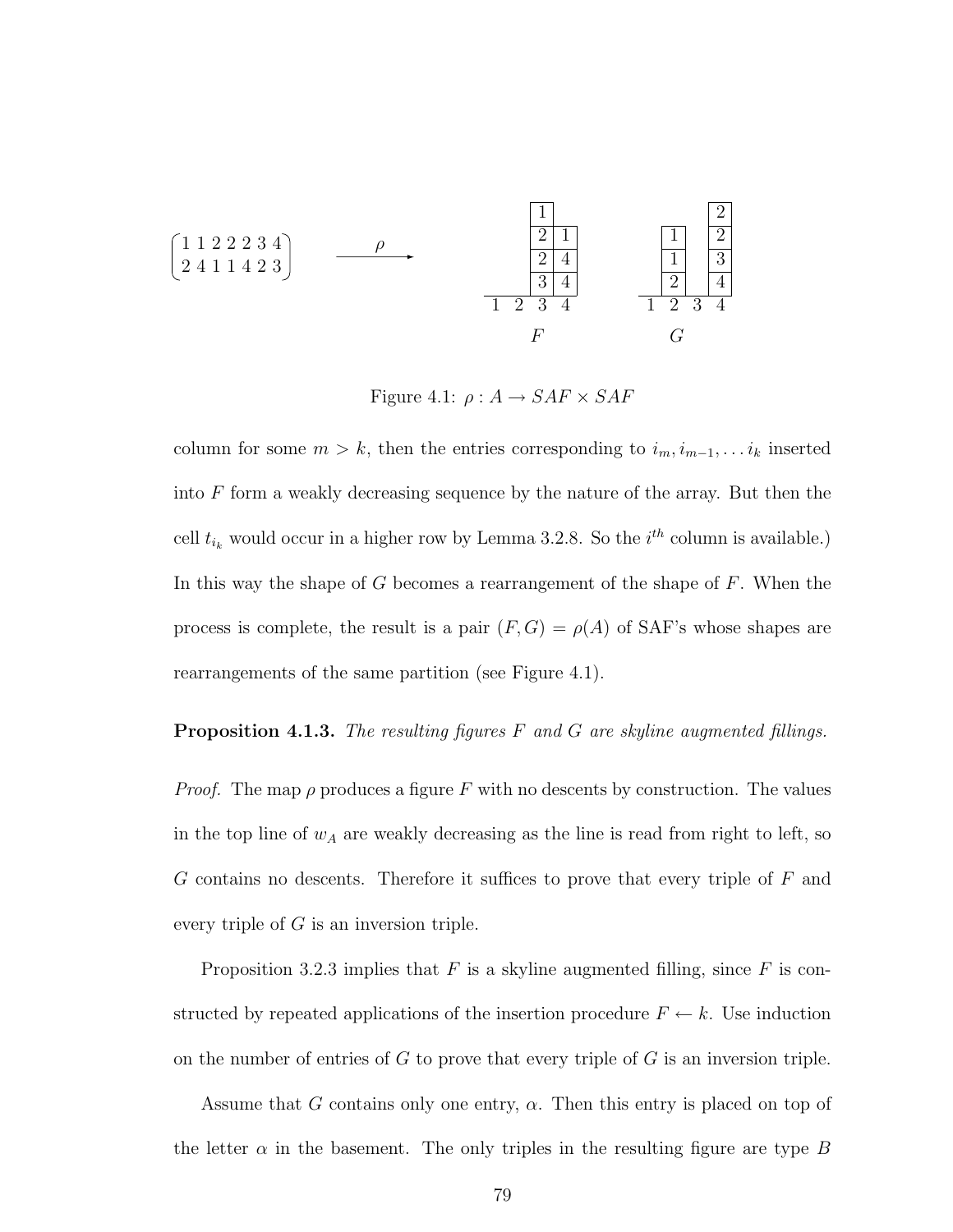$$\begin{pmatrix} 1\ 1\ 2\ 2\ 2\ 3\ 4 \\ 2\ 4\ 1\ 1\ 4\ 2\ 3 \end{pmatrix} \xrightarrow{\quad\rho\quad}$$

Figure 4.1: $\rho : A \rightarrow SAF \times SAF$

column for some $m > k$, then the entries corresponding to $i_m, i_{m-1}, \ldots i_k$ inserted into $F$ form a weakly decreasing sequence by the nature of the array. But then the cell $t_{i_k}$ would occur in a higher row by Lemma 3.2.8. So the $i^{th}$ column is available.) In this way the shape of $G$ becomes a rearrangement of the shape of $F$. When the process is complete, the result is a pair $(F, G) = \rho(A)$ of SAF's whose shapes are rearrangements of the same partition (see Figure 4.1).

**Proposition 4.1.3.** *The resulting figures $F$ and $G$ are skyline augmented fillings.*

*Proof.* The map $\rho$ produces a figure $F$ with no descents by construction. The values in the top line of $w_A$ are weakly decreasing as the line is read from right to left, so $G$ contains no descents. Therefore it suffices to prove that every triple of $F$ and every triple of $G$ is an inversion triple.

Proposition 3.2.3 implies that $F$ is a skyline augmented filling, since $F$ is constructed by repeated applications of the insertion procedure $F \leftarrow k$. Use induction on the number of entries of $G$ to prove that every triple of $G$ is an inversion triple.

Assume that $G$ contains only one entry, $\alpha$. Then this entry is placed on top of the letter $\alpha$ in the basement. The only triples in the resulting figure are type $B$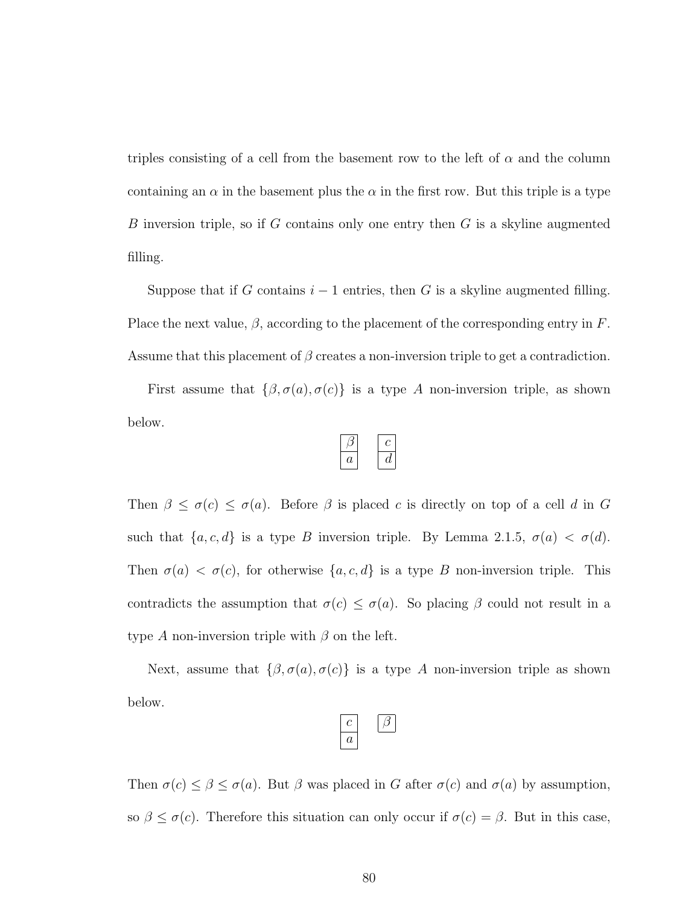triples consisting of a cell from the basement row to the left of $\alpha$ and the column containing an $\alpha$ in the basement plus the $\alpha$ in the first row. But this triple is a type $B$ inversion triple, so if $G$ contains only one entry then $G$ is a skyline augmented filling.

Suppose that if $G$ contains $i-1$ entries, then $G$ is a skyline augmented filling. Place the next value, $\beta$, according to the placement of the corresponding entry in $F$. Assume that this placement of $\beta$ creates a non-inversion triple to get a contradiction.

First assume that $\{\beta, \sigma(a), \sigma(c)\}$ is a type $A$ non-inversion triple, as shown below.

$$\begin{array}{|c|}\hline \beta \\ \hline a \\ \hline \end{array} \quad \begin{array}{|c|}\hline c \\ \hline d \\ \hline \end{array}$$

Then $\beta \leq \sigma(c) \leq \sigma(a)$. Before $\beta$ is placed $c$ is directly on top of a cell $d$ in $G$ such that $\{a, c, d\}$ is a type $B$ inversion triple. By Lemma 2.1.5, $\sigma(a) < \sigma(d)$. Then $\sigma(a) < \sigma(c)$, for otherwise $\{a, c, d\}$ is a type $B$ non-inversion triple. This contradicts the assumption that $\sigma(c) \leq \sigma(a)$. So placing $\beta$ could not result in a type $A$ non-inversion triple with $\beta$ on the left.

Next, assume that $\{\beta, \sigma(a), \sigma(c)\}$ is a type $A$ non-inversion triple as shown below.

$$\begin{array}{|c|}\hline c \\ \hline a \\ \hline \end{array} \quad \begin{array}{|c|}\hline \beta \\ \hline \end{array}$$

Then $\sigma(c) \leq \beta \leq \sigma(a)$. But $\beta$ was placed in $G$ after $\sigma(c)$ and $\sigma(a)$ by assumption, so $\beta \leq \sigma(c)$. Therefore this situation can only occur if $\sigma(c) = \beta$. But in this case,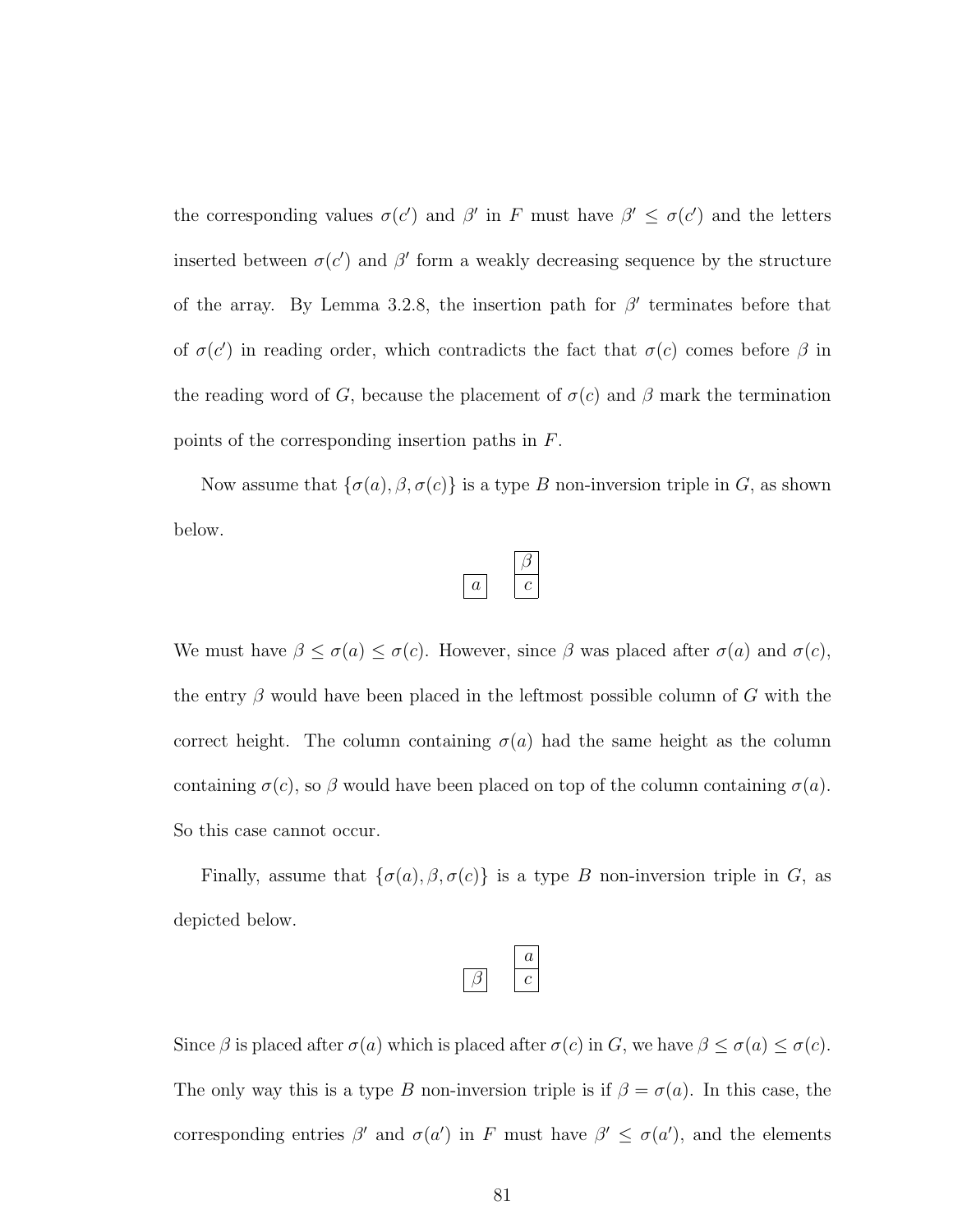the corresponding values $\sigma(c')$ and $\beta'$ in $F$ must have $\beta' \leq \sigma(c')$ and the letters inserted between $\sigma(c')$ and $\beta'$ form a weakly decreasing sequence by the structure of the array. By Lemma 3.2.8, the insertion path for $\beta'$ terminates before that of $\sigma(c')$ in reading order, which contradicts the fact that $\sigma(c)$ comes before $\beta$ in the reading word of $G$, because the placement of $\sigma(c)$ and $\beta$ mark the termination points of the corresponding insertion paths in $F$.

Now assume that $\{\sigma(a), \beta, \sigma(c)\}$ is a type $B$ non-inversion triple in $G$, as shown below.

$$\begin{array}{ccc} & & \boxed{\beta} \\ \boxed{a} & & \boxed{c} \end{array}$$

We must have $\beta \leq \sigma(a) \leq \sigma(c)$. However, since $\beta$ was placed after $\sigma(a)$ and $\sigma(c)$, the entry $\beta$ would have been placed in the leftmost possible column of $G$ with the correct height. The column containing $\sigma(a)$ had the same height as the column containing $\sigma(c)$, so $\beta$ would have been placed on top of the column containing $\sigma(a)$. So this case cannot occur.

Finally, assume that $\{\sigma(a), \beta, \sigma(c)\}$ is a type $B$ non-inversion triple in $G$, as depicted below.

$$\begin{array}{ccc} & & \boxed{a} \\ \boxed{\beta} & & \boxed{c} \end{array}$$

Since $\beta$ is placed after $\sigma(a)$ which is placed after $\sigma(c)$ in $G$, we have $\beta \leq \sigma(a) \leq \sigma(c)$. The only way this is a type $B$ non-inversion triple is if $\beta = \sigma(a)$. In this case, the corresponding entries $\beta'$ and $\sigma(a')$ in $F$ must have $\beta' \leq \sigma(a')$, and the elements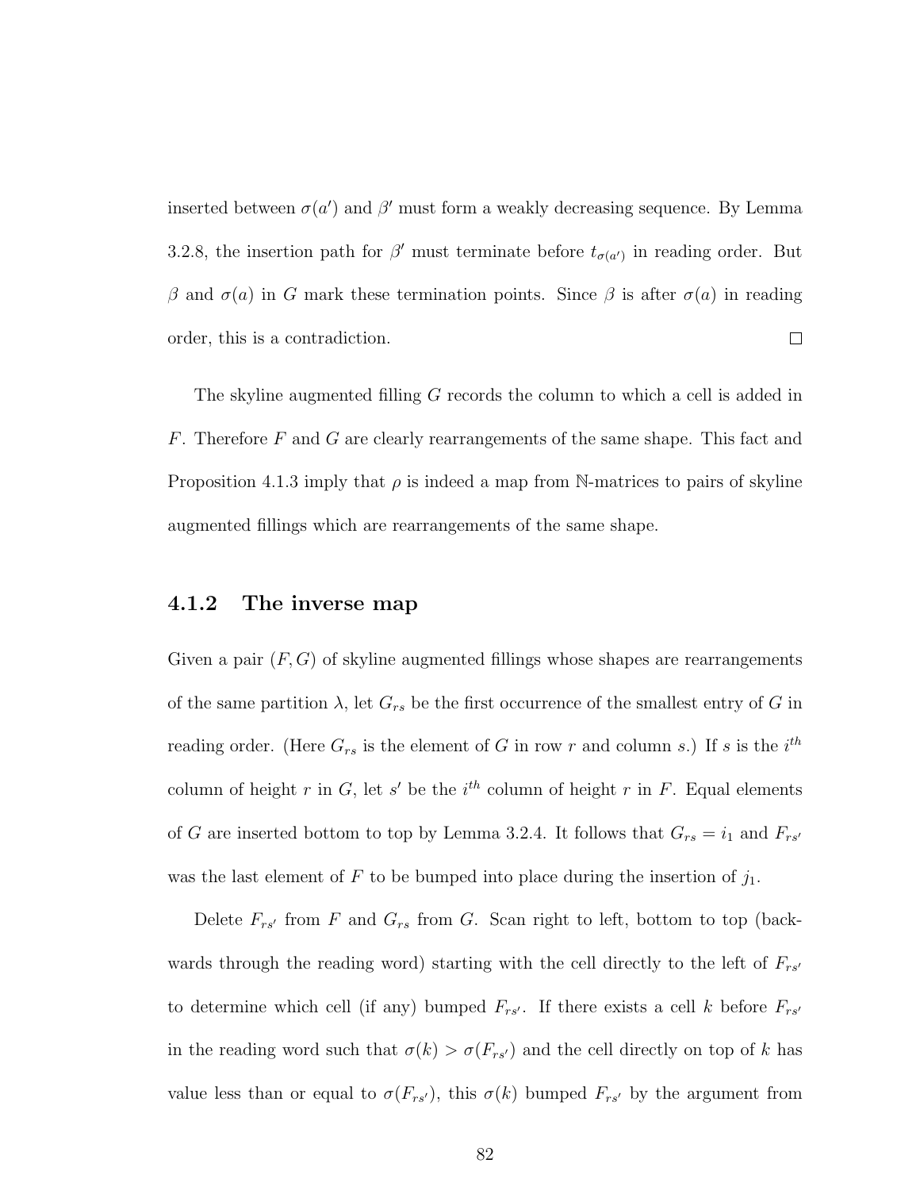inserted between $\sigma(a')$ and $\beta'$ must form a weakly decreasing sequence. By Lemma 3.2.8, the insertion path for $\beta'$ must terminate before $t_{\sigma(a')}$ in reading order. But $\beta$ and $\sigma(a)$ in $G$ mark these termination points. Since $\beta$ is after $\sigma(a)$ in reading order, this is a contradiction. $\square$

The skyline augmented filling $G$ records the column to which a cell is added in $F$. Therefore $F$ and $G$ are clearly rearrangements of the same shape. This fact and Proposition 4.1.3 imply that $\rho$ is indeed a map from $\mathbb{N}$-matrices to pairs of skyline augmented fillings which are rearrangements of the same shape.

### 4.1.2 The inverse map

Given a pair $(F, G)$ of skyline augmented fillings whose shapes are rearrangements of the same partition $\lambda$, let $G_{rs}$ be the first occurrence of the smallest entry of $G$ in reading order. (Here $G_{rs}$ is the element of $G$ in row $r$ and column $s$.) If $s$ is the $i^{th}$ column of height $r$ in $G$, let $s'$ be the $i^{th}$ column of height $r$ in $F$. Equal elements of $G$ are inserted bottom to top by Lemma 3.2.4. It follows that $G_{rs} = i_1$ and $F_{rs'}$ was the last element of $F$ to be bumped into place during the insertion of $j_1$.

Delete $F_{rs'}$ from $F$ and $G_{rs}$ from $G$. Scan right to left, bottom to top (backwards through the reading word) starting with the cell directly to the left of $F_{rs'}$ to determine which cell (if any) bumped $F_{rs'}$. If there exists a cell $k$ before $F_{rs'}$ in the reading word such that $\sigma(k) > \sigma(F_{rs'})$ and the cell directly on top of $k$ has value less than or equal to $\sigma(F_{rs'})$, this $\sigma(k)$ bumped $F_{rs'}$ by the argument from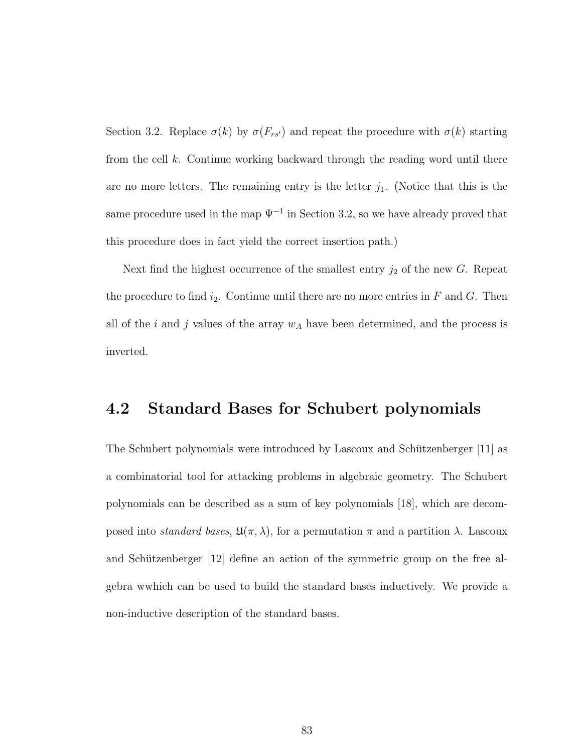Section 3.2. Replace $\sigma(k)$ by $\sigma(F_{rs'})$ and repeat the procedure with $\sigma(k)$ starting from the cell $k$. Continue working backward through the reading word until there are no more letters. The remaining entry is the letter $j_1$. (Notice that this is the same procedure used in the map $\Psi^{-1}$ in Section 3.2, so we have already proved that this procedure does in fact yield the correct insertion path.)

Next find the highest occurrence of the smallest entry $j_2$ of the new $G$. Repeat the procedure to find $i_2$. Continue until there are no more entries in $F$ and $G$. Then all of the $i$ and $j$ values of the array $w_A$ have been determined, and the process is inverted.

## 4.2 Standard Bases for Schubert polynomials

The Schubert polynomials were introduced by Lascoux and Schützenberger [11] as a combinatorial tool for attacking problems in algebraic geometry. The Schubert polynomials can be described as a sum of key polynomials [18], which are decomposed into *standard bases*, $\mathfrak{U}(\pi, \lambda)$, for a permutation $\pi$ and a partition $\lambda$. Lascoux and Schützenberger [12] define an action of the symmetric group on the free algebra wwhich can be used to build the standard bases inductively. We provide a non-inductive description of the standard bases.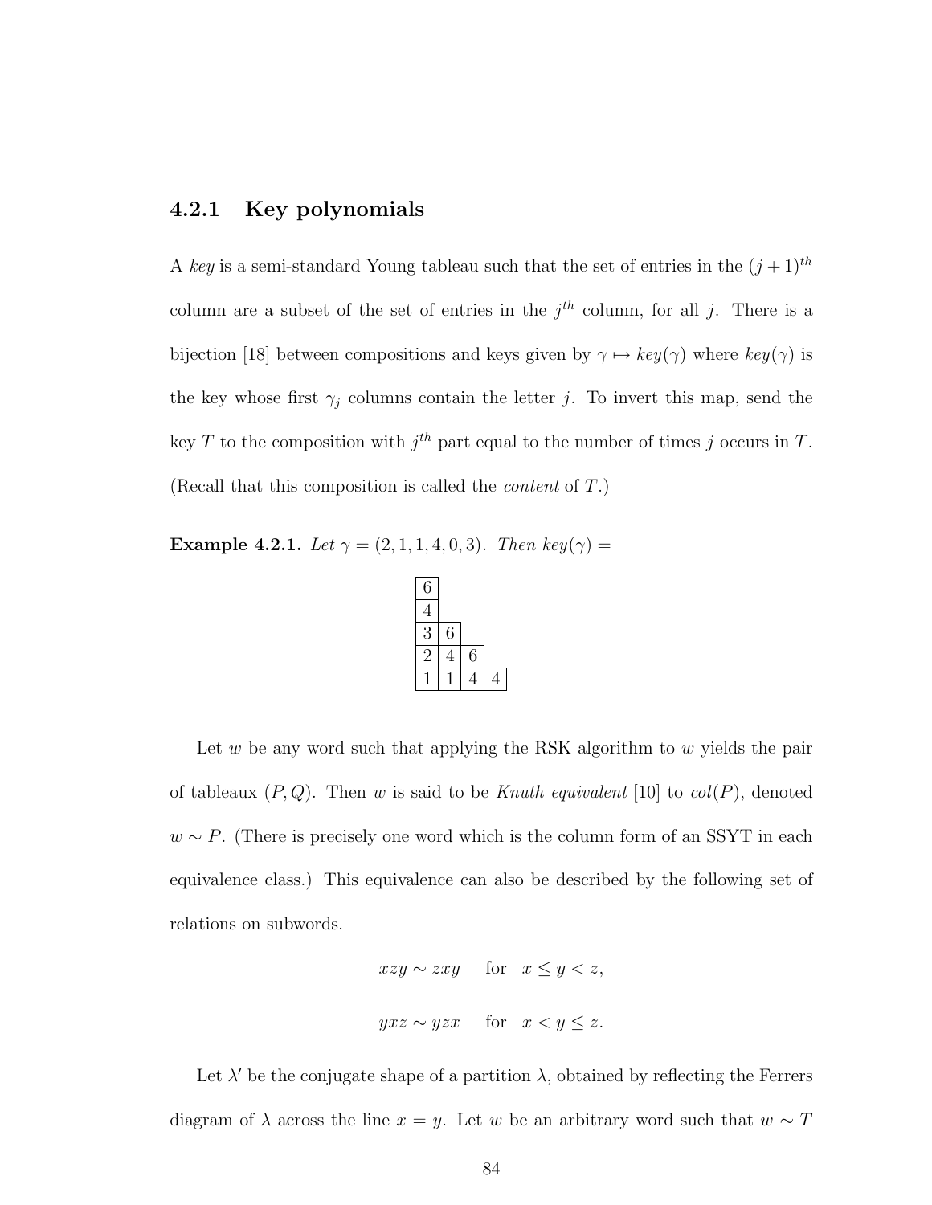### 4.2.1 Key polynomials

A *key* is a semi-standard Young tableau such that the set of entries in the $(j+1)^{th}$ column are a subset of the set of entries in the $j^{th}$ column, for all $j$. There is a bijection [18] between compositions and keys given by $\gamma \mapsto key(\gamma)$ where $key(\gamma)$ is the key whose first $\gamma_j$ columns contain the letter $j$. To invert this map, send the key $T$ to the composition with $j^{th}$ part equal to the number of times $j$ occurs in $T$. (Recall that this composition is called the *content* of $T$.)

**Example 4.2.1.** *Let* $\gamma = (2, 1, 1, 4, 0, 3)$*. Then* $key(\gamma) =$

| | | | |
|---|---|---|---|
| 6 | | | |
| 4 | | | |
| 3 | 6 | | |
| 2 | 4 | 6 | |
| 1 | 1 | 4 | 4 |

Let $w$ be any word such that applying the RSK algorithm to $w$ yields the pair of tableaux $(P, Q)$. Then $w$ is said to be *Knuth equivalent* [10] to $col(P)$, denoted $w \sim P$. (There is precisely one word which is the column form of an SSYT in each equivalence class.) This equivalence can also be described by the following set of relations on subwords.

$$xzy \sim zxy \quad \text{for} \quad x \leq y < z,$$

$$yxz \sim yzx \quad \text{for} \quad x < y \leq z.$$

Let $\lambda'$ be the conjugate shape of a partition $\lambda$, obtained by reflecting the Ferrers diagram of $\lambda$ across the line $x = y$. Let $w$ be an arbitrary word such that $w \sim T$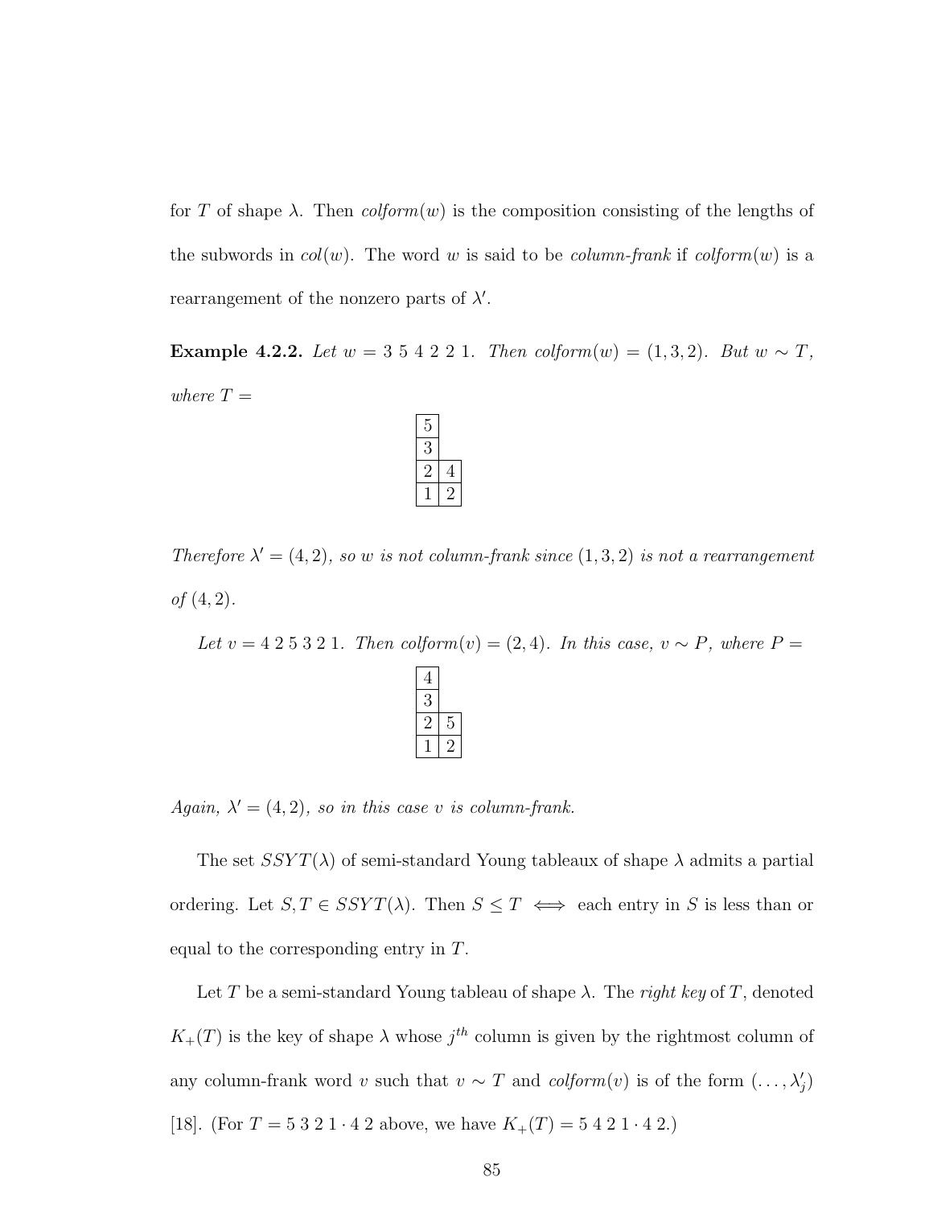for $T$ of shape $\lambda$. Then *colform*($w$) is the composition consisting of the lengths of the subwords in *col*($w$). The word $w$ is said to be *column-frank* if *colform*($w$) is a rearrangement of the nonzero parts of $\lambda'$.

**Example 4.2.2.** *Let $w = 3\ 5\ 4\ 2\ 2\ 1$. Then colform($w$) $= (1, 3, 2)$. But $w \sim T$, where $T =$*

| 5 | |
|---|---|
| 3 | |
| 2 | 4 |
| 1 | 2 |

*Therefore $\lambda' = (4, 2)$, so $w$ is not column-frank since $(1, 3, 2)$ is not a rearrangement of $(4, 2)$.*

*Let $v = 4\ 2\ 5\ 3\ 2\ 1$. Then colform($v$) $= (2, 4)$. In this case, $v \sim P$, where $P =$*

| 4 | |
|---|---|
| 3 | |
| 2 | 5 |
| 1 | 2 |

*Again, $\lambda' = (4, 2)$, so in this case $v$ is column-frank.*

The set $SSYT(\lambda)$ of semi-standard Young tableaux of shape $\lambda$ admits a partial ordering. Let $S, T \in SSYT(\lambda)$. Then $S \leq T \iff$ each entry in $S$ is less than or equal to the corresponding entry in $T$.

Let $T$ be a semi-standard Young tableau of shape $\lambda$. The *right key* of $T$, denoted $K_+(T)$ is the key of shape $\lambda$ whose $j^{th}$ column is given by the rightmost column of any column-frank word $v$ such that $v \sim T$ and *colform*($v$) is of the form $(\ldots, \lambda'_j)$ [18]. (For $T = 5\ 3\ 2\ 1 \cdot 4\ 2$ above, we have $K_+(T) = 5\ 4\ 2\ 1 \cdot 4\ 2$.)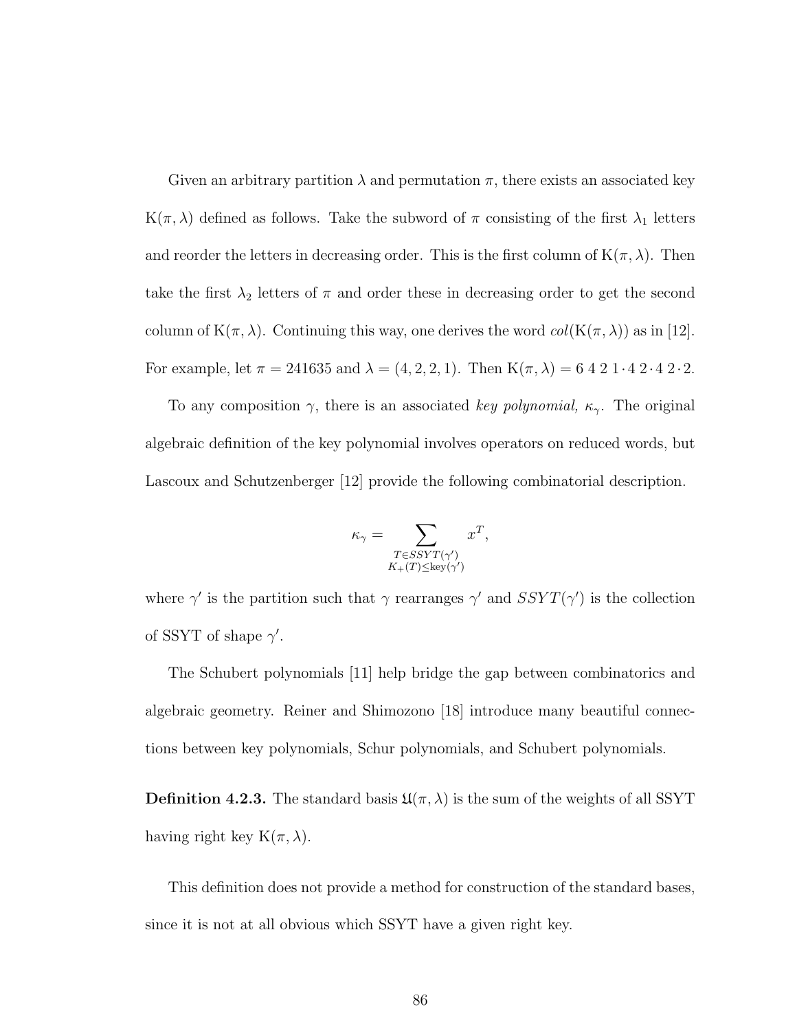Given an arbitrary partition $\lambda$ and permutation $\pi$, there exists an associated key $\mathrm{K}(\pi, \lambda)$ defined as follows. Take the subword of $\pi$ consisting of the first $\lambda_1$ letters and reorder the letters in decreasing order. This is the first column of $\mathrm{K}(\pi, \lambda)$. Then take the first $\lambda_2$ letters of $\pi$ and order these in decreasing order to get the second column of $\mathrm{K}(\pi, \lambda)$. Continuing this way, one derives the word $col(\mathrm{K}(\pi, \lambda))$ as in [12]. For example, let $\pi = 241635$ and $\lambda = (4, 2, 2, 1)$. Then $\mathrm{K}(\pi, \lambda) = 6\ 4\ 2\ 1 \cdot 4\ 2 \cdot 4\ 2 \cdot 2$.

To any composition $\gamma$, there is an associated *key polynomial,* $\kappa_\gamma$. The original algebraic definition of the key polynomial involves operators on reduced words, but Lascoux and Schutzenberger [12] provide the following combinatorial description.

$$\kappa_\gamma = \sum_{\substack{T \in SSYT(\gamma') \\ K_+(T) \leq \mathrm{key}(\gamma')}} x^T,$$

where $\gamma'$ is the partition such that $\gamma$ rearranges $\gamma'$ and $SSYT(\gamma')$ is the collection of SSYT of shape $\gamma'$.

The Schubert polynomials [11] help bridge the gap between combinatorics and algebraic geometry. Reiner and Shimozono [18] introduce many beautiful connections between key polynomials, Schur polynomials, and Schubert polynomials.

**Definition 4.2.3.** The standard basis $\mathfrak{U}(\pi, \lambda)$ is the sum of the weights of all SSYT having right key $\mathrm{K}(\pi, \lambda)$.

This definition does not provide a method for construction of the standard bases, since it is not at all obvious which SSYT have a given right key.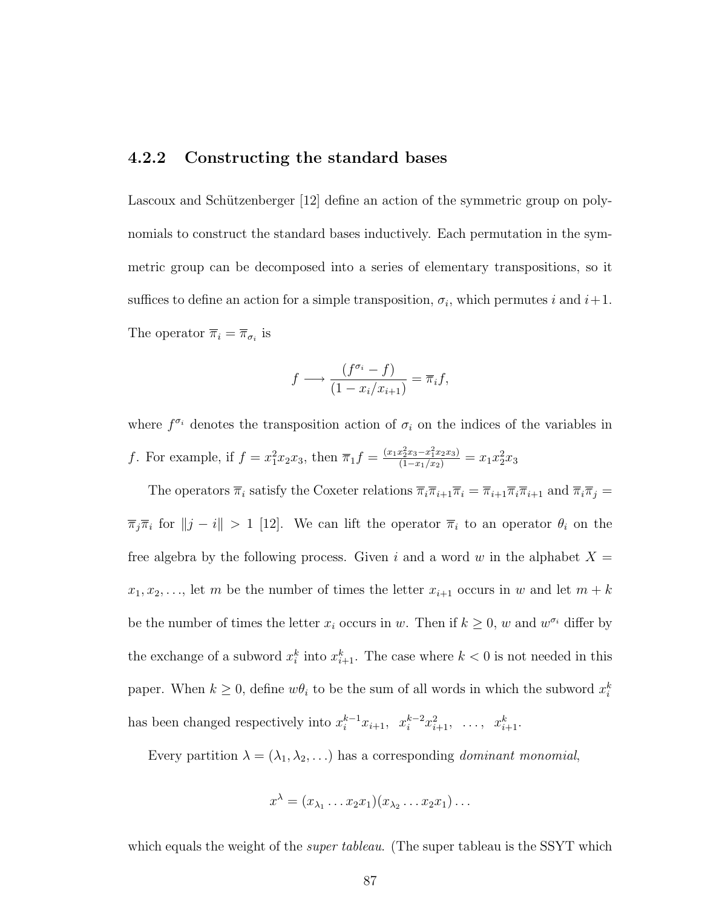### 4.2.2 Constructing the standard bases

Lascoux and Schützenberger [12] define an action of the symmetric group on polynomials to construct the standard bases inductively. Each permutation in the symmetric group can be decomposed into a series of elementary transpositions, so it suffices to define an action for a simple transposition, $\sigma_i$, which permutes $i$ and $i+1$. The operator $\overline{\pi}_i = \overline{\pi}_{\sigma_i}$ is

$$f \longrightarrow \frac{(f^{\sigma_i} - f)}{(1 - x_i/x_{i+1})} = \overline{\pi}_i f,$$

where $f^{\sigma_i}$ denotes the transposition action of $\sigma_i$ on the indices of the variables in $f$. For example, if $f = x_1^2 x_2 x_3$, then $\overline{\pi}_1 f = \frac{(x_1 x_2^2 x_3 - x_1^2 x_2 x_3)}{(1 - x_1/x_2)} = x_1 x_2^2 x_3$

The operators $\overline{\pi}_i$ satisfy the Coxeter relations $\overline{\pi}_i \overline{\pi}_{i+1} \overline{\pi}_i = \overline{\pi}_{i+1} \overline{\pi}_i \overline{\pi}_{i+1}$ and $\overline{\pi}_i \overline{\pi}_j = \overline{\pi}_j \overline{\pi}_i$ for $\|j - i\| > 1$ [12]. We can lift the operator $\overline{\pi}_i$ to an operator $\theta_i$ on the free algebra by the following process. Given $i$ and a word $w$ in the alphabet $X = x_1, x_2, \ldots$, let $m$ be the number of times the letter $x_{i+1}$ occurs in $w$ and let $m + k$ be the number of times the letter $x_i$ occurs in $w$. Then if $k \geq 0$, $w$ and $w^{\sigma_i}$ differ by the exchange of a subword $x_i^k$ into $x_{i+1}^k$. The case where $k < 0$ is not needed in this paper. When $k \geq 0$, define $w\theta_i$ to be the sum of all words in which the subword $x_i^k$ has been changed respectively into $x_i^{k-1} x_{i+1}, \;\; x_i^{k-2} x_{i+1}^2, \;\; \ldots, \;\; x_{i+1}^k$.

Every partition $\lambda = (\lambda_1, \lambda_2, \ldots)$ has a corresponding *dominant monomial*,

$$x^\lambda = (x_{\lambda_1} \ldots x_2 x_1)(x_{\lambda_2} \ldots x_2 x_1) \ldots$$

which equals the weight of the *super tableau*. (The super tableau is the SSYT which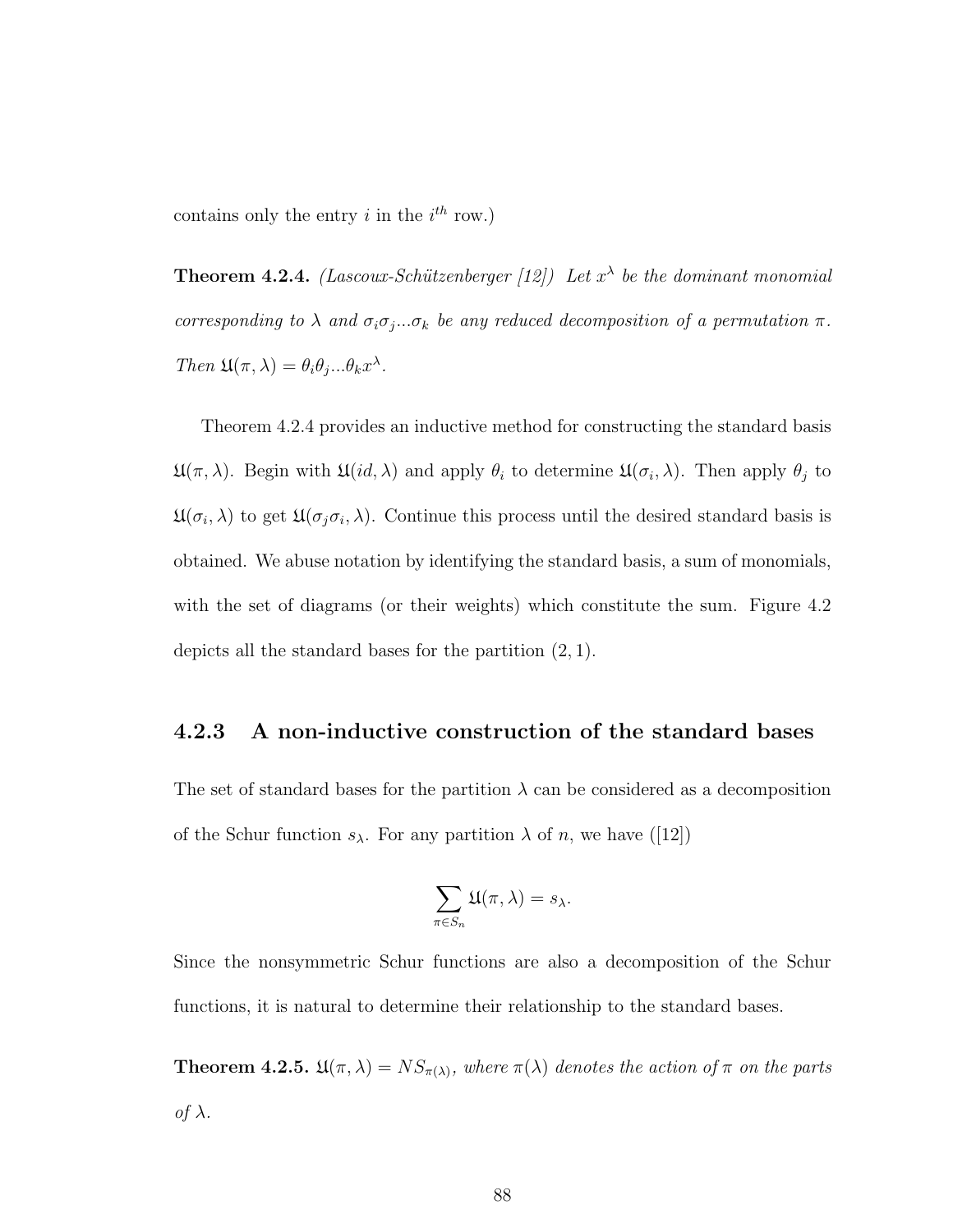contains only the entry $i$ in the $i^{th}$ row.)

**Theorem 4.2.4.** *(Lascoux-Schützenberger [12]) Let $x^\lambda$ be the dominant monomial corresponding to $\lambda$ and $\sigma_i\sigma_j...\sigma_k$ be any reduced decomposition of a permutation $\pi$. Then $\mathfrak{U}(\pi, \lambda) = \theta_i\theta_j...\theta_k x^\lambda$.*

Theorem 4.2.4 provides an inductive method for constructing the standard basis $\mathfrak{U}(\pi, \lambda)$. Begin with $\mathfrak{U}(id, \lambda)$ and apply $\theta_i$ to determine $\mathfrak{U}(\sigma_i, \lambda)$. Then apply $\theta_j$ to $\mathfrak{U}(\sigma_i, \lambda)$ to get $\mathfrak{U}(\sigma_j\sigma_i, \lambda)$. Continue this process until the desired standard basis is obtained. We abuse notation by identifying the standard basis, a sum of monomials, with the set of diagrams (or their weights) which constitute the sum. Figure 4.2 depicts all the standard bases for the partition $(2, 1)$.

### 4.2.3 A non-inductive construction of the standard bases

The set of standard bases for the partition $\lambda$ can be considered as a decomposition of the Schur function $s_\lambda$. For any partition $\lambda$ of $n$, we have ([12])

$$\sum_{\pi \in S_n} \mathfrak{U}(\pi, \lambda) = s_\lambda.$$

Since the nonsymmetric Schur functions are also a decomposition of the Schur functions, it is natural to determine their relationship to the standard bases.

**Theorem 4.2.5.** *$\mathfrak{U}(\pi, \lambda) = NS_{\pi(\lambda)}$, where $\pi(\lambda)$ denotes the action of $\pi$ on the parts of $\lambda$.*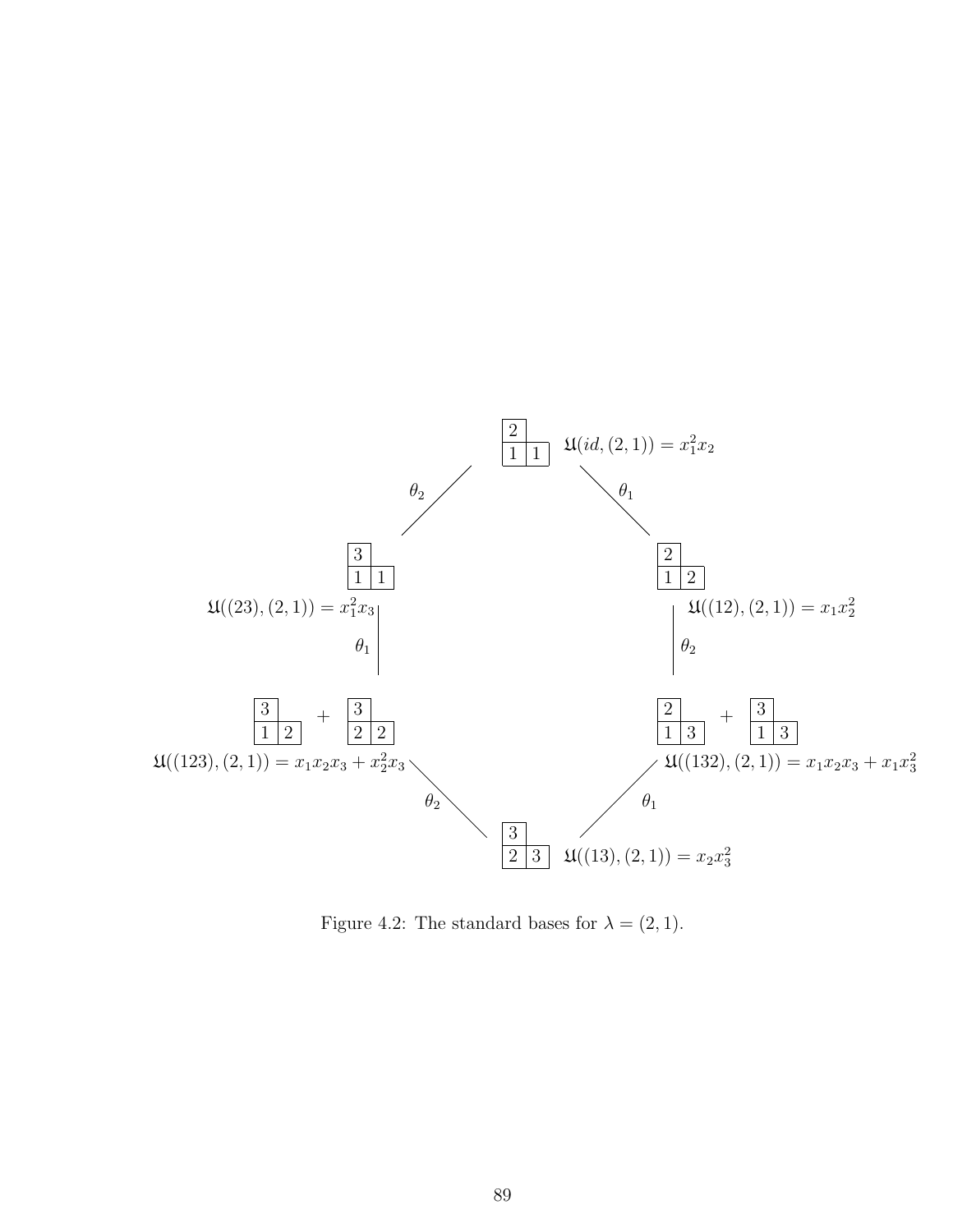$\mathfrak{U}(id,(2,1)) = x_1^2 x_2$

$\mathfrak{U}((23),(2,1)) = x_1^2 x_3$

$\mathfrak{U}((12),(2,1)) = x_1 x_2^2$

$\mathfrak{U}((123),(2,1)) = x_1 x_2 x_3 + x_2^2 x_3$

$\mathfrak{U}((132),(2,1)) = x_1 x_2 x_3 + x_1 x_3^2$

$\mathfrak{U}((13),(2,1)) = x_2 x_3^2$

Figure 4.2: The standard bases for $\lambda = (2,1)$.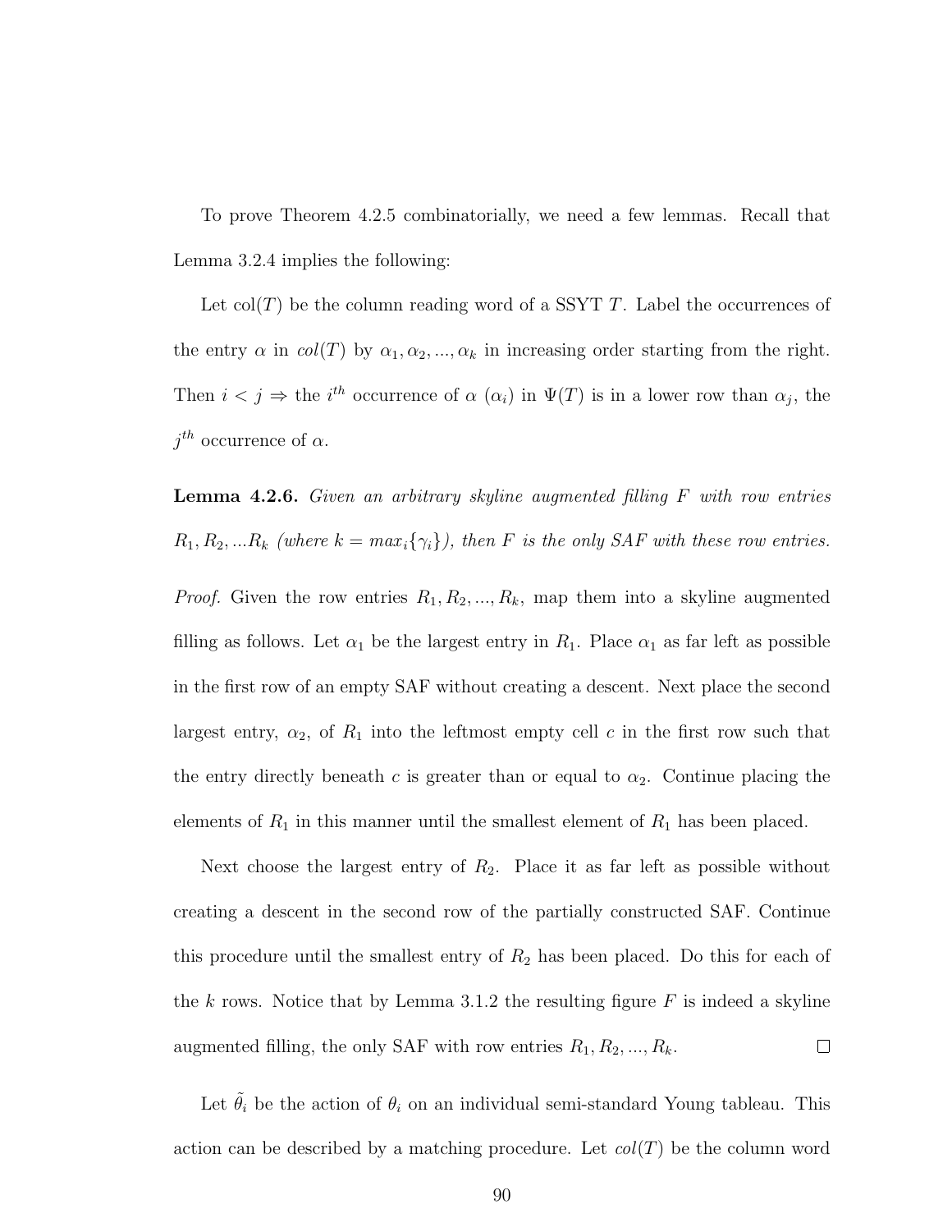To prove Theorem 4.2.5 combinatorially, we need a few lemmas. Recall that Lemma 3.2.4 implies the following:

Let col$(T)$ be the column reading word of a SSYT $T$. Label the occurrences of the entry $\alpha$ in $col(T)$ by $\alpha_1, \alpha_2, ..., \alpha_k$ in increasing order starting from the right. Then $i < j \Rightarrow$ the $i^{th}$ occurrence of $\alpha$ ($\alpha_i$) in $\Psi(T)$ is in a lower row than $\alpha_j$, the $j^{th}$ occurrence of $\alpha$.

**Lemma 4.2.6.** *Given an arbitrary skyline augmented filling $F$ with row entries $R_1, R_2, ...R_k$ (where $k = max_i\{\gamma_i\}$), then $F$ is the only SAF with these row entries.*

*Proof.* Given the row entries $R_1, R_2, ..., R_k$, map them into a skyline augmented filling as follows. Let $\alpha_1$ be the largest entry in $R_1$. Place $\alpha_1$ as far left as possible in the first row of an empty SAF without creating a descent. Next place the second largest entry, $\alpha_2$, of $R_1$ into the leftmost empty cell $c$ in the first row such that the entry directly beneath $c$ is greater than or equal to $\alpha_2$. Continue placing the elements of $R_1$ in this manner until the smallest element of $R_1$ has been placed.

Next choose the largest entry of $R_2$. Place it as far left as possible without creating a descent in the second row of the partially constructed SAF. Continue this procedure until the smallest entry of $R_2$ has been placed. Do this for each of the $k$ rows. Notice that by Lemma 3.1.2 the resulting figure $F$ is indeed a skyline augmented filling, the only SAF with row entries $R_1, R_2, ..., R_k$. $\square$

Let $\tilde{\theta}_i$ be the action of $\theta_i$ on an individual semi-standard Young tableau. This action can be described by a matching procedure. Let $col(T)$ be the column word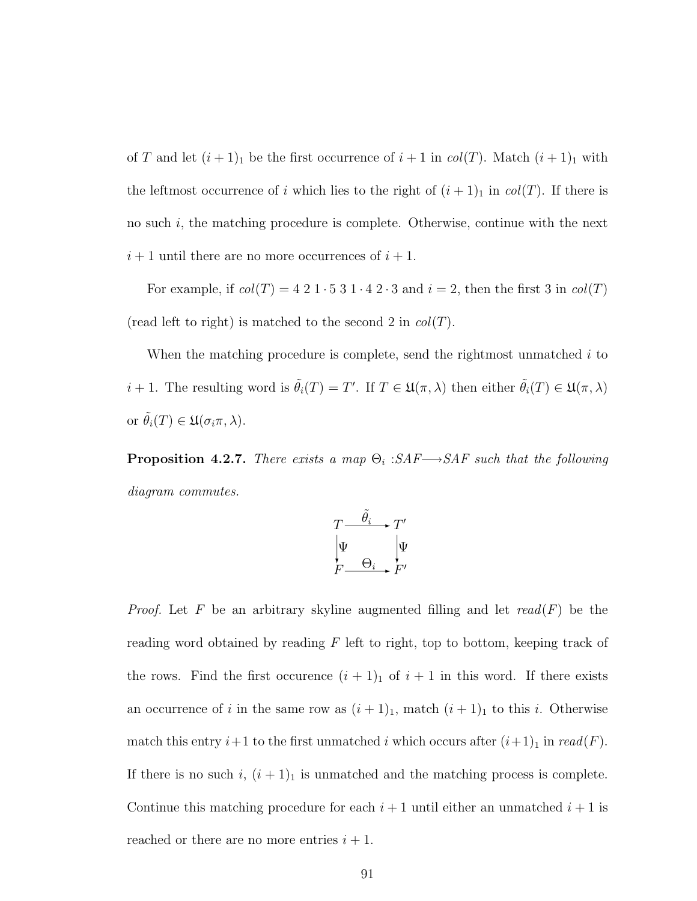of $T$ and let $(i+1)_1$ be the first occurrence of $i+1$ in $col(T)$. Match $(i+1)_1$ with the leftmost occurrence of $i$ which lies to the right of $(i+1)_1$ in $col(T)$. If there is no such $i$, the matching procedure is complete. Otherwise, continue with the next $i+1$ until there are no more occurrences of $i+1$.

For example, if $col(T) = 4\ 2\ 1 \cdot 5\ 3\ 1 \cdot 4\ 2 \cdot 3$ and $i = 2$, then the first 3 in $col(T)$ (read left to right) is matched to the second 2 in $col(T)$.

When the matching procedure is complete, send the rightmost unmatched $i$ to $i+1$. The resulting word is $\tilde{\theta}_i(T) = T'$. If $T \in \mathfrak{U}(\pi, \lambda)$ then either $\tilde{\theta}_i(T) \in \mathfrak{U}(\pi, \lambda)$ or $\tilde{\theta}_i(T) \in \mathfrak{U}(\sigma_i \pi, \lambda)$.

**Proposition 4.2.7.** *There exists a map $\Theta_i$ :SAF$\longrightarrow$SAF such that the following diagram commutes.*

$$\begin{array}{ccc} T & \xrightarrow{\tilde{\theta}_i} & T' \\ \downarrow \Psi & & \downarrow \Psi \\ F & \xrightarrow{\Theta_i} & F' \end{array}$$

*Proof.* Let $F$ be an arbitrary skyline augmented filling and let $read(F)$ be the reading word obtained by reading $F$ left to right, top to bottom, keeping track of the rows. Find the first occurence $(i+1)_1$ of $i+1$ in this word. If there exists an occurrence of $i$ in the same row as $(i+1)_1$, match $(i+1)_1$ to this $i$. Otherwise match this entry $i+1$ to the first unmatched $i$ which occurs after $(i+1)_1$ in $read(F)$. If there is no such $i$, $(i+1)_1$ is unmatched and the matching process is complete. Continue this matching procedure for each $i+1$ until either an unmatched $i+1$ is reached or there are no more entries $i+1$.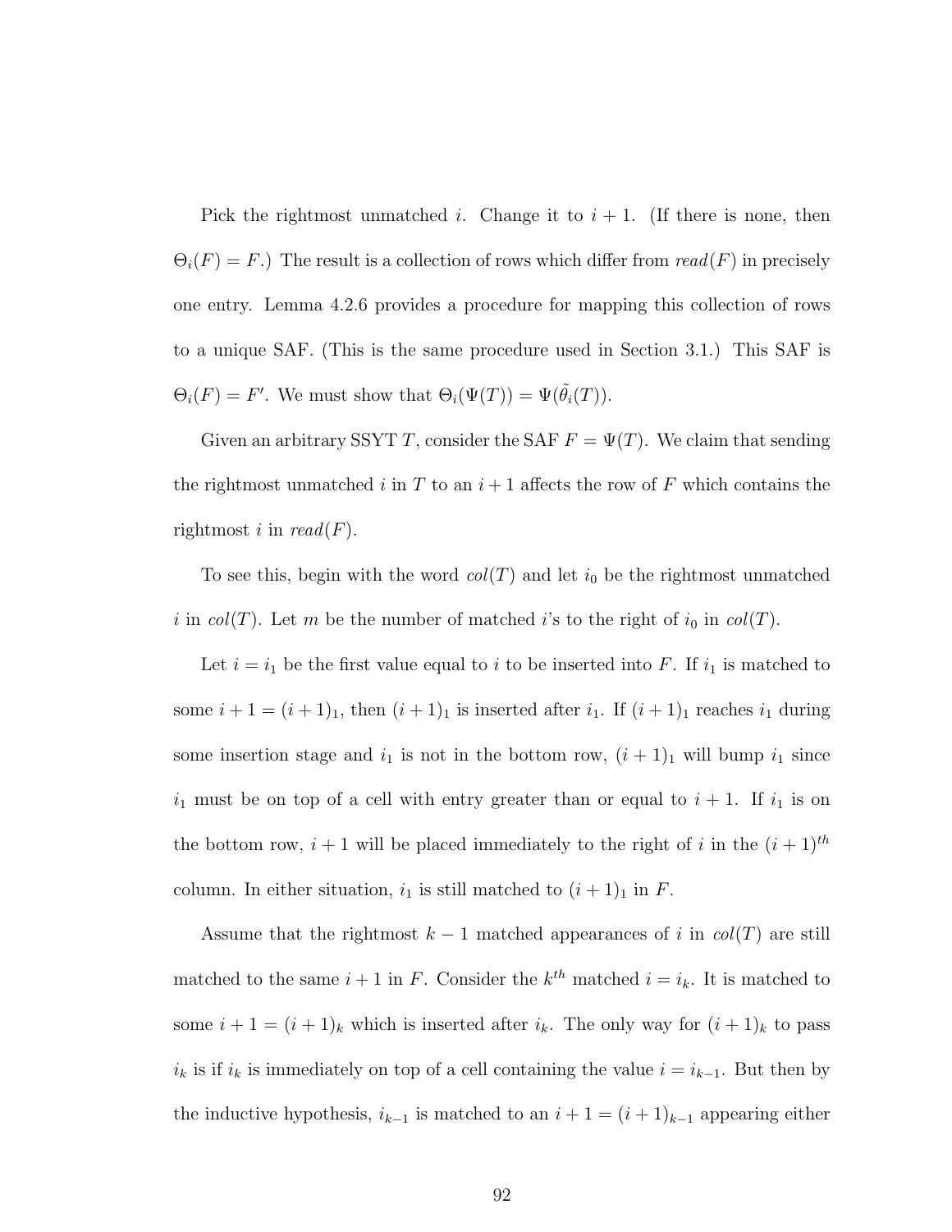Pick the rightmost unmatched $i$. Change it to $i+1$. (If there is none, then $\Theta_i(F) = F$.) The result is a collection of rows which differ from $read(F)$ in precisely one entry. Lemma 4.2.6 provides a procedure for mapping this collection of rows to a unique SAF. (This is the same procedure used in Section 3.1.) This SAF is $\Theta_i(F) = F'$. We must show that $\Theta_i(\Psi(T)) = \Psi(\tilde{\theta}_i(T))$.

Given an arbitrary SSYT $T$, consider the SAF $F = \Psi(T)$. We claim that sending the rightmost unmatched $i$ in $T$ to an $i+1$ affects the row of $F$ which contains the rightmost $i$ in $read(F)$.

To see this, begin with the word $col(T)$ and let $i_0$ be the rightmost unmatched $i$ in $col(T)$. Let $m$ be the number of matched $i$'s to the right of $i_0$ in $col(T)$.

Let $i = i_1$ be the first value equal to $i$ to be inserted into $F$. If $i_1$ is matched to some $i+1 = (i+1)_1$, then $(i+1)_1$ is inserted after $i_1$. If $(i+1)_1$ reaches $i_1$ during some insertion stage and $i_1$ is not in the bottom row, $(i+1)_1$ will bump $i_1$ since $i_1$ must be on top of a cell with entry greater than or equal to $i+1$. If $i_1$ is on the bottom row, $i+1$ will be placed immediately to the right of $i$ in the $(i+1)^{th}$ column. In either situation, $i_1$ is still matched to $(i+1)_1$ in $F$.

Assume that the rightmost $k-1$ matched appearances of $i$ in $col(T)$ are still matched to the same $i+1$ in $F$. Consider the $k^{th}$ matched $i = i_k$. It is matched to some $i+1 = (i+1)_k$ which is inserted after $i_k$. The only way for $(i+1)_k$ to pass $i_k$ is if $i_k$ is immediately on top of a cell containing the value $i = i_{k-1}$. But then by the inductive hypothesis, $i_{k-1}$ is matched to an $i+1 = (i+1)_{k-1}$ appearing either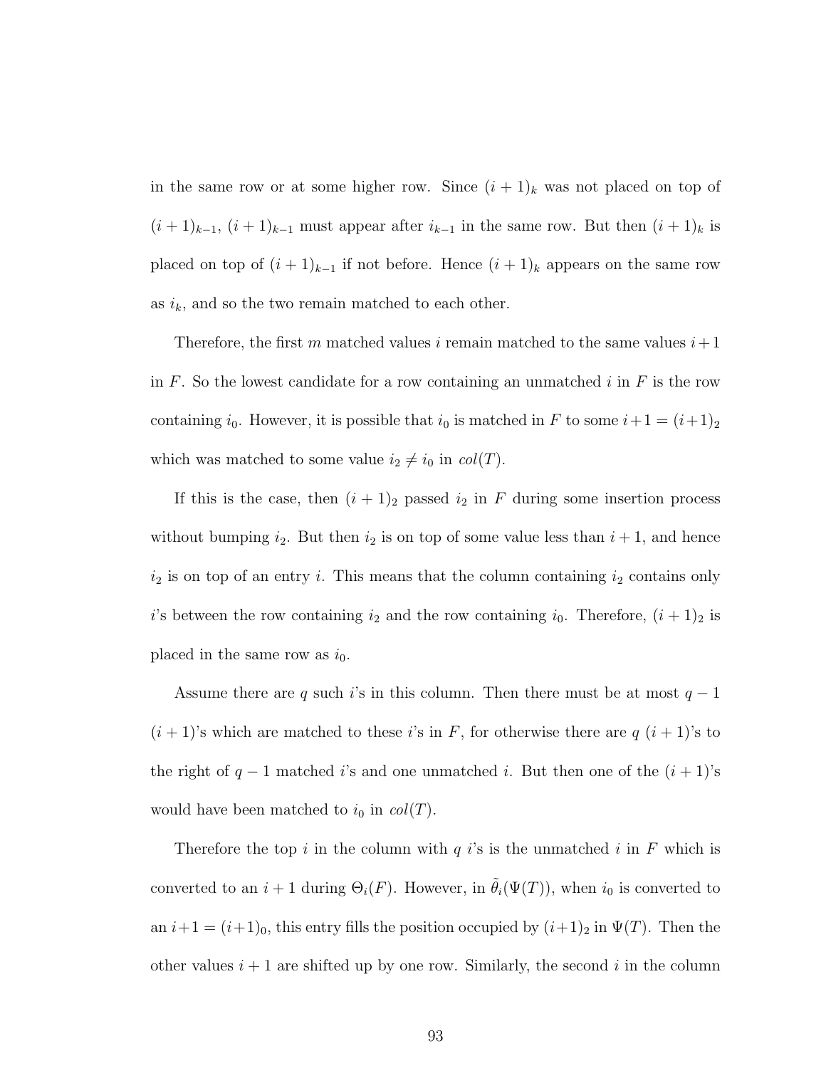in the same row or at some higher row. Since $(i+1)_k$ was not placed on top of $(i+1)_{k-1}$, $(i+1)_{k-1}$ must appear after $i_{k-1}$ in the same row. But then $(i+1)_k$ is placed on top of $(i+1)_{k-1}$ if not before. Hence $(i+1)_k$ appears on the same row as $i_k$, and so the two remain matched to each other.

Therefore, the first $m$ matched values $i$ remain matched to the same values $i+1$ in $F$. So the lowest candidate for a row containing an unmatched $i$ in $F$ is the row containing $i_0$. However, it is possible that $i_0$ is matched in $F$ to some $i+1 = (i+1)_2$ which was matched to some value $i_2 \neq i_0$ in $col(T)$.

If this is the case, then $(i+1)_2$ passed $i_2$ in $F$ during some insertion process without bumping $i_2$. But then $i_2$ is on top of some value less than $i+1$, and hence $i_2$ is on top of an entry $i$. This means that the column containing $i_2$ contains only $i$'s between the row containing $i_2$ and the row containing $i_0$. Therefore, $(i+1)_2$ is placed in the same row as $i_0$.

Assume there are $q$ such $i$'s in this column. Then there must be at most $q-1$ $(i+1)$'s which are matched to these $i$'s in $F$, for otherwise there are $q$ $(i+1)$'s to the right of $q-1$ matched $i$'s and one unmatched $i$. But then one of the $(i+1)$'s would have been matched to $i_0$ in $col(T)$.

Therefore the top $i$ in the column with $q$ $i$'s is the unmatched $i$ in $F$ which is converted to an $i+1$ during $\Theta_i(F)$. However, in $\tilde{\theta}_i(\Psi(T))$, when $i_0$ is converted to an $i+1 = (i+1)_0$, this entry fills the position occupied by $(i+1)_2$ in $\Psi(T)$. Then the other values $i+1$ are shifted up by one row. Similarly, the second $i$ in the column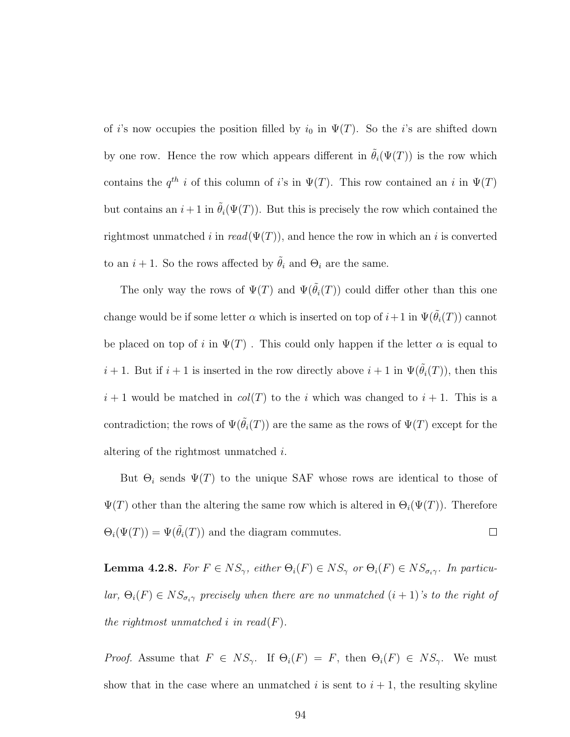of $i$'s now occupies the position filled by $i_0$ in $\Psi(T)$. So the $i$'s are shifted down by one row. Hence the row which appears different in $\tilde{\theta}_i(\Psi(T))$ is the row which contains the $q^{th}$ $i$ of this column of $i$'s in $\Psi(T)$. This row contained an $i$ in $\Psi(T)$ but contains an $i+1$ in $\tilde{\theta}_i(\Psi(T))$. But this is precisely the row which contained the rightmost unmatched $i$ in $read(\Psi(T))$, and hence the row in which an $i$ is converted to an $i+1$. So the rows affected by $\tilde{\theta}_i$ and $\Theta_i$ are the same.

The only way the rows of $\Psi(T)$ and $\Psi(\tilde{\theta}_i(T))$ could differ other than this one change would be if some letter $\alpha$ which is inserted on top of $i+1$ in $\Psi(\tilde{\theta}_i(T))$ cannot be placed on top of $i$ in $\Psi(T)$ . This could only happen if the letter $\alpha$ is equal to $i+1$. But if $i+1$ is inserted in the row directly above $i+1$ in $\Psi(\tilde{\theta}_i(T))$, then this $i+1$ would be matched in $col(T)$ to the $i$ which was changed to $i+1$. This is a contradiction; the rows of $\Psi(\tilde{\theta}_i(T))$ are the same as the rows of $\Psi(T)$ except for the altering of the rightmost unmatched $i$.

But $\Theta_i$ sends $\Psi(T)$ to the unique SAF whose rows are identical to those of $\Psi(T)$ other than the altering the same row which is altered in $\Theta_i(\Psi(T))$. Therefore $\Theta_i(\Psi(T)) = \Psi(\tilde{\theta}_i(T))$ and the diagram commutes. $\square$

**Lemma 4.2.8.** *For $F \in NS_\gamma$, either $\Theta_i(F) \in NS_\gamma$ or $\Theta_i(F) \in NS_{\sigma_i\gamma}$. In particular, $\Theta_i(F) \in NS_{\sigma_i\gamma}$ precisely when there are no unmatched $(i+1)$'s to the right of the rightmost unmatched $i$ in $read(F)$.*

*Proof.* Assume that $F \in NS_\gamma$. If $\Theta_i(F) = F$, then $\Theta_i(F) \in NS_\gamma$. We must show that in the case where an unmatched $i$ is sent to $i+1$, the resulting skyline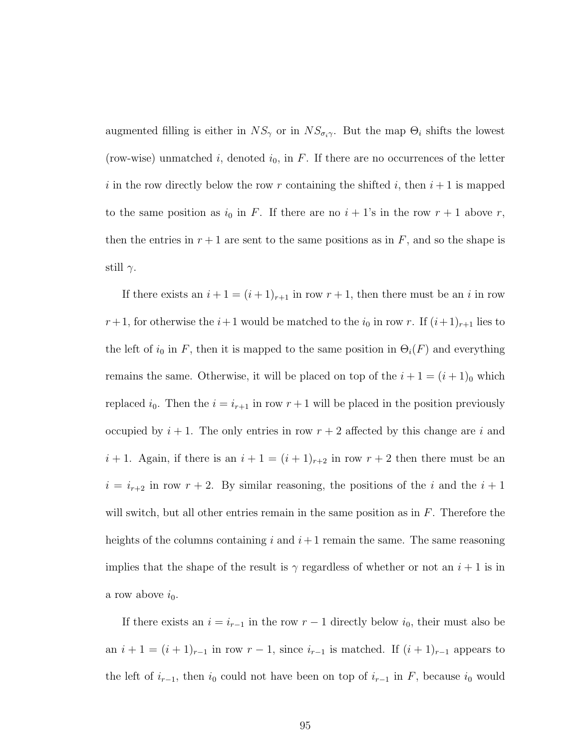augmented filling is either in $NS_\gamma$ or in $NS_{\sigma_i\gamma}$. But the map $\Theta_i$ shifts the lowest (row-wise) unmatched $i$, denoted $i_0$, in $F$. If there are no occurrences of the letter $i$ in the row directly below the row $r$ containing the shifted $i$, then $i+1$ is mapped to the same position as $i_0$ in $F$. If there are no $i+1$'s in the row $r+1$ above $r$, then the entries in $r+1$ are sent to the same positions as in $F$, and so the shape is still $\gamma$.

If there exists an $i+1 = (i+1)_{r+1}$ in row $r+1$, then there must be an $i$ in row $r+1$, for otherwise the $i+1$ would be matched to the $i_0$ in row $r$. If $(i+1)_{r+1}$ lies to the left of $i_0$ in $F$, then it is mapped to the same position in $\Theta_i(F)$ and everything remains the same. Otherwise, it will be placed on top of the $i+1 = (i+1)_0$ which replaced $i_0$. Then the $i = i_{r+1}$ in row $r+1$ will be placed in the position previously occupied by $i+1$. The only entries in row $r+2$ affected by this change are $i$ and $i+1$. Again, if there is an $i+1 = (i+1)_{r+2}$ in row $r+2$ then there must be an $i = i_{r+2}$ in row $r+2$. By similar reasoning, the positions of the $i$ and the $i+1$ will switch, but all other entries remain in the same position as in $F$. Therefore the heights of the columns containing $i$ and $i+1$ remain the same. The same reasoning implies that the shape of the result is $\gamma$ regardless of whether or not an $i+1$ is in a row above $i_0$.

If there exists an $i = i_{r-1}$ in the row $r-1$ directly below $i_0$, their must also be an $i+1 = (i+1)_{r-1}$ in row $r-1$, since $i_{r-1}$ is matched. If $(i+1)_{r-1}$ appears to the left of $i_{r-1}$, then $i_0$ could not have been on top of $i_{r-1}$ in $F$, because $i_0$ would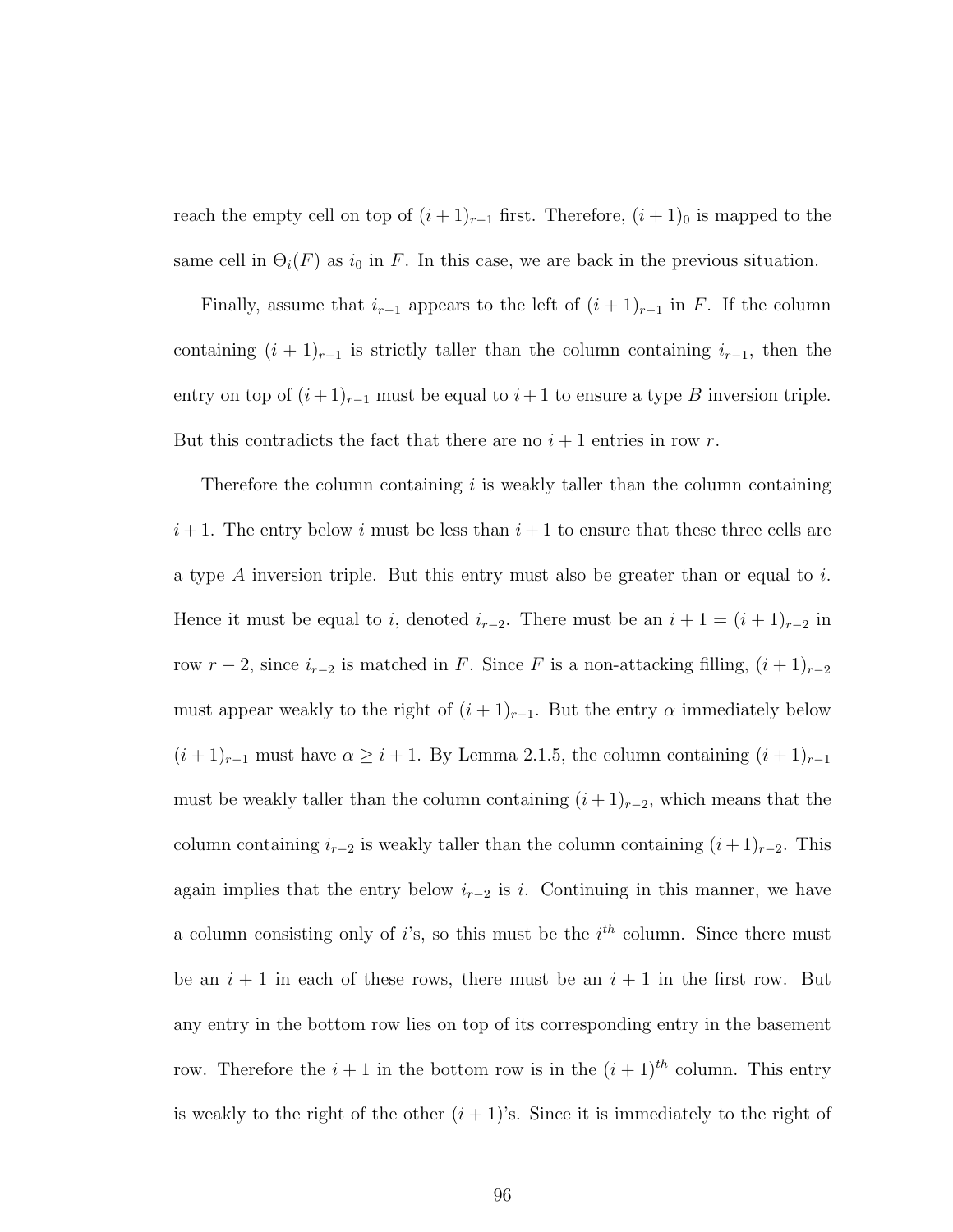reach the empty cell on top of $(i+1)_{r-1}$ first. Therefore, $(i+1)_0$ is mapped to the same cell in $\Theta_i(F)$ as $i_0$ in $F$. In this case, we are back in the previous situation.

Finally, assume that $i_{r-1}$ appears to the left of $(i+1)_{r-1}$ in $F$. If the column containing $(i+1)_{r-1}$ is strictly taller than the column containing $i_{r-1}$, then the entry on top of $(i+1)_{r-1}$ must be equal to $i+1$ to ensure a type $B$ inversion triple. But this contradicts the fact that there are no $i+1$ entries in row $r$.

Therefore the column containing $i$ is weakly taller than the column containing $i+1$. The entry below $i$ must be less than $i+1$ to ensure that these three cells are a type $A$ inversion triple. But this entry must also be greater than or equal to $i$. Hence it must be equal to $i$, denoted $i_{r-2}$. There must be an $i+1 = (i+1)_{r-2}$ in row $r-2$, since $i_{r-2}$ is matched in $F$. Since $F$ is a non-attacking filling, $(i+1)_{r-2}$ must appear weakly to the right of $(i+1)_{r-1}$. But the entry $\alpha$ immediately below $(i+1)_{r-1}$ must have $\alpha \geq i+1$. By Lemma 2.1.5, the column containing $(i+1)_{r-1}$ must be weakly taller than the column containing $(i+1)_{r-2}$, which means that the column containing $i_{r-2}$ is weakly taller than the column containing $(i+1)_{r-2}$. This again implies that the entry below $i_{r-2}$ is $i$. Continuing in this manner, we have a column consisting only of $i$'s, so this must be the $i^{th}$ column. Since there must be an $i+1$ in each of these rows, there must be an $i+1$ in the first row. But any entry in the bottom row lies on top of its corresponding entry in the basement row. Therefore the $i+1$ in the bottom row is in the $(i+1)^{th}$ column. This entry is weakly to the right of the other $(i+1)$'s. Since it is immediately to the right of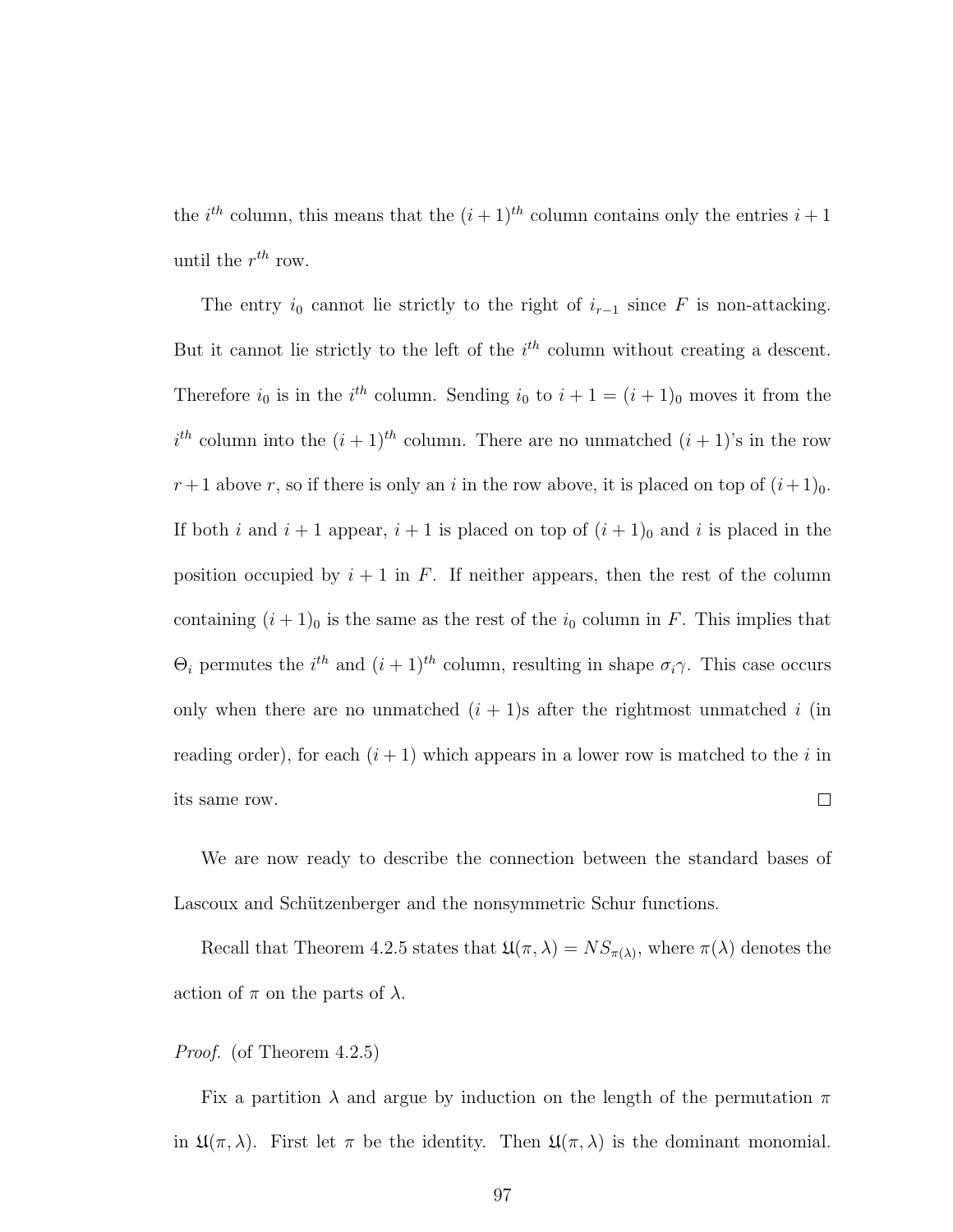the $i^{th}$ column, this means that the $(i+1)^{th}$ column contains only the entries $i+1$ until the $r^{th}$ row.

The entry $i_0$ cannot lie strictly to the right of $i_{r-1}$ since $F$ is non-attacking. But it cannot lie strictly to the left of the $i^{th}$ column without creating a descent. Therefore $i_0$ is in the $i^{th}$ column. Sending $i_0$ to $i+1 = (i+1)_0$ moves it from the $i^{th}$ column into the $(i+1)^{th}$ column. There are no unmatched $(i+1)$'s in the row $r+1$ above $r$, so if there is only an $i$ in the row above, it is placed on top of $(i+1)_0$. If both $i$ and $i+1$ appear, $i+1$ is placed on top of $(i+1)_0$ and $i$ is placed in the position occupied by $i+1$ in $F$. If neither appears, then the rest of the column containing $(i+1)_0$ is the same as the rest of the $i_0$ column in $F$. This implies that $\Theta_i$ permutes the $i^{th}$ and $(i+1)^{th}$ column, resulting in shape $\sigma_i\gamma$. This case occurs only when there are no unmatched $(i+1)$s after the rightmost unmatched $i$ (in reading order), for each $(i+1)$ which appears in a lower row is matched to the $i$ in its same row. □

We are now ready to describe the connection between the standard bases of Lascoux and Schützenberger and the nonsymmetric Schur functions.

Recall that Theorem 4.2.5 states that $\mathfrak{U}(\pi, \lambda) = NS_{\pi(\lambda)}$, where $\pi(\lambda)$ denotes the action of $\pi$ on the parts of $\lambda$.

*Proof.* (of Theorem 4.2.5)

Fix a partition $\lambda$ and argue by induction on the length of the permutation $\pi$ in $\mathfrak{U}(\pi, \lambda)$. First let $\pi$ be the identity. Then $\mathfrak{U}(\pi, \lambda)$ is the dominant monomial.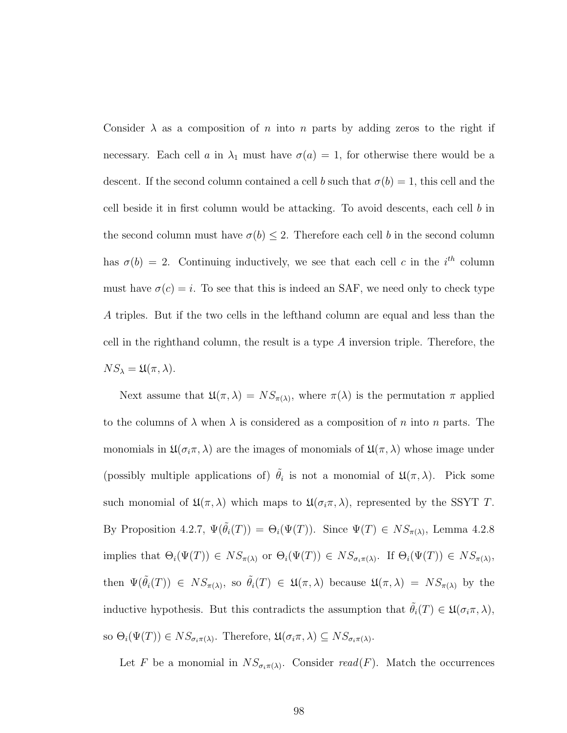Consider $\lambda$ as a composition of $n$ into $n$ parts by adding zeros to the right if necessary. Each cell $a$ in $\lambda_1$ must have $\sigma(a) = 1$, for otherwise there would be a descent. If the second column contained a cell $b$ such that $\sigma(b) = 1$, this cell and the cell beside it in first column would be attacking. To avoid descents, each cell $b$ in the second column must have $\sigma(b) \leq 2$. Therefore each cell $b$ in the second column has $\sigma(b) = 2$. Continuing inductively, we see that each cell $c$ in the $i^{th}$ column must have $\sigma(c) = i$. To see that this is indeed an SAF, we need only to check type $A$ triples. But if the two cells in the lefthand column are equal and less than the cell in the righthand column, the result is a type $A$ inversion triple. Therefore, the $NS_\lambda = \mathfrak{U}(\pi, \lambda)$.

Next assume that $\mathfrak{U}(\pi, \lambda) = NS_{\pi(\lambda)}$, where $\pi(\lambda)$ is the permutation $\pi$ applied to the columns of $\lambda$ when $\lambda$ is considered as a composition of $n$ into $n$ parts. The monomials in $\mathfrak{U}(\sigma_i\pi, \lambda)$ are the images of monomials of $\mathfrak{U}(\pi, \lambda)$ whose image under (possibly multiple applications of) $\tilde{\theta}_i$ is not a monomial of $\mathfrak{U}(\pi, \lambda)$. Pick some such monomial of $\mathfrak{U}(\pi, \lambda)$ which maps to $\mathfrak{U}(\sigma_i\pi, \lambda)$, represented by the SSYT $T$. By Proposition 4.2.7, $\Psi(\tilde{\theta}_i(T)) = \Theta_i(\Psi(T))$. Since $\Psi(T) \in NS_{\pi(\lambda)}$, Lemma 4.2.8 implies that $\Theta_i(\Psi(T)) \in NS_{\pi(\lambda)}$ or $\Theta_i(\Psi(T)) \in NS_{\sigma_i\pi(\lambda)}$. If $\Theta_i(\Psi(T)) \in NS_{\pi(\lambda)}$, then $\Psi(\tilde{\theta}_i(T)) \in NS_{\pi(\lambda)}$, so $\tilde{\theta}_i(T) \in \mathfrak{U}(\pi, \lambda)$ because $\mathfrak{U}(\pi, \lambda) = NS_{\pi(\lambda)}$ by the inductive hypothesis. But this contradicts the assumption that $\tilde{\theta}_i(T) \in \mathfrak{U}(\sigma_i\pi, \lambda)$, so $\Theta_i(\Psi(T)) \in NS_{\sigma_i\pi(\lambda)}$. Therefore, $\mathfrak{U}(\sigma_i\pi, \lambda) \subseteq NS_{\sigma_i\pi(\lambda)}$.

Let $F$ be a monomial in $NS_{\sigma_i\pi(\lambda)}$. Consider *read*$(F)$. Match the occurrences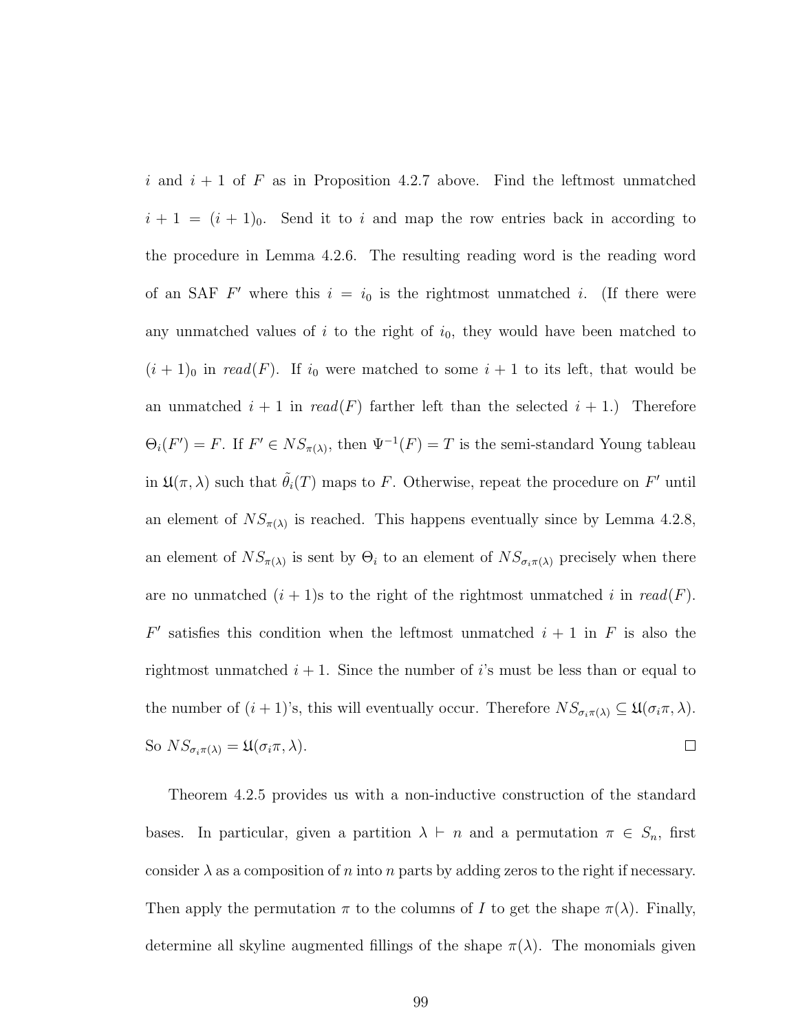$i$ and $i+1$ of $F$ as in Proposition 4.2.7 above. Find the leftmost unmatched $i+1 = (i+1)_0$. Send it to $i$ and map the row entries back in according to the procedure in Lemma 4.2.6. The resulting reading word is the reading word of an SAF $F'$ where this $i = i_0$ is the rightmost unmatched $i$. (If there were any unmatched values of $i$ to the right of $i_0$, they would have been matched to $(i+1)_0$ in $read(F)$. If $i_0$ were matched to some $i+1$ to its left, that would be an unmatched $i+1$ in $read(F)$ farther left than the selected $i+1$.) Therefore $\Theta_i(F') = F$. If $F' \in NS_{\pi(\lambda)}$, then $\Psi^{-1}(F) = T$ is the semi-standard Young tableau in $\mathfrak{U}(\pi, \lambda)$ such that $\tilde{\theta}_i(T)$ maps to $F$. Otherwise, repeat the procedure on $F'$ until an element of $NS_{\pi(\lambda)}$ is reached. This happens eventually since by Lemma 4.2.8, an element of $NS_{\pi(\lambda)}$ is sent by $\Theta_i$ to an element of $NS_{\sigma_i\pi(\lambda)}$ precisely when there are no unmatched $(i+1)$s to the right of the rightmost unmatched $i$ in $read(F)$. $F'$ satisfies this condition when the leftmost unmatched $i+1$ in $F$ is also the rightmost unmatched $i+1$. Since the number of $i$'s must be less than or equal to the number of $(i+1)$'s, this will eventually occur. Therefore $NS_{\sigma_i\pi(\lambda)} \subseteq \mathfrak{U}(\sigma_i\pi, \lambda)$. So $NS_{\sigma_i\pi(\lambda)} = \mathfrak{U}(\sigma_i\pi, \lambda)$. □

Theorem 4.2.5 provides us with a non-inductive construction of the standard bases. In particular, given a partition $\lambda \vdash n$ and a permutation $\pi \in S_n$, first consider $\lambda$ as a composition of $n$ into $n$ parts by adding zeros to the right if necessary. Then apply the permutation $\pi$ to the columns of $I$ to get the shape $\pi(\lambda)$. Finally, determine all skyline augmented fillings of the shape $\pi(\lambda)$. The monomials given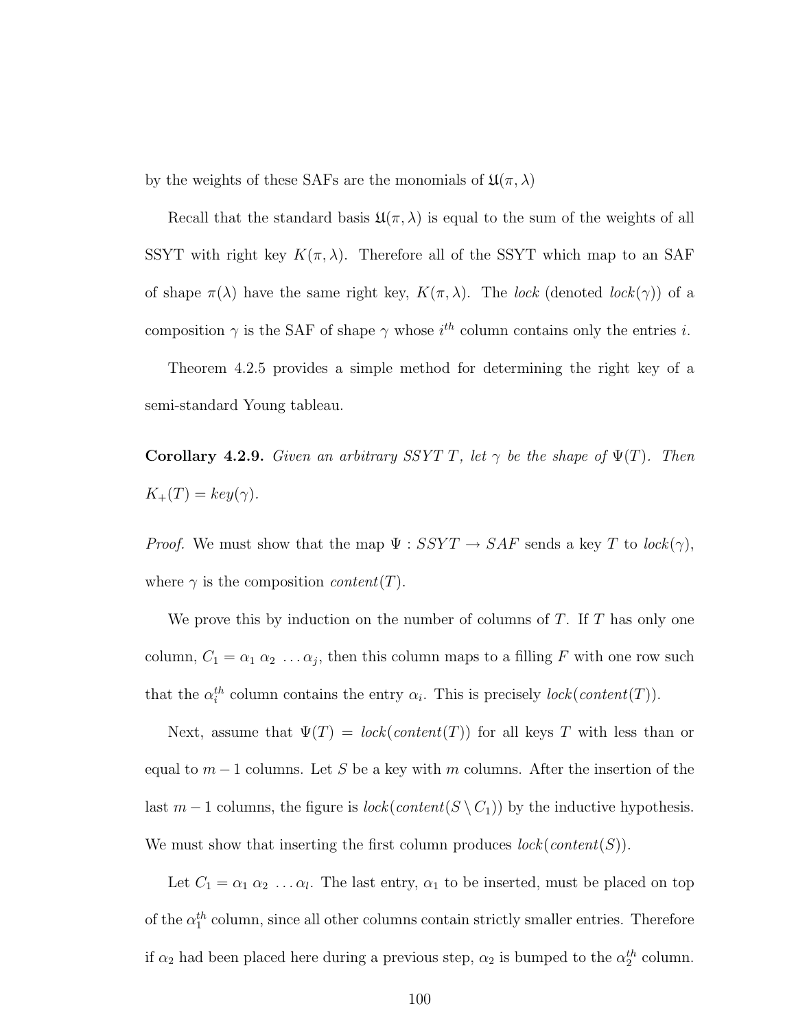by the weights of these SAFs are the monomials of $\mathfrak{U}(\pi, \lambda)$

Recall that the standard basis $\mathfrak{U}(\pi, \lambda)$ is equal to the sum of the weights of all SSYT with right key $K(\pi, \lambda)$. Therefore all of the SSYT which map to an SAF of shape $\pi(\lambda)$ have the same right key, $K(\pi, \lambda)$. The *lock* (denoted $lock(\gamma)$) of a composition $\gamma$ is the SAF of shape $\gamma$ whose $i^{th}$ column contains only the entries $i$.

Theorem 4.2.5 provides a simple method for determining the right key of a semi-standard Young tableau.

**Corollary 4.2.9.** *Given an arbitrary SSYT $T$, let $\gamma$ be the shape of $\Psi(T)$. Then $K_+(T) = key(\gamma)$.*

*Proof.* We must show that the map $\Psi : SSYT \to SAF$ sends a key $T$ to $lock(\gamma)$, where $\gamma$ is the composition $content(T)$.

We prove this by induction on the number of columns of $T$. If $T$ has only one column, $C_1 = \alpha_1 \; \alpha_2 \; \ldots \alpha_j$, then this column maps to a filling $F$ with one row such that the $\alpha_i^{th}$ column contains the entry $\alpha_i$. This is precisely $lock(content(T))$.

Next, assume that $\Psi(T) = lock(content(T))$ for all keys $T$ with less than or equal to $m-1$ columns. Let $S$ be a key with $m$ columns. After the insertion of the last $m-1$ columns, the figure is $lock(content(S \setminus C_1))$ by the inductive hypothesis. We must show that inserting the first column produces $lock(content(S))$.

Let $C_1 = \alpha_1 \; \alpha_2 \; \ldots \alpha_l$. The last entry, $\alpha_1$ to be inserted, must be placed on top of the $\alpha_1^{th}$ column, since all other columns contain strictly smaller entries. Therefore if $\alpha_2$ had been placed here during a previous step, $\alpha_2$ is bumped to the $\alpha_2^{th}$ column.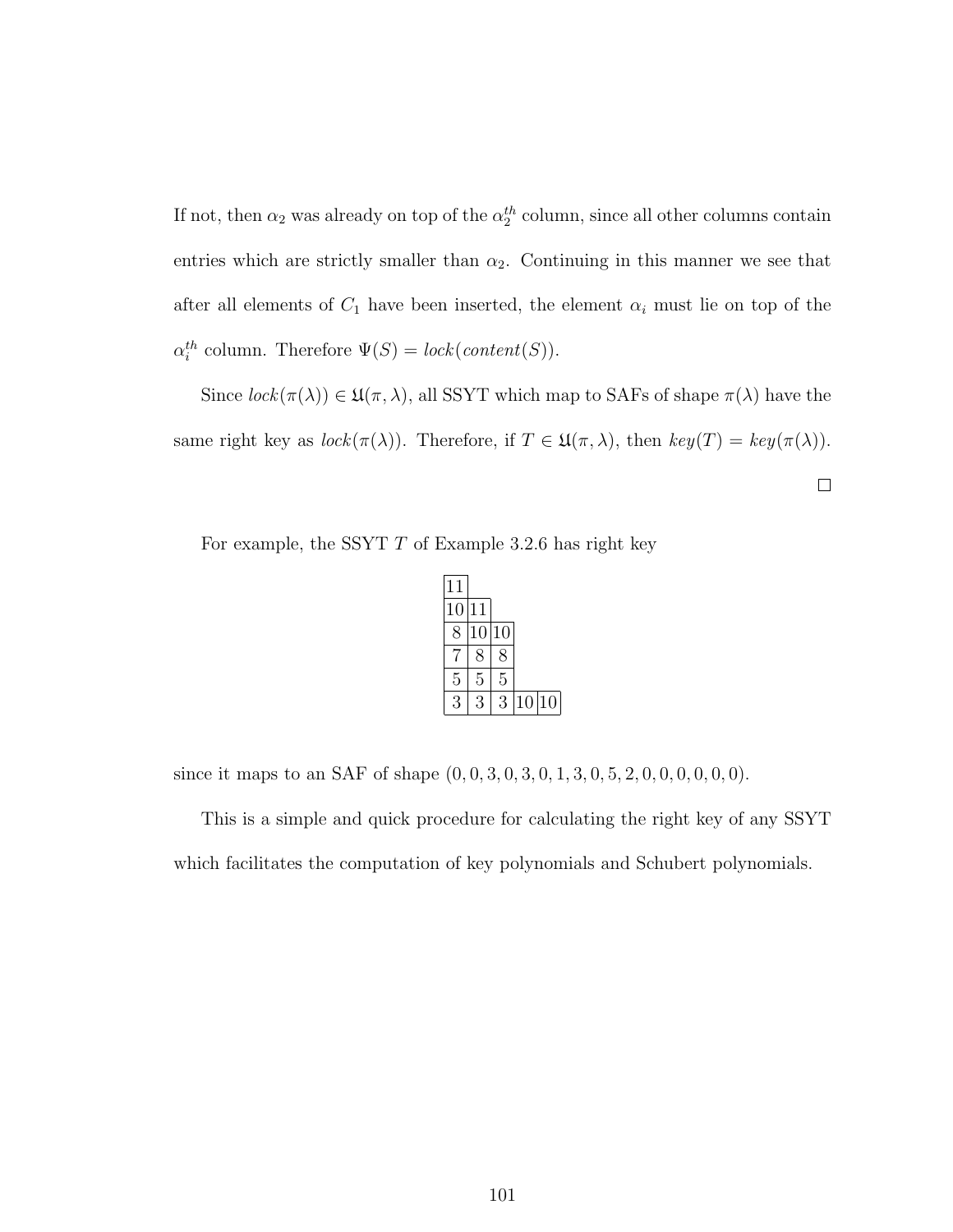If not, then $\alpha_2$ was already on top of the $\alpha_2^{th}$ column, since all other columns contain entries which are strictly smaller than $\alpha_2$. Continuing in this manner we see that after all elements of $C_1$ have been inserted, the element $\alpha_i$ must lie on top of the $\alpha_i^{th}$ column. Therefore $\Psi(S) = lock(content(S))$.

Since $lock(\pi(\lambda)) \in \mathfrak{U}(\pi, \lambda)$, all SSYT which map to SAFs of shape $\pi(\lambda)$ have the same right key as $lock(\pi(\lambda))$. Therefore, if $T \in \mathfrak{U}(\pi, \lambda)$, then $key(T) = key(\pi(\lambda))$.

□

For example, the SSYT $T$ of Example 3.2.6 has right key

| | | | | |
|---|---|---|---|---|
| 11 | | | | |
| 10 | 11 | | | |
| 8 | 10 | 10 | | |
| 7 | 8 | 8 | | |
| 5 | 5 | 5 | | |
| 3 | 3 | 3 | 10 | 10 |

since it maps to an SAF of shape $(0, 0, 3, 0, 3, 0, 1, 3, 0, 5, 2, 0, 0, 0, 0, 0, 0)$.

This is a simple and quick procedure for calculating the right key of any SSYT which facilitates the computation of key polynomials and Schubert polynomials.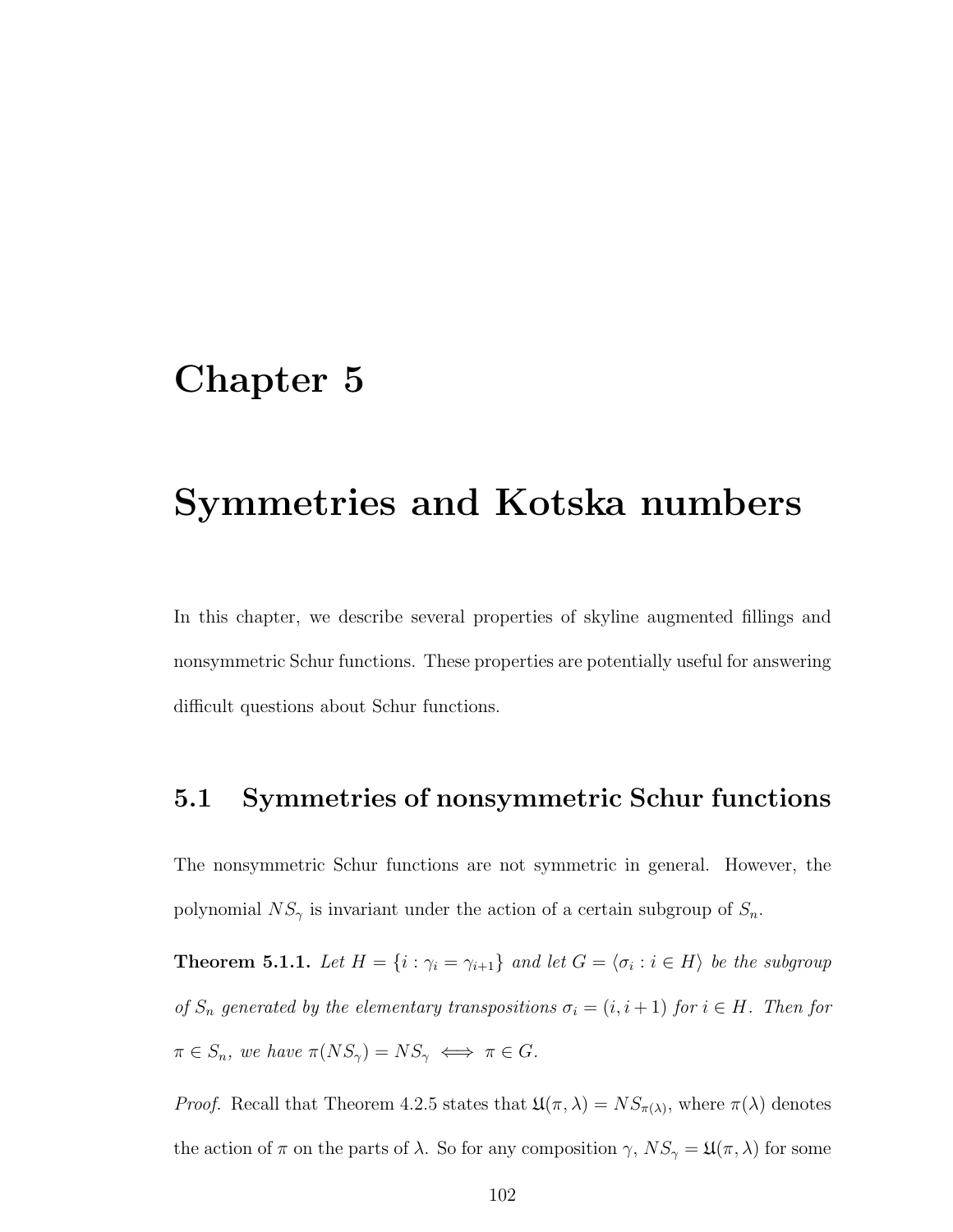# Chapter 5

# Symmetries and Kotska numbers

In this chapter, we describe several properties of skyline augmented fillings and nonsymmetric Schur functions. These properties are potentially useful for answering difficult questions about Schur functions.

## 5.1 Symmetries of nonsymmetric Schur functions

The nonsymmetric Schur functions are not symmetric in general. However, the polynomial $NS_\gamma$ is invariant under the action of a certain subgroup of $S_n$.

**Theorem 5.1.1.** *Let $H = \{i : \gamma_i = \gamma_{i+1}\}$ and let $G = \langle \sigma_i : i \in H \rangle$ be the subgroup of $S_n$ generated by the elementary transpositions $\sigma_i = (i, i+1)$ for $i \in H$. Then for $\pi \in S_n$, we have $\pi(NS_\gamma) = NS_\gamma \iff \pi \in G$.*

*Proof.* Recall that Theorem 4.2.5 states that $\mathfrak{U}(\pi, \lambda) = NS_{\pi(\lambda)}$, where $\pi(\lambda)$ denotes the action of $\pi$ on the parts of $\lambda$. So for any composition $\gamma$, $NS_\gamma = \mathfrak{U}(\pi, \lambda)$ for some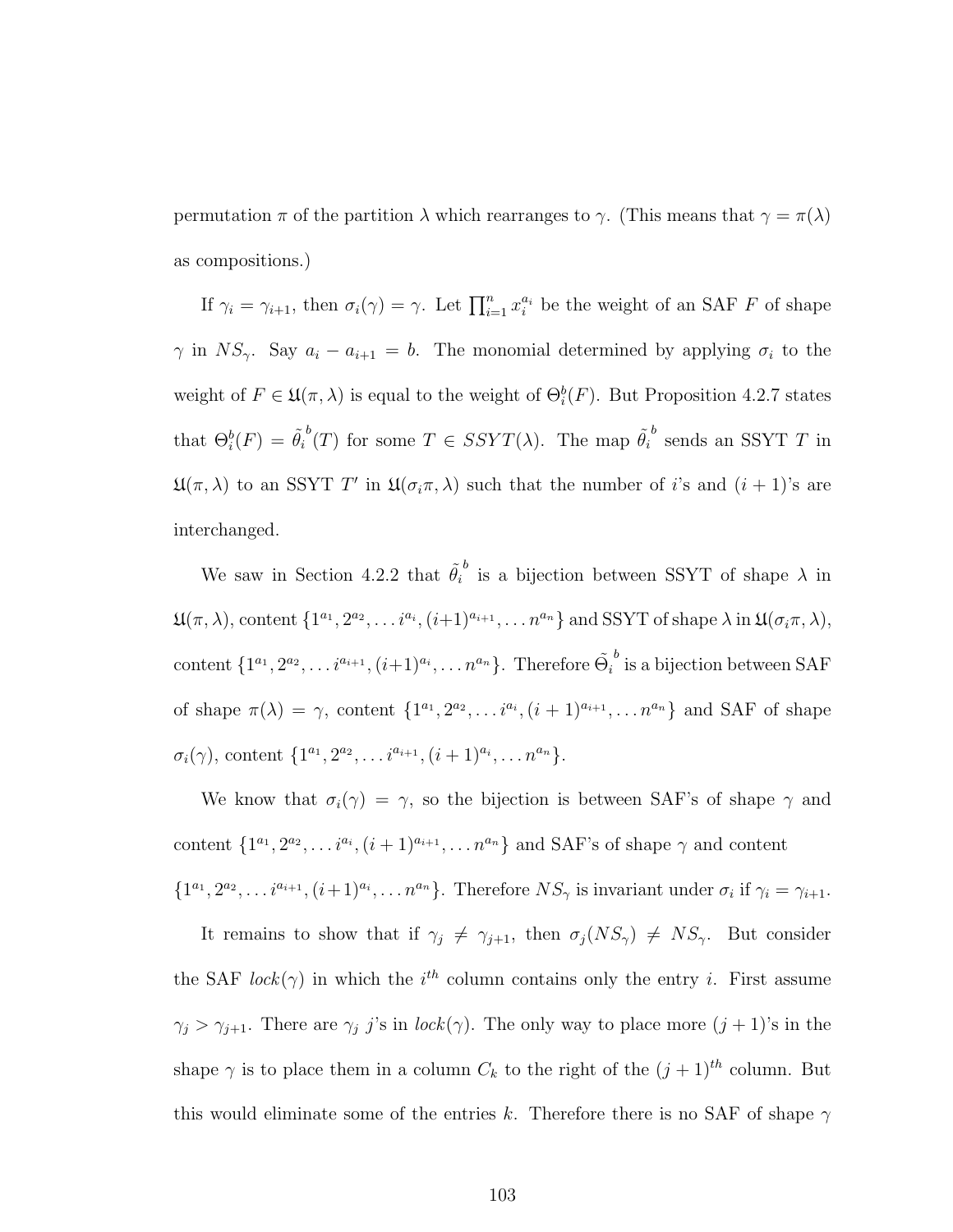permutation $\pi$ of the partition $\lambda$ which rearranges to $\gamma$. (This means that $\gamma = \pi(\lambda)$ as compositions.)

If $\gamma_i = \gamma_{i+1}$, then $\sigma_i(\gamma) = \gamma$. Let $\prod_{i=1}^{n} x_i^{a_i}$ be the weight of an SAF $F$ of shape $\gamma$ in $NS_\gamma$. Say $a_i - a_{i+1} = b$. The monomial determined by applying $\sigma_i$ to the weight of $F \in \mathfrak{U}(\pi, \lambda)$ is equal to the weight of $\Theta_i^b(F)$. But Proposition 4.2.7 states that $\Theta_i^b(F) = \tilde{\theta}_i^{\,b}(T)$ for some $T \in SSYT(\lambda)$. The map $\tilde{\theta}_i^{\,b}$ sends an SSYT $T$ in $\mathfrak{U}(\pi, \lambda)$ to an SSYT $T'$ in $\mathfrak{U}(\sigma_i \pi, \lambda)$ such that the number of $i$'s and $(i+1)$'s are interchanged.

We saw in Section 4.2.2 that $\tilde{\theta}_i^{\,b}$ is a bijection between SSYT of shape $\lambda$ in $\mathfrak{U}(\pi, \lambda)$, content $\{1^{a_1}, 2^{a_2}, \ldots i^{a_i}, (i+1)^{a_{i+1}}, \ldots n^{a_n}\}$ and SSYT of shape $\lambda$ in $\mathfrak{U}(\sigma_i\pi, \lambda)$, content $\{1^{a_1}, 2^{a_2}, \ldots i^{a_{i+1}}, (i+1)^{a_i}, \ldots n^{a_n}\}$. Therefore $\tilde{\Theta}_i^{\,b}$ is a bijection between SAF of shape $\pi(\lambda) = \gamma$, content $\{1^{a_1}, 2^{a_2}, \ldots i^{a_i}, (i+1)^{a_{i+1}}, \ldots n^{a_n}\}$ and SAF of shape $\sigma_i(\gamma)$, content $\{1^{a_1}, 2^{a_2}, \ldots i^{a_{i+1}}, (i+1)^{a_i}, \ldots n^{a_n}\}$.

We know that $\sigma_i(\gamma) = \gamma$, so the bijection is between SAF's of shape $\gamma$ and content $\{1^{a_1}, 2^{a_2}, \ldots i^{a_i}, (i+1)^{a_{i+1}}, \ldots n^{a_n}\}$ and SAF's of shape $\gamma$ and content $\{1^{a_1}, 2^{a_2}, \ldots i^{a_{i+1}}, (i+1)^{a_i}, \ldots n^{a_n}\}$. Therefore $NS_\gamma$ is invariant under $\sigma_i$ if $\gamma_i = \gamma_{i+1}$.

It remains to show that if $\gamma_j \neq \gamma_{j+1}$, then $\sigma_j(NS_\gamma) \neq NS_\gamma$. But consider the SAF *lock*$(\gamma)$ in which the $i^{th}$ column contains only the entry $i$. First assume $\gamma_j > \gamma_{j+1}$. There are $\gamma_j$ $j$'s in *lock*$(\gamma)$. The only way to place more $(j+1)$'s in the shape $\gamma$ is to place them in a column $C_k$ to the right of the $(j+1)^{th}$ column. But this would eliminate some of the entries $k$. Therefore there is no SAF of shape $\gamma$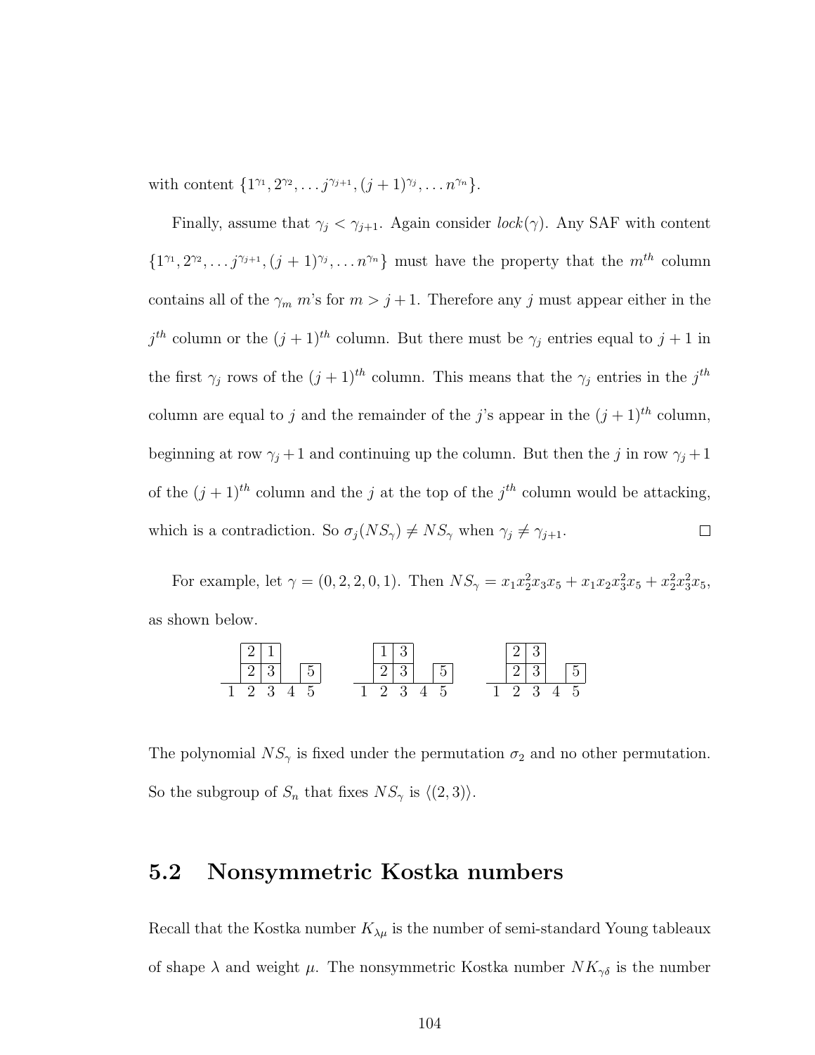with content $\{1^{\gamma_1}, 2^{\gamma_2}, \ldots j^{\gamma_{j+1}}, (j+1)^{\gamma_j}, \ldots n^{\gamma_n}\}$.

Finally, assume that $\gamma_j < \gamma_{j+1}$. Again consider $lock(\gamma)$. Any SAF with content $\{1^{\gamma_1}, 2^{\gamma_2}, \ldots j^{\gamma_{j+1}}, (j+1)^{\gamma_j}, \ldots n^{\gamma_n}\}$ must have the property that the $m^{th}$ column contains all of the $\gamma_m$ $m$'s for $m > j+1$. Therefore any $j$ must appear either in the $j^{th}$ column or the $(j+1)^{th}$ column. But there must be $\gamma_j$ entries equal to $j+1$ in the first $\gamma_j$ rows of the $(j+1)^{th}$ column. This means that the $\gamma_j$ entries in the $j^{th}$ column are equal to $j$ and the remainder of the $j$'s appear in the $(j+1)^{th}$ column, beginning at row $\gamma_j + 1$ and continuing up the column. But then the $j$ in row $\gamma_j + 1$ of the $(j+1)^{th}$ column and the $j$ at the top of the $j^{th}$ column would be attacking, which is a contradiction. So $\sigma_j(NS_\gamma) \neq NS_\gamma$ when $\gamma_j \neq \gamma_{j+1}$. □

For example, let $\gamma = (0, 2, 2, 0, 1)$. Then $NS_\gamma = x_1 x_2^2 x_3 x_5 + x_1 x_2 x_3^2 x_5 + x_2^2 x_3^2 x_5$, as shown below.

```
  |2|1|          |1|3|          |2|3|
  |2|3|  |5|     |2|3|  |5|     |2|3|  |5|
 1 2 3 4 5      1 2 3 4 5      1 2 3 4 5
```

The polynomial $NS_\gamma$ is fixed under the permutation $\sigma_2$ and no other permutation. So the subgroup of $S_n$ that fixes $NS_\gamma$ is $\langle (2,3) \rangle$.

## 5.2 Nonsymmetric Kostka numbers

Recall that the Kostka number $K_{\lambda\mu}$ is the number of semi-standard Young tableaux of shape $\lambda$ and weight $\mu$. The nonsymmetric Kostka number $NK_{\gamma\delta}$ is the number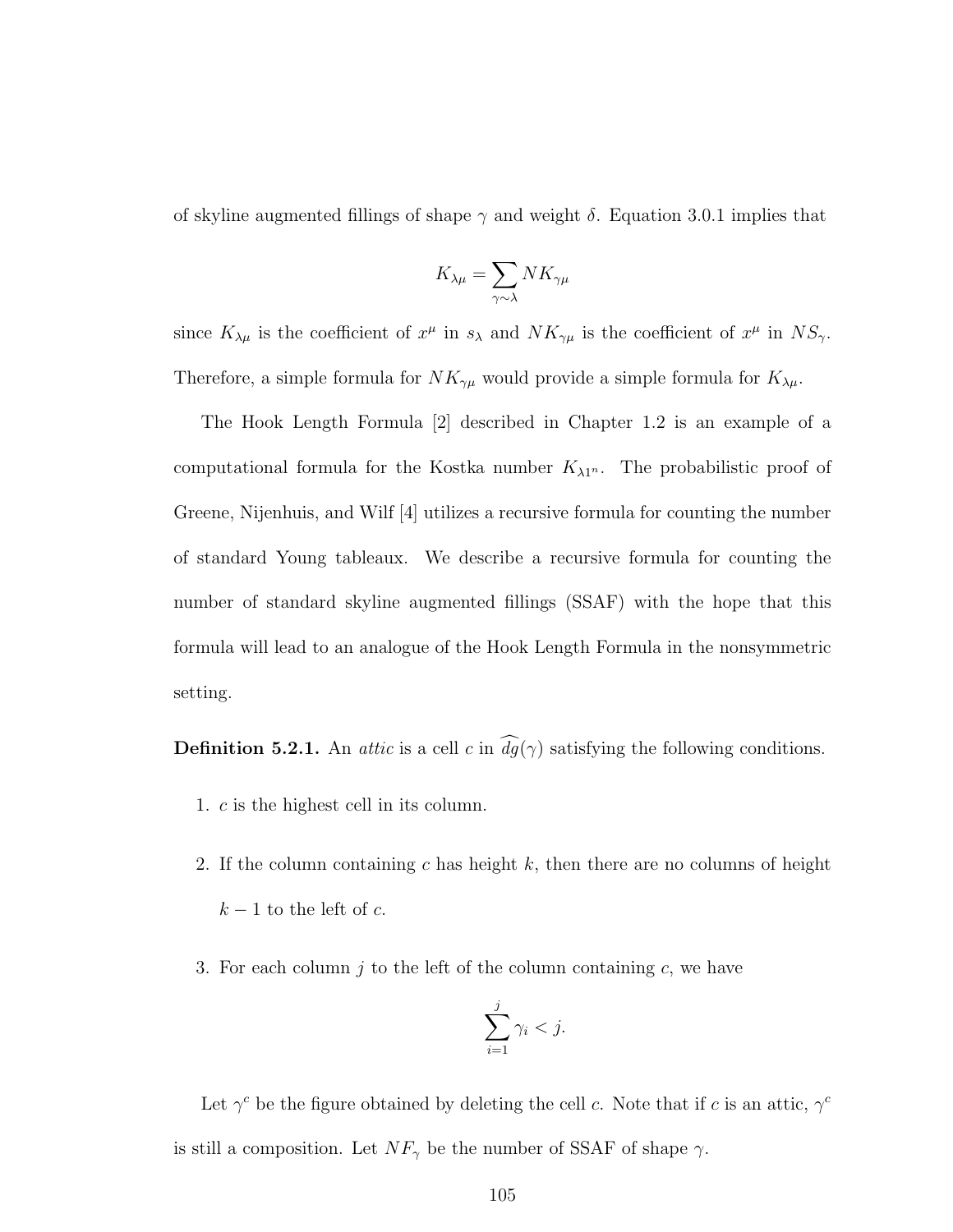of skyline augmented fillings of shape $\gamma$ and weight $\delta$. Equation 3.0.1 implies that

$$K_{\lambda\mu} = \sum_{\gamma \sim \lambda} NK_{\gamma\mu}$$

since $K_{\lambda\mu}$ is the coefficient of $x^{\mu}$ in $s_{\lambda}$ and $NK_{\gamma\mu}$ is the coefficient of $x^{\mu}$ in $NS_{\gamma}$. Therefore, a simple formula for $NK_{\gamma\mu}$ would provide a simple formula for $K_{\lambda\mu}$.

The Hook Length Formula [2] described in Chapter 1.2 is an example of a computational formula for the Kostka number $K_{\lambda 1^n}$. The probabilistic proof of Greene, Nijenhuis, and Wilf [4] utilizes a recursive formula for counting the number of standard Young tableaux. We describe a recursive formula for counting the number of standard skyline augmented fillings (SSAF) with the hope that this formula will lead to an analogue of the Hook Length Formula in the nonsymmetric setting.

**Definition 5.2.1.** An *attic* is a cell $c$ in $\widehat{dg}(\gamma)$ satisfying the following conditions.

1. $c$ is the highest cell in its column.
2. If the column containing $c$ has height $k$, then there are no columns of height $k-1$ to the left of $c$.
3. For each column $j$ to the left of the column containing $c$, we have

$$\sum_{i=1}^{j} \gamma_i < j.$$

Let $\gamma^c$ be the figure obtained by deleting the cell $c$. Note that if $c$ is an attic, $\gamma^c$ is still a composition. Let $NF_{\gamma}$ be the number of SSAF of shape $\gamma$.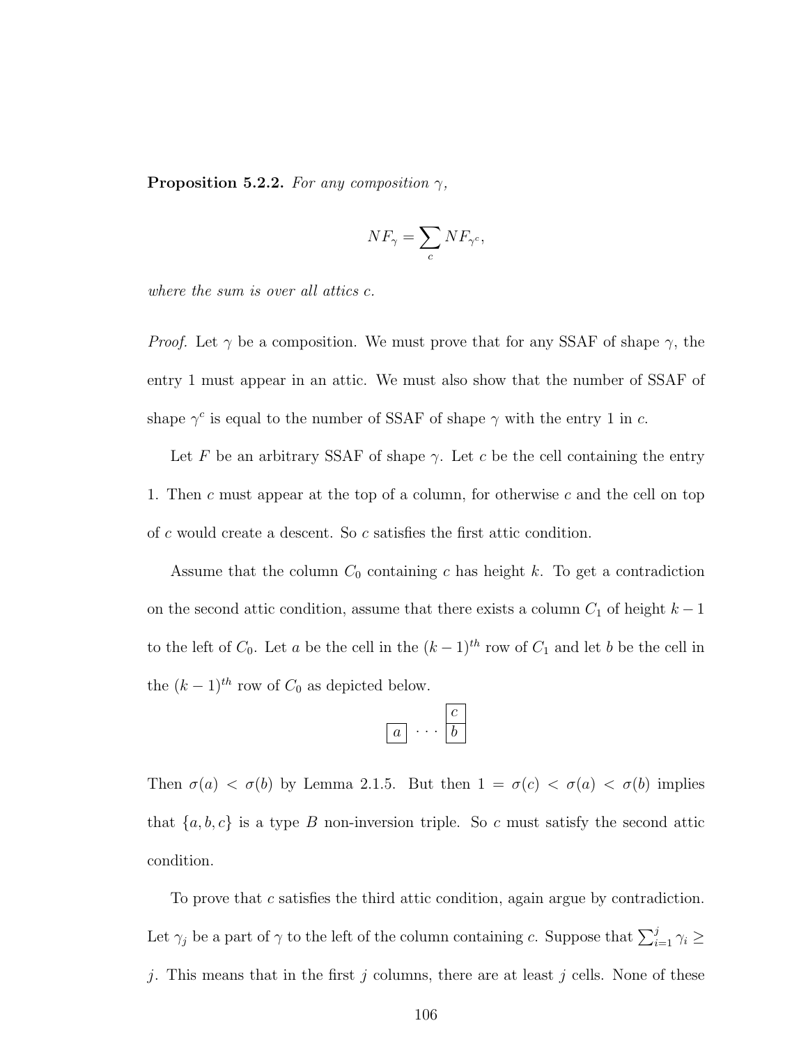**Proposition 5.2.2.** *For any composition $\gamma$,*

$$NF_\gamma = \sum_c NF_{\gamma^c},$$

*where the sum is over all attics $c$.*

*Proof.* Let $\gamma$ be a composition. We must prove that for any SSAF of shape $\gamma$, the entry 1 must appear in an attic. We must also show that the number of SSAF of shape $\gamma^c$ is equal to the number of SSAF of shape $\gamma$ with the entry 1 in $c$.

Let $F$ be an arbitrary SSAF of shape $\gamma$. Let $c$ be the cell containing the entry 1. Then $c$ must appear at the top of a column, for otherwise $c$ and the cell on top of $c$ would create a descent. So $c$ satisfies the first attic condition.

Assume that the column $C_0$ containing $c$ has height $k$. To get a contradiction on the second attic condition, assume that there exists a column $C_1$ of height $k-1$ to the left of $C_0$. Let $a$ be the cell in the $(k-1)^{th}$ row of $C_1$ and let $b$ be the cell in the $(k-1)^{th}$ row of $C_0$ as depicted below.

$$\begin{array}{ccc} & & \boxed{c} \\ \boxed{a} & \cdots & \boxed{b} \end{array}$$

Then $\sigma(a) < \sigma(b)$ by Lemma 2.1.5. But then $1 = \sigma(c) < \sigma(a) < \sigma(b)$ implies that $\{a, b, c\}$ is a type $B$ non-inversion triple. So $c$ must satisfy the second attic condition.

To prove that $c$ satisfies the third attic condition, again argue by contradiction. Let $\gamma_j$ be a part of $\gamma$ to the left of the column containing $c$. Suppose that $\sum_{i=1}^{j} \gamma_i \geq j$. This means that in the first $j$ columns, there are at least $j$ cells. None of these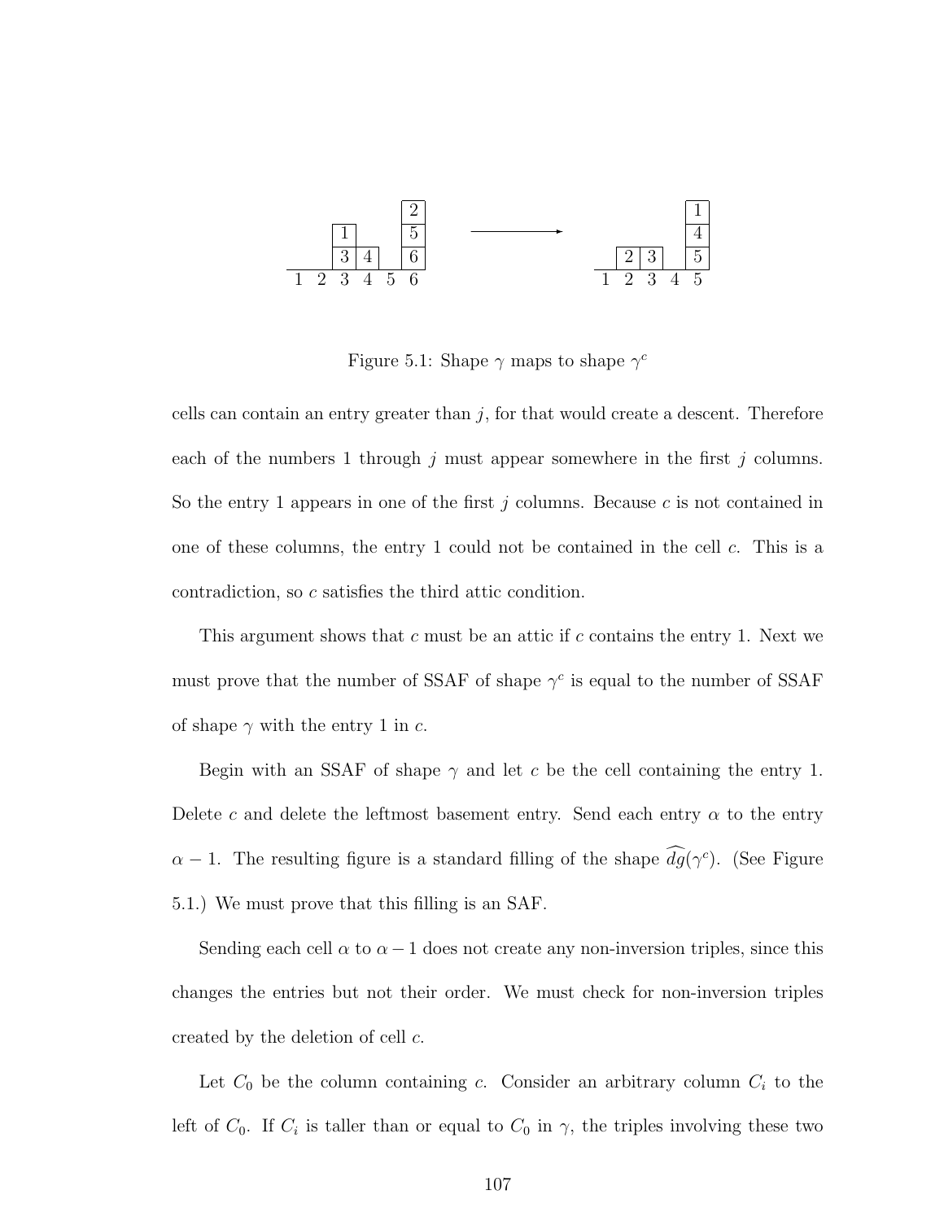Figure 5.1: Shape $\gamma$ maps to shape $\gamma^c$

cells can contain an entry greater than $j$, for that would create a descent. Therefore each of the numbers 1 through $j$ must appear somewhere in the first $j$ columns. So the entry 1 appears in one of the first $j$ columns. Because $c$ is not contained in one of these columns, the entry 1 could not be contained in the cell $c$. This is a contradiction, so $c$ satisfies the third attic condition.

This argument shows that $c$ must be an attic if $c$ contains the entry 1. Next we must prove that the number of SSAF of shape $\gamma^c$ is equal to the number of SSAF of shape $\gamma$ with the entry 1 in $c$.

Begin with an SSAF of shape $\gamma$ and let $c$ be the cell containing the entry 1. Delete $c$ and delete the leftmost basement entry. Send each entry $\alpha$ to the entry $\alpha - 1$. The resulting figure is a standard filling of the shape $\widehat{dg}(\gamma^c)$. (See Figure 5.1.) We must prove that this filling is an SAF.

Sending each cell $\alpha$ to $\alpha - 1$ does not create any non-inversion triples, since this changes the entries but not their order. We must check for non-inversion triples created by the deletion of cell $c$.

Let $C_0$ be the column containing $c$. Consider an arbitrary column $C_i$ to the left of $C_0$. If $C_i$ is taller than or equal to $C_0$ in $\gamma$, the triples involving these two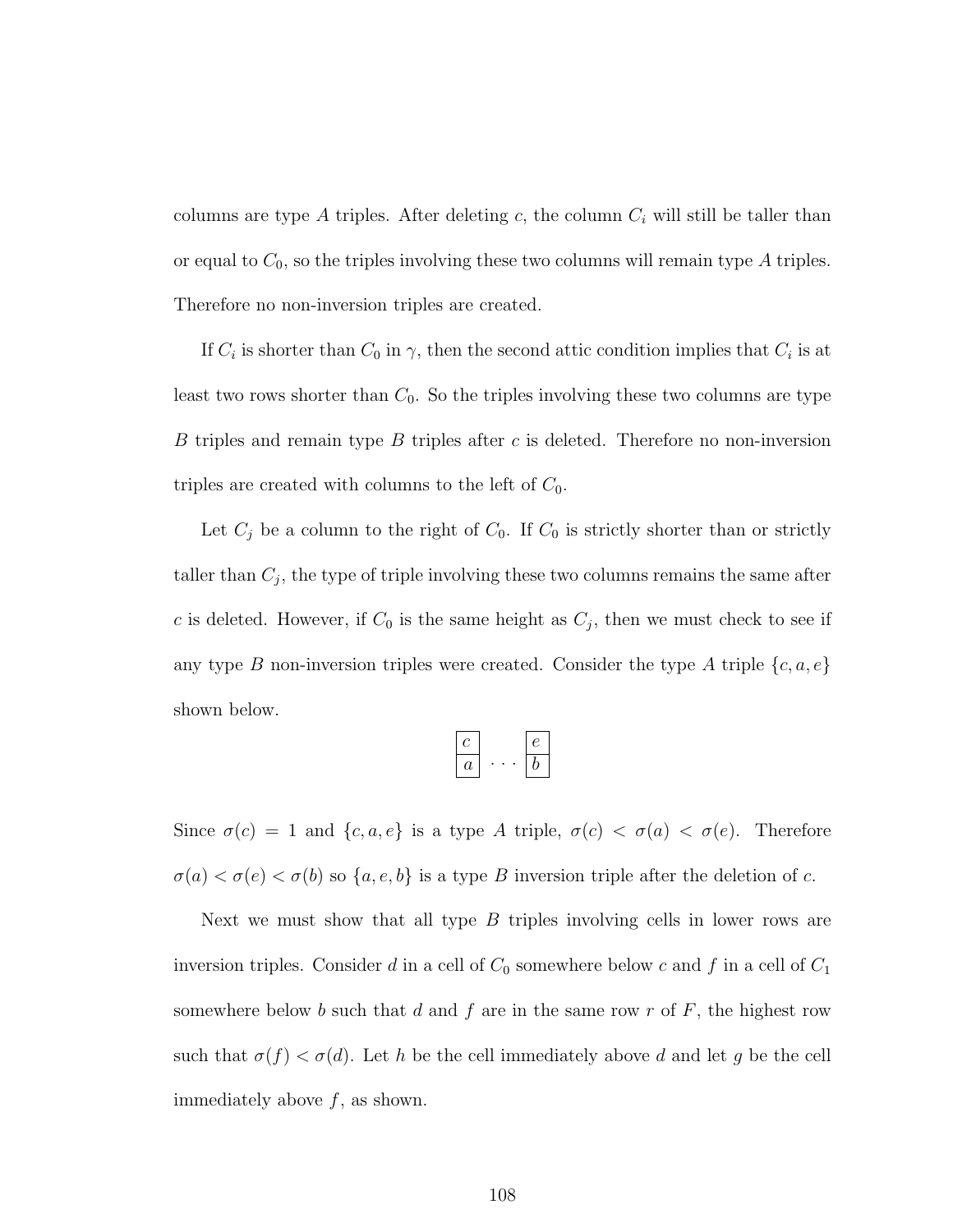columns are type $A$ triples. After deleting $c$, the column $C_i$ will still be taller than or equal to $C_0$, so the triples involving these two columns will remain type $A$ triples. Therefore no non-inversion triples are created.

If $C_i$ is shorter than $C_0$ in $\gamma$, then the second attic condition implies that $C_i$ is at least two rows shorter than $C_0$. So the triples involving these two columns are type $B$ triples and remain type $B$ triples after $c$ is deleted. Therefore no non-inversion triples are created with columns to the left of $C_0$.

Let $C_j$ be a column to the right of $C_0$. If $C_0$ is strictly shorter than or strictly taller than $C_j$, the type of triple involving these two columns remains the same after $c$ is deleted. However, if $C_0$ is the same height as $C_j$, then we must check to see if any type $B$ non-inversion triples were created. Consider the type $A$ triple $\{c, a, e\}$ shown below.

$$\begin{array}{|c|}\hline c \\ \hline a \\ \hline \end{array} \;\cdots\; \begin{array}{|c|}\hline e \\ \hline b \\ \hline \end{array}$$

Since $\sigma(c) = 1$ and $\{c, a, e\}$ is a type $A$ triple, $\sigma(c) < \sigma(a) < \sigma(e)$. Therefore $\sigma(a) < \sigma(e) < \sigma(b)$ so $\{a, e, b\}$ is a type $B$ inversion triple after the deletion of $c$.

Next we must show that all type $B$ triples involving cells in lower rows are inversion triples. Consider $d$ in a cell of $C_0$ somewhere below $c$ and $f$ in a cell of $C_1$ somewhere below $b$ such that $d$ and $f$ are in the same row $r$ of $F$, the highest row such that $\sigma(f) < \sigma(d)$. Let $h$ be the cell immediately above $d$ and let $g$ be the cell immediately above $f$, as shown.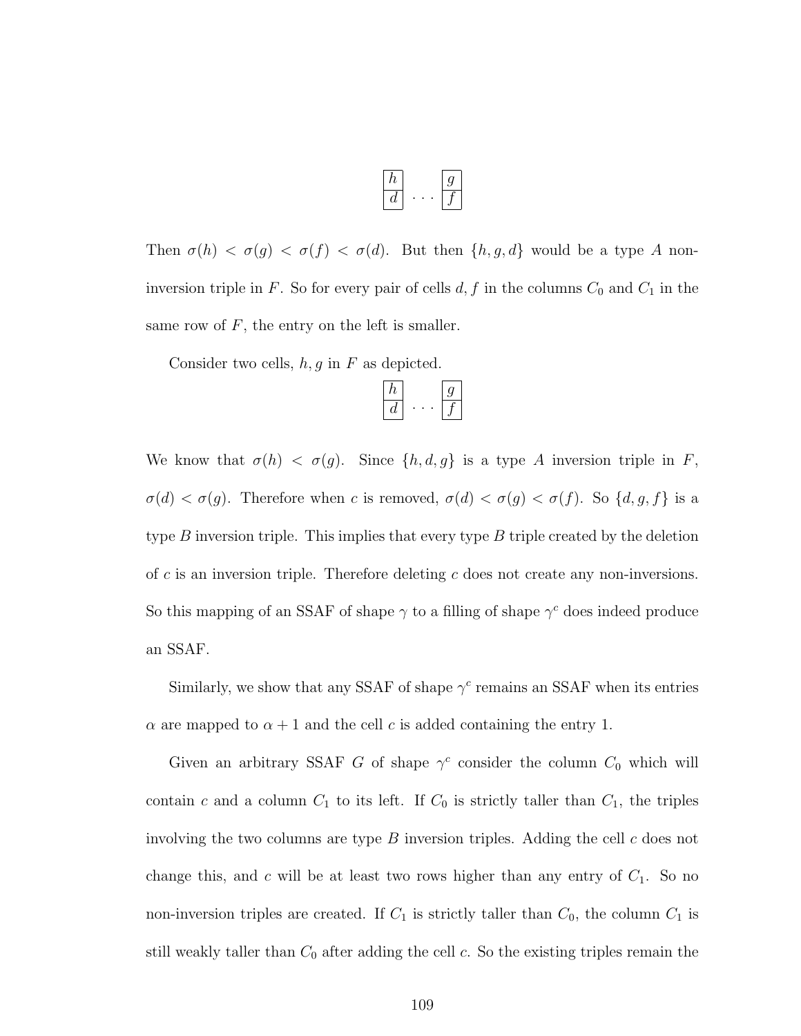$$\begin{array}{|c|}\hline h \\ \hline d \\ \hline \end{array} \quad \cdots \quad \begin{array}{|c|}\hline g \\ \hline f \\ \hline \end{array}$$

Then $\sigma(h) < \sigma(g) < \sigma(f) < \sigma(d)$. But then $\{h, g, d\}$ would be a type $A$ non-inversion triple in $F$. So for every pair of cells $d, f$ in the columns $C_0$ and $C_1$ in the same row of $F$, the entry on the left is smaller.

Consider two cells, $h, g$ in $F$ as depicted.

$$\begin{array}{|c|}\hline h \\ \hline d \\ \hline \end{array} \quad \cdots \quad \begin{array}{|c|}\hline g \\ \hline f \\ \hline \end{array}$$

We know that $\sigma(h) < \sigma(g)$. Since $\{h, d, g\}$ is a type $A$ inversion triple in $F$, $\sigma(d) < \sigma(g)$. Therefore when $c$ is removed, $\sigma(d) < \sigma(g) < \sigma(f)$. So $\{d, g, f\}$ is a type $B$ inversion triple. This implies that every type $B$ triple created by the deletion of $c$ is an inversion triple. Therefore deleting $c$ does not create any non-inversions. So this mapping of an SSAF of shape $\gamma$ to a filling of shape $\gamma^c$ does indeed produce an SSAF.

Similarly, we show that any SSAF of shape $\gamma^c$ remains an SSAF when its entries $\alpha$ are mapped to $\alpha + 1$ and the cell $c$ is added containing the entry 1.

Given an arbitrary SSAF $G$ of shape $\gamma^c$ consider the column $C_0$ which will contain $c$ and a column $C_1$ to its left. If $C_0$ is strictly taller than $C_1$, the triples involving the two columns are type $B$ inversion triples. Adding the cell $c$ does not change this, and $c$ will be at least two rows higher than any entry of $C_1$. So no non-inversion triples are created. If $C_1$ is strictly taller than $C_0$, the column $C_1$ is still weakly taller than $C_0$ after adding the cell $c$. So the existing triples remain the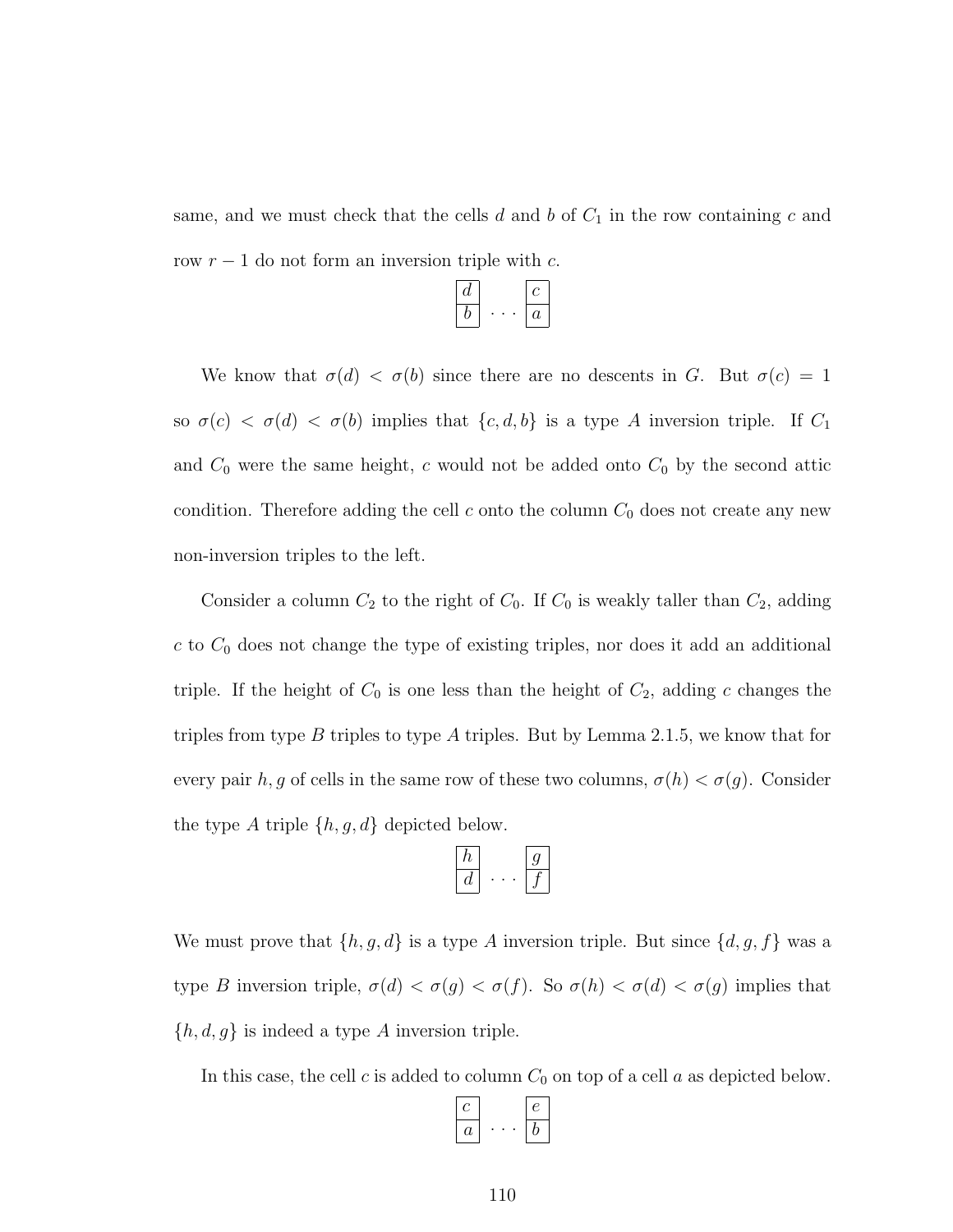same, and we must check that the cells $d$ and $b$ of $C_1$ in the row containing $c$ and row $r-1$ do not form an inversion triple with $c$.

$$\begin{array}{|c|}\hline d \\ \hline b \\ \hline \end{array} \cdots \begin{array}{|c|}\hline c \\ \hline a \\ \hline \end{array}$$

We know that $\sigma(d) < \sigma(b)$ since there are no descents in $G$. But $\sigma(c) = 1$ so $\sigma(c) < \sigma(d) < \sigma(b)$ implies that $\{c, d, b\}$ is a type $A$ inversion triple. If $C_1$ and $C_0$ were the same height, $c$ would not be added onto $C_0$ by the second attic condition. Therefore adding the cell $c$ onto the column $C_0$ does not create any new non-inversion triples to the left.

Consider a column $C_2$ to the right of $C_0$. If $C_0$ is weakly taller than $C_2$, adding $c$ to $C_0$ does not change the type of existing triples, nor does it add an additional triple. If the height of $C_0$ is one less than the height of $C_2$, adding $c$ changes the triples from type $B$ triples to type $A$ triples. But by Lemma 2.1.5, we know that for every pair $h, g$ of cells in the same row of these two columns, $\sigma(h) < \sigma(g)$. Consider the type $A$ triple $\{h, g, d\}$ depicted below.

$$\begin{array}{|c|}\hline h \\ \hline d \\ \hline \end{array} \cdots \begin{array}{|c|}\hline g \\ \hline f \\ \hline \end{array}$$

We must prove that $\{h, g, d\}$ is a type $A$ inversion triple. But since $\{d, g, f\}$ was a type $B$ inversion triple, $\sigma(d) < \sigma(g) < \sigma(f)$. So $\sigma(h) < \sigma(d) < \sigma(g)$ implies that $\{h, d, g\}$ is indeed a type $A$ inversion triple.

In this case, the cell $c$ is added to column $C_0$ on top of a cell $a$ as depicted below.

$$\begin{array}{|c|}\hline c \\ \hline a \\ \hline \end{array} \cdots \begin{array}{|c|}\hline e \\ \hline b \\ \hline \end{array}$$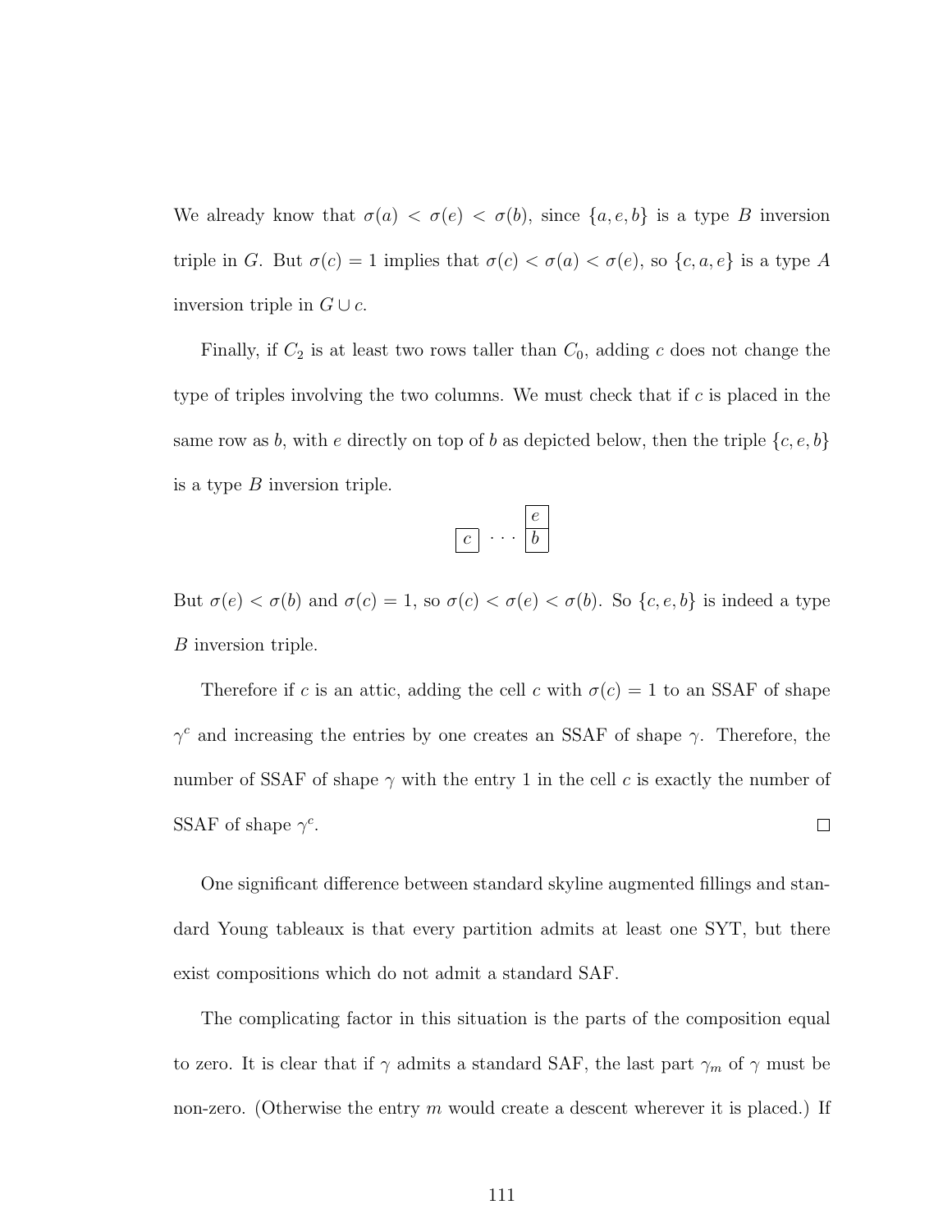We already know that $\sigma(a) < \sigma(e) < \sigma(b)$, since $\{a, e, b\}$ is a type $B$ inversion triple in $G$. But $\sigma(c) = 1$ implies that $\sigma(c) < \sigma(a) < \sigma(e)$, so $\{c, a, e\}$ is a type $A$ inversion triple in $G \cup c$.

Finally, if $C_2$ is at least two rows taller than $C_0$, adding $c$ does not change the type of triples involving the two columns. We must check that if $c$ is placed in the same row as $b$, with $e$ directly on top of $b$ as depicted below, then the triple $\{c, e, b\}$ is a type $B$ inversion triple.

$$\begin{array}{ccc} & & \boxed{e} \\ \boxed{c} & \cdots & \boxed{b} \end{array}$$

But $\sigma(e) < \sigma(b)$ and $\sigma(c) = 1$, so $\sigma(c) < \sigma(e) < \sigma(b)$. So $\{c, e, b\}$ is indeed a type $B$ inversion triple.

Therefore if $c$ is an attic, adding the cell $c$ with $\sigma(c) = 1$ to an SSAF of shape $\gamma^c$ and increasing the entries by one creates an SSAF of shape $\gamma$. Therefore, the number of SSAF of shape $\gamma$ with the entry 1 in the cell $c$ is exactly the number of SSAF of shape $\gamma^c$. □

One significant difference between standard skyline augmented fillings and standard Young tableaux is that every partition admits at least one SYT, but there exist compositions which do not admit a standard SAF.

The complicating factor in this situation is the parts of the composition equal to zero. It is clear that if $\gamma$ admits a standard SAF, the last part $\gamma_m$ of $\gamma$ must be non-zero. (Otherwise the entry $m$ would create a descent wherever it is placed.) If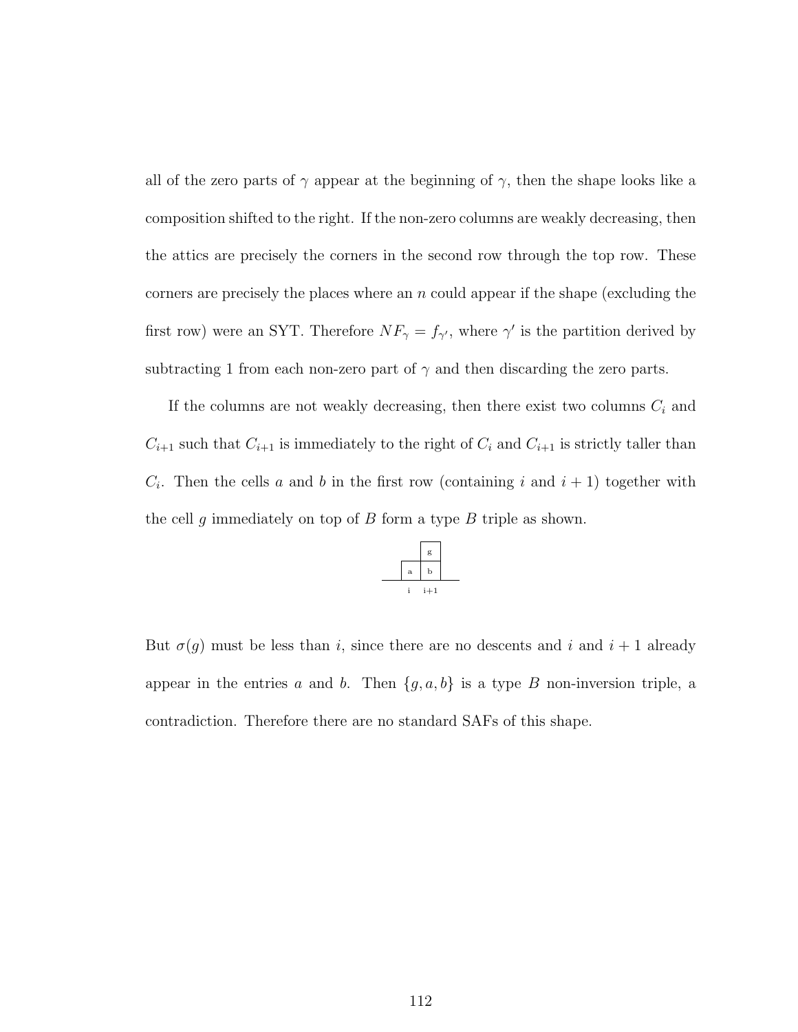all of the zero parts of $\gamma$ appear at the beginning of $\gamma$, then the shape looks like a composition shifted to the right. If the non-zero columns are weakly decreasing, then the attics are precisely the corners in the second row through the top row. These corners are precisely the places where an $n$ could appear if the shape (excluding the first row) were an SYT. Therefore $NF_\gamma = f_{\gamma'}$, where $\gamma'$ is the partition derived by subtracting 1 from each non-zero part of $\gamma$ and then discarding the zero parts.

If the columns are not weakly decreasing, then there exist two columns $C_i$ and $C_{i+1}$ such that $C_{i+1}$ is immediately to the right of $C_i$ and $C_{i+1}$ is strictly taller than $C_i$. Then the cells $a$ and $b$ in the first row (containing $i$ and $i+1$) together with the cell $g$ immediately on top of $B$ form a type $B$ triple as shown.

|   | g |
|---|---|
| a | b |
| i | i+1 |

But $\sigma(g)$ must be less than $i$, since there are no descents and $i$ and $i+1$ already appear in the entries $a$ and $b$. Then $\{g, a, b\}$ is a type $B$ non-inversion triple, a contradiction. Therefore there are no standard SAFs of this shape.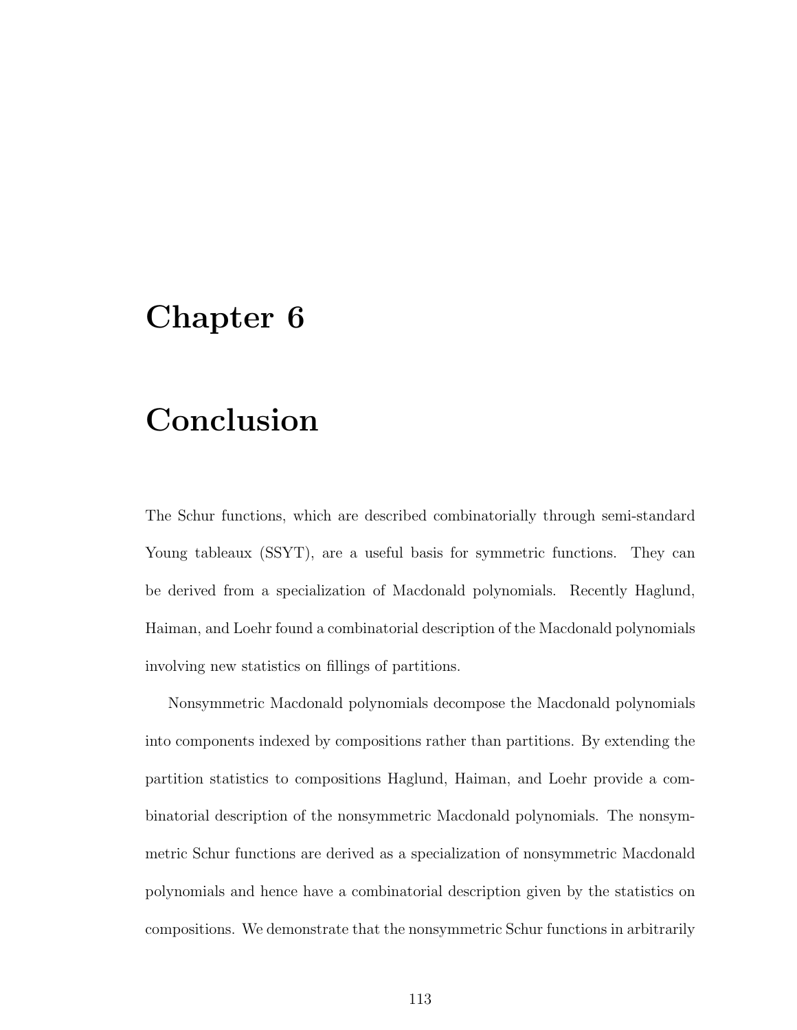# Chapter 6

# Conclusion

The Schur functions, which are described combinatorially through semi-standard Young tableaux (SSYT), are a useful basis for symmetric functions. They can be derived from a specialization of Macdonald polynomials. Recently Haglund, Haiman, and Loehr found a combinatorial description of the Macdonald polynomials involving new statistics on fillings of partitions.

Nonsymmetric Macdonald polynomials decompose the Macdonald polynomials into components indexed by compositions rather than partitions. By extending the partition statistics to compositions Haglund, Haiman, and Loehr provide a combinatorial description of the nonsymmetric Macdonald polynomials. The nonsymmetric Schur functions are derived as a specialization of nonsymmetric Macdonald polynomials and hence have a combinatorial description given by the statistics on compositions. We demonstrate that the nonsymmetric Schur functions in arbitrarily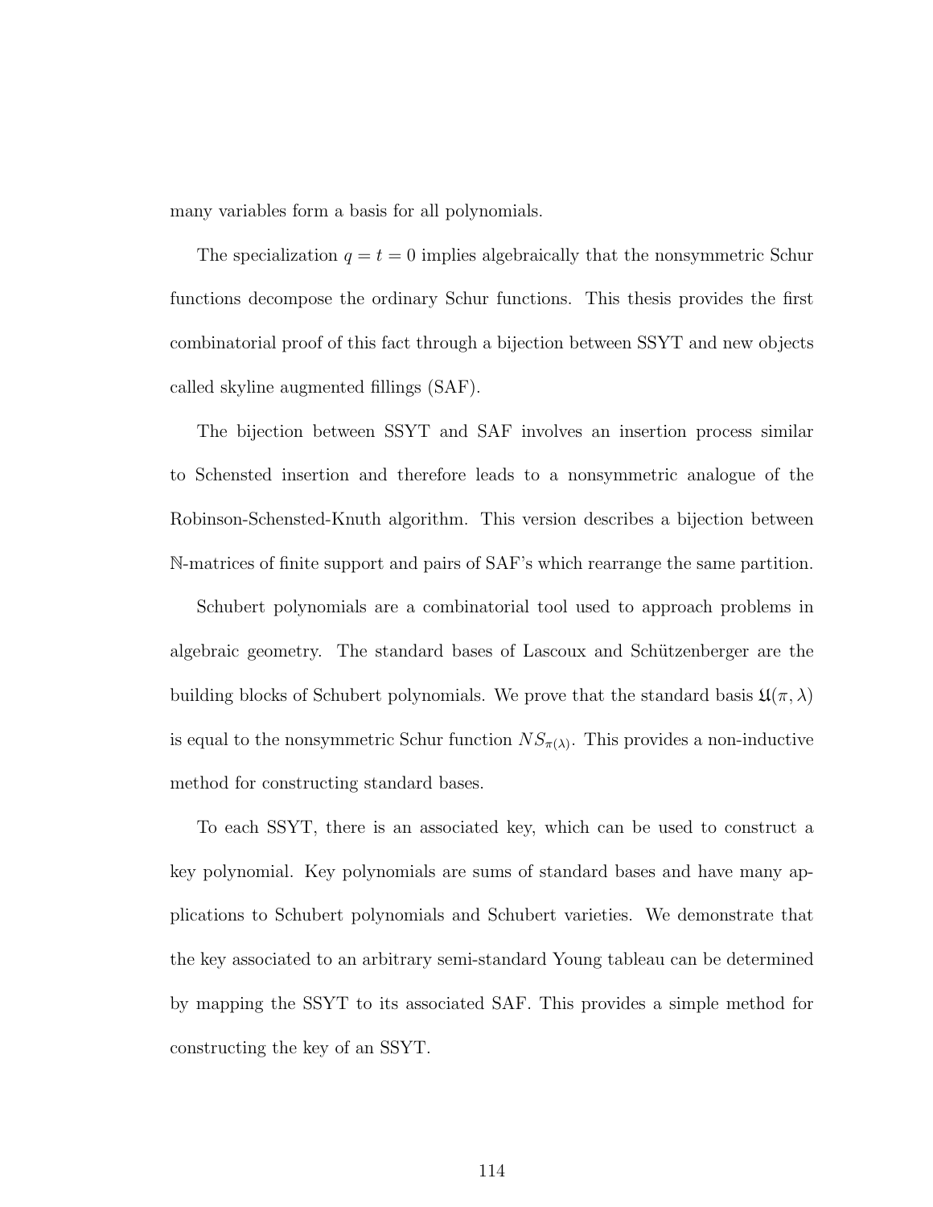many variables form a basis for all polynomials.

The specialization $q = t = 0$ implies algebraically that the nonsymmetric Schur functions decompose the ordinary Schur functions. This thesis provides the first combinatorial proof of this fact through a bijection between SSYT and new objects called skyline augmented fillings (SAF).

The bijection between SSYT and SAF involves an insertion process similar to Schensted insertion and therefore leads to a nonsymmetric analogue of the Robinson-Schensted-Knuth algorithm. This version describes a bijection between $\mathbb{N}$-matrices of finite support and pairs of SAF's which rearrange the same partition.

Schubert polynomials are a combinatorial tool used to approach problems in algebraic geometry. The standard bases of Lascoux and Schützenberger are the building blocks of Schubert polynomials. We prove that the standard basis $\mathfrak{U}(\pi, \lambda)$ is equal to the nonsymmetric Schur function $NS_{\pi(\lambda)}$. This provides a non-inductive method for constructing standard bases.

To each SSYT, there is an associated key, which can be used to construct a key polynomial. Key polynomials are sums of standard bases and have many applications to Schubert polynomials and Schubert varieties. We demonstrate that the key associated to an arbitrary semi-standard Young tableau can be determined by mapping the SSYT to its associated SAF. This provides a simple method for constructing the key of an SSYT.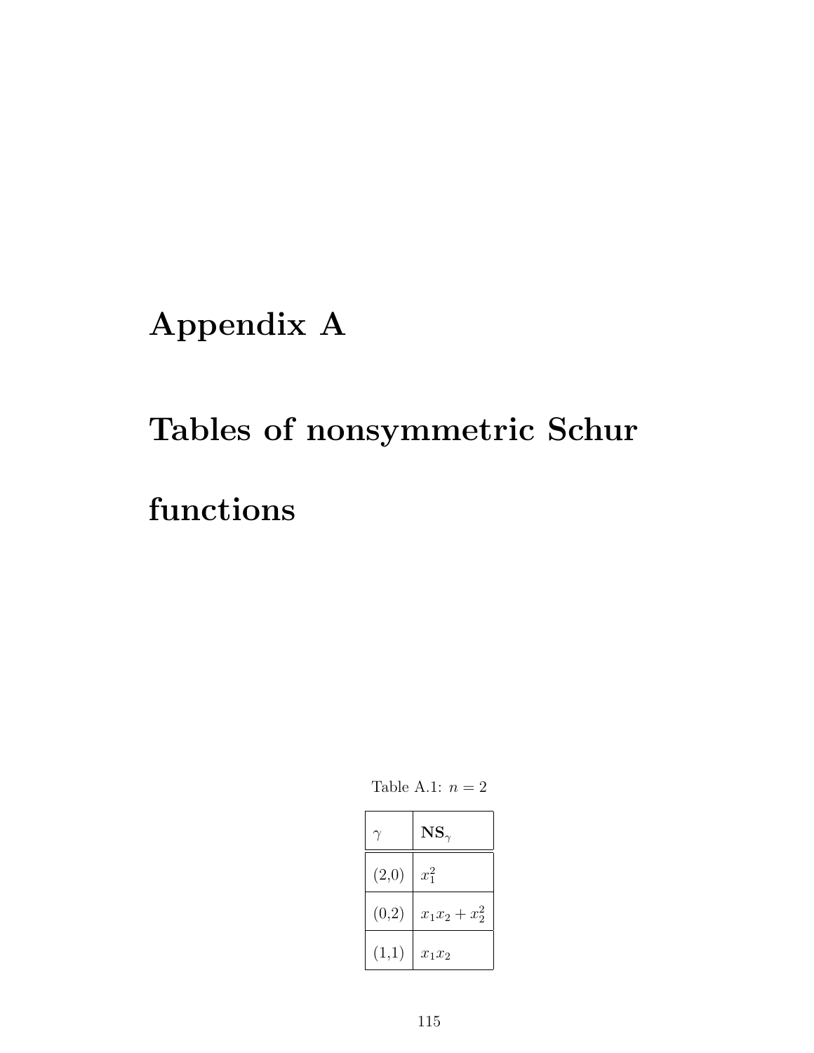# Appendix A

# Tables of nonsymmetric Schur functions

Table A.1: $n = 2$

| $\gamma$ | $\mathbf{NS}_\gamma$ |
|---|---|
| (2,0) | $x_1^2$ |
| (0,2) | $x_1 x_2 + x_2^2$ |
| (1,1) | $x_1 x_2$ |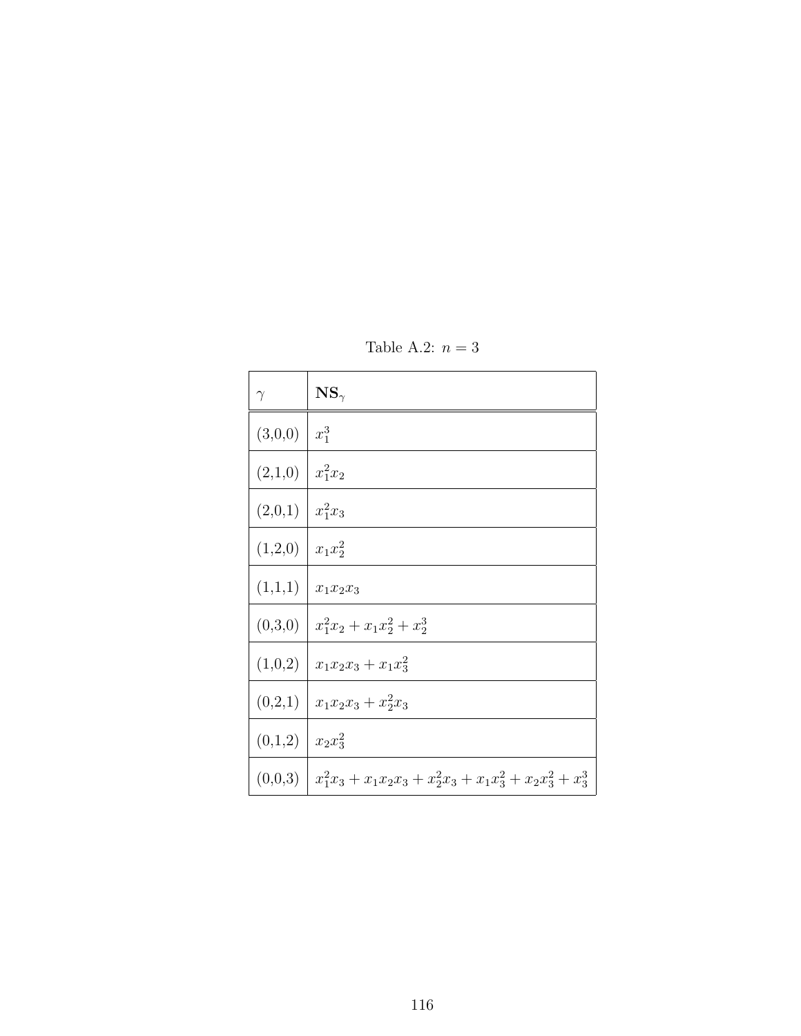Table A.2: $n = 3$

| $\gamma$ | $\mathbf{NS}_\gamma$ |
|---|---|
| (3,0,0) | $x_1^3$ |
| (2,1,0) | $x_1^2 x_2$ |
| (2,0,1) | $x_1^2 x_3$ |
| (1,2,0) | $x_1 x_2^2$ |
| (1,1,1) | $x_1 x_2 x_3$ |
| (0,3,0) | $x_1^2 x_2 + x_1 x_2^2 + x_2^3$ |
| (1,0,2) | $x_1 x_2 x_3 + x_1 x_3^2$ |
| (0,2,1) | $x_1 x_2 x_3 + x_2^2 x_3$ |
| (0,1,2) | $x_2 x_3^2$ |
| (0,0,3) | $x_1^2 x_3 + x_1 x_2 x_3 + x_2^2 x_3 + x_1 x_3^2 + x_2 x_3^2 + x_3^3$ |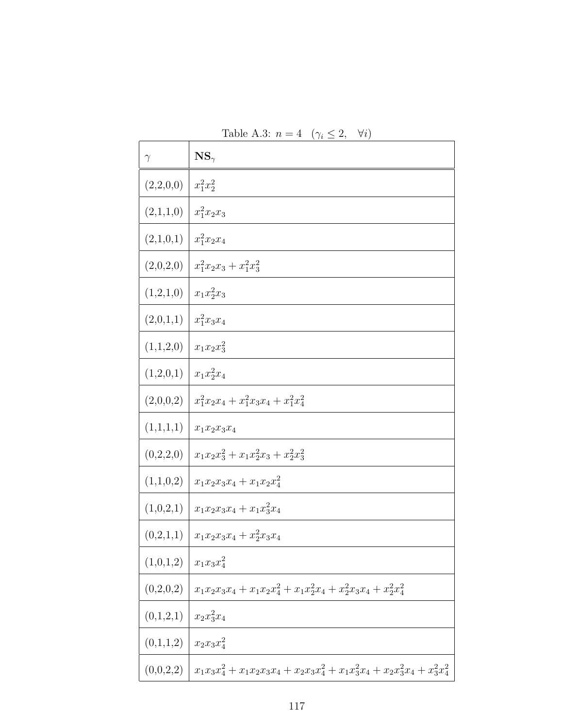Table A.3: $n = 4 \quad (\gamma_i \leq 2, \quad \forall i)$

| $\gamma$ | $\mathbf{NS}_\gamma$ |
|---|---|
| (2,2,0,0) | $x_1^2x_2^2$ |
| (2,1,1,0) | $x_1^2x_2x_3$ |
| (2,1,0,1) | $x_1^2x_2x_4$ |
| (2,0,2,0) | $x_1^2x_2x_3 + x_1^2x_3^2$ |
| (1,2,1,0) | $x_1x_2^2x_3$ |
| (2,0,1,1) | $x_1^2x_3x_4$ |
| (1,1,2,0) | $x_1x_2x_3^2$ |
| (1,2,0,1) | $x_1x_2^2x_4$ |
| (2,0,0,2) | $x_1^2x_2x_4 + x_1^2x_3x_4 + x_1^2x_4^2$ |
| (1,1,1,1) | $x_1x_2x_3x_4$ |
| (0,2,2,0) | $x_1x_2x_3^2 + x_1x_2^2x_3 + x_2^2x_3^2$ |
| (1,1,0,2) | $x_1x_2x_3x_4 + x_1x_2x_4^2$ |
| (1,0,2,1) | $x_1x_2x_3x_4 + x_1x_3^2x_4$ |
| (0,2,1,1) | $x_1x_2x_3x_4 + x_2^2x_3x_4$ |
| (1,0,1,2) | $x_1x_3x_4^2$ |
| (0,2,0,2) | $x_1x_2x_3x_4 + x_1x_2x_4^2 + x_1x_2^2x_4 + x_2^2x_3x_4 + x_2^2x_4^2$ |
| (0,1,2,1) | $x_2x_3^2x_4$ |
| (0,1,1,2) | $x_2x_3x_4^2$ |
| (0,0,2,2) | $x_1x_3x_4^2 + x_1x_2x_3x_4 + x_2x_3x_4^2 + x_1x_3^2x_4 + x_2x_3^2x_4 + x_3^2x_4^2$ |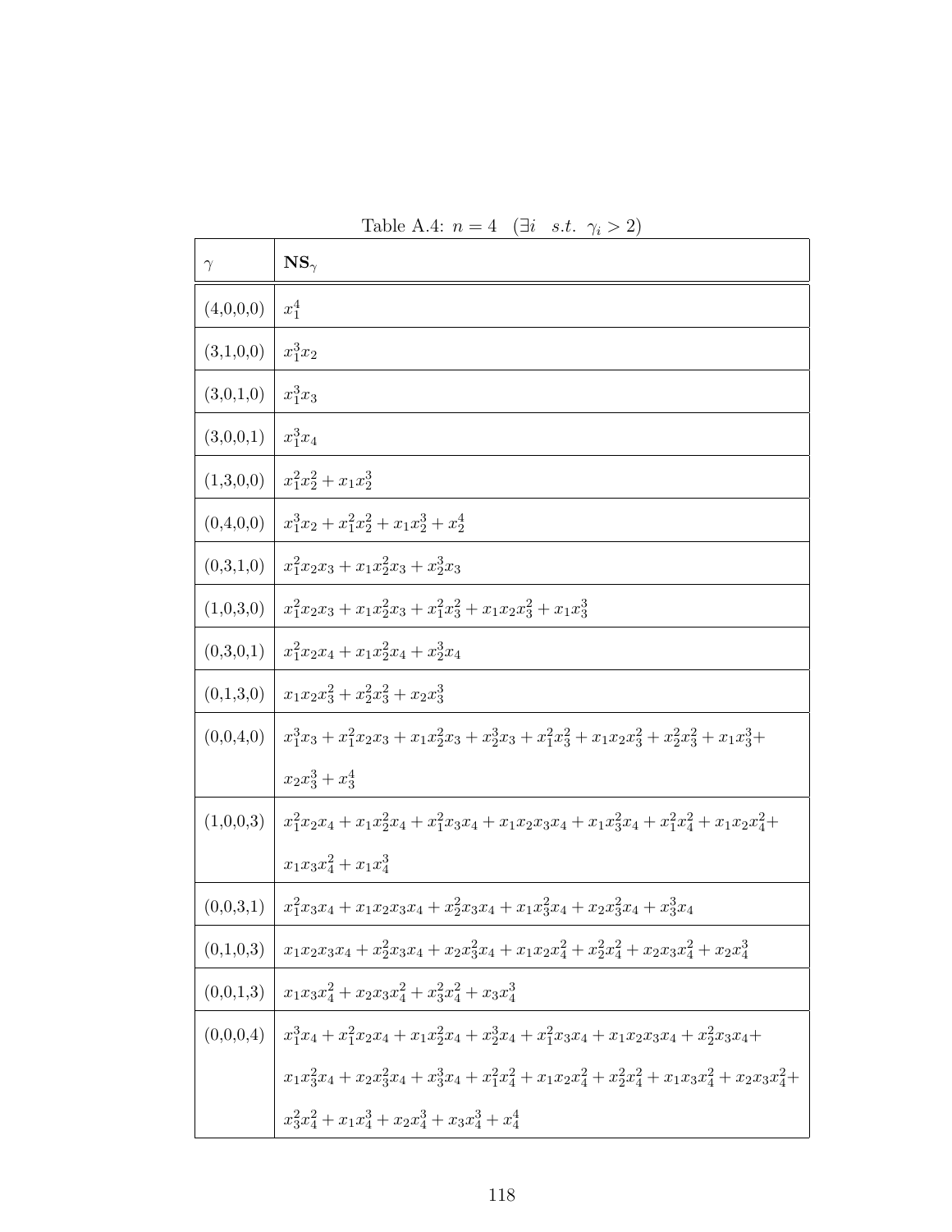Table A.4: $n = 4$ $(\exists i \quad s.t. \quad \gamma_i > 2)$

| $\gamma$ | $\mathbf{NS}_\gamma$ |
|---|---|
| (4,0,0,0) | $x_1^4$ |
| (3,1,0,0) | $x_1^3 x_2$ |
| (3,0,1,0) | $x_1^3 x_3$ |
| (3,0,0,1) | $x_1^3 x_4$ |
| (1,3,0,0) | $x_1^2 x_2^2 + x_1 x_2^3$ |
| (0,4,0,0) | $x_1^3 x_2 + x_1^2 x_2^2 + x_1 x_2^3 + x_2^4$ |
| (0,3,1,0) | $x_1^2 x_2 x_3 + x_1 x_2^2 x_3 + x_2^3 x_3$ |
| (1,0,3,0) | $x_1^2 x_2 x_3 + x_1 x_2^2 x_3 + x_1^2 x_3^2 + x_1 x_2 x_3^2 + x_1 x_3^3$ |
| (0,3,0,1) | $x_1^2 x_2 x_4 + x_1 x_2^2 x_4 + x_2^3 x_4$ |
| (0,1,3,0) | $x_1 x_2 x_3^2 + x_2^2 x_3^2 + x_2 x_3^3$ |
| (0,0,4,0) | $x_1^3 x_3 + x_1^2 x_2 x_3 + x_1 x_2^2 x_3 + x_2^3 x_3 + x_1^2 x_3^2 + x_1 x_2 x_3^2 + x_2^2 x_3^2 + x_1 x_3^3 + x_2 x_3^3 + x_3^4$ |
| (1,0,0,3) | $x_1^2 x_2 x_4 + x_1 x_2^2 x_4 + x_1^2 x_3 x_4 + x_1 x_2 x_3 x_4 + x_1 x_3^2 x_4 + x_1^2 x_4^2 + x_1 x_2 x_4^2 + x_1 x_3 x_4^2 + x_1 x_4^3$ |
| (0,0,3,1) | $x_1^2 x_3 x_4 + x_1 x_2 x_3 x_4 + x_2^2 x_3 x_4 + x_1 x_3^2 x_4 + x_2 x_3^2 x_4 + x_3^3 x_4$ |
| (0,1,0,3) | $x_1 x_2 x_3 x_4 + x_2^2 x_3 x_4 + x_2 x_3^2 x_4 + x_1 x_2 x_4^2 + x_2^2 x_4^2 + x_2 x_3 x_4^2 + x_2 x_4^3$ |
| (0,0,1,3) | $x_1 x_3 x_4^2 + x_2 x_3 x_4^2 + x_3^2 x_4^2 + x_3 x_4^3$ |
| (0,0,0,4) | $x_1^3 x_4 + x_1^2 x_2 x_4 + x_1 x_2^2 x_4 + x_2^3 x_4 + x_1^2 x_3 x_4 + x_1 x_2 x_3 x_4 + x_2^2 x_3 x_4 + x_1 x_3^2 x_4 + x_2 x_3^2 x_4 + x_3^3 x_4 + x_1^2 x_4^2 + x_1 x_2 x_4^2 + x_2^2 x_4^2 + x_1 x_3 x_4^2 + x_2 x_3 x_4^2 + x_3^2 x_4^2 + x_1 x_4^3 + x_2 x_4^3 + x_3 x_4^3 + x_4^4$ |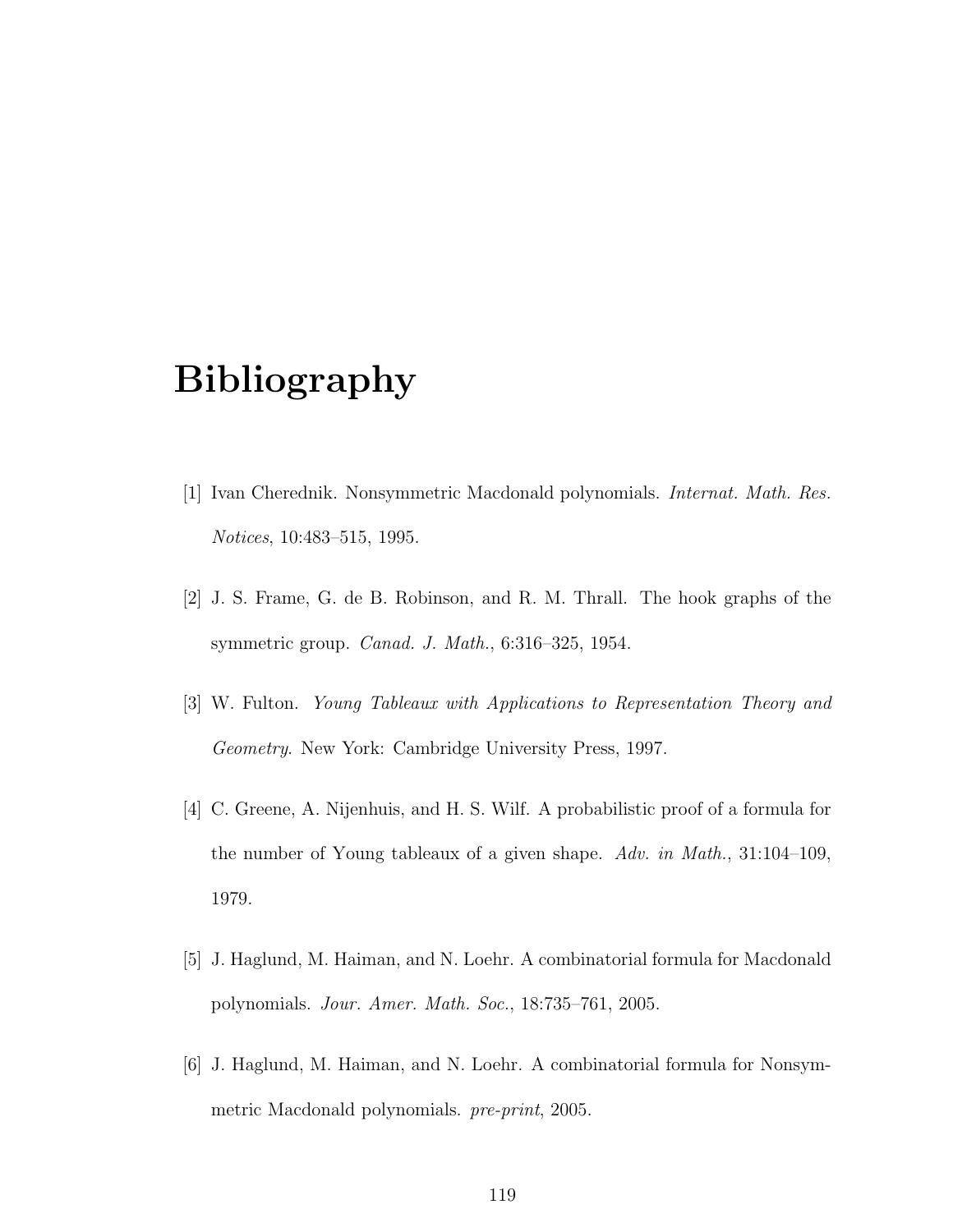# Bibliography

[1] Ivan Cherednik. Nonsymmetric Macdonald polynomials. *Internat. Math. Res. Notices*, 10:483–515, 1995.

[2] J. S. Frame, G. de B. Robinson, and R. M. Thrall. The hook graphs of the symmetric group. *Canad. J. Math.*, 6:316–325, 1954.

[3] W. Fulton. *Young Tableaux with Applications to Representation Theory and Geometry*. New York: Cambridge University Press, 1997.

[4] C. Greene, A. Nijenhuis, and H. S. Wilf. A probabilistic proof of a formula for the number of Young tableaux of a given shape. *Adv. in Math.*, 31:104–109, 1979.

[5] J. Haglund, M. Haiman, and N. Loehr. A combinatorial formula for Macdonald polynomials. *Jour. Amer. Math. Soc.*, 18:735–761, 2005.

[6] J. Haglund, M. Haiman, and N. Loehr. A combinatorial formula for Nonsymmetric Macdonald polynomials. *pre-print*, 2005.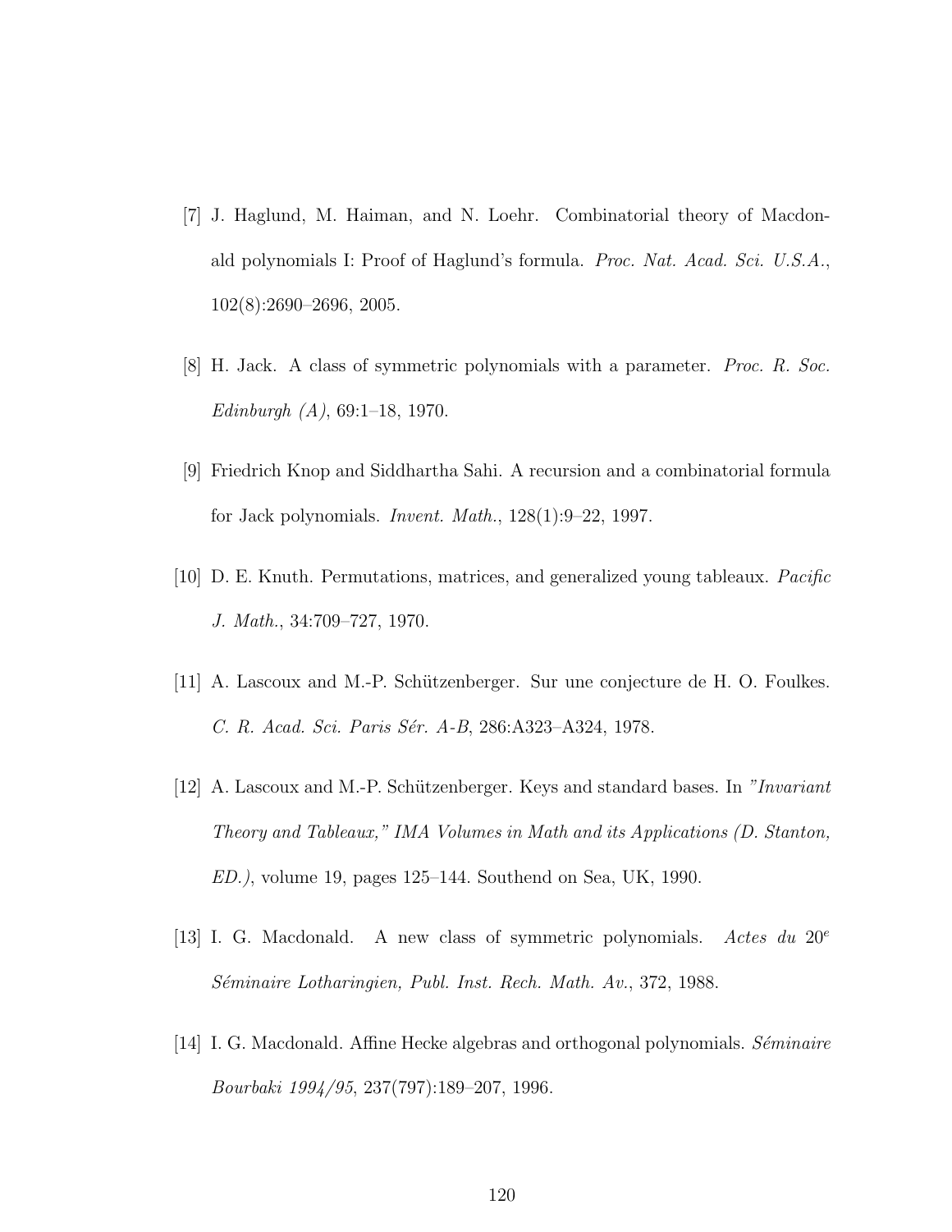[7] J. Haglund, M. Haiman, and N. Loehr. Combinatorial theory of Macdonald polynomials I: Proof of Haglund's formula. *Proc. Nat. Acad. Sci. U.S.A.*, 102(8):2690–2696, 2005.

[8] H. Jack. A class of symmetric polynomials with a parameter. *Proc. R. Soc. Edinburgh (A)*, 69:1–18, 1970.

[9] Friedrich Knop and Siddhartha Sahi. A recursion and a combinatorial formula for Jack polynomials. *Invent. Math.*, 128(1):9–22, 1997.

[10] D. E. Knuth. Permutations, matrices, and generalized young tableaux. *Pacific J. Math.*, 34:709–727, 1970.

[11] A. Lascoux and M.-P. Schützenberger. Sur une conjecture de H. O. Foulkes. *C. R. Acad. Sci. Paris Sér. A-B*, 286:A323–A324, 1978.

[12] A. Lascoux and M.-P. Schützenberger. Keys and standard bases. In *"Invariant Theory and Tableaux," IMA Volumes in Math and its Applications (D. Stanton, ED.)*, volume 19, pages 125–144. Southend on Sea, UK, 1990.

[13] I. G. Macdonald. A new class of symmetric polynomials. *Actes du* $20^e$ *Séminaire Lotharingien, Publ. Inst. Rech. Math. Av.*, 372, 1988.

[14] I. G. Macdonald. Affine Hecke algebras and orthogonal polynomials. *Séminaire Bourbaki 1994/95*, 237(797):189–207, 1996.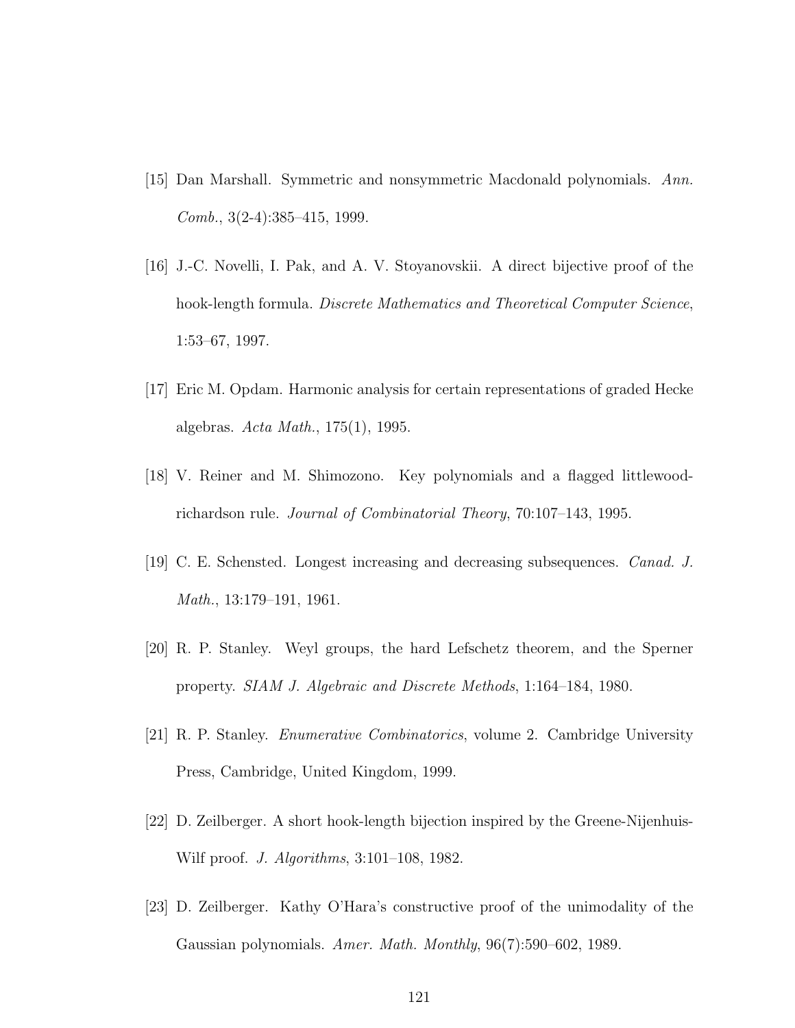[15] Dan Marshall. Symmetric and nonsymmetric Macdonald polynomials. *Ann. Comb.*, 3(2-4):385–415, 1999.

[16] J.-C. Novelli, I. Pak, and A. V. Stoyanovskii. A direct bijective proof of the hook-length formula. *Discrete Mathematics and Theoretical Computer Science*, 1:53–67, 1997.

[17] Eric M. Opdam. Harmonic analysis for certain representations of graded Hecke algebras. *Acta Math.*, 175(1), 1995.

[18] V. Reiner and M. Shimozono. Key polynomials and a flagged littlewood-richardson rule. *Journal of Combinatorial Theory*, 70:107–143, 1995.

[19] C. E. Schensted. Longest increasing and decreasing subsequences. *Canad. J. Math.*, 13:179–191, 1961.

[20] R. P. Stanley. Weyl groups, the hard Lefschetz theorem, and the Sperner property. *SIAM J. Algebraic and Discrete Methods*, 1:164–184, 1980.

[21] R. P. Stanley. *Enumerative Combinatorics*, volume 2. Cambridge University Press, Cambridge, United Kingdom, 1999.

[22] D. Zeilberger. A short hook-length bijection inspired by the Greene-Nijenhuis-Wilf proof. *J. Algorithms*, 3:101–108, 1982.

[23] D. Zeilberger. Kathy O'Hara's constructive proof of the unimodality of the Gaussian polynomials. *Amer. Math. Monthly*, 96(7):590–602, 1989.